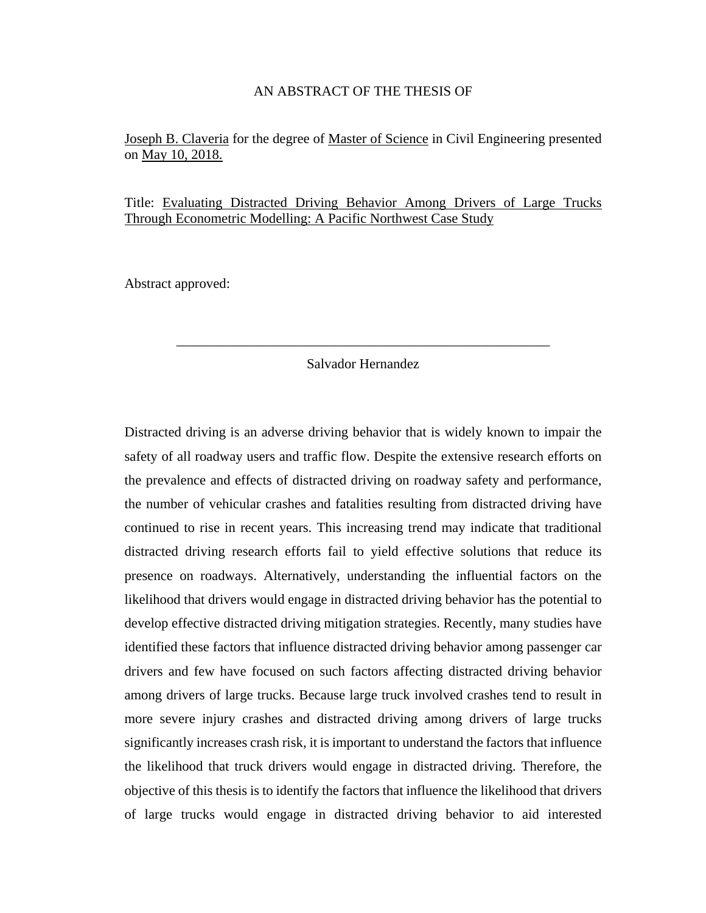AN ABSTRACT OF THE THESIS OF

Joseph B. Claveria for the degree of Master of Science in Civil Engineering presented on May 10, 2018.

Title: Evaluating Distracted Driving Behavior Among Drivers of Large Trucks Through Econometric Modelling: A Pacific Northwest Case Study

Abstract approved:

\_\_\_\_\_\_\_\_\_\_\_\_\_\_\_\_\_\_\_\_\_\_\_\_\_\_\_\_\_\_\_\_\_\_\_\_\_\_\_\_\_\_\_\_\_\_\_\_\_\_\_\_\_\_

Salvador Hernandez

Distracted driving is an adverse driving behavior that is widely known to impair the safety of all roadway users and traffic flow. Despite the extensive research efforts on the prevalence and effects of distracted driving on roadway safety and performance, the number of vehicular crashes and fatalities resulting from distracted driving have continued to rise in recent years. This increasing trend may indicate that traditional distracted driving research efforts fail to yield effective solutions that reduce its presence on roadways. Alternatively, understanding the influential factors on the likelihood that drivers would engage in distracted driving behavior has the potential to develop effective distracted driving mitigation strategies. Recently, many studies have identified these factors that influence distracted driving behavior among passenger car drivers and few have focused on such factors affecting distracted driving behavior among drivers of large trucks. Because large truck involved crashes tend to result in more severe injury crashes and distracted driving among drivers of large trucks significantly increases crash risk, it is important to understand the factors that influence the likelihood that truck drivers would engage in distracted driving. Therefore, the objective of this thesis is to identify the factors that influence the likelihood that drivers of large trucks would engage in distracted driving behavior to aid interested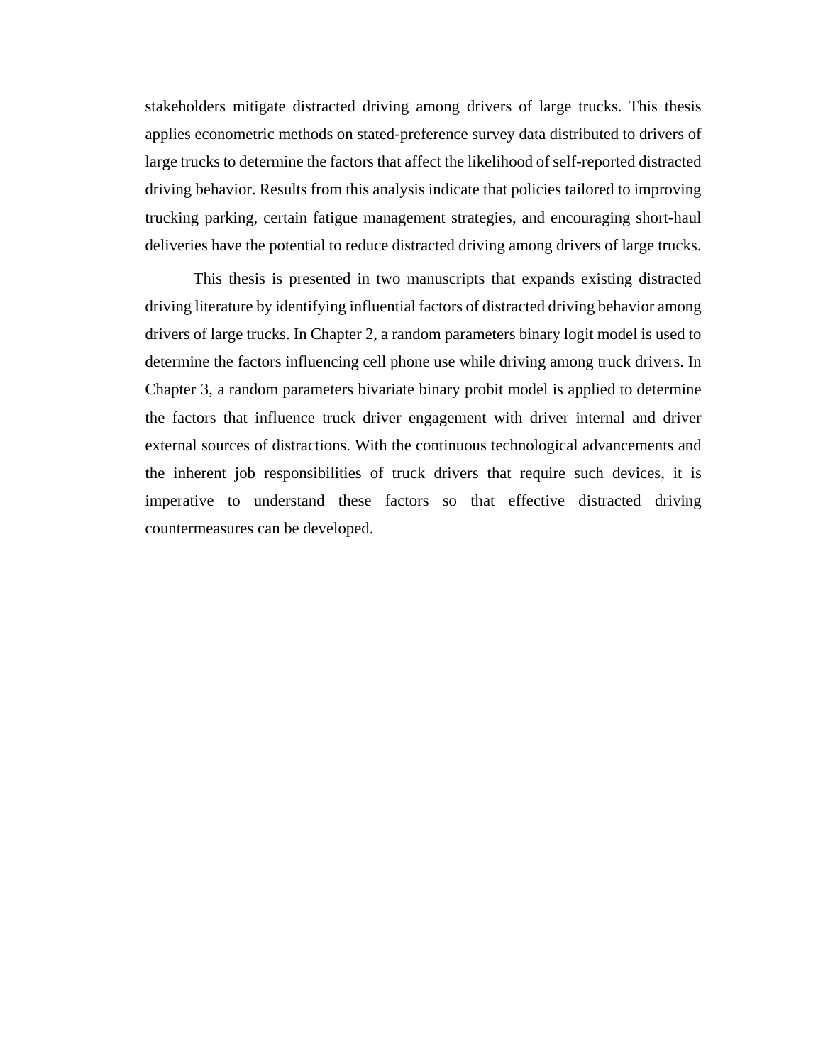stakeholders mitigate distracted driving among drivers of large trucks. This thesis applies econometric methods on stated-preference survey data distributed to drivers of large trucks to determine the factors that affect the likelihood of self-reported distracted driving behavior. Results from this analysis indicate that policies tailored to improving trucking parking, certain fatigue management strategies, and encouraging short-haul deliveries have the potential to reduce distracted driving among drivers of large trucks.

This thesis is presented in two manuscripts that expands existing distracted driving literature by identifying influential factors of distracted driving behavior among drivers of large trucks. In Chapter 2, a random parameters binary logit model is used to determine the factors influencing cell phone use while driving among truck drivers. In Chapter 3, a random parameters bivariate binary probit model is applied to determine the factors that influence truck driver engagement with driver internal and driver external sources of distractions. With the continuous technological advancements and the inherent job responsibilities of truck drivers that require such devices, it is imperative to understand these factors so that effective distracted driving countermeasures can be developed.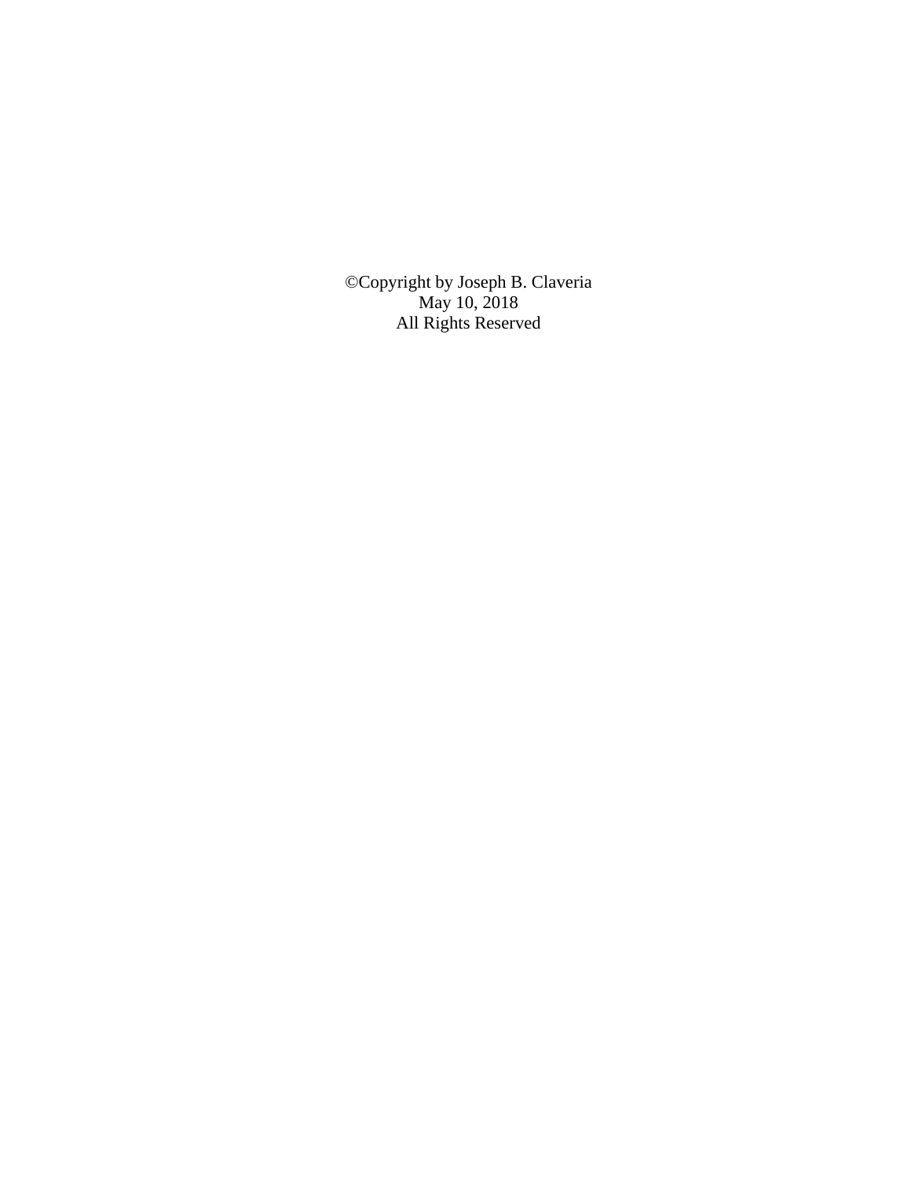©Copyright by Joseph B. Claveria
May 10, 2018
All Rights Reserved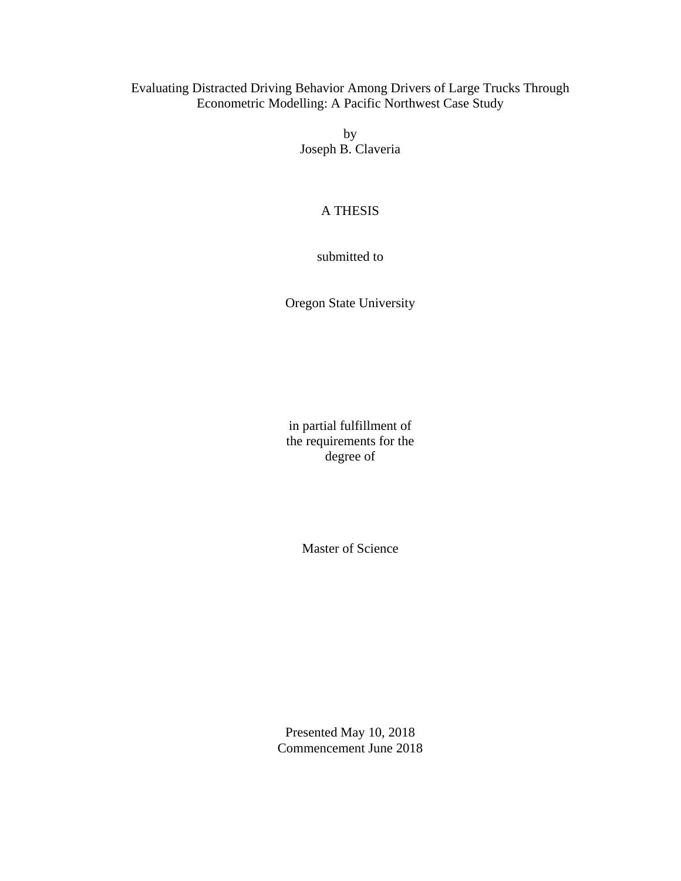Evaluating Distracted Driving Behavior Among Drivers of Large Trucks Through Econometric Modelling: A Pacific Northwest Case Study

by
Joseph B. Claveria

A THESIS

submitted to

Oregon State University

in partial fulfillment of
the requirements for the
degree of

Master of Science

Presented May 10, 2018
Commencement June 2018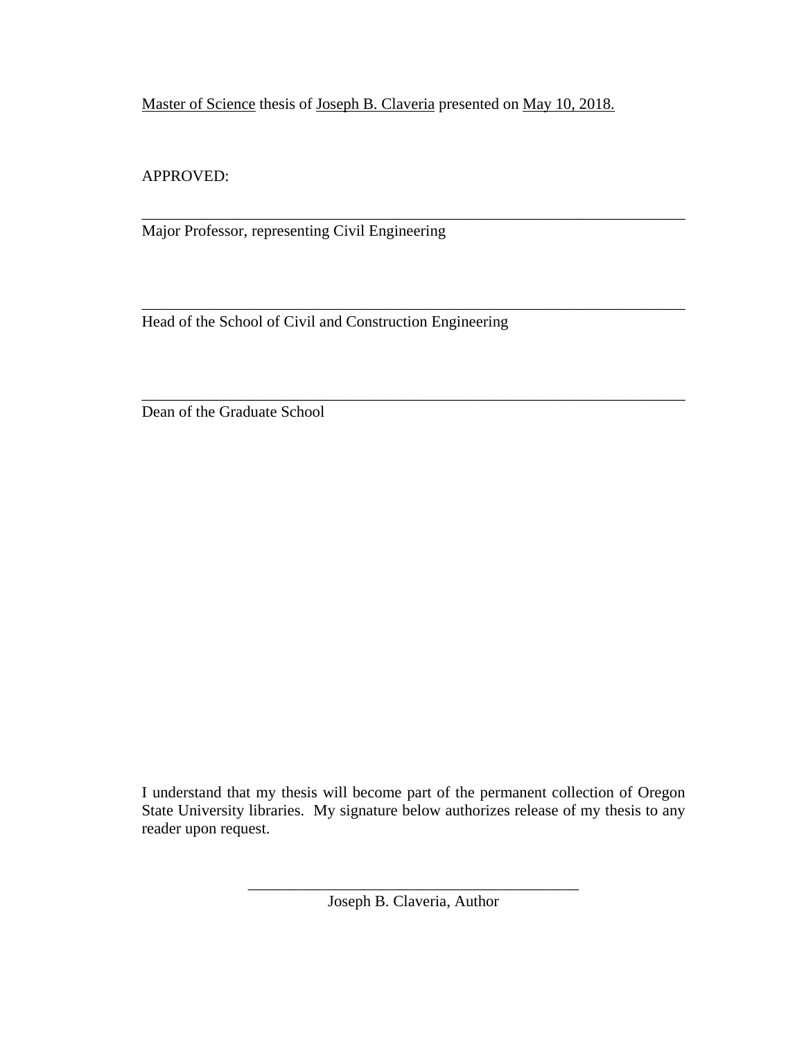Master of Science thesis of Joseph B. Claveria presented on May 10, 2018.

APPROVED:

\_\_\_\_\_\_\_\_\_\_\_\_\_\_\_\_\_\_\_\_\_\_\_\_\_\_\_\_\_\_\_\_\_\_\_\_\_\_\_\_\_\_\_\_\_\_\_\_\_\_\_\_\_\_\_\_\_\_\_\_\_\_\_\_\_\_\_\_

Major Professor, representing Civil Engineering

\_\_\_\_\_\_\_\_\_\_\_\_\_\_\_\_\_\_\_\_\_\_\_\_\_\_\_\_\_\_\_\_\_\_\_\_\_\_\_\_\_\_\_\_\_\_\_\_\_\_\_\_\_\_\_\_\_\_\_\_\_\_\_\_\_\_\_\_

Head of the School of Civil and Construction Engineering

\_\_\_\_\_\_\_\_\_\_\_\_\_\_\_\_\_\_\_\_\_\_\_\_\_\_\_\_\_\_\_\_\_\_\_\_\_\_\_\_\_\_\_\_\_\_\_\_\_\_\_\_\_\_\_\_\_\_\_\_\_\_\_\_\_\_\_\_

Dean of the Graduate School

I understand that my thesis will become part of the permanent collection of Oregon State University libraries. My signature below authorizes release of my thesis to any reader upon request.

\_\_\_\_\_\_\_\_\_\_\_\_\_\_\_\_\_\_\_\_\_\_\_\_\_\_\_\_\_\_\_\_\_\_\_\_\_\_\_\_\_\_\_\_

Joseph B. Claveria, Author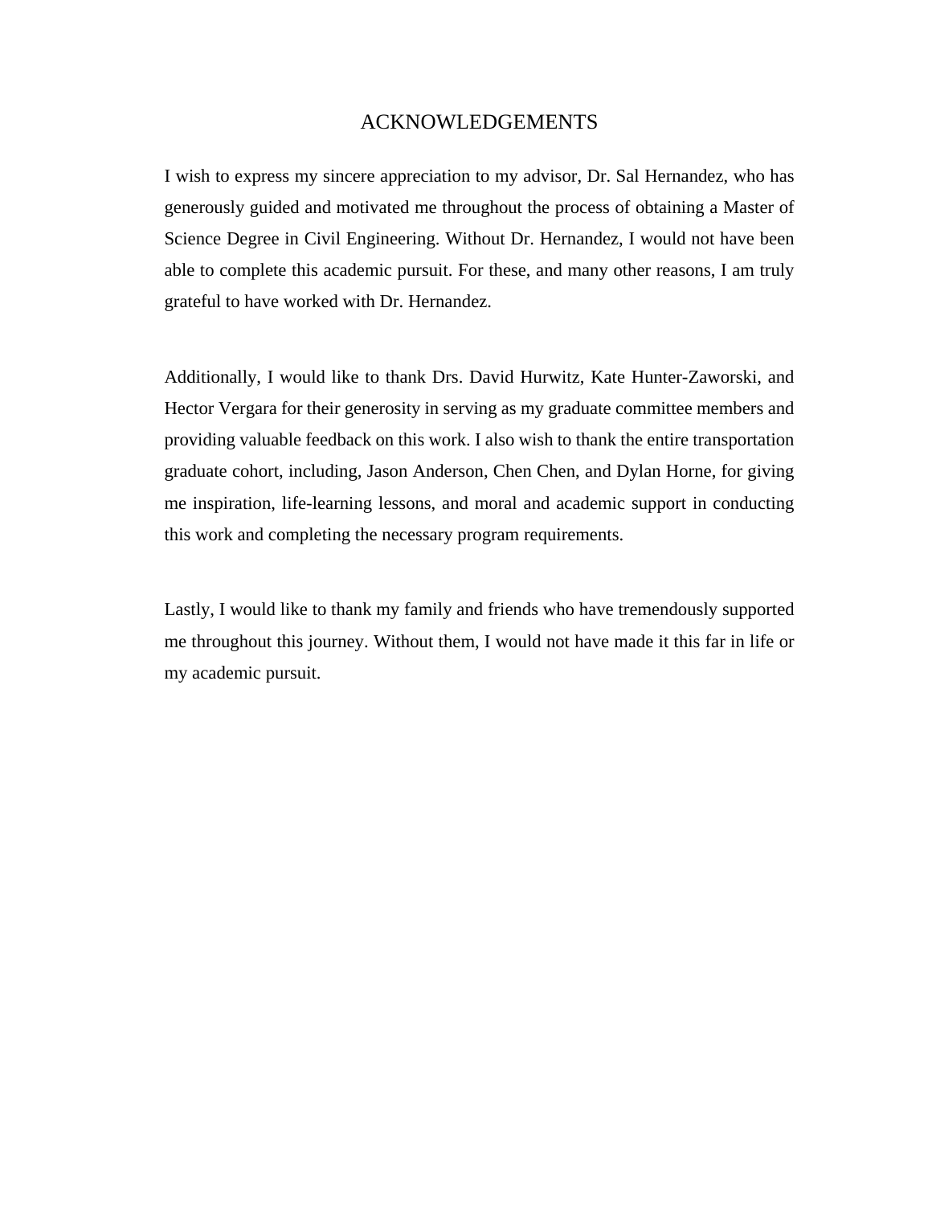# ACKNOWLEDGEMENTS

I wish to express my sincere appreciation to my advisor, Dr. Sal Hernandez, who has generously guided and motivated me throughout the process of obtaining a Master of Science Degree in Civil Engineering. Without Dr. Hernandez, I would not have been able to complete this academic pursuit. For these, and many other reasons, I am truly grateful to have worked with Dr. Hernandez.

Additionally, I would like to thank Drs. David Hurwitz, Kate Hunter-Zaworski, and Hector Vergara for their generosity in serving as my graduate committee members and providing valuable feedback on this work. I also wish to thank the entire transportation graduate cohort, including, Jason Anderson, Chen Chen, and Dylan Horne, for giving me inspiration, life-learning lessons, and moral and academic support in conducting this work and completing the necessary program requirements.

Lastly, I would like to thank my family and friends who have tremendously supported me throughout this journey. Without them, I would not have made it this far in life or my academic pursuit.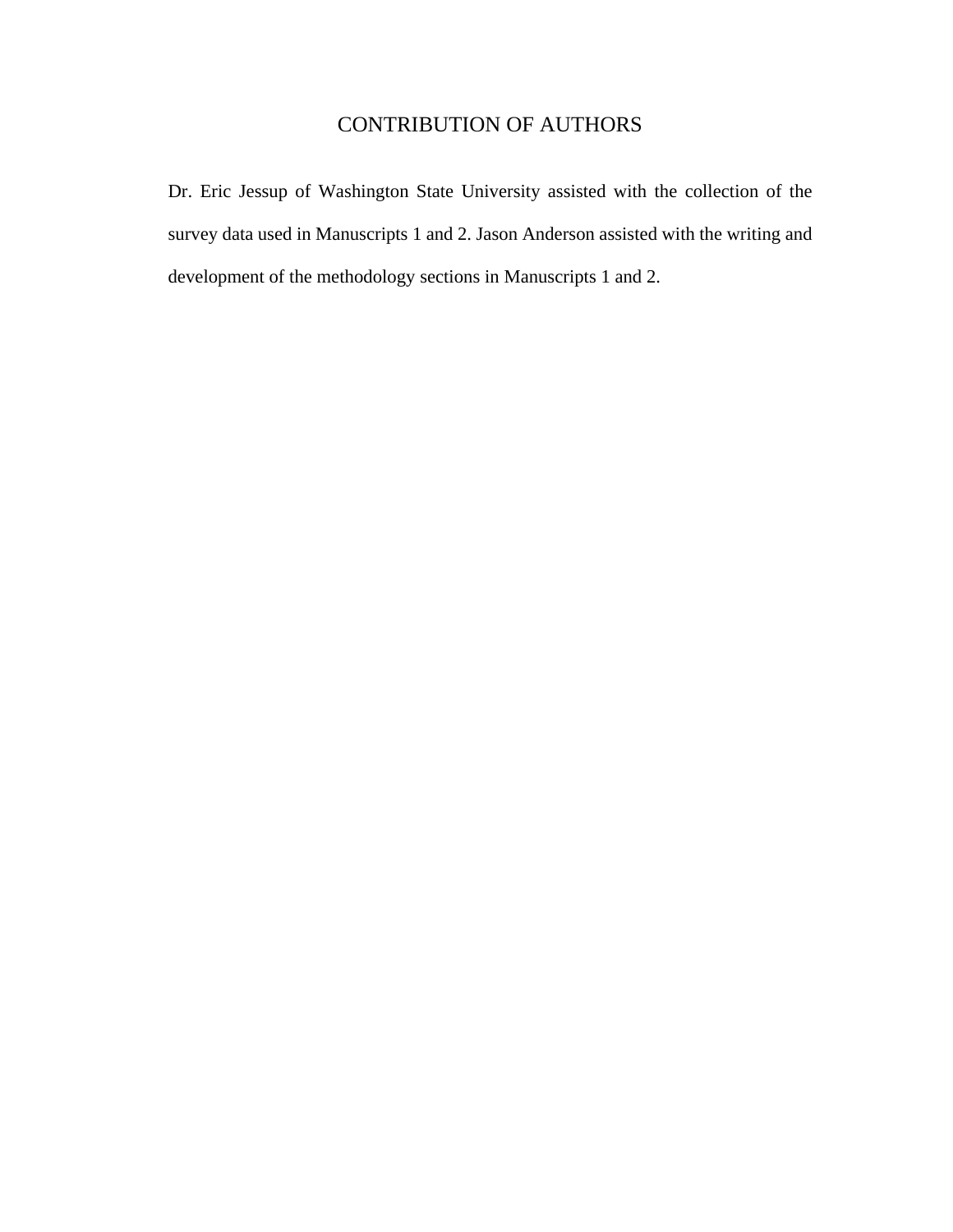# CONTRIBUTION OF AUTHORS

Dr. Eric Jessup of Washington State University assisted with the collection of the survey data used in Manuscripts 1 and 2. Jason Anderson assisted with the writing and development of the methodology sections in Manuscripts 1 and 2.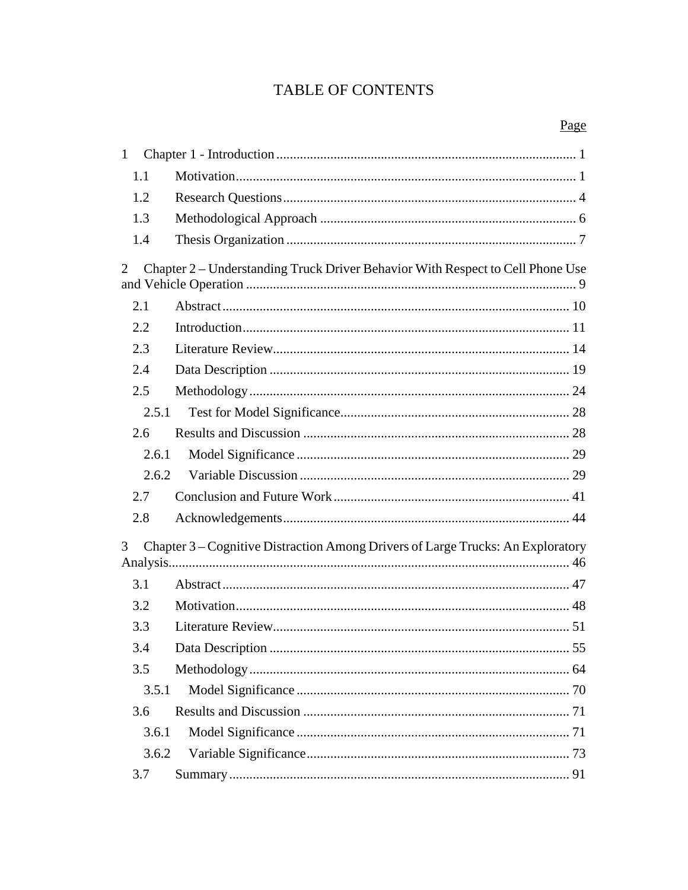# TABLE OF CONTENTS

Page

1 Chapter 1 - Introduction ........ 1

- 1.1 Motivation ........ 1
- 1.2 Research Questions ........ 4
- 1.3 Methodological Approach ........ 6
- 1.4 Thesis Organization ........ 7

2 Chapter 2 – Understanding Truck Driver Behavior With Respect to Cell Phone Use and Vehicle Operation ........ 9

- 2.1 Abstract ........ 10
- 2.2 Introduction ........ 11
- 2.3 Literature Review ........ 14
- 2.4 Data Description ........ 19
- 2.5 Methodology ........ 24
  - 2.5.1 Test for Model Significance ........ 28
- 2.6 Results and Discussion ........ 28
  - 2.6.1 Model Significance ........ 29
  - 2.6.2 Variable Discussion ........ 29
- 2.7 Conclusion and Future Work ........ 41
- 2.8 Acknowledgements ........ 44

3 Chapter 3 – Cognitive Distraction Among Drivers of Large Trucks: An Exploratory Analysis ........ 46

- 3.1 Abstract ........ 47
- 3.2 Motivation ........ 48
- 3.3 Literature Review ........ 51
- 3.4 Data Description ........ 55
- 3.5 Methodology ........ 64
  - 3.5.1 Model Significance ........ 70
- 3.6 Results and Discussion ........ 71
  - 3.6.1 Model Significance ........ 71
  - 3.6.2 Variable Significance ........ 73
- 3.7 Summary ........ 91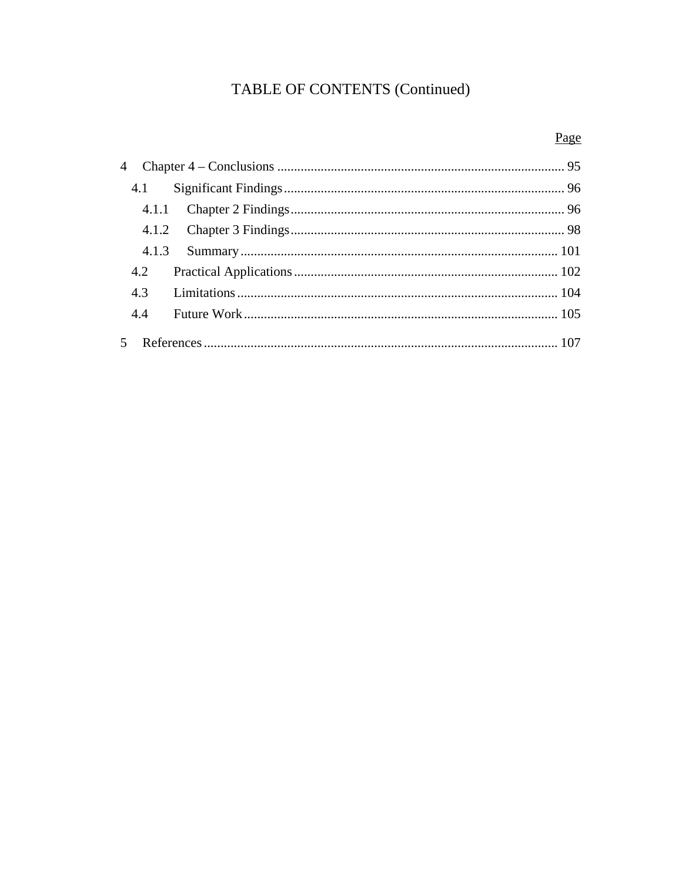# TABLE OF CONTENTS (Continued)

Page

4 Chapter 4 – Conclusions ..................................................................................... 95

  4.1 Significant Findings ................................................................................... 96

    4.1.1 Chapter 2 Findings ................................................................................. 96

    4.1.2 Chapter 3 Findings ................................................................................. 98

    4.1.3 Summary .............................................................................................. 101

  4.2 Practical Applications .............................................................................. 102

  4.3 Limitations ............................................................................................... 104

  4.4 Future Work ............................................................................................. 105

5 References ......................................................................................................... 107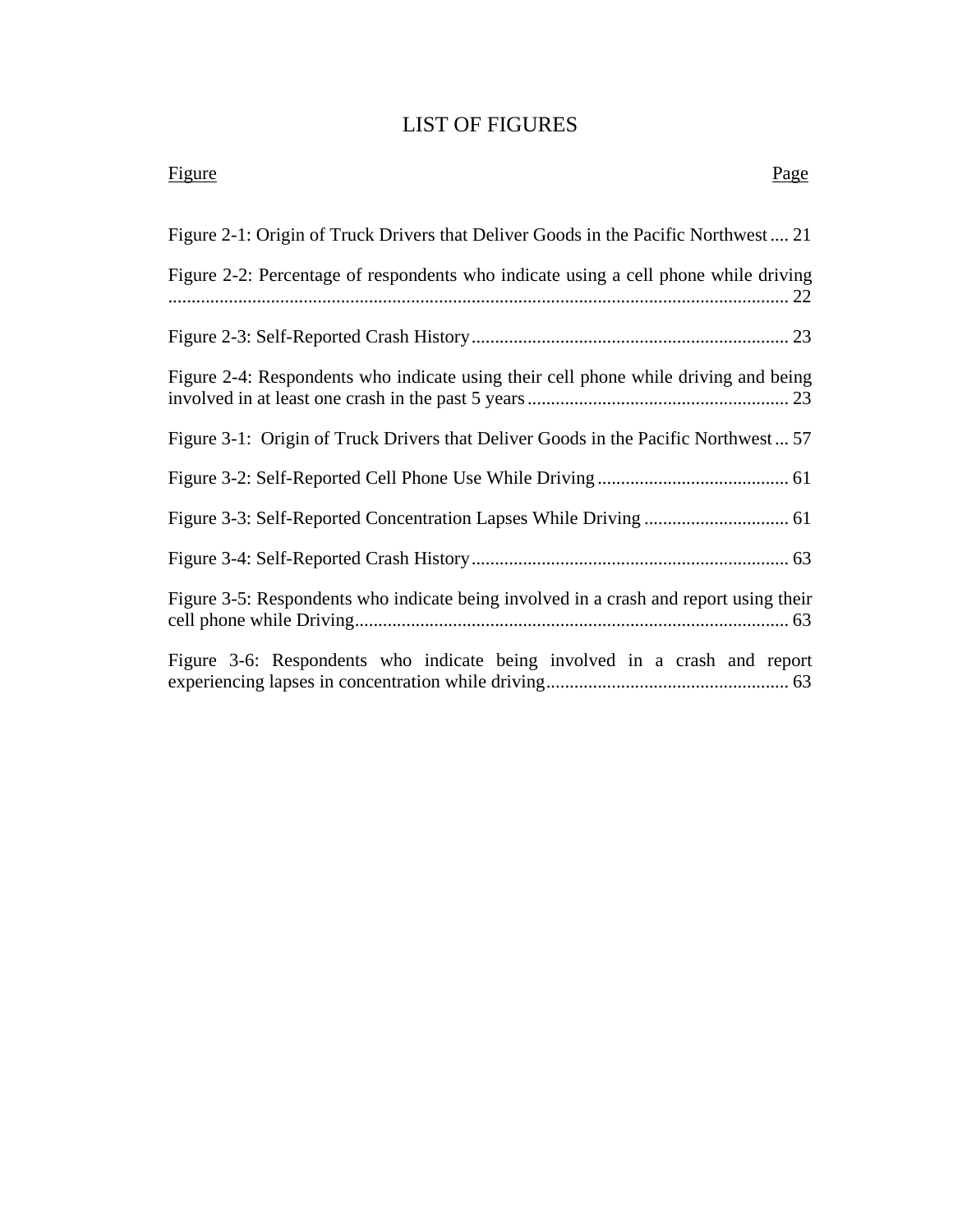# LIST OF FIGURES

| Figure | Page |
|---|---|
| Figure 2-1: Origin of Truck Drivers that Deliver Goods in the Pacific Northwest | 21 |
| Figure 2-2: Percentage of respondents who indicate using a cell phone while driving | 22 |
| Figure 2-3: Self-Reported Crash History | 23 |
| Figure 2-4: Respondents who indicate using their cell phone while driving and being involved in at least one crash in the past 5 years | 23 |
| Figure 3-1: Origin of Truck Drivers that Deliver Goods in the Pacific Northwest | 57 |
| Figure 3-2: Self-Reported Cell Phone Use While Driving | 61 |
| Figure 3-3: Self-Reported Concentration Lapses While Driving | 61 |
| Figure 3-4: Self-Reported Crash History | 63 |
| Figure 3-5: Respondents who indicate being involved in a crash and report using their cell phone while Driving | 63 |
| Figure 3-6: Respondents who indicate being involved in a crash and report experiencing lapses in concentration while driving | 63 |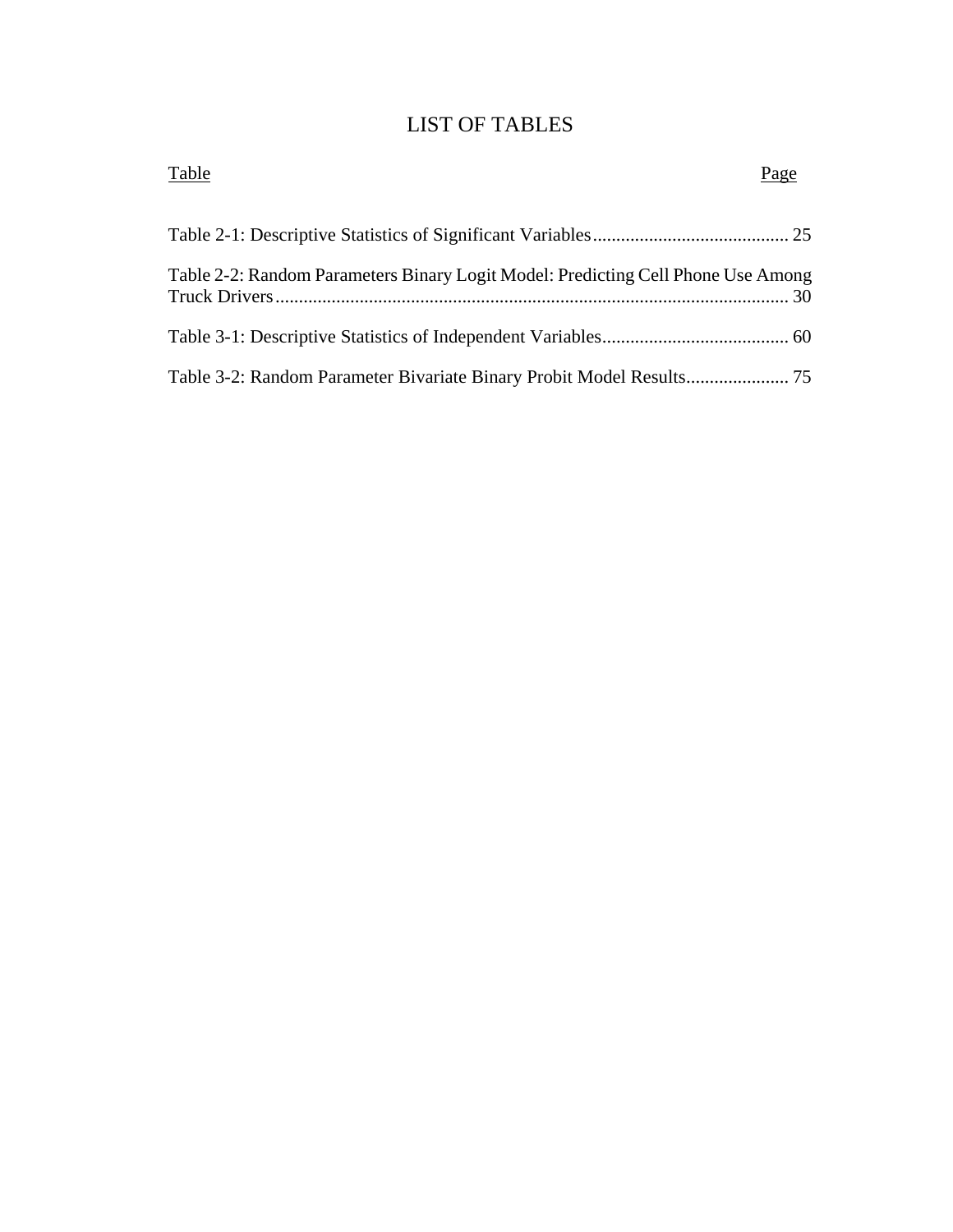# LIST OF TABLES

Table | Page
---|---
Table 2-1: Descriptive Statistics of Significant Variables | 25
Table 2-2: Random Parameters Binary Logit Model: Predicting Cell Phone Use Among Truck Drivers | 30
Table 3-1: Descriptive Statistics of Independent Variables | 60
Table 3-2: Random Parameter Bivariate Binary Probit Model Results | 75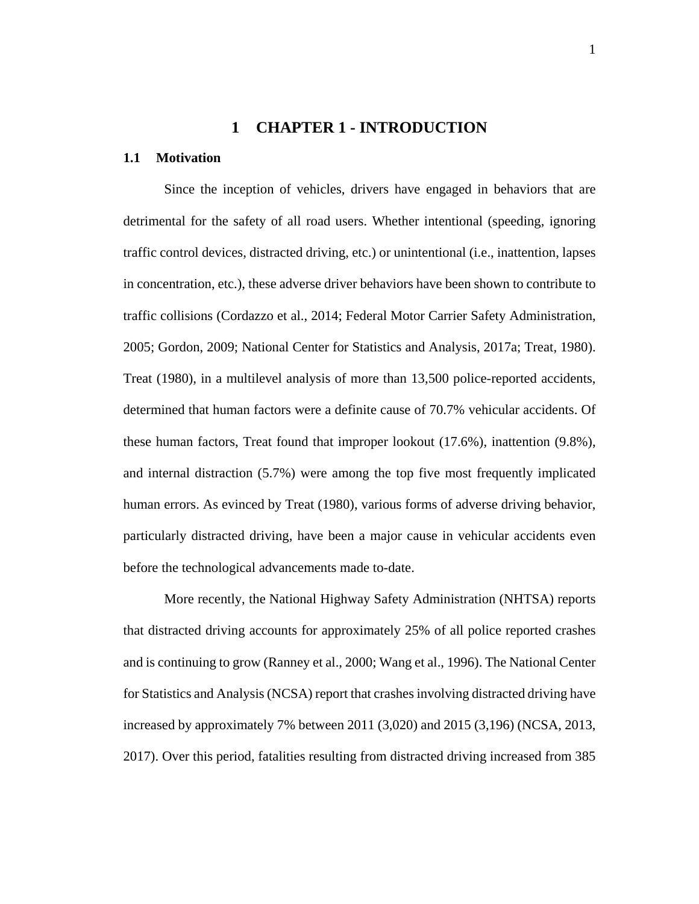# 1 CHAPTER 1 - INTRODUCTION

## 1.1 Motivation

Since the inception of vehicles, drivers have engaged in behaviors that are detrimental for the safety of all road users. Whether intentional (speeding, ignoring traffic control devices, distracted driving, etc.) or unintentional (i.e., inattention, lapses in concentration, etc.), these adverse driver behaviors have been shown to contribute to traffic collisions (Cordazzo et al., 2014; Federal Motor Carrier Safety Administration, 2005; Gordon, 2009; National Center for Statistics and Analysis, 2017a; Treat, 1980). Treat (1980), in a multilevel analysis of more than 13,500 police-reported accidents, determined that human factors were a definite cause of 70.7% vehicular accidents. Of these human factors, Treat found that improper lookout (17.6%), inattention (9.8%), and internal distraction (5.7%) were among the top five most frequently implicated human errors. As evinced by Treat (1980), various forms of adverse driving behavior, particularly distracted driving, have been a major cause in vehicular accidents even before the technological advancements made to-date.

More recently, the National Highway Safety Administration (NHTSA) reports that distracted driving accounts for approximately 25% of all police reported crashes and is continuing to grow (Ranney et al., 2000; Wang et al., 1996). The National Center for Statistics and Analysis (NCSA) report that crashes involving distracted driving have increased by approximately 7% between 2011 (3,020) and 2015 (3,196) (NCSA, 2013, 2017). Over this period, fatalities resulting from distracted driving increased from 385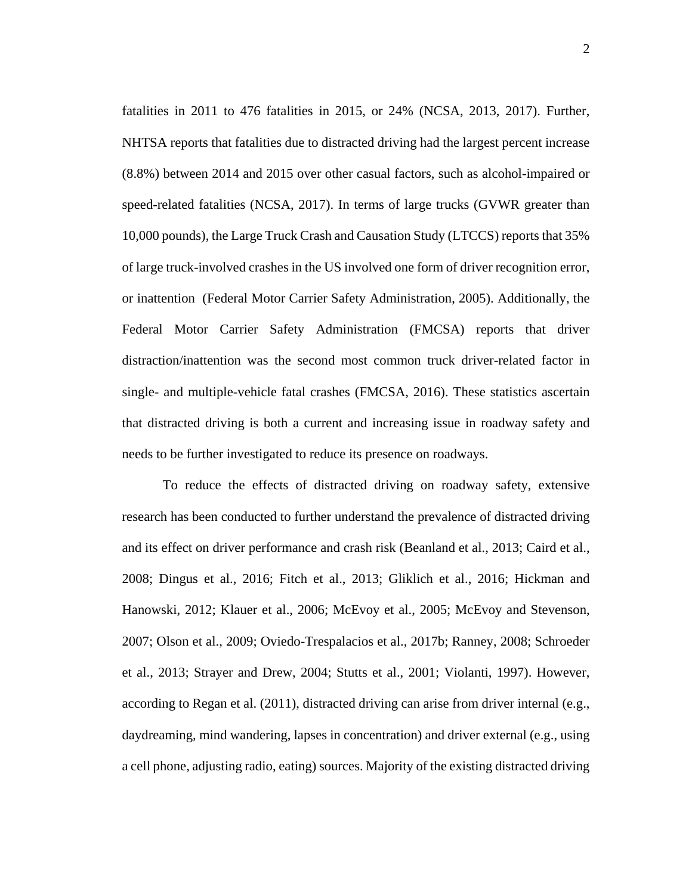fatalities in 2011 to 476 fatalities in 2015, or 24% (NCSA, 2013, 2017). Further, NHTSA reports that fatalities due to distracted driving had the largest percent increase (8.8%) between 2014 and 2015 over other casual factors, such as alcohol-impaired or speed-related fatalities (NCSA, 2017). In terms of large trucks (GVWR greater than 10,000 pounds), the Large Truck Crash and Causation Study (LTCCS) reports that 35% of large truck-involved crashes in the US involved one form of driver recognition error, or inattention (Federal Motor Carrier Safety Administration, 2005). Additionally, the Federal Motor Carrier Safety Administration (FMCSA) reports that driver distraction/inattention was the second most common truck driver-related factor in single- and multiple-vehicle fatal crashes (FMCSA, 2016). These statistics ascertain that distracted driving is both a current and increasing issue in roadway safety and needs to be further investigated to reduce its presence on roadways.

To reduce the effects of distracted driving on roadway safety, extensive research has been conducted to further understand the prevalence of distracted driving and its effect on driver performance and crash risk (Beanland et al., 2013; Caird et al., 2008; Dingus et al., 2016; Fitch et al., 2013; Gliklich et al., 2016; Hickman and Hanowski, 2012; Klauer et al., 2006; McEvoy et al., 2005; McEvoy and Stevenson, 2007; Olson et al., 2009; Oviedo-Trespalacios et al., 2017b; Ranney, 2008; Schroeder et al., 2013; Strayer and Drew, 2004; Stutts et al., 2001; Violanti, 1997). However, according to Regan et al. (2011), distracted driving can arise from driver internal (e.g., daydreaming, mind wandering, lapses in concentration) and driver external (e.g., using a cell phone, adjusting radio, eating) sources. Majority of the existing distracted driving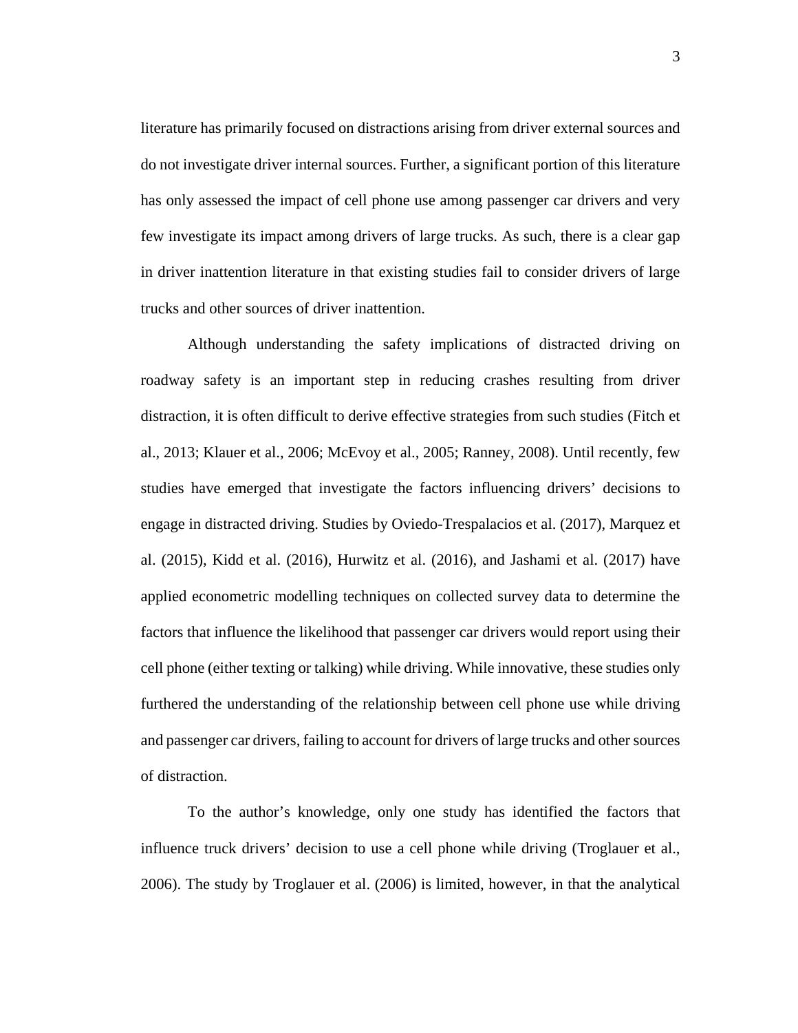literature has primarily focused on distractions arising from driver external sources and do not investigate driver internal sources. Further, a significant portion of this literature has only assessed the impact of cell phone use among passenger car drivers and very few investigate its impact among drivers of large trucks. As such, there is a clear gap in driver inattention literature in that existing studies fail to consider drivers of large trucks and other sources of driver inattention.

Although understanding the safety implications of distracted driving on roadway safety is an important step in reducing crashes resulting from driver distraction, it is often difficult to derive effective strategies from such studies (Fitch et al., 2013; Klauer et al., 2006; McEvoy et al., 2005; Ranney, 2008). Until recently, few studies have emerged that investigate the factors influencing drivers' decisions to engage in distracted driving. Studies by Oviedo-Trespalacios et al. (2017), Marquez et al. (2015), Kidd et al. (2016), Hurwitz et al. (2016), and Jashami et al. (2017) have applied econometric modelling techniques on collected survey data to determine the factors that influence the likelihood that passenger car drivers would report using their cell phone (either texting or talking) while driving. While innovative, these studies only furthered the understanding of the relationship between cell phone use while driving and passenger car drivers, failing to account for drivers of large trucks and other sources of distraction.

To the author's knowledge, only one study has identified the factors that influence truck drivers' decision to use a cell phone while driving (Troglauer et al., 2006). The study by Troglauer et al. (2006) is limited, however, in that the analytical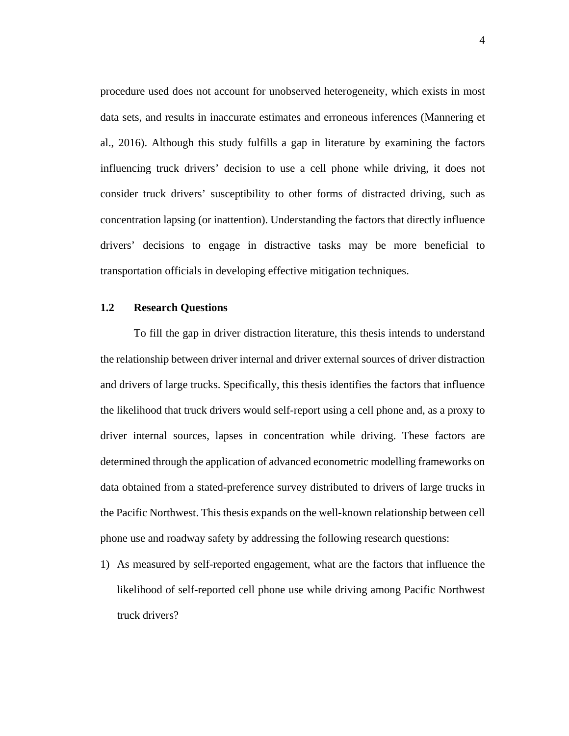procedure used does not account for unobserved heterogeneity, which exists in most data sets, and results in inaccurate estimates and erroneous inferences (Mannering et al., 2016). Although this study fulfills a gap in literature by examining the factors influencing truck drivers' decision to use a cell phone while driving, it does not consider truck drivers' susceptibility to other forms of distracted driving, such as concentration lapsing (or inattention). Understanding the factors that directly influence drivers' decisions to engage in distractive tasks may be more beneficial to transportation officials in developing effective mitigation techniques.

### 1.2 Research Questions

To fill the gap in driver distraction literature, this thesis intends to understand the relationship between driver internal and driver external sources of driver distraction and drivers of large trucks. Specifically, this thesis identifies the factors that influence the likelihood that truck drivers would self-report using a cell phone and, as a proxy to driver internal sources, lapses in concentration while driving. These factors are determined through the application of advanced econometric modelling frameworks on data obtained from a stated-preference survey distributed to drivers of large trucks in the Pacific Northwest. This thesis expands on the well-known relationship between cell phone use and roadway safety by addressing the following research questions:

1) As measured by self-reported engagement, what are the factors that influence the likelihood of self-reported cell phone use while driving among Pacific Northwest truck drivers?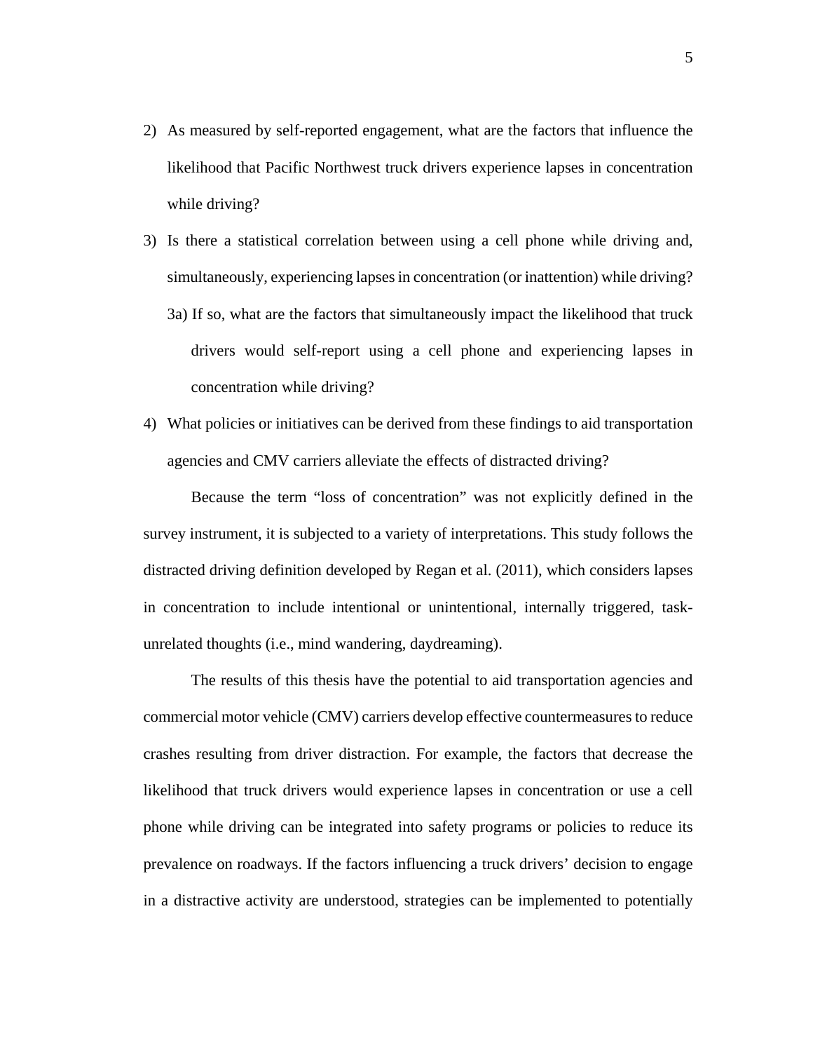2) As measured by self-reported engagement, what are the factors that influence the likelihood that Pacific Northwest truck drivers experience lapses in concentration while driving?
3) Is there a statistical correlation between using a cell phone while driving and, simultaneously, experiencing lapses in concentration (or inattention) while driving?
   3a) If so, what are the factors that simultaneously impact the likelihood that truck drivers would self-report using a cell phone and experiencing lapses in concentration while driving?
4) What policies or initiatives can be derived from these findings to aid transportation agencies and CMV carriers alleviate the effects of distracted driving?

Because the term "loss of concentration" was not explicitly defined in the survey instrument, it is subjected to a variety of interpretations. This study follows the distracted driving definition developed by Regan et al. (2011), which considers lapses in concentration to include intentional or unintentional, internally triggered, task-unrelated thoughts (i.e., mind wandering, daydreaming).

The results of this thesis have the potential to aid transportation agencies and commercial motor vehicle (CMV) carriers develop effective countermeasures to reduce crashes resulting from driver distraction. For example, the factors that decrease the likelihood that truck drivers would experience lapses in concentration or use a cell phone while driving can be integrated into safety programs or policies to reduce its prevalence on roadways. If the factors influencing a truck drivers' decision to engage in a distractive activity are understood, strategies can be implemented to potentially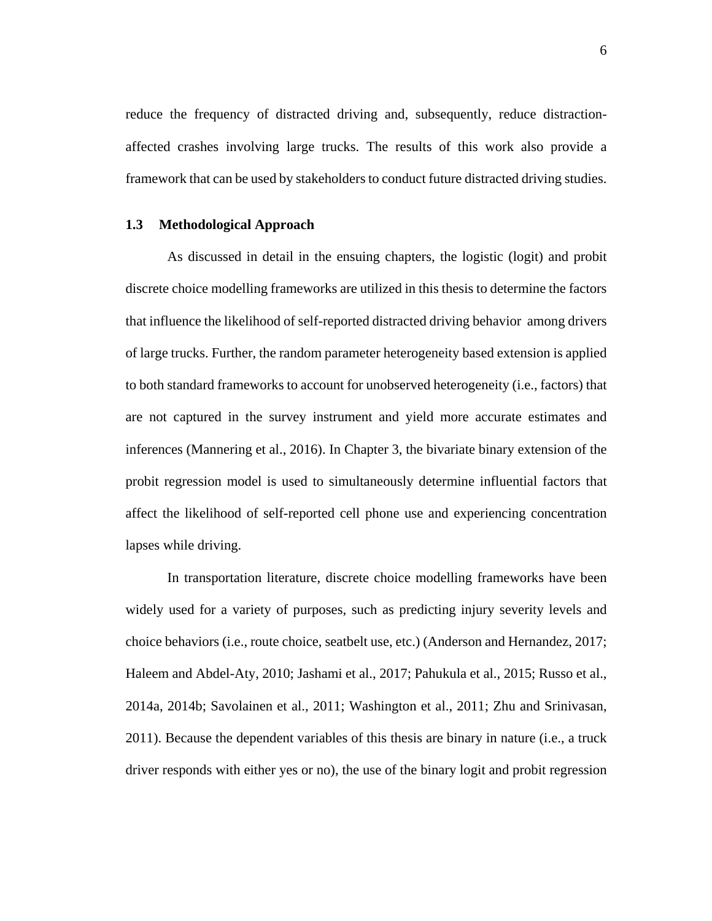reduce the frequency of distracted driving and, subsequently, reduce distraction-affected crashes involving large trucks. The results of this work also provide a framework that can be used by stakeholders to conduct future distracted driving studies.

### 1.3 Methodological Approach

As discussed in detail in the ensuing chapters, the logistic (logit) and probit discrete choice modelling frameworks are utilized in this thesis to determine the factors that influence the likelihood of self-reported distracted driving behavior among drivers of large trucks. Further, the random parameter heterogeneity based extension is applied to both standard frameworks to account for unobserved heterogeneity (i.e., factors) that are not captured in the survey instrument and yield more accurate estimates and inferences (Mannering et al., 2016). In Chapter 3, the bivariate binary extension of the probit regression model is used to simultaneously determine influential factors that affect the likelihood of self-reported cell phone use and experiencing concentration lapses while driving.

In transportation literature, discrete choice modelling frameworks have been widely used for a variety of purposes, such as predicting injury severity levels and choice behaviors (i.e., route choice, seatbelt use, etc.) (Anderson and Hernandez, 2017; Haleem and Abdel-Aty, 2010; Jashami et al., 2017; Pahukula et al., 2015; Russo et al., 2014a, 2014b; Savolainen et al., 2011; Washington et al., 2011; Zhu and Srinivasan, 2011). Because the dependent variables of this thesis are binary in nature (i.e., a truck driver responds with either yes or no), the use of the binary logit and probit regression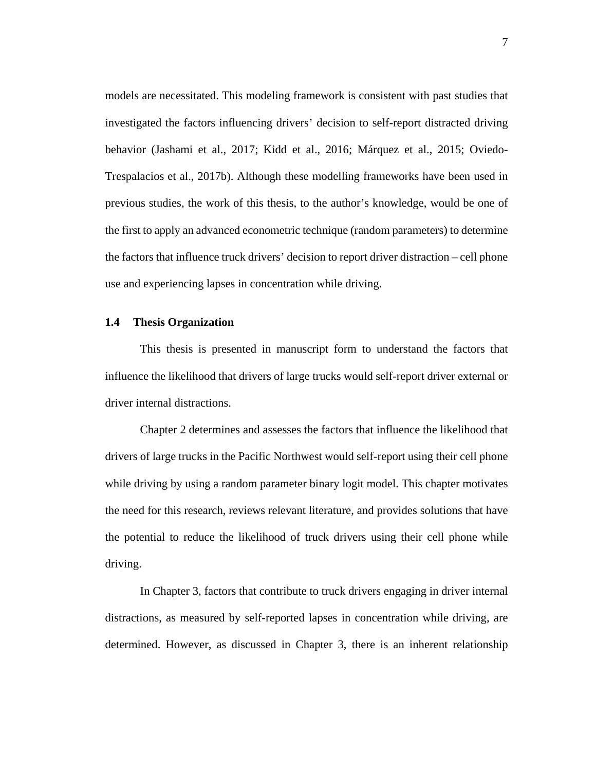models are necessitated. This modeling framework is consistent with past studies that investigated the factors influencing drivers' decision to self-report distracted driving behavior (Jashami et al., 2017; Kidd et al., 2016; Márquez et al., 2015; Oviedo-Trespalacios et al., 2017b). Although these modelling frameworks have been used in previous studies, the work of this thesis, to the author's knowledge, would be one of the first to apply an advanced econometric technique (random parameters) to determine the factors that influence truck drivers' decision to report driver distraction – cell phone use and experiencing lapses in concentration while driving.

### 1.4 Thesis Organization

This thesis is presented in manuscript form to understand the factors that influence the likelihood that drivers of large trucks would self-report driver external or driver internal distractions.

Chapter 2 determines and assesses the factors that influence the likelihood that drivers of large trucks in the Pacific Northwest would self-report using their cell phone while driving by using a random parameter binary logit model. This chapter motivates the need for this research, reviews relevant literature, and provides solutions that have the potential to reduce the likelihood of truck drivers using their cell phone while driving.

In Chapter 3, factors that contribute to truck drivers engaging in driver internal distractions, as measured by self-reported lapses in concentration while driving, are determined. However, as discussed in Chapter 3, there is an inherent relationship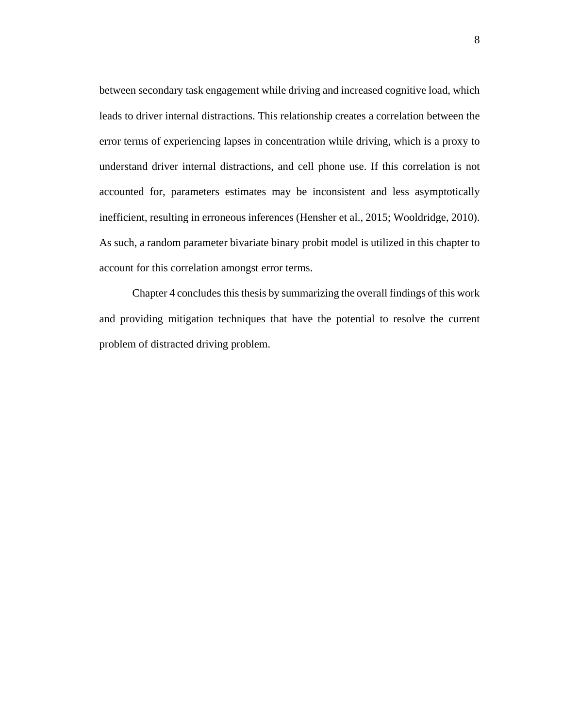between secondary task engagement while driving and increased cognitive load, which leads to driver internal distractions. This relationship creates a correlation between the error terms of experiencing lapses in concentration while driving, which is a proxy to understand driver internal distractions, and cell phone use. If this correlation is not accounted for, parameters estimates may be inconsistent and less asymptotically inefficient, resulting in erroneous inferences (Hensher et al., 2015; Wooldridge, 2010). As such, a random parameter bivariate binary probit model is utilized in this chapter to account for this correlation amongst error terms.

Chapter 4 concludes this thesis by summarizing the overall findings of this work and providing mitigation techniques that have the potential to resolve the current problem of distracted driving problem.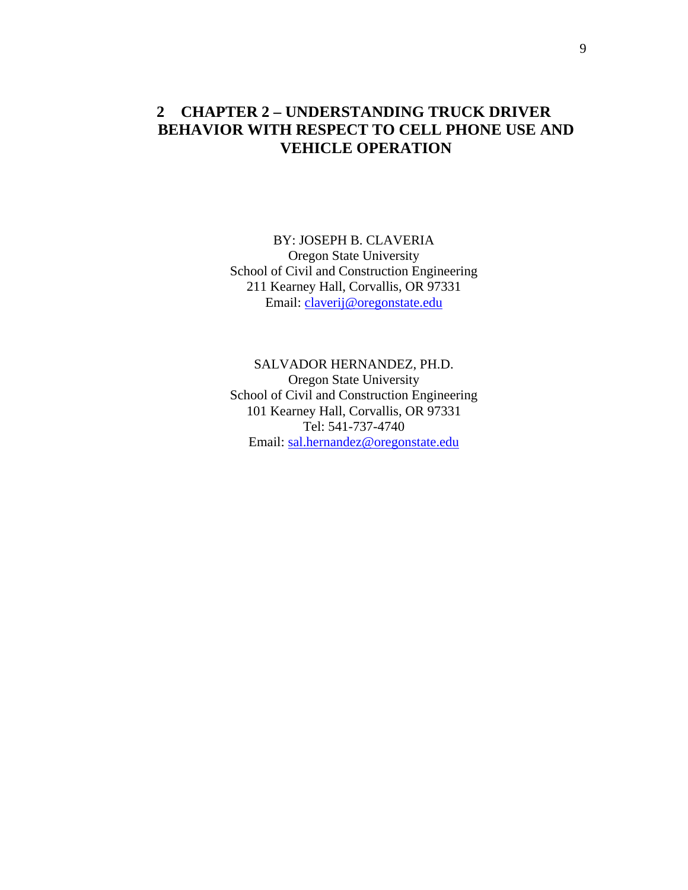# 2 CHAPTER 2 – UNDERSTANDING TRUCK DRIVER BEHAVIOR WITH RESPECT TO CELL PHONE USE AND VEHICLE OPERATION

BY: JOSEPH B. CLAVERIA
Oregon State University
School of Civil and Construction Engineering
211 Kearney Hall, Corvallis, OR 97331
Email: claverij@oregonstate.edu

SALVADOR HERNANDEZ, PH.D.
Oregon State University
School of Civil and Construction Engineering
101 Kearney Hall, Corvallis, OR 97331
Tel: 541-737-4740
Email: sal.hernandez@oregonstate.edu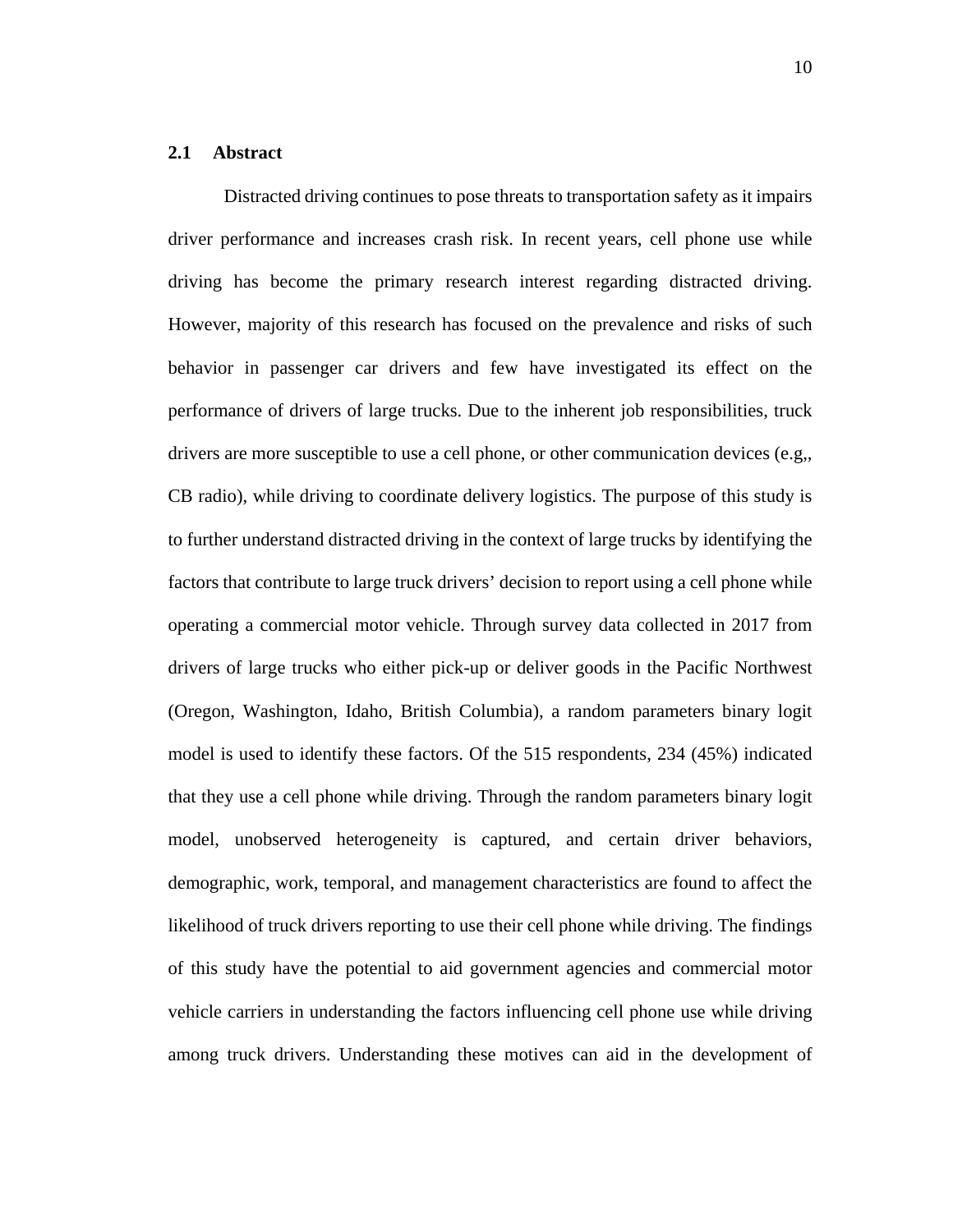## 2.1 Abstract

Distracted driving continues to pose threats to transportation safety as it impairs driver performance and increases crash risk. In recent years, cell phone use while driving has become the primary research interest regarding distracted driving. However, majority of this research has focused on the prevalence and risks of such behavior in passenger car drivers and few have investigated its effect on the performance of drivers of large trucks. Due to the inherent job responsibilities, truck drivers are more susceptible to use a cell phone, or other communication devices (e.g,, CB radio), while driving to coordinate delivery logistics. The purpose of this study is to further understand distracted driving in the context of large trucks by identifying the factors that contribute to large truck drivers' decision to report using a cell phone while operating a commercial motor vehicle. Through survey data collected in 2017 from drivers of large trucks who either pick-up or deliver goods in the Pacific Northwest (Oregon, Washington, Idaho, British Columbia), a random parameters binary logit model is used to identify these factors. Of the 515 respondents, 234 (45%) indicated that they use a cell phone while driving. Through the random parameters binary logit model, unobserved heterogeneity is captured, and certain driver behaviors, demographic, work, temporal, and management characteristics are found to affect the likelihood of truck drivers reporting to use their cell phone while driving. The findings of this study have the potential to aid government agencies and commercial motor vehicle carriers in understanding the factors influencing cell phone use while driving among truck drivers. Understanding these motives can aid in the development of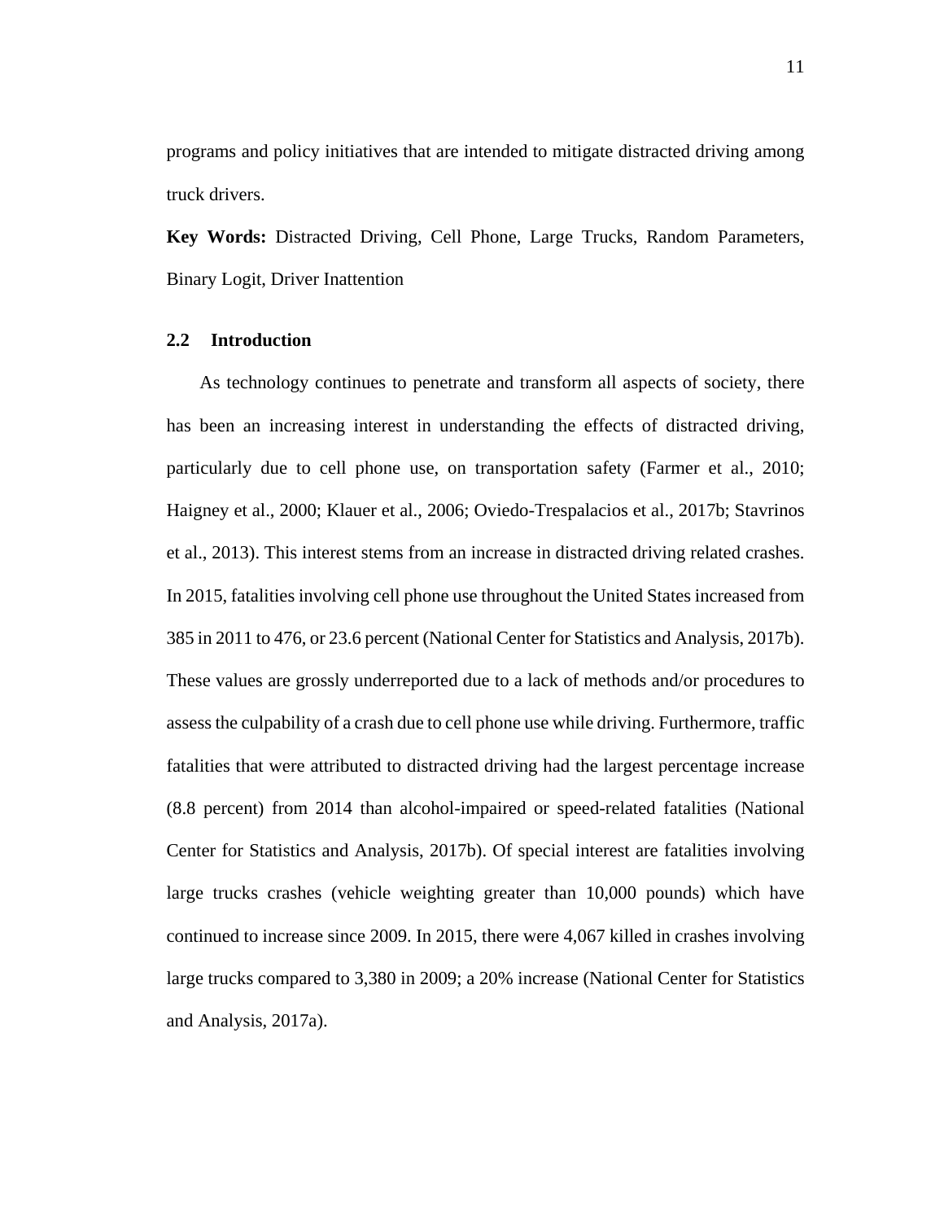programs and policy initiatives that are intended to mitigate distracted driving among truck drivers.

**Key Words:** Distracted Driving, Cell Phone, Large Trucks, Random Parameters, Binary Logit, Driver Inattention

## 2.2 Introduction

As technology continues to penetrate and transform all aspects of society, there has been an increasing interest in understanding the effects of distracted driving, particularly due to cell phone use, on transportation safety (Farmer et al., 2010; Haigney et al., 2000; Klauer et al., 2006; Oviedo-Trespalacios et al., 2017b; Stavrinos et al., 2013). This interest stems from an increase in distracted driving related crashes. In 2015, fatalities involving cell phone use throughout the United States increased from 385 in 2011 to 476, or 23.6 percent (National Center for Statistics and Analysis, 2017b). These values are grossly underreported due to a lack of methods and/or procedures to assess the culpability of a crash due to cell phone use while driving. Furthermore, traffic fatalities that were attributed to distracted driving had the largest percentage increase (8.8 percent) from 2014 than alcohol-impaired or speed-related fatalities (National Center for Statistics and Analysis, 2017b). Of special interest are fatalities involving large trucks crashes (vehicle weighting greater than 10,000 pounds) which have continued to increase since 2009. In 2015, there were 4,067 killed in crashes involving large trucks compared to 3,380 in 2009; a 20% increase (National Center for Statistics and Analysis, 2017a).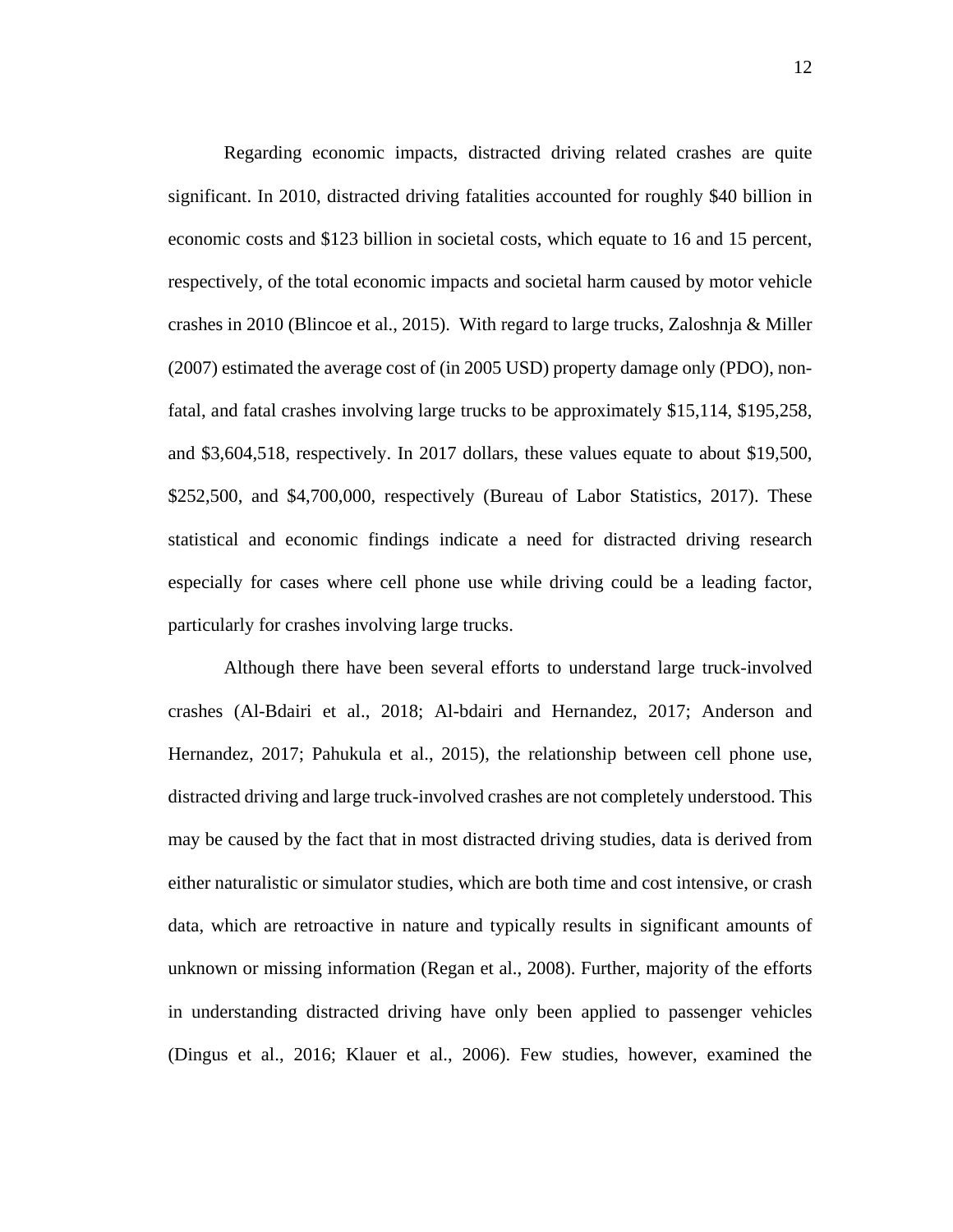Regarding economic impacts, distracted driving related crashes are quite significant. In 2010, distracted driving fatalities accounted for roughly $40 billion in economic costs and $123 billion in societal costs, which equate to 16 and 15 percent, respectively, of the total economic impacts and societal harm caused by motor vehicle crashes in 2010 (Blincoe et al., 2015). With regard to large trucks, Zaloshnja & Miller (2007) estimated the average cost of (in 2005 USD) property damage only (PDO), non-fatal, and fatal crashes involving large trucks to be approximately $15,114, $195,258, and $3,604,518, respectively. In 2017 dollars, these values equate to about $19,500, $252,500, and $4,700,000, respectively (Bureau of Labor Statistics, 2017). These statistical and economic findings indicate a need for distracted driving research especially for cases where cell phone use while driving could be a leading factor, particularly for crashes involving large trucks.

Although there have been several efforts to understand large truck-involved crashes (Al-Bdairi et al., 2018; Al-bdairi and Hernandez, 2017; Anderson and Hernandez, 2017; Pahukula et al., 2015), the relationship between cell phone use, distracted driving and large truck-involved crashes are not completely understood. This may be caused by the fact that in most distracted driving studies, data is derived from either naturalistic or simulator studies, which are both time and cost intensive, or crash data, which are retroactive in nature and typically results in significant amounts of unknown or missing information (Regan et al., 2008). Further, majority of the efforts in understanding distracted driving have only been applied to passenger vehicles (Dingus et al., 2016; Klauer et al., 2006). Few studies, however, examined the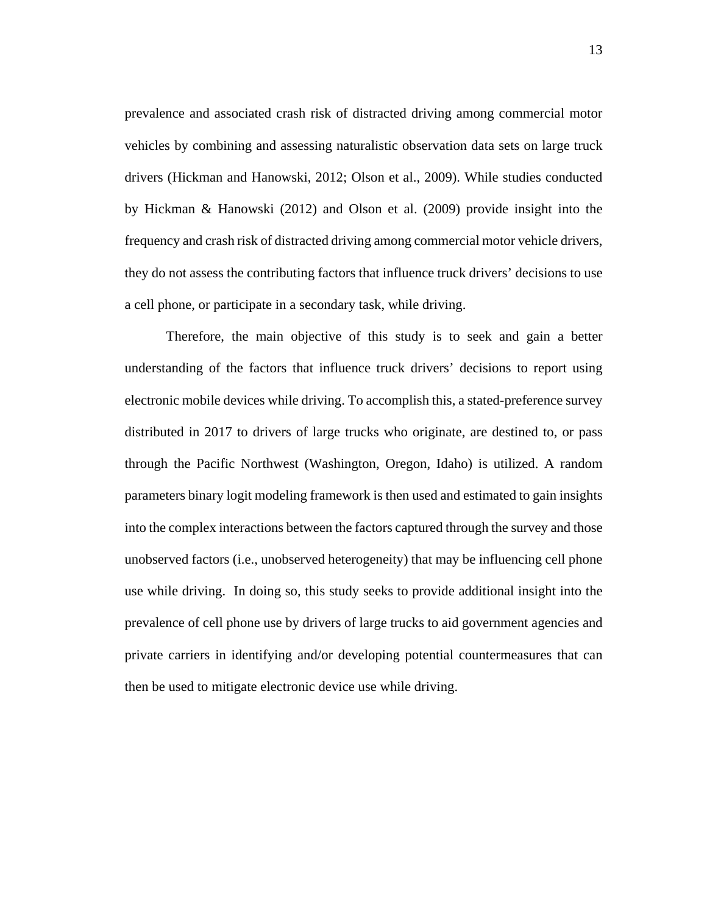prevalence and associated crash risk of distracted driving among commercial motor vehicles by combining and assessing naturalistic observation data sets on large truck drivers (Hickman and Hanowski, 2012; Olson et al., 2009). While studies conducted by Hickman & Hanowski (2012) and Olson et al. (2009) provide insight into the frequency and crash risk of distracted driving among commercial motor vehicle drivers, they do not assess the contributing factors that influence truck drivers' decisions to use a cell phone, or participate in a secondary task, while driving.

Therefore, the main objective of this study is to seek and gain a better understanding of the factors that influence truck drivers' decisions to report using electronic mobile devices while driving. To accomplish this, a stated-preference survey distributed in 2017 to drivers of large trucks who originate, are destined to, or pass through the Pacific Northwest (Washington, Oregon, Idaho) is utilized. A random parameters binary logit modeling framework is then used and estimated to gain insights into the complex interactions between the factors captured through the survey and those unobserved factors (i.e., unobserved heterogeneity) that may be influencing cell phone use while driving. In doing so, this study seeks to provide additional insight into the prevalence of cell phone use by drivers of large trucks to aid government agencies and private carriers in identifying and/or developing potential countermeasures that can then be used to mitigate electronic device use while driving.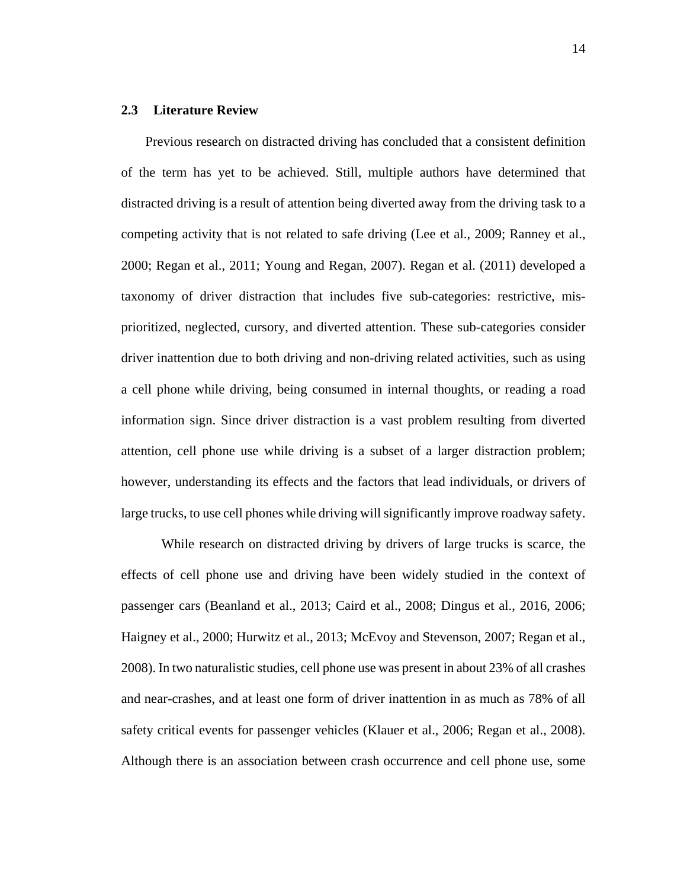## 2.3 Literature Review

Previous research on distracted driving has concluded that a consistent definition of the term has yet to be achieved. Still, multiple authors have determined that distracted driving is a result of attention being diverted away from the driving task to a competing activity that is not related to safe driving (Lee et al., 2009; Ranney et al., 2000; Regan et al., 2011; Young and Regan, 2007). Regan et al. (2011) developed a taxonomy of driver distraction that includes five sub-categories: restrictive, mis-prioritized, neglected, cursory, and diverted attention. These sub-categories consider driver inattention due to both driving and non-driving related activities, such as using a cell phone while driving, being consumed in internal thoughts, or reading a road information sign. Since driver distraction is a vast problem resulting from diverted attention, cell phone use while driving is a subset of a larger distraction problem; however, understanding its effects and the factors that lead individuals, or drivers of large trucks, to use cell phones while driving will significantly improve roadway safety.

While research on distracted driving by drivers of large trucks is scarce, the effects of cell phone use and driving have been widely studied in the context of passenger cars (Beanland et al., 2013; Caird et al., 2008; Dingus et al., 2016, 2006; Haigney et al., 2000; Hurwitz et al., 2013; McEvoy and Stevenson, 2007; Regan et al., 2008). In two naturalistic studies, cell phone use was present in about 23% of all crashes and near-crashes, and at least one form of driver inattention in as much as 78% of all safety critical events for passenger vehicles (Klauer et al., 2006; Regan et al., 2008). Although there is an association between crash occurrence and cell phone use, some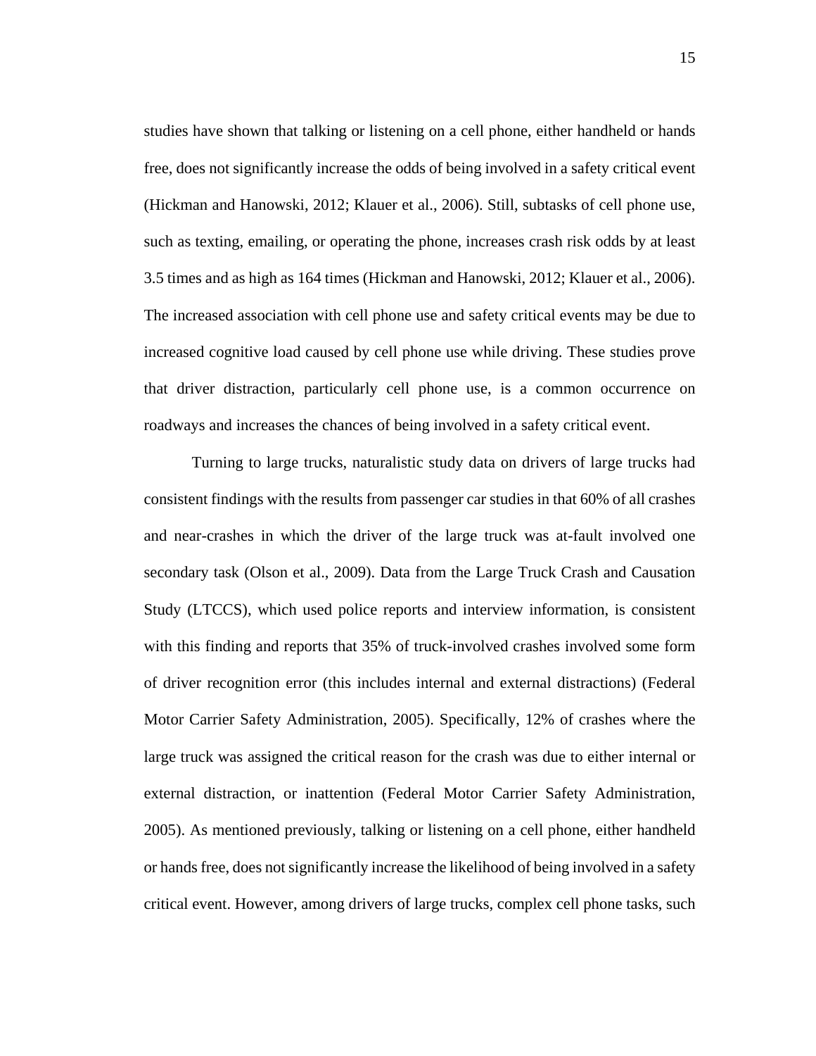studies have shown that talking or listening on a cell phone, either handheld or hands free, does not significantly increase the odds of being involved in a safety critical event (Hickman and Hanowski, 2012; Klauer et al., 2006). Still, subtasks of cell phone use, such as texting, emailing, or operating the phone, increases crash risk odds by at least 3.5 times and as high as 164 times (Hickman and Hanowski, 2012; Klauer et al., 2006). The increased association with cell phone use and safety critical events may be due to increased cognitive load caused by cell phone use while driving. These studies prove that driver distraction, particularly cell phone use, is a common occurrence on roadways and increases the chances of being involved in a safety critical event.

Turning to large trucks, naturalistic study data on drivers of large trucks had consistent findings with the results from passenger car studies in that 60% of all crashes and near-crashes in which the driver of the large truck was at-fault involved one secondary task (Olson et al., 2009). Data from the Large Truck Crash and Causation Study (LTCCS), which used police reports and interview information, is consistent with this finding and reports that 35% of truck-involved crashes involved some form of driver recognition error (this includes internal and external distractions) (Federal Motor Carrier Safety Administration, 2005). Specifically, 12% of crashes where the large truck was assigned the critical reason for the crash was due to either internal or external distraction, or inattention (Federal Motor Carrier Safety Administration, 2005). As mentioned previously, talking or listening on a cell phone, either handheld or hands free, does not significantly increase the likelihood of being involved in a safety critical event. However, among drivers of large trucks, complex cell phone tasks, such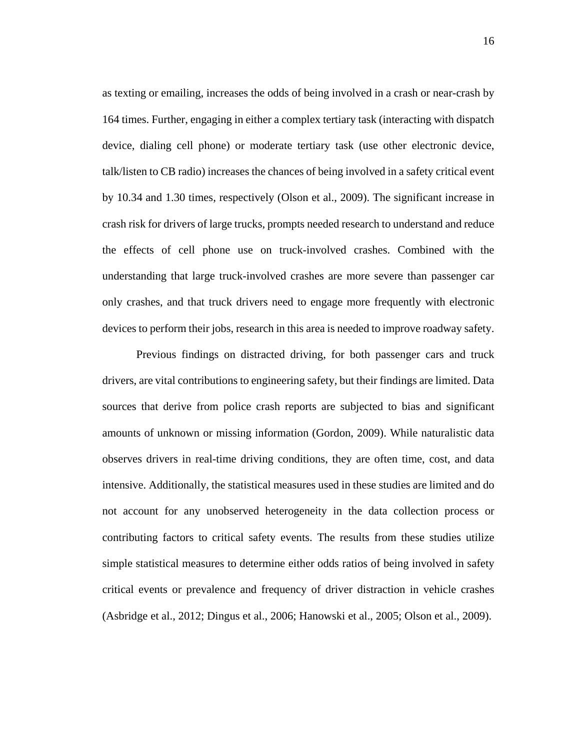as texting or emailing, increases the odds of being involved in a crash or near-crash by 164 times. Further, engaging in either a complex tertiary task (interacting with dispatch device, dialing cell phone) or moderate tertiary task (use other electronic device, talk/listen to CB radio) increases the chances of being involved in a safety critical event by 10.34 and 1.30 times, respectively (Olson et al., 2009). The significant increase in crash risk for drivers of large trucks, prompts needed research to understand and reduce the effects of cell phone use on truck-involved crashes. Combined with the understanding that large truck-involved crashes are more severe than passenger car only crashes, and that truck drivers need to engage more frequently with electronic devices to perform their jobs, research in this area is needed to improve roadway safety.

Previous findings on distracted driving, for both passenger cars and truck drivers, are vital contributions to engineering safety, but their findings are limited. Data sources that derive from police crash reports are subjected to bias and significant amounts of unknown or missing information (Gordon, 2009). While naturalistic data observes drivers in real-time driving conditions, they are often time, cost, and data intensive. Additionally, the statistical measures used in these studies are limited and do not account for any unobserved heterogeneity in the data collection process or contributing factors to critical safety events. The results from these studies utilize simple statistical measures to determine either odds ratios of being involved in safety critical events or prevalence and frequency of driver distraction in vehicle crashes (Asbridge et al., 2012; Dingus et al., 2006; Hanowski et al., 2005; Olson et al., 2009).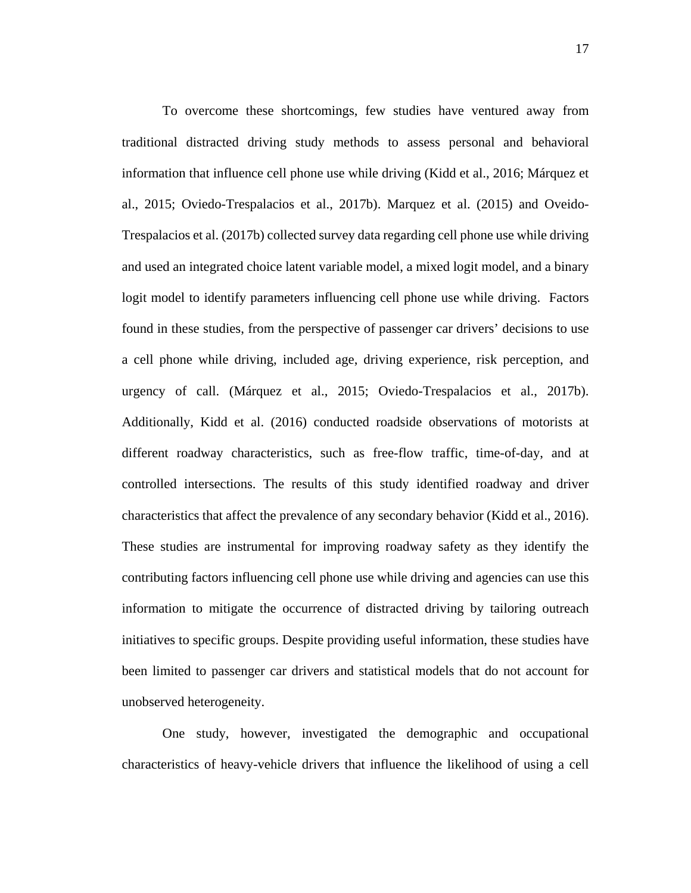To overcome these shortcomings, few studies have ventured away from traditional distracted driving study methods to assess personal and behavioral information that influence cell phone use while driving (Kidd et al., 2016; Márquez et al., 2015; Oviedo-Trespalacios et al., 2017b). Marquez et al. (2015) and Oveido-Trespalacios et al. (2017b) collected survey data regarding cell phone use while driving and used an integrated choice latent variable model, a mixed logit model, and a binary logit model to identify parameters influencing cell phone use while driving. Factors found in these studies, from the perspective of passenger car drivers' decisions to use a cell phone while driving, included age, driving experience, risk perception, and urgency of call. (Márquez et al., 2015; Oviedo-Trespalacios et al., 2017b). Additionally, Kidd et al. (2016) conducted roadside observations of motorists at different roadway characteristics, such as free-flow traffic, time-of-day, and at controlled intersections. The results of this study identified roadway and driver characteristics that affect the prevalence of any secondary behavior (Kidd et al., 2016). These studies are instrumental for improving roadway safety as they identify the contributing factors influencing cell phone use while driving and agencies can use this information to mitigate the occurrence of distracted driving by tailoring outreach initiatives to specific groups. Despite providing useful information, these studies have been limited to passenger car drivers and statistical models that do not account for unobserved heterogeneity.

One study, however, investigated the demographic and occupational characteristics of heavy-vehicle drivers that influence the likelihood of using a cell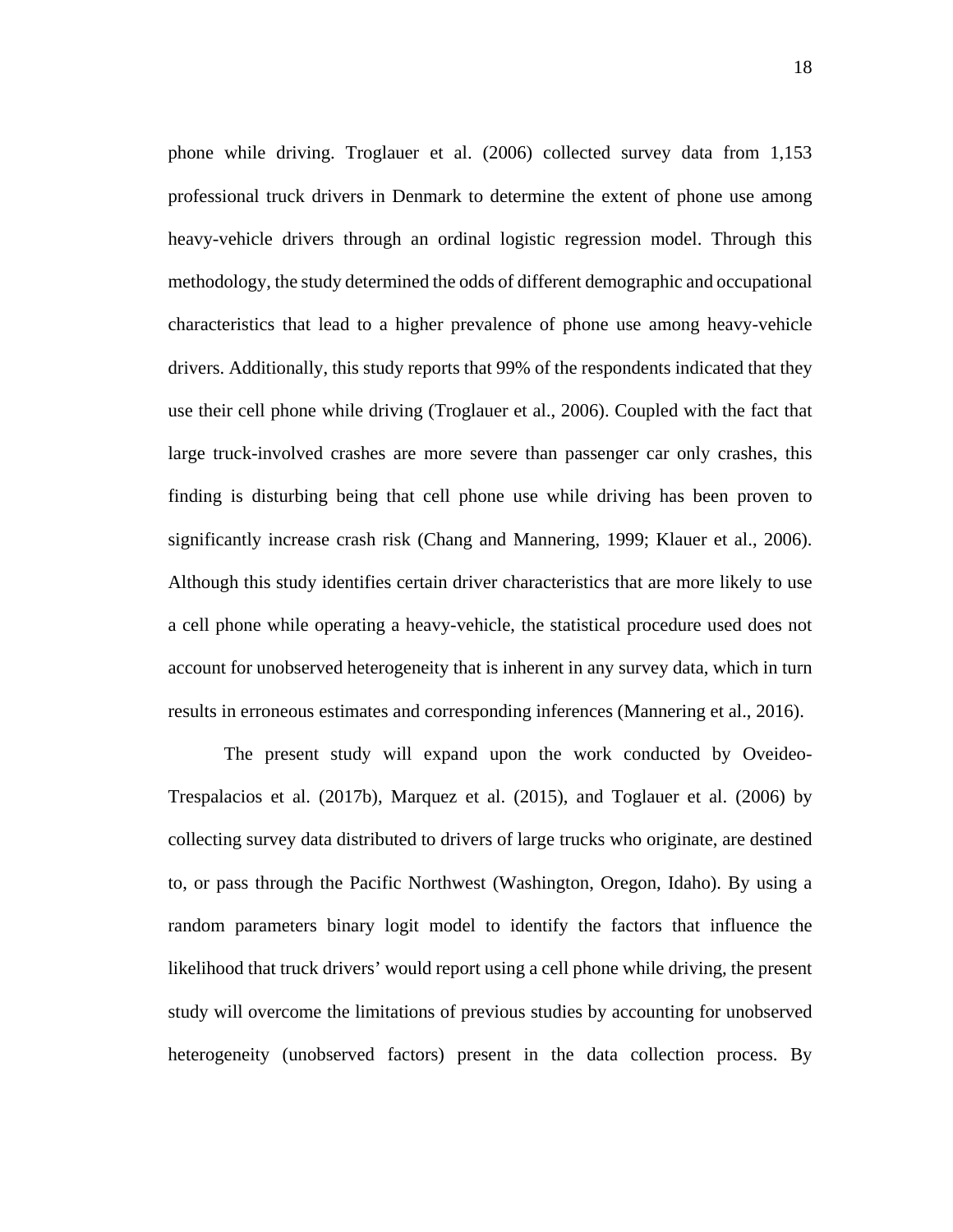phone while driving. Troglauer et al. (2006) collected survey data from 1,153 professional truck drivers in Denmark to determine the extent of phone use among heavy-vehicle drivers through an ordinal logistic regression model. Through this methodology, the study determined the odds of different demographic and occupational characteristics that lead to a higher prevalence of phone use among heavy-vehicle drivers. Additionally, this study reports that 99% of the respondents indicated that they use their cell phone while driving (Troglauer et al., 2006). Coupled with the fact that large truck-involved crashes are more severe than passenger car only crashes, this finding is disturbing being that cell phone use while driving has been proven to significantly increase crash risk (Chang and Mannering, 1999; Klauer et al., 2006). Although this study identifies certain driver characteristics that are more likely to use a cell phone while operating a heavy-vehicle, the statistical procedure used does not account for unobserved heterogeneity that is inherent in any survey data, which in turn results in erroneous estimates and corresponding inferences (Mannering et al., 2016).

The present study will expand upon the work conducted by Oveideo-Trespalacios et al. (2017b), Marquez et al. (2015), and Toglauer et al. (2006) by collecting survey data distributed to drivers of large trucks who originate, are destined to, or pass through the Pacific Northwest (Washington, Oregon, Idaho). By using a random parameters binary logit model to identify the factors that influence the likelihood that truck drivers' would report using a cell phone while driving, the present study will overcome the limitations of previous studies by accounting for unobserved heterogeneity (unobserved factors) present in the data collection process. By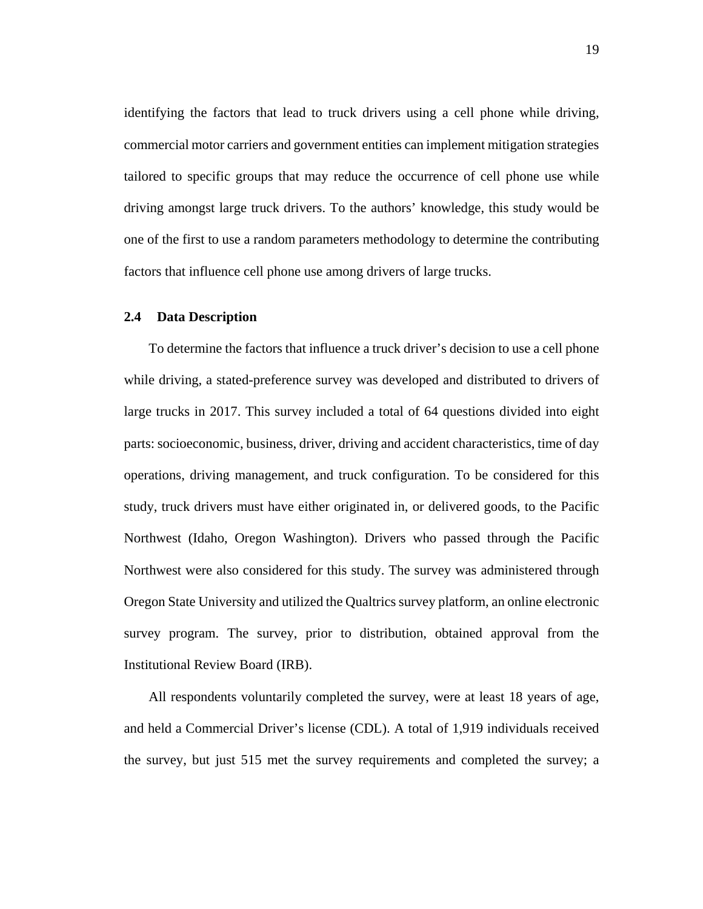identifying the factors that lead to truck drivers using a cell phone while driving, commercial motor carriers and government entities can implement mitigation strategies tailored to specific groups that may reduce the occurrence of cell phone use while driving amongst large truck drivers. To the authors' knowledge, this study would be one of the first to use a random parameters methodology to determine the contributing factors that influence cell phone use among drivers of large trucks.

## 2.4 Data Description

To determine the factors that influence a truck driver's decision to use a cell phone while driving, a stated-preference survey was developed and distributed to drivers of large trucks in 2017. This survey included a total of 64 questions divided into eight parts: socioeconomic, business, driver, driving and accident characteristics, time of day operations, driving management, and truck configuration. To be considered for this study, truck drivers must have either originated in, or delivered goods, to the Pacific Northwest (Idaho, Oregon Washington). Drivers who passed through the Pacific Northwest were also considered for this study. The survey was administered through Oregon State University and utilized the Qualtrics survey platform, an online electronic survey program. The survey, prior to distribution, obtained approval from the Institutional Review Board (IRB).

All respondents voluntarily completed the survey, were at least 18 years of age, and held a Commercial Driver's license (CDL). A total of 1,919 individuals received the survey, but just 515 met the survey requirements and completed the survey; a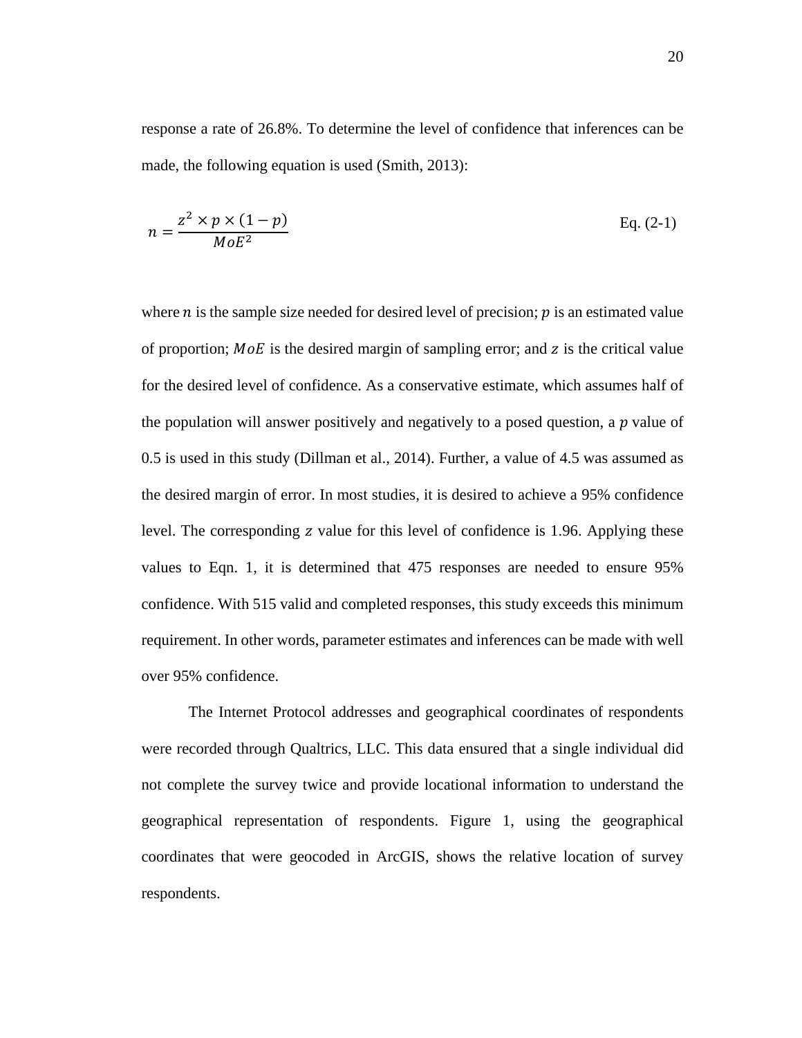response a rate of 26.8%. To determine the level of confidence that inferences can be made, the following equation is used (Smith, 2013):

$$n = \frac{z^2 \times p \times (1 - p)}{MoE^2} \quad \text{Eq. (2-1)}$$

where $n$ is the sample size needed for desired level of precision; $p$ is an estimated value of proportion; $MoE$ is the desired margin of sampling error; and $z$ is the critical value for the desired level of confidence. As a conservative estimate, which assumes half of the population will answer positively and negatively to a posed question, a $p$ value of 0.5 is used in this study (Dillman et al., 2014). Further, a value of 4.5 was assumed as the desired margin of error. In most studies, it is desired to achieve a 95% confidence level. The corresponding $z$ value for this level of confidence is 1.96. Applying these values to Eqn. 1, it is determined that 475 responses are needed to ensure 95% confidence. With 515 valid and completed responses, this study exceeds this minimum requirement. In other words, parameter estimates and inferences can be made with well over 95% confidence.

The Internet Protocol addresses and geographical coordinates of respondents were recorded through Qualtrics, LLC. This data ensured that a single individual did not complete the survey twice and provide locational information to understand the geographical representation of respondents. Figure 1, using the geographical coordinates that were geocoded in ArcGIS, shows the relative location of survey respondents.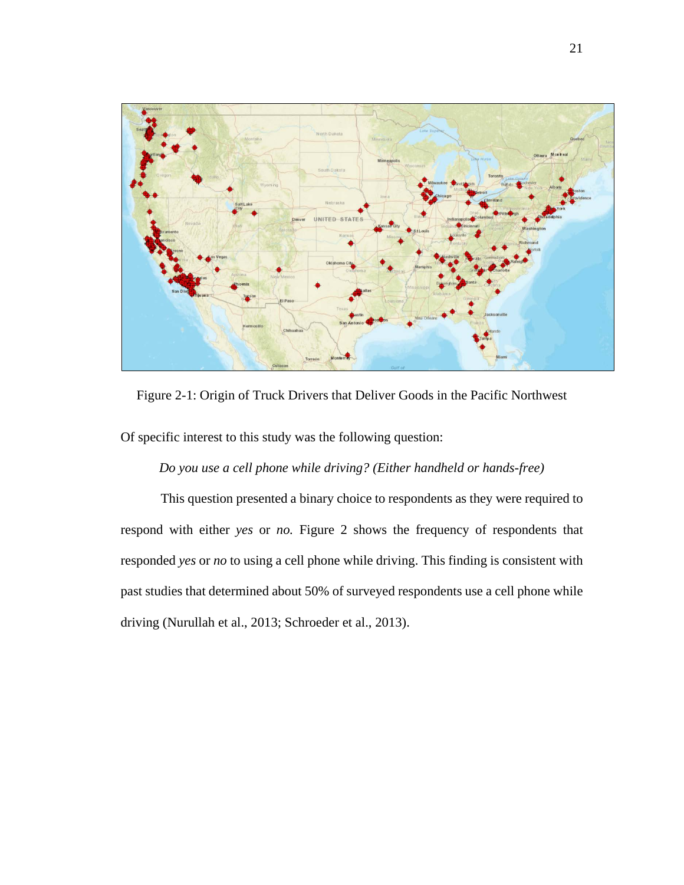Figure 2-1: Origin of Truck Drivers that Deliver Goods in the Pacific Northwest

Of specific interest to this study was the following question:

*Do you use a cell phone while driving? (Either handheld or hands-free)*

This question presented a binary choice to respondents as they were required to respond with either *yes* or *no.* Figure 2 shows the frequency of respondents that responded *yes* or *no* to using a cell phone while driving. This finding is consistent with past studies that determined about 50% of surveyed respondents use a cell phone while driving (Nurullah et al., 2013; Schroeder et al., 2013).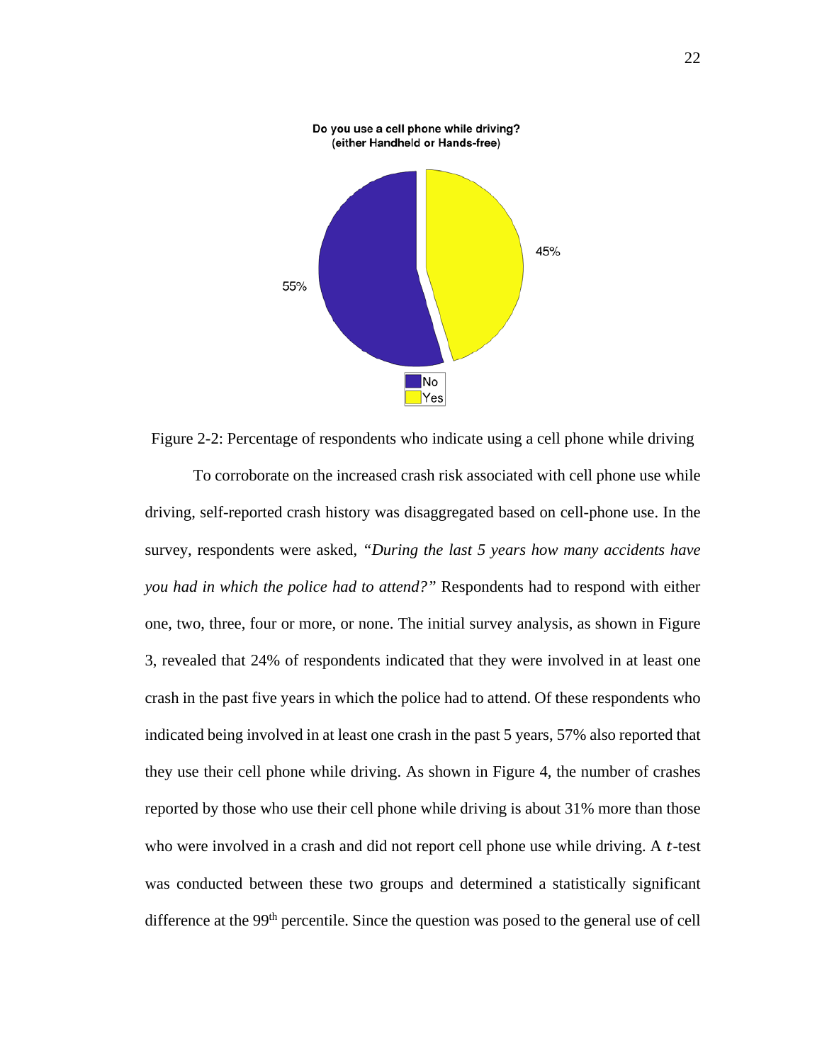Do you use a cell phone while driving?
(either Handheld or Hands-free)

55%

45%

No
Yes

Figure 2-2: Percentage of respondents who indicate using a cell phone while driving

To corroborate on the increased crash risk associated with cell phone use while driving, self-reported crash history was disaggregated based on cell-phone use. In the survey, respondents were asked, *"During the last 5 years how many accidents have you had in which the police had to attend?"* Respondents had to respond with either one, two, three, four or more, or none. The initial survey analysis, as shown in Figure 3, revealed that 24% of respondents indicated that they were involved in at least one crash in the past five years in which the police had to attend. Of these respondents who indicated being involved in at least one crash in the past 5 years, 57% also reported that they use their cell phone while driving. As shown in Figure 4, the number of crashes reported by those who use their cell phone while driving is about 31% more than those who were involved in a crash and did not report cell phone use while driving. A $t$-test was conducted between these two groups and determined a statistically significant difference at the $99^{th}$ percentile. Since the question was posed to the general use of cell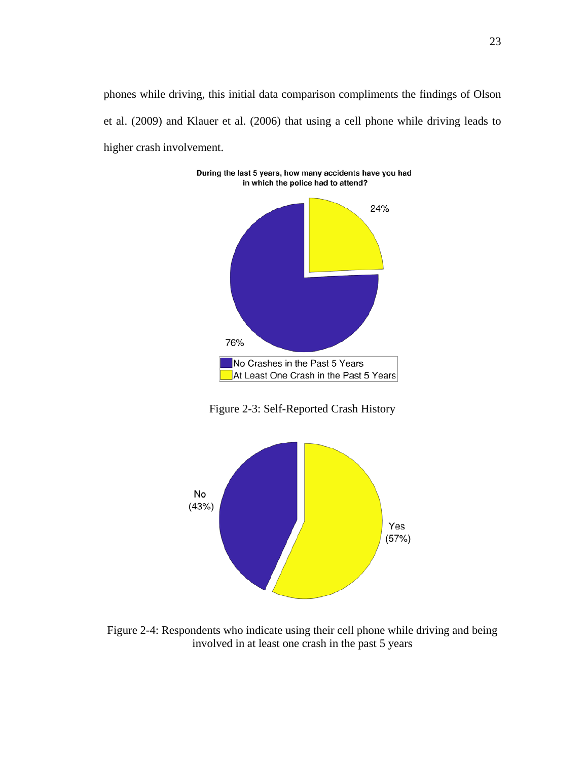phones while driving, this initial data comparison compliments the findings of Olson et al. (2009) and Klauer et al. (2006) that using a cell phone while driving leads to higher crash involvement.

Figure 2-3: Self-Reported Crash History

Figure 2-4: Respondents who indicate using their cell phone while driving and being involved in at least one crash in the past 5 years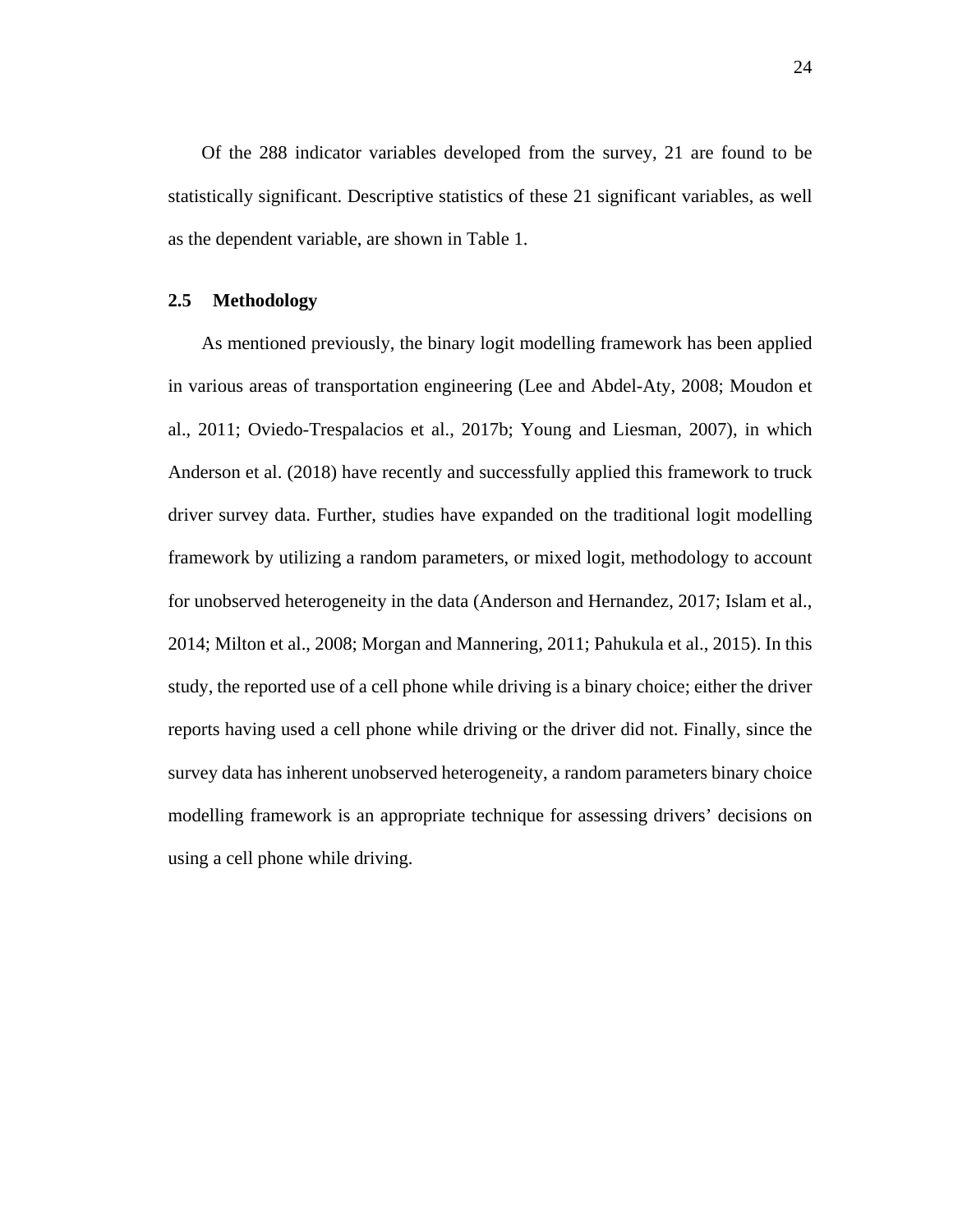Of the 288 indicator variables developed from the survey, 21 are found to be statistically significant. Descriptive statistics of these 21 significant variables, as well as the dependent variable, are shown in Table 1.

### 2.5 Methodology

As mentioned previously, the binary logit modelling framework has been applied in various areas of transportation engineering (Lee and Abdel-Aty, 2008; Moudon et al., 2011; Oviedo-Trespalacios et al., 2017b; Young and Liesman, 2007), in which Anderson et al. (2018) have recently and successfully applied this framework to truck driver survey data. Further, studies have expanded on the traditional logit modelling framework by utilizing a random parameters, or mixed logit, methodology to account for unobserved heterogeneity in the data (Anderson and Hernandez, 2017; Islam et al., 2014; Milton et al., 2008; Morgan and Mannering, 2011; Pahukula et al., 2015). In this study, the reported use of a cell phone while driving is a binary choice; either the driver reports having used a cell phone while driving or the driver did not. Finally, since the survey data has inherent unobserved heterogeneity, a random parameters binary choice modelling framework is an appropriate technique for assessing drivers' decisions on using a cell phone while driving.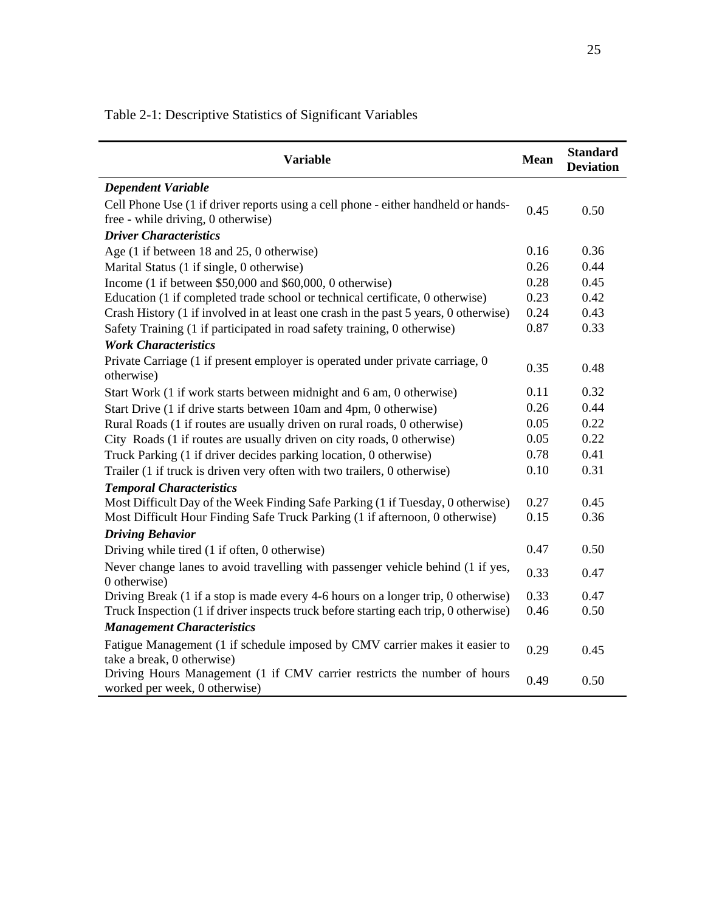Table 2-1: Descriptive Statistics of Significant Variables

| Variable | Mean | Standard Deviation |
|---|---|---|
| ***Dependent Variable*** | | |
| Cell Phone Use (1 if driver reports using a cell phone - either handheld or hands-free - while driving, 0 otherwise) | 0.45 | 0.50 |
| ***Driver Characteristics*** | | |
| Age (1 if between 18 and 25, 0 otherwise) | 0.16 | 0.36 |
| Marital Status (1 if single, 0 otherwise) | 0.26 | 0.44 |
| Income (1 if between $50,000 and $60,000, 0 otherwise) | 0.28 | 0.45 |
| Education (1 if completed trade school or technical certificate, 0 otherwise) | 0.23 | 0.42 |
| Crash History (1 if involved in at least one crash in the past 5 years, 0 otherwise) | 0.24 | 0.43 |
| Safety Training (1 if participated in road safety training, 0 otherwise) | 0.87 | 0.33 |
| ***Work Characteristics*** | | |
| Private Carriage (1 if present employer is operated under private carriage, 0 otherwise) | 0.35 | 0.48 |
| Start Work (1 if work starts between midnight and 6 am, 0 otherwise) | 0.11 | 0.32 |
| Start Drive (1 if drive starts between 10am and 4pm, 0 otherwise) | 0.26 | 0.44 |
| Rural Roads (1 if routes are usually driven on rural roads, 0 otherwise) | 0.05 | 0.22 |
| City Roads (1 if routes are usually driven on city roads, 0 otherwise) | 0.05 | 0.22 |
| Truck Parking (1 if driver decides parking location, 0 otherwise) | 0.78 | 0.41 |
| Trailer (1 if truck is driven very often with two trailers, 0 otherwise) | 0.10 | 0.31 |
| ***Temporal Characteristics*** | | |
| Most Difficult Day of the Week Finding Safe Parking (1 if Tuesday, 0 otherwise) | 0.27 | 0.45 |
| Most Difficult Hour Finding Safe Truck Parking (1 if afternoon, 0 otherwise) | 0.15 | 0.36 |
| ***Driving Behavior*** | | |
| Driving while tired (1 if often, 0 otherwise) | 0.47 | 0.50 |
| Never change lanes to avoid travelling with passenger vehicle behind (1 if yes, 0 otherwise) | 0.33 | 0.47 |
| Driving Break (1 if a stop is made every 4-6 hours on a longer trip, 0 otherwise) | 0.33 | 0.47 |
| Truck Inspection (1 if driver inspects truck before starting each trip, 0 otherwise) | 0.46 | 0.50 |
| ***Management Characteristics*** | | |
| Fatigue Management (1 if schedule imposed by CMV carrier makes it easier to take a break, 0 otherwise) | 0.29 | 0.45 |
| Driving Hours Management (1 if CMV carrier restricts the number of hours worked per week, 0 otherwise) | 0.49 | 0.50 |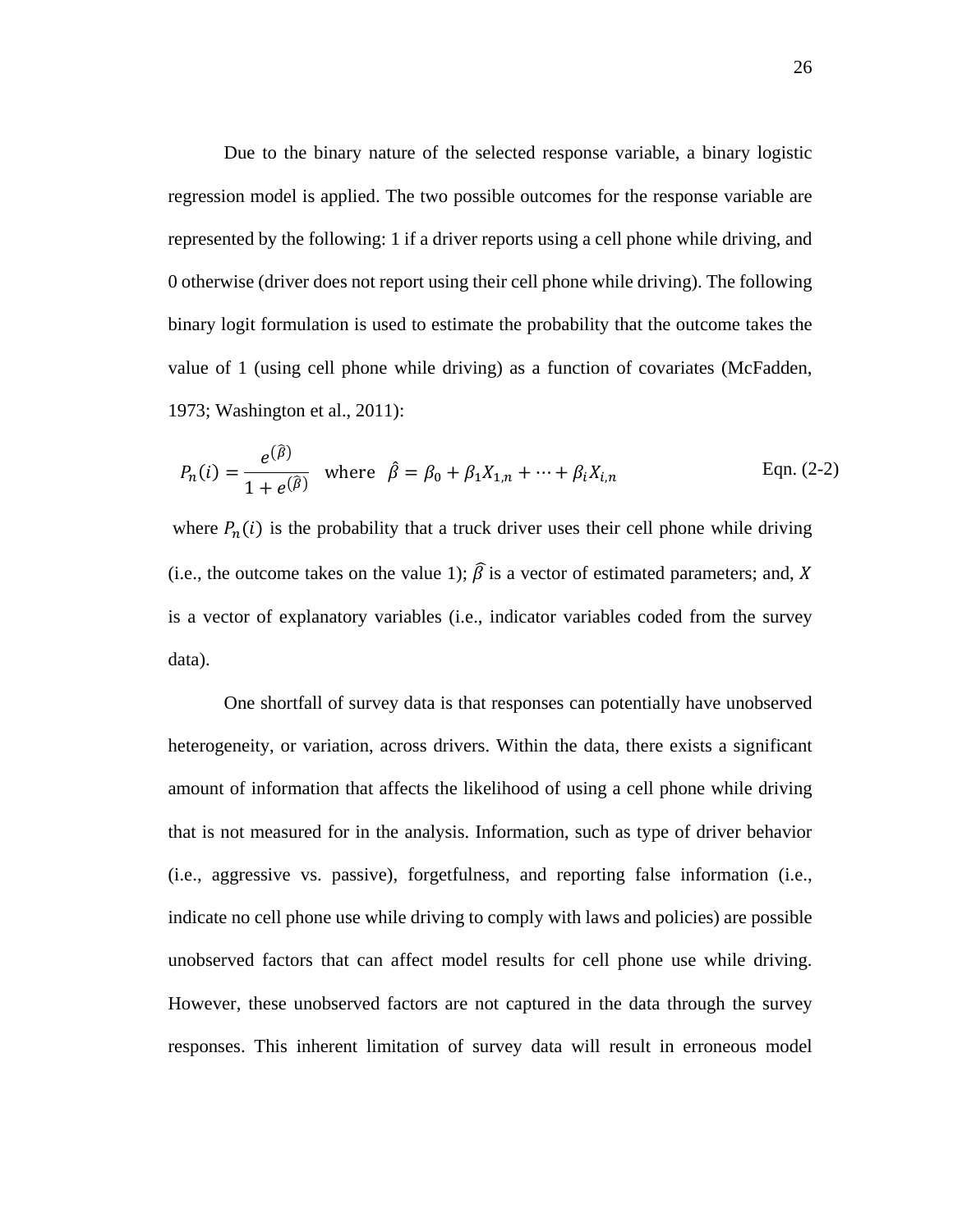Due to the binary nature of the selected response variable, a binary logistic regression model is applied. The two possible outcomes for the response variable are represented by the following: 1 if a driver reports using a cell phone while driving, and 0 otherwise (driver does not report using their cell phone while driving). The following binary logit formulation is used to estimate the probability that the outcome takes the value of 1 (using cell phone while driving) as a function of covariates (McFadden, 1973; Washington et al., 2011):

$$P_n(i) = \frac{e^{(\hat{\beta})}}{1 + e^{(\hat{\beta})}} \quad \text{where} \quad \hat{\beta} = \beta_0 + \beta_1 X_{1,n} + \cdots + \beta_i X_{i,n} \qquad \text{Eqn. (2-2)}$$

where $P_n(i)$ is the probability that a truck driver uses their cell phone while driving (i.e., the outcome takes on the value 1); $\widehat{\beta}$ is a vector of estimated parameters; and, $X$ is a vector of explanatory variables (i.e., indicator variables coded from the survey data).

One shortfall of survey data is that responses can potentially have unobserved heterogeneity, or variation, across drivers. Within the data, there exists a significant amount of information that affects the likelihood of using a cell phone while driving that is not measured for in the analysis. Information, such as type of driver behavior (i.e., aggressive vs. passive), forgetfulness, and reporting false information (i.e., indicate no cell phone use while driving to comply with laws and policies) are possible unobserved factors that can affect model results for cell phone use while driving. However, these unobserved factors are not captured in the data through the survey responses. This inherent limitation of survey data will result in erroneous model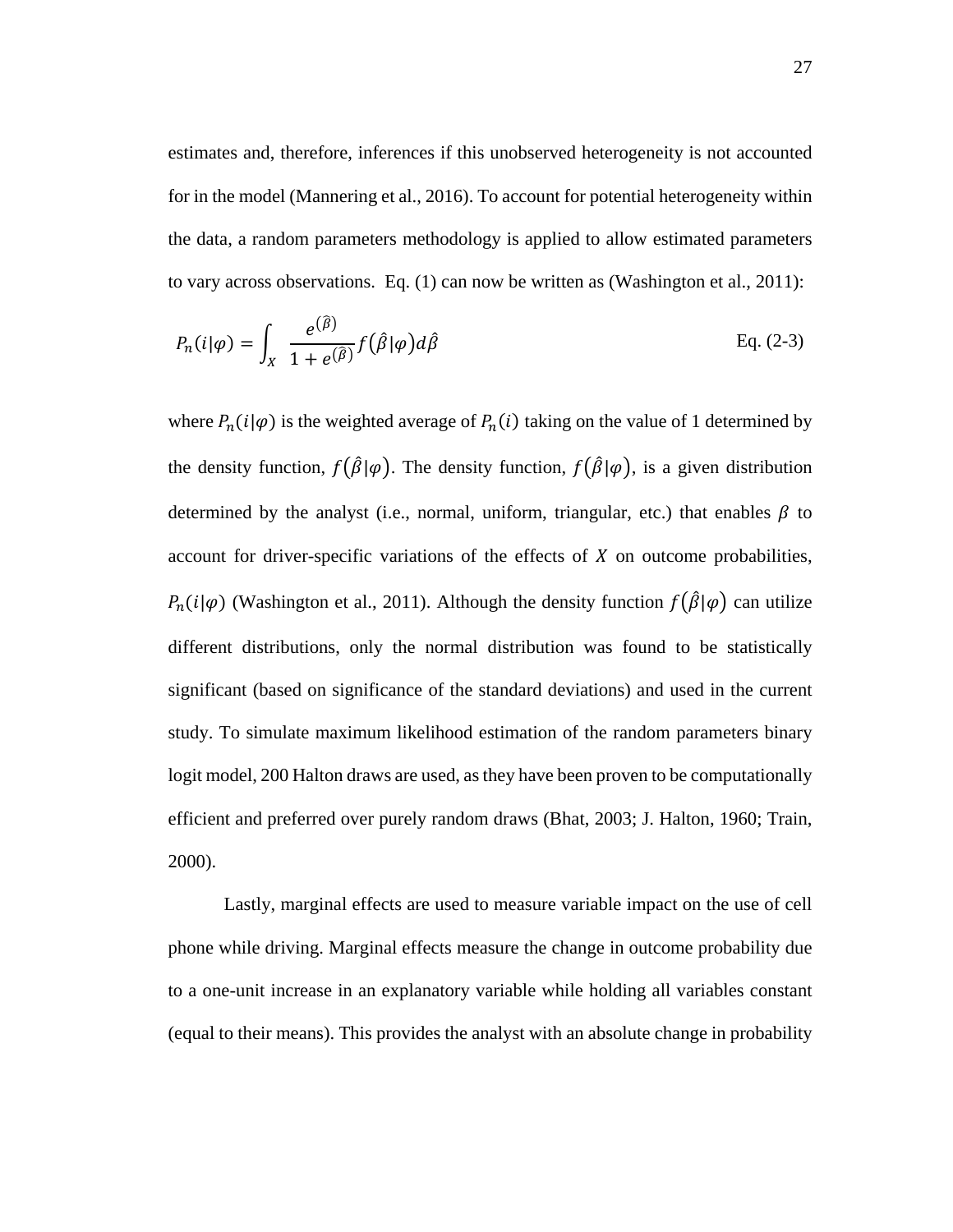estimates and, therefore, inferences if this unobserved heterogeneity is not accounted for in the model (Mannering et al., 2016). To account for potential heterogeneity within the data, a random parameters methodology is applied to allow estimated parameters to vary across observations. Eq. (1) can now be written as (Washington et al., 2011):

$$P_n(i|\varphi) = \int_X \frac{e^{(\hat{\beta})}}{1 + e^{(\hat{\beta})}} f(\hat{\beta}|\varphi) d\hat{\beta} \qquad \text{Eq. (2-3)}$$

where $P_n(i|\varphi)$ is the weighted average of $P_n(i)$ taking on the value of 1 determined by the density function, $f(\hat{\beta}|\varphi)$. The density function, $f(\hat{\beta}|\varphi)$, is a given distribution determined by the analyst (i.e., normal, uniform, triangular, etc.) that enables $\beta$ to account for driver-specific variations of the effects of $X$ on outcome probabilities, $P_n(i|\varphi)$ (Washington et al., 2011). Although the density function $f(\hat{\beta}|\varphi)$ can utilize different distributions, only the normal distribution was found to be statistically significant (based on significance of the standard deviations) and used in the current study. To simulate maximum likelihood estimation of the random parameters binary logit model, 200 Halton draws are used, as they have been proven to be computationally efficient and preferred over purely random draws (Bhat, 2003; J. Halton, 1960; Train, 2000).

Lastly, marginal effects are used to measure variable impact on the use of cell phone while driving. Marginal effects measure the change in outcome probability due to a one-unit increase in an explanatory variable while holding all variables constant (equal to their means). This provides the analyst with an absolute change in probability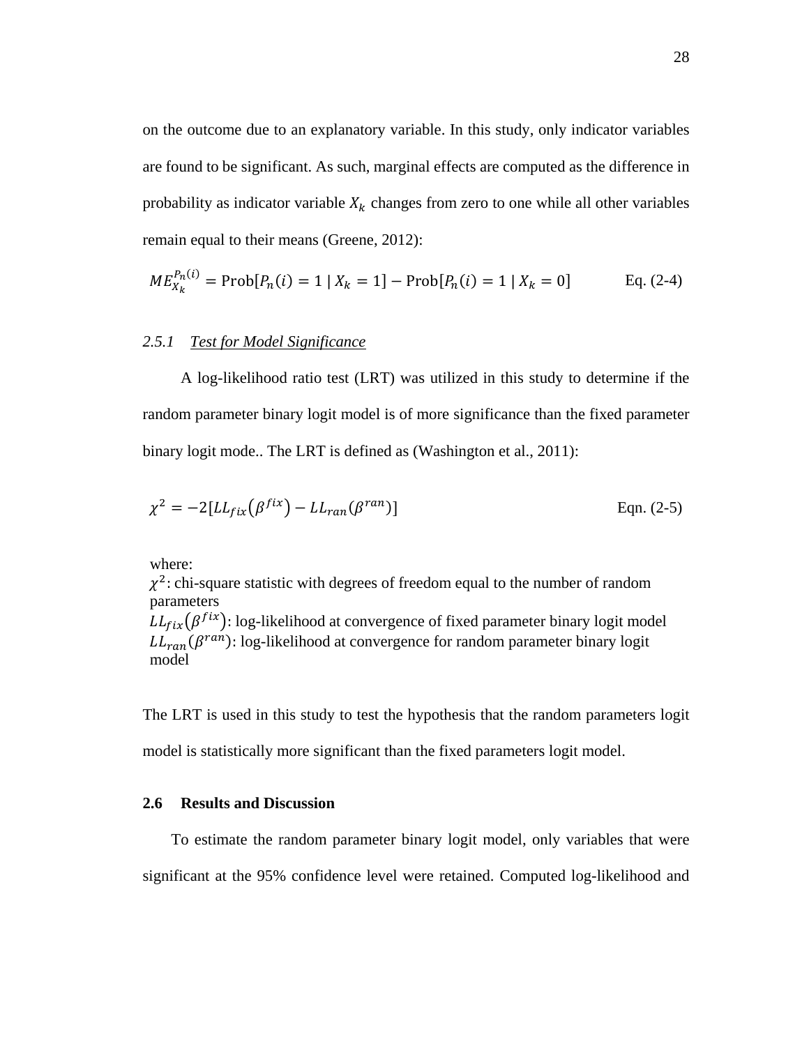on the outcome due to an explanatory variable. In this study, only indicator variables are found to be significant. As such, marginal effects are computed as the difference in probability as indicator variable $X_k$ changes from zero to one while all other variables remain equal to their means (Greene, 2012):

$$ME_{X_k}^{P_n(i)} = \text{Prob}[P_n(i) = 1 \mid X_k = 1] - \text{Prob}[P_n(i) = 1 \mid X_k = 0] \qquad \text{Eq. (2-4)}$$

### 2.5.1 Test for Model Significance

A log-likelihood ratio test (LRT) was utilized in this study to determine if the random parameter binary logit model is of more significance than the fixed parameter binary logit mode.. The LRT is defined as (Washington et al., 2011):

$$\chi^2 = -2[LL_{fix}(\beta^{fix}) - LL_{ran}(\beta^{ran})] \qquad \text{Eqn. (2-5)}$$

where:
$\chi^2$: chi-square statistic with degrees of freedom equal to the number of random parameters
$LL_{fix}(\beta^{fix})$: log-likelihood at convergence of fixed parameter binary logit model
$LL_{ran}(\beta^{ran})$: log-likelihood at convergence for random parameter binary logit model

The LRT is used in this study to test the hypothesis that the random parameters logit model is statistically more significant than the fixed parameters logit model.

## 2.6 Results and Discussion

To estimate the random parameter binary logit model, only variables that were significant at the 95% confidence level were retained. Computed log-likelihood and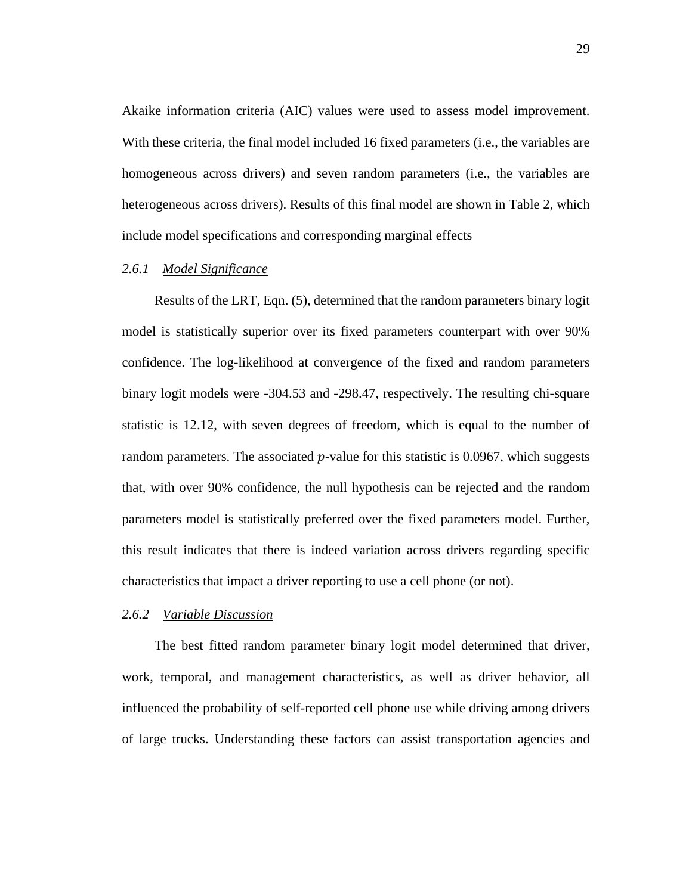Akaike information criteria (AIC) values were used to assess model improvement. With these criteria, the final model included 16 fixed parameters (i.e., the variables are homogeneous across drivers) and seven random parameters (i.e., the variables are heterogeneous across drivers). Results of this final model are shown in Table 2, which include model specifications and corresponding marginal effects

### *2.6.1 Model Significance*

Results of the LRT, Eqn. (5), determined that the random parameters binary logit model is statistically superior over its fixed parameters counterpart with over 90% confidence. The log-likelihood at convergence of the fixed and random parameters binary logit models were -304.53 and -298.47, respectively. The resulting chi-square statistic is 12.12, with seven degrees of freedom, which is equal to the number of random parameters. The associated $p$-value for this statistic is 0.0967, which suggests that, with over 90% confidence, the null hypothesis can be rejected and the random parameters model is statistically preferred over the fixed parameters model. Further, this result indicates that there is indeed variation across drivers regarding specific characteristics that impact a driver reporting to use a cell phone (or not).

### *2.6.2 Variable Discussion*

The best fitted random parameter binary logit model determined that driver, work, temporal, and management characteristics, as well as driver behavior, all influenced the probability of self-reported cell phone use while driving among drivers of large trucks. Understanding these factors can assist transportation agencies and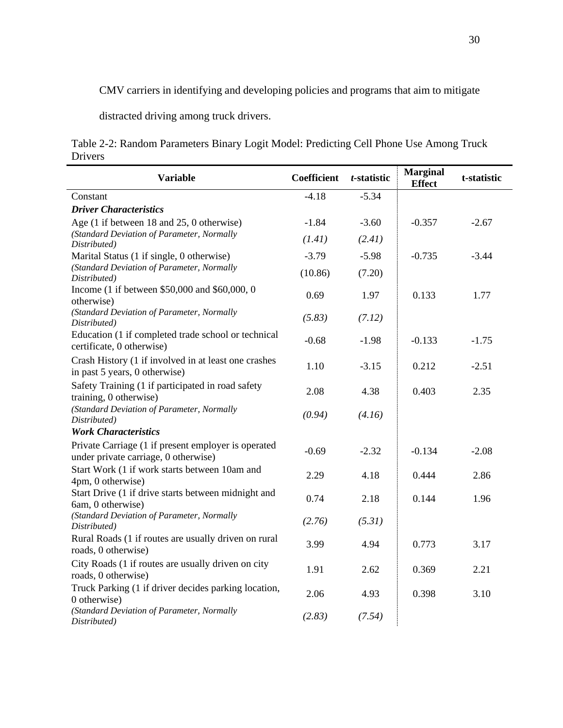CMV carriers in identifying and developing policies and programs that aim to mitigate distracted driving among truck drivers.

Table 2-2: Random Parameters Binary Logit Model: Predicting Cell Phone Use Among Truck Drivers

| Variable | Coefficient | *t*-statistic | Marginal Effect | t-statistic |
|---|---|---|---|---|
| Constant | -4.18 | -5.34 | | |
| ***Driver Characteristics*** | | | | |
| Age (1 if between 18 and 25, 0 otherwise) | -1.84 | -3.60 | -0.357 | -2.67 |
| *(Standard Deviation of Parameter, Normally Distributed)* | *(1.41)* | *(2.41)* | | |
| Marital Status (1 if single, 0 otherwise) | -3.79 | -5.98 | -0.735 | -3.44 |
| *(Standard Deviation of Parameter, Normally Distributed)* | (10.86) | (7.20) | | |
| Income (1 if between $50,000 and $60,000, 0 otherwise) | 0.69 | 1.97 | 0.133 | 1.77 |
| *(Standard Deviation of Parameter, Normally Distributed)* | *(5.83)* | *(7.12)* | | |
| Education (1 if completed trade school or technical certificate, 0 otherwise) | -0.68 | -1.98 | -0.133 | -1.75 |
| Crash History (1 if involved in at least one crashes in past 5 years, 0 otherwise) | 1.10 | -3.15 | 0.212 | -2.51 |
| Safety Training (1 if participated in road safety training, 0 otherwise) | 2.08 | 4.38 | 0.403 | 2.35 |
| *(Standard Deviation of Parameter, Normally Distributed)* | *(0.94)* | *(4.16)* | | |
| ***Work Characteristics*** | | | | |
| Private Carriage (1 if present employer is operated under private carriage, 0 otherwise) | -0.69 | -2.32 | -0.134 | -2.08 |
| Start Work (1 if work starts between 10am and 4pm, 0 otherwise) | 2.29 | 4.18 | 0.444 | 2.86 |
| Start Drive (1 if drive starts between midnight and 6am, 0 otherwise) | 0.74 | 2.18 | 0.144 | 1.96 |
| *(Standard Deviation of Parameter, Normally Distributed)* | *(2.76)* | *(5.31)* | | |
| Rural Roads (1 if routes are usually driven on rural roads, 0 otherwise) | 3.99 | 4.94 | 0.773 | 3.17 |
| City Roads (1 if routes are usually driven on city roads, 0 otherwise) | 1.91 | 2.62 | 0.369 | 2.21 |
| Truck Parking (1 if driver decides parking location, 0 otherwise) | 2.06 | 4.93 | 0.398 | 3.10 |
| *(Standard Deviation of Parameter, Normally Distributed)* | *(2.83)* | *(7.54)* | | |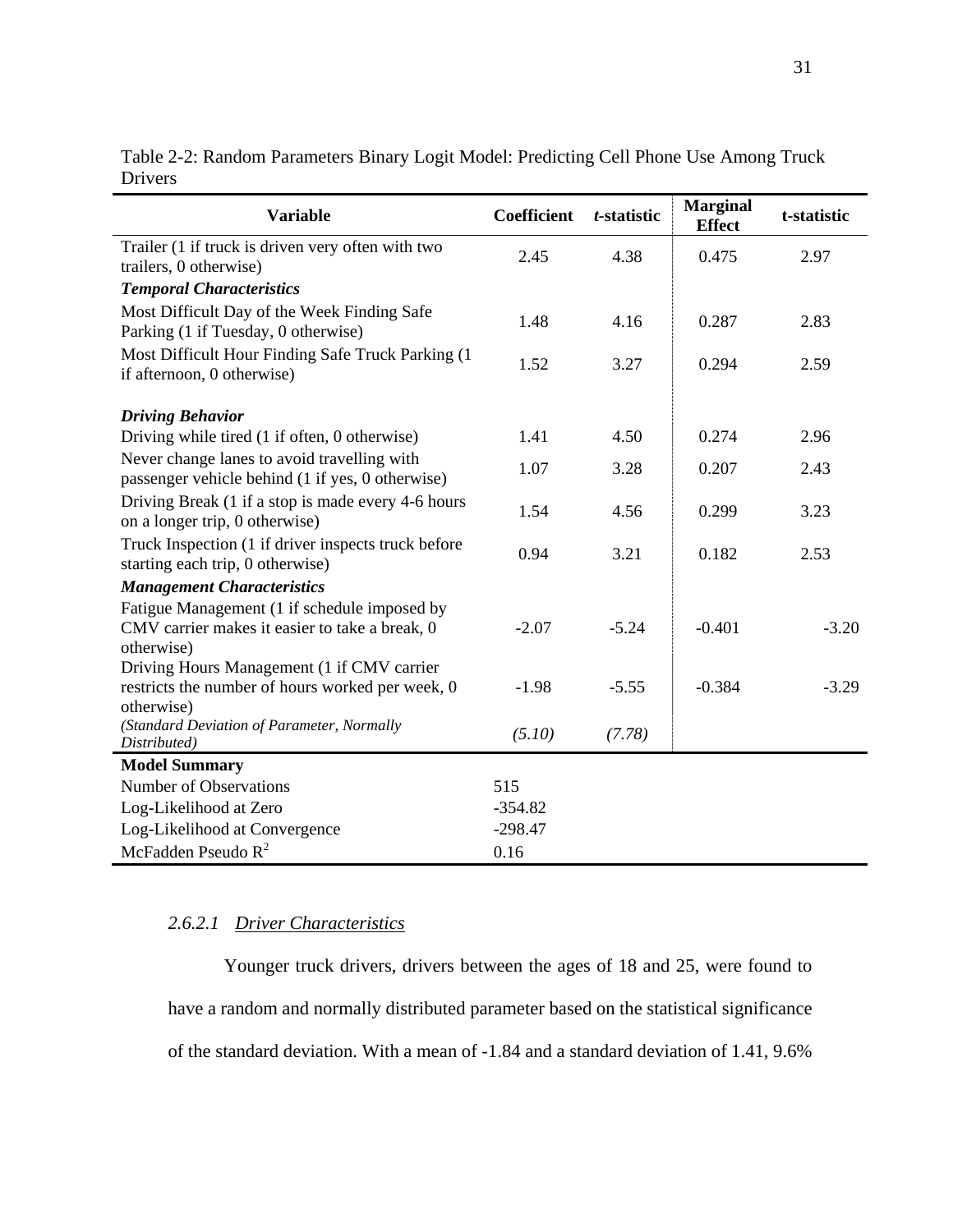Table 2-2: Random Parameters Binary Logit Model: Predicting Cell Phone Use Among Truck Drivers

| Variable | Coefficient | *t*-statistic | Marginal Effect | t-statistic |
|---|---|---|---|---|
| Trailer (1 if truck is driven very often with two trailers, 0 otherwise) | 2.45 | 4.38 | 0.475 | 2.97 |
| ***Temporal Characteristics*** | | | | |
| Most Difficult Day of the Week Finding Safe Parking (1 if Tuesday, 0 otherwise) | 1.48 | 4.16 | 0.287 | 2.83 |
| Most Difficult Hour Finding Safe Truck Parking (1 if afternoon, 0 otherwise) | 1.52 | 3.27 | 0.294 | 2.59 |
| ***Driving Behavior*** | | | | |
| Driving while tired (1 if often, 0 otherwise) | 1.41 | 4.50 | 0.274 | 2.96 |
| Never change lanes to avoid travelling with passenger vehicle behind (1 if yes, 0 otherwise) | 1.07 | 3.28 | 0.207 | 2.43 |
| Driving Break (1 if a stop is made every 4-6 hours on a longer trip, 0 otherwise) | 1.54 | 4.56 | 0.299 | 3.23 |
| Truck Inspection (1 if driver inspects truck before starting each trip, 0 otherwise) | 0.94 | 3.21 | 0.182 | 2.53 |
| ***Management Characteristics*** | | | | |
| Fatigue Management (1 if schedule imposed by CMV carrier makes it easier to take a break, 0 otherwise) | -2.07 | -5.24 | -0.401 | -3.20 |
| Driving Hours Management (1 if CMV carrier restricts the number of hours worked per week, 0 otherwise) | -1.98 | -5.55 | -0.384 | -3.29 |
| *(Standard Deviation of Parameter, Normally Distributed)* | *(5.10)* | *(7.78)* | | |
| **Model Summary** | | | | |
| Number of Observations | 515 | | | |
| Log-Likelihood at Zero | -354.82 | | | |
| Log-Likelihood at Convergence | -298.47 | | | |
| McFadden Pseudo $R^2$ | 0.16 | | | |

#### 2.6.2.1 Driver Characteristics

Younger truck drivers, drivers between the ages of 18 and 25, were found to have a random and normally distributed parameter based on the statistical significance of the standard deviation. With a mean of -1.84 and a standard deviation of 1.41, 9.6%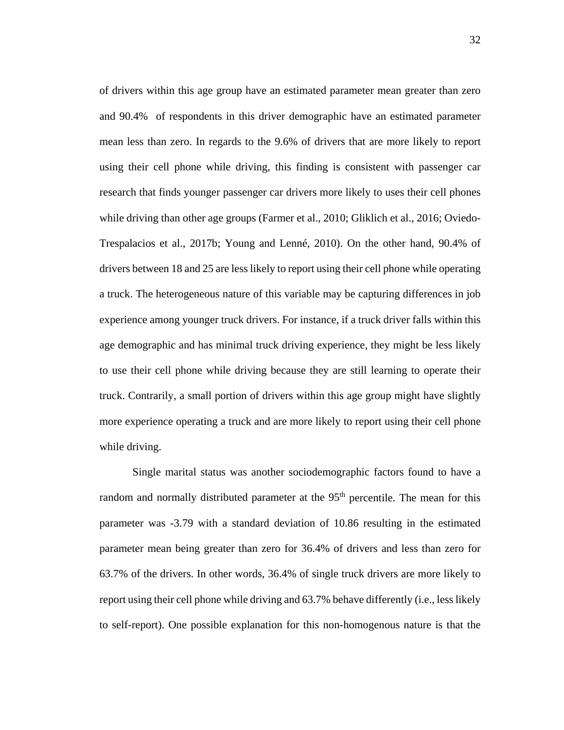of drivers within this age group have an estimated parameter mean greater than zero and 90.4% of respondents in this driver demographic have an estimated parameter mean less than zero. In regards to the 9.6% of drivers that are more likely to report using their cell phone while driving, this finding is consistent with passenger car research that finds younger passenger car drivers more likely to uses their cell phones while driving than other age groups (Farmer et al., 2010; Gliklich et al., 2016; Oviedo-Trespalacios et al., 2017b; Young and Lenné, 2010). On the other hand, 90.4% of drivers between 18 and 25 are less likely to report using their cell phone while operating a truck. The heterogeneous nature of this variable may be capturing differences in job experience among younger truck drivers. For instance, if a truck driver falls within this age demographic and has minimal truck driving experience, they might be less likely to use their cell phone while driving because they are still learning to operate their truck. Contrarily, a small portion of drivers within this age group might have slightly more experience operating a truck and are more likely to report using their cell phone while driving.

Single marital status was another sociodemographic factors found to have a random and normally distributed parameter at the 95$^{th}$ percentile. The mean for this parameter was -3.79 with a standard deviation of 10.86 resulting in the estimated parameter mean being greater than zero for 36.4% of drivers and less than zero for 63.7% of the drivers. In other words, 36.4% of single truck drivers are more likely to report using their cell phone while driving and 63.7% behave differently (i.e., less likely to self-report). One possible explanation for this non-homogenous nature is that the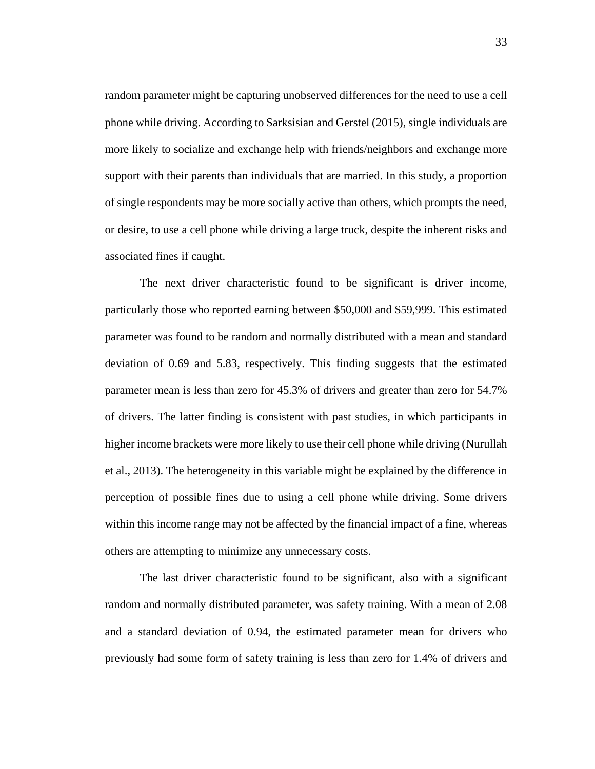random parameter might be capturing unobserved differences for the need to use a cell phone while driving. According to Sarksisian and Gerstel (2015), single individuals are more likely to socialize and exchange help with friends/neighbors and exchange more support with their parents than individuals that are married. In this study, a proportion of single respondents may be more socially active than others, which prompts the need, or desire, to use a cell phone while driving a large truck, despite the inherent risks and associated fines if caught.

The next driver characteristic found to be significant is driver income, particularly those who reported earning between $50,000 and $59,999. This estimated parameter was found to be random and normally distributed with a mean and standard deviation of 0.69 and 5.83, respectively. This finding suggests that the estimated parameter mean is less than zero for 45.3% of drivers and greater than zero for 54.7% of drivers. The latter finding is consistent with past studies, in which participants in higher income brackets were more likely to use their cell phone while driving (Nurullah et al., 2013). The heterogeneity in this variable might be explained by the difference in perception of possible fines due to using a cell phone while driving. Some drivers within this income range may not be affected by the financial impact of a fine, whereas others are attempting to minimize any unnecessary costs.

The last driver characteristic found to be significant, also with a significant random and normally distributed parameter, was safety training. With a mean of 2.08 and a standard deviation of 0.94, the estimated parameter mean for drivers who previously had some form of safety training is less than zero for 1.4% of drivers and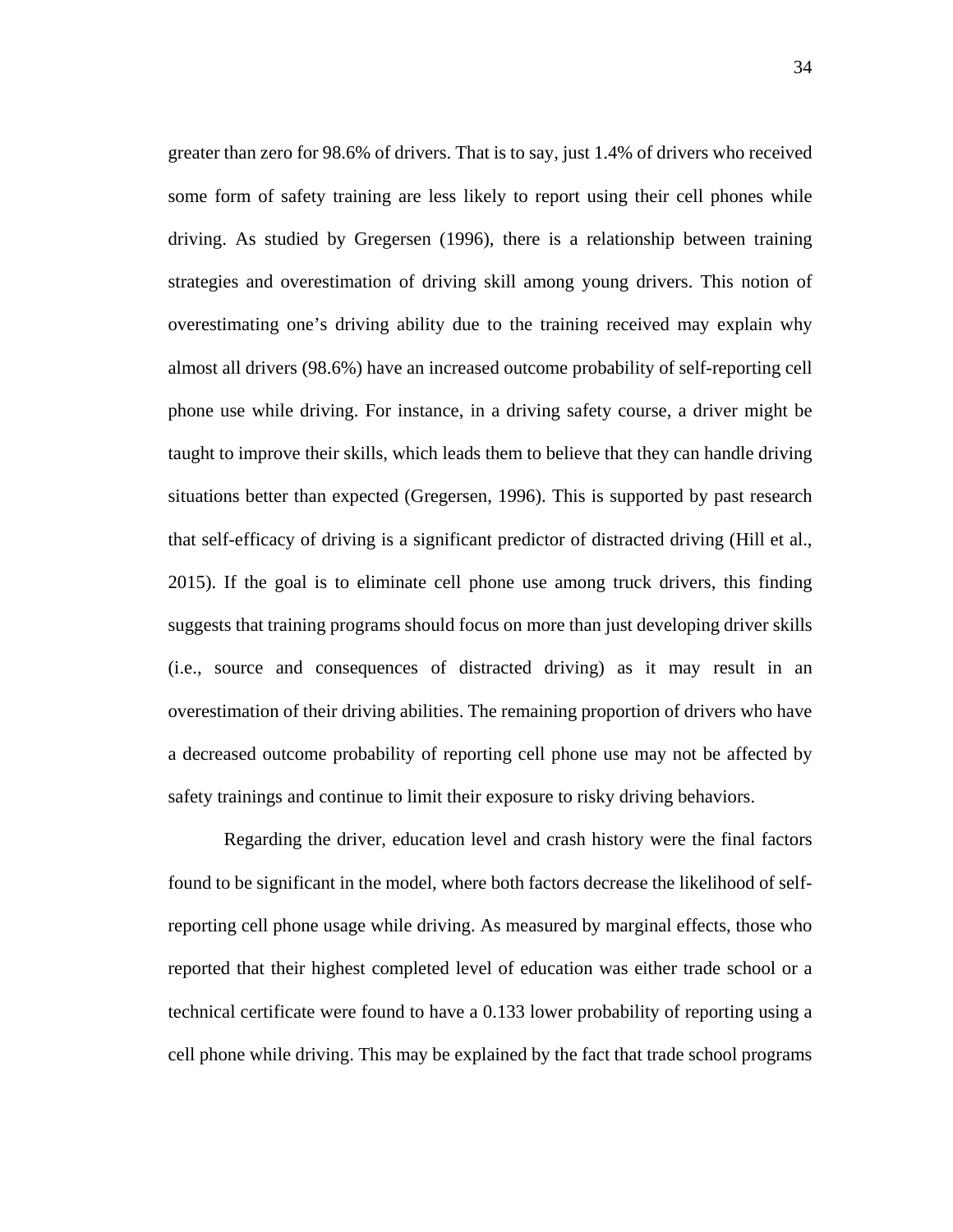greater than zero for 98.6% of drivers. That is to say, just 1.4% of drivers who received some form of safety training are less likely to report using their cell phones while driving. As studied by Gregersen (1996), there is a relationship between training strategies and overestimation of driving skill among young drivers. This notion of overestimating one's driving ability due to the training received may explain why almost all drivers (98.6%) have an increased outcome probability of self-reporting cell phone use while driving. For instance, in a driving safety course, a driver might be taught to improve their skills, which leads them to believe that they can handle driving situations better than expected (Gregersen, 1996). This is supported by past research that self-efficacy of driving is a significant predictor of distracted driving (Hill et al., 2015). If the goal is to eliminate cell phone use among truck drivers, this finding suggests that training programs should focus on more than just developing driver skills (i.e., source and consequences of distracted driving) as it may result in an overestimation of their driving abilities. The remaining proportion of drivers who have a decreased outcome probability of reporting cell phone use may not be affected by safety trainings and continue to limit their exposure to risky driving behaviors.

Regarding the driver, education level and crash history were the final factors found to be significant in the model, where both factors decrease the likelihood of self-reporting cell phone usage while driving. As measured by marginal effects, those who reported that their highest completed level of education was either trade school or a technical certificate were found to have a 0.133 lower probability of reporting using a cell phone while driving. This may be explained by the fact that trade school programs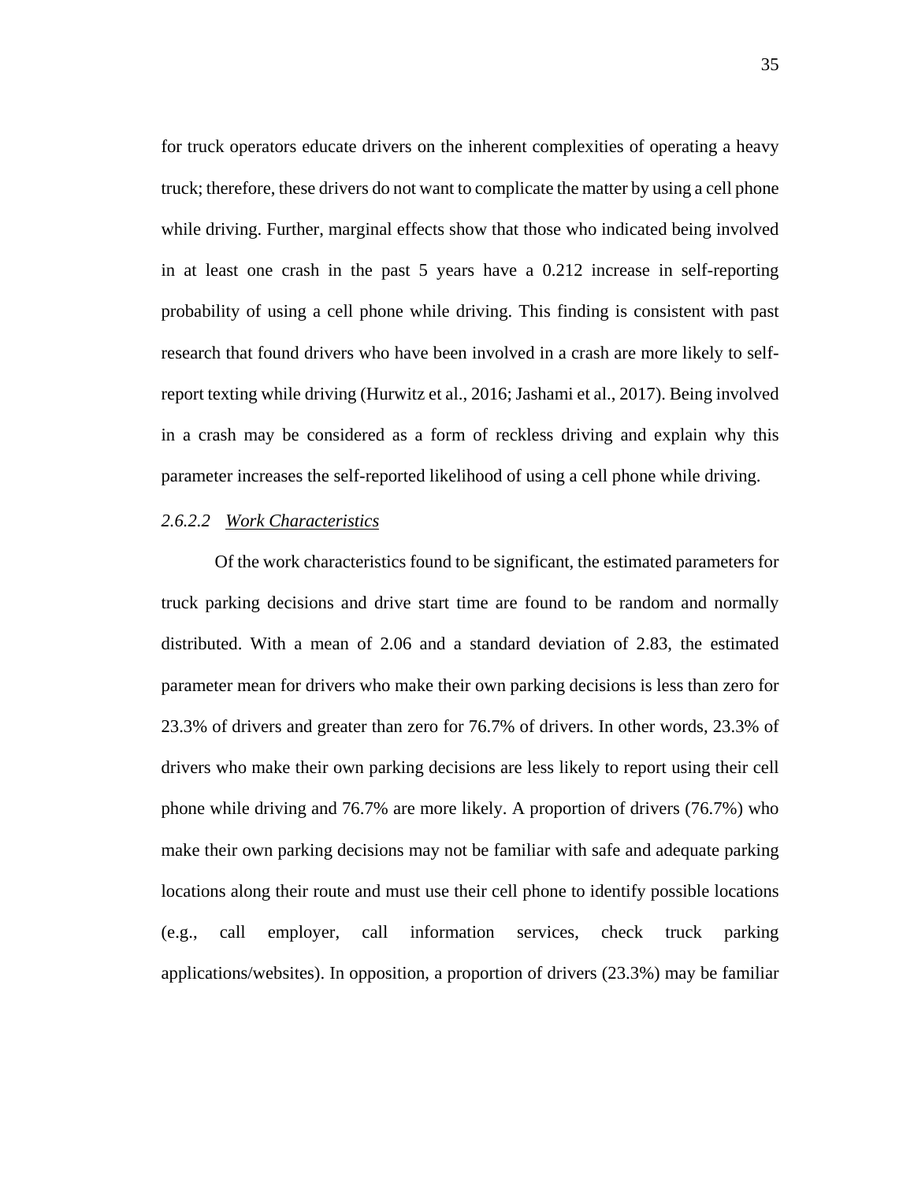for truck operators educate drivers on the inherent complexities of operating a heavy truck; therefore, these drivers do not want to complicate the matter by using a cell phone while driving. Further, marginal effects show that those who indicated being involved in at least one crash in the past 5 years have a 0.212 increase in self-reporting probability of using a cell phone while driving. This finding is consistent with past research that found drivers who have been involved in a crash are more likely to self-report texting while driving (Hurwitz et al., 2016; Jashami et al., 2017). Being involved in a crash may be considered as a form of reckless driving and explain why this parameter increases the self-reported likelihood of using a cell phone while driving.

#### 2.6.2.2 *Work Characteristics*

Of the work characteristics found to be significant, the estimated parameters for truck parking decisions and drive start time are found to be random and normally distributed. With a mean of 2.06 and a standard deviation of 2.83, the estimated parameter mean for drivers who make their own parking decisions is less than zero for 23.3% of drivers and greater than zero for 76.7% of drivers. In other words, 23.3% of drivers who make their own parking decisions are less likely to report using their cell phone while driving and 76.7% are more likely. A proportion of drivers (76.7%) who make their own parking decisions may not be familiar with safe and adequate parking locations along their route and must use their cell phone to identify possible locations (e.g., call employer, call information services, check truck parking applications/websites). In opposition, a proportion of drivers (23.3%) may be familiar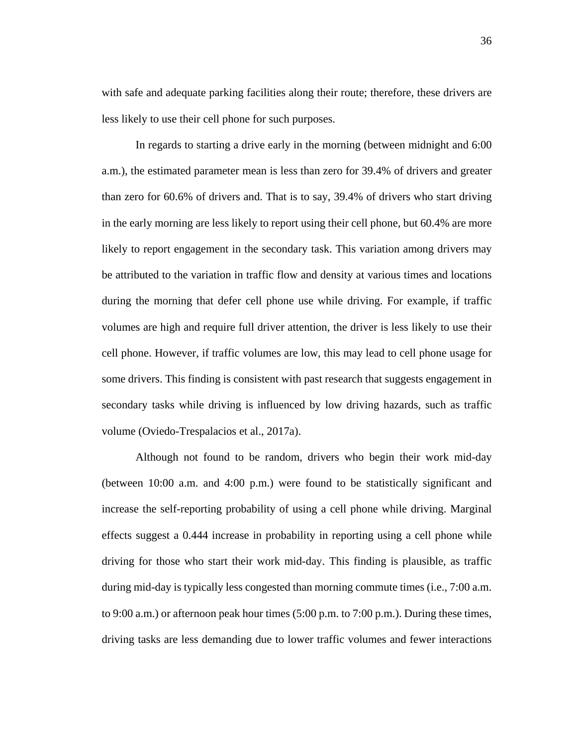with safe and adequate parking facilities along their route; therefore, these drivers are less likely to use their cell phone for such purposes.

In regards to starting a drive early in the morning (between midnight and 6:00 a.m.), the estimated parameter mean is less than zero for 39.4% of drivers and greater than zero for 60.6% of drivers and. That is to say, 39.4% of drivers who start driving in the early morning are less likely to report using their cell phone, but 60.4% are more likely to report engagement in the secondary task. This variation among drivers may be attributed to the variation in traffic flow and density at various times and locations during the morning that defer cell phone use while driving. For example, if traffic volumes are high and require full driver attention, the driver is less likely to use their cell phone. However, if traffic volumes are low, this may lead to cell phone usage for some drivers. This finding is consistent with past research that suggests engagement in secondary tasks while driving is influenced by low driving hazards, such as traffic volume (Oviedo-Trespalacios et al., 2017a).

Although not found to be random, drivers who begin their work mid-day (between 10:00 a.m. and 4:00 p.m.) were found to be statistically significant and increase the self-reporting probability of using a cell phone while driving. Marginal effects suggest a 0.444 increase in probability in reporting using a cell phone while driving for those who start their work mid-day. This finding is plausible, as traffic during mid-day is typically less congested than morning commute times (i.e., 7:00 a.m. to 9:00 a.m.) or afternoon peak hour times (5:00 p.m. to 7:00 p.m.). During these times, driving tasks are less demanding due to lower traffic volumes and fewer interactions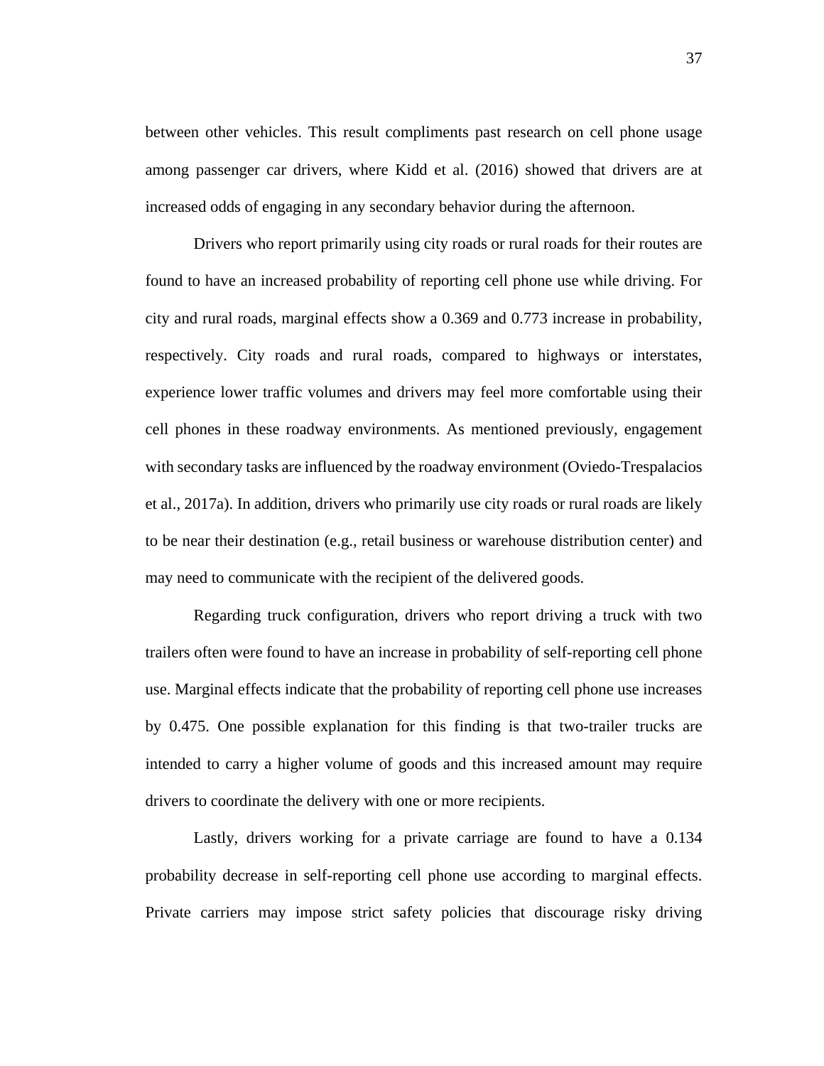between other vehicles. This result compliments past research on cell phone usage among passenger car drivers, where Kidd et al. (2016) showed that drivers are at increased odds of engaging in any secondary behavior during the afternoon.

Drivers who report primarily using city roads or rural roads for their routes are found to have an increased probability of reporting cell phone use while driving. For city and rural roads, marginal effects show a 0.369 and 0.773 increase in probability, respectively. City roads and rural roads, compared to highways or interstates, experience lower traffic volumes and drivers may feel more comfortable using their cell phones in these roadway environments. As mentioned previously, engagement with secondary tasks are influenced by the roadway environment (Oviedo-Trespalacios et al., 2017a). In addition, drivers who primarily use city roads or rural roads are likely to be near their destination (e.g., retail business or warehouse distribution center) and may need to communicate with the recipient of the delivered goods.

Regarding truck configuration, drivers who report driving a truck with two trailers often were found to have an increase in probability of self-reporting cell phone use. Marginal effects indicate that the probability of reporting cell phone use increases by 0.475. One possible explanation for this finding is that two-trailer trucks are intended to carry a higher volume of goods and this increased amount may require drivers to coordinate the delivery with one or more recipients.

Lastly, drivers working for a private carriage are found to have a 0.134 probability decrease in self-reporting cell phone use according to marginal effects. Private carriers may impose strict safety policies that discourage risky driving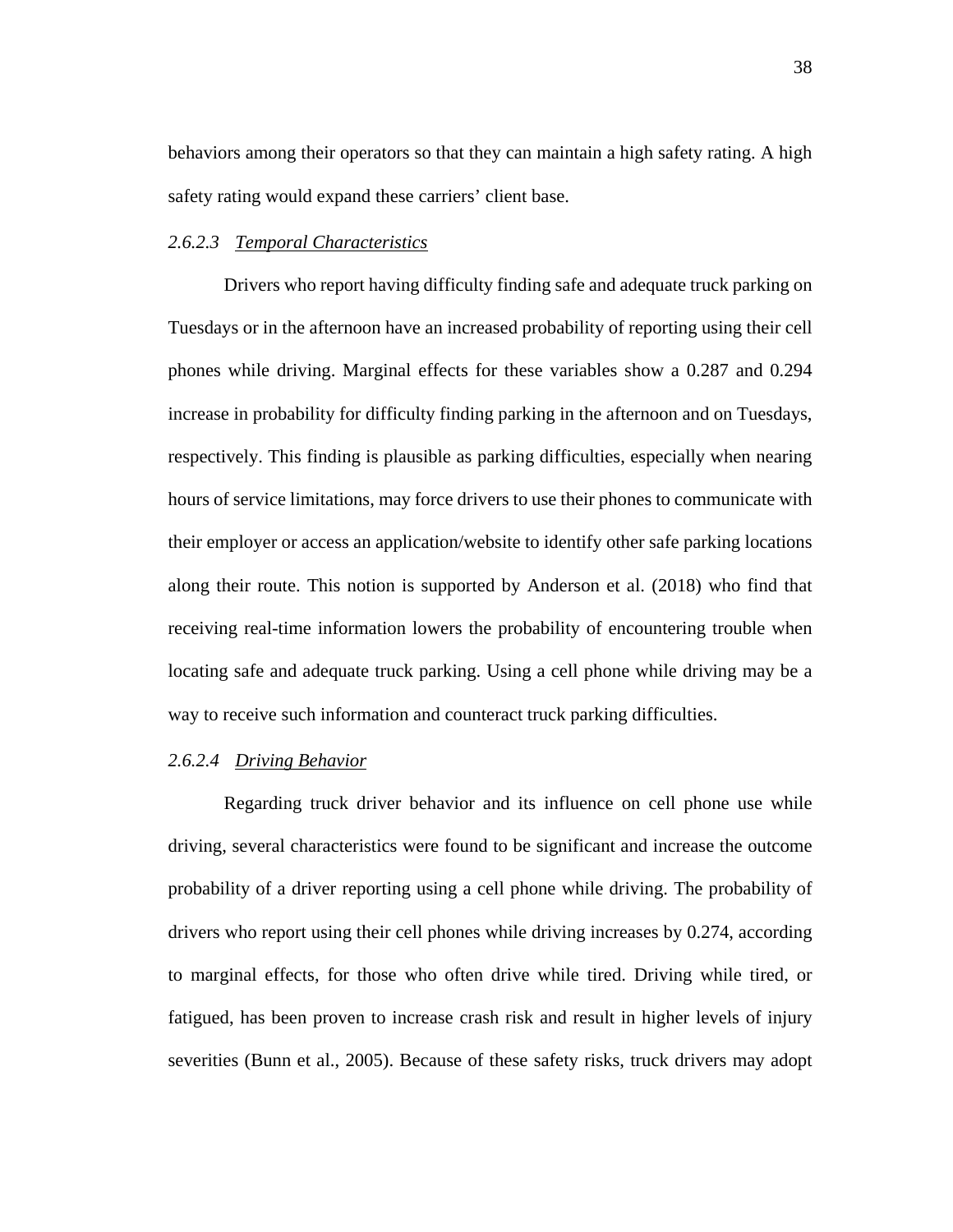behaviors among their operators so that they can maintain a high safety rating. A high safety rating would expand these carriers' client base.

#### *2.6.2.3 Temporal Characteristics*

Drivers who report having difficulty finding safe and adequate truck parking on Tuesdays or in the afternoon have an increased probability of reporting using their cell phones while driving. Marginal effects for these variables show a 0.287 and 0.294 increase in probability for difficulty finding parking in the afternoon and on Tuesdays, respectively. This finding is plausible as parking difficulties, especially when nearing hours of service limitations, may force drivers to use their phones to communicate with their employer or access an application/website to identify other safe parking locations along their route. This notion is supported by Anderson et al. (2018) who find that receiving real-time information lowers the probability of encountering trouble when locating safe and adequate truck parking. Using a cell phone while driving may be a way to receive such information and counteract truck parking difficulties.

#### *2.6.2.4 Driving Behavior*

Regarding truck driver behavior and its influence on cell phone use while driving, several characteristics were found to be significant and increase the outcome probability of a driver reporting using a cell phone while driving. The probability of drivers who report using their cell phones while driving increases by 0.274, according to marginal effects, for those who often drive while tired. Driving while tired, or fatigued, has been proven to increase crash risk and result in higher levels of injury severities (Bunn et al., 2005). Because of these safety risks, truck drivers may adopt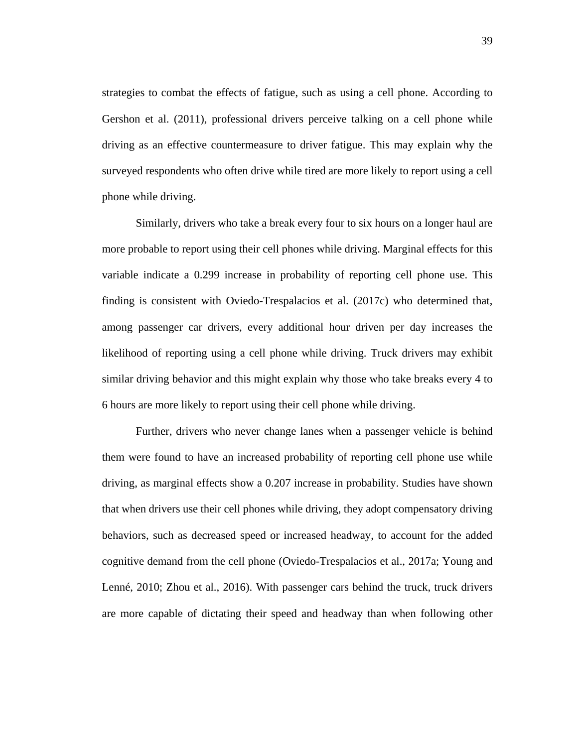strategies to combat the effects of fatigue, such as using a cell phone. According to Gershon et al. (2011), professional drivers perceive talking on a cell phone while driving as an effective countermeasure to driver fatigue. This may explain why the surveyed respondents who often drive while tired are more likely to report using a cell phone while driving.

Similarly, drivers who take a break every four to six hours on a longer haul are more probable to report using their cell phones while driving. Marginal effects for this variable indicate a 0.299 increase in probability of reporting cell phone use. This finding is consistent with Oviedo-Trespalacios et al. (2017c) who determined that, among passenger car drivers, every additional hour driven per day increases the likelihood of reporting using a cell phone while driving. Truck drivers may exhibit similar driving behavior and this might explain why those who take breaks every 4 to 6 hours are more likely to report using their cell phone while driving.

Further, drivers who never change lanes when a passenger vehicle is behind them were found to have an increased probability of reporting cell phone use while driving, as marginal effects show a 0.207 increase in probability. Studies have shown that when drivers use their cell phones while driving, they adopt compensatory driving behaviors, such as decreased speed or increased headway, to account for the added cognitive demand from the cell phone (Oviedo-Trespalacios et al., 2017a; Young and Lenné, 2010; Zhou et al., 2016). With passenger cars behind the truck, truck drivers are more capable of dictating their speed and headway than when following other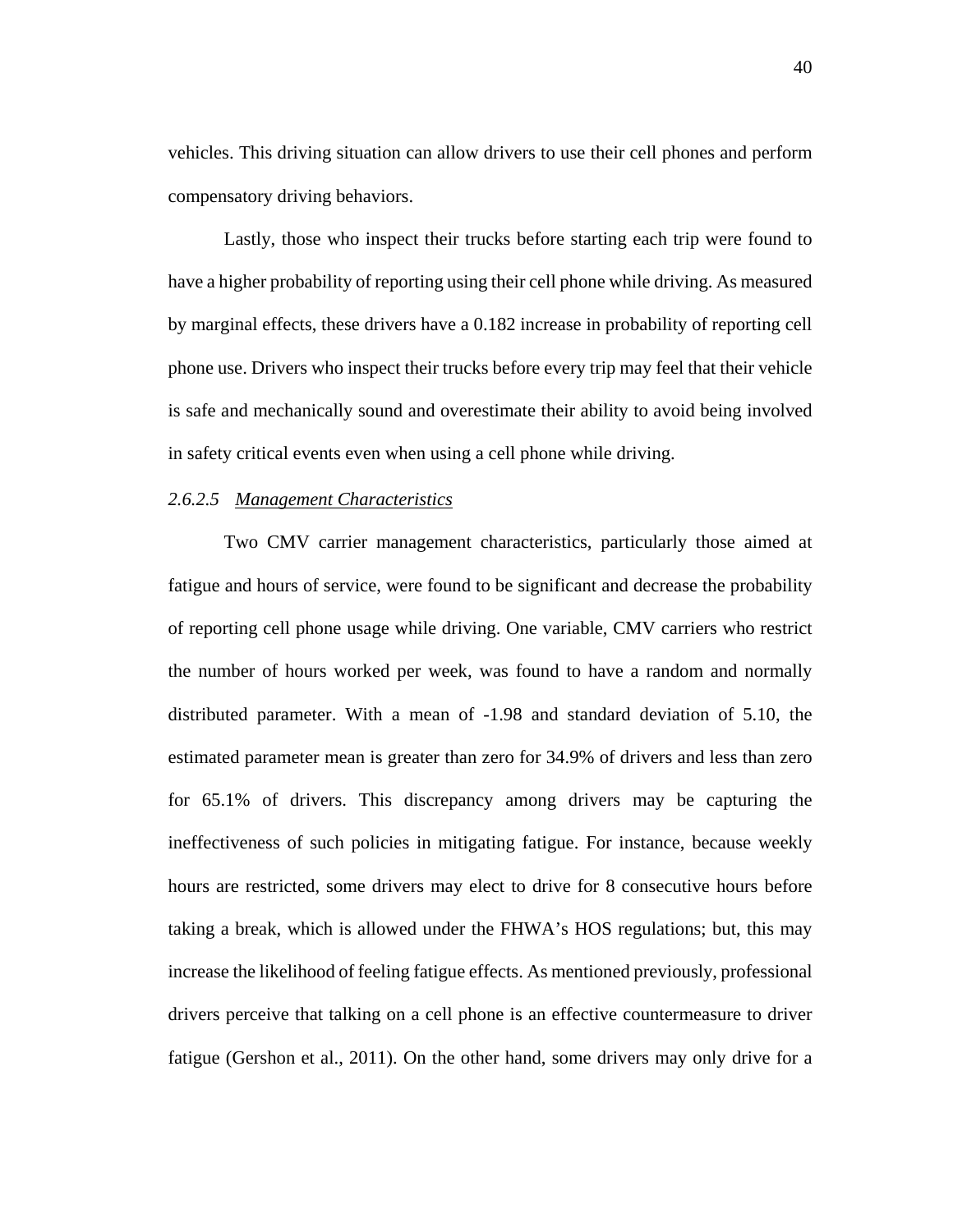vehicles. This driving situation can allow drivers to use their cell phones and perform compensatory driving behaviors.

Lastly, those who inspect their trucks before starting each trip were found to have a higher probability of reporting using their cell phone while driving. As measured by marginal effects, these drivers have a 0.182 increase in probability of reporting cell phone use. Drivers who inspect their trucks before every trip may feel that their vehicle is safe and mechanically sound and overestimate their ability to avoid being involved in safety critical events even when using a cell phone while driving.

#### *2.6.2.5 Management Characteristics*

Two CMV carrier management characteristics, particularly those aimed at fatigue and hours of service, were found to be significant and decrease the probability of reporting cell phone usage while driving. One variable, CMV carriers who restrict the number of hours worked per week, was found to have a random and normally distributed parameter. With a mean of -1.98 and standard deviation of 5.10, the estimated parameter mean is greater than zero for 34.9% of drivers and less than zero for 65.1% of drivers. This discrepancy among drivers may be capturing the ineffectiveness of such policies in mitigating fatigue. For instance, because weekly hours are restricted, some drivers may elect to drive for 8 consecutive hours before taking a break, which is allowed under the FHWA's HOS regulations; but, this may increase the likelihood of feeling fatigue effects. As mentioned previously, professional drivers perceive that talking on a cell phone is an effective countermeasure to driver fatigue (Gershon et al., 2011). On the other hand, some drivers may only drive for a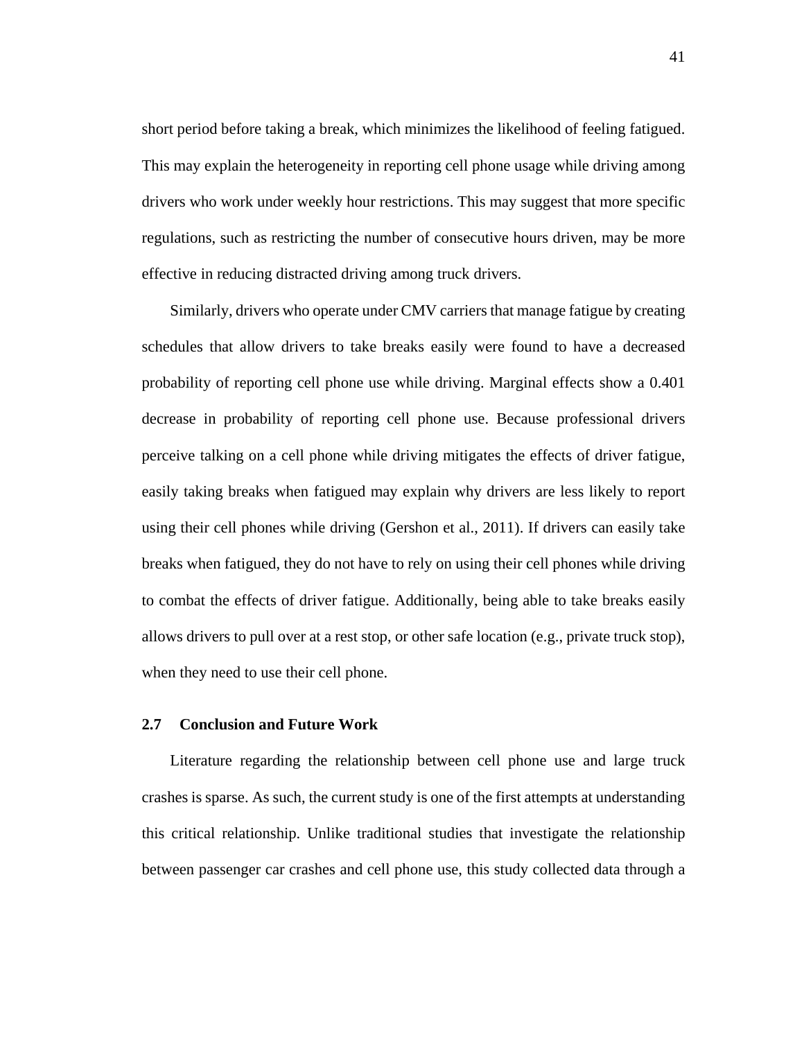short period before taking a break, which minimizes the likelihood of feeling fatigued. This may explain the heterogeneity in reporting cell phone usage while driving among drivers who work under weekly hour restrictions. This may suggest that more specific regulations, such as restricting the number of consecutive hours driven, may be more effective in reducing distracted driving among truck drivers.

Similarly, drivers who operate under CMV carriers that manage fatigue by creating schedules that allow drivers to take breaks easily were found to have a decreased probability of reporting cell phone use while driving. Marginal effects show a 0.401 decrease in probability of reporting cell phone use. Because professional drivers perceive talking on a cell phone while driving mitigates the effects of driver fatigue, easily taking breaks when fatigued may explain why drivers are less likely to report using their cell phones while driving (Gershon et al., 2011). If drivers can easily take breaks when fatigued, they do not have to rely on using their cell phones while driving to combat the effects of driver fatigue. Additionally, being able to take breaks easily allows drivers to pull over at a rest stop, or other safe location (e.g., private truck stop), when they need to use their cell phone.

### 2.7 Conclusion and Future Work

Literature regarding the relationship between cell phone use and large truck crashes is sparse. As such, the current study is one of the first attempts at understanding this critical relationship. Unlike traditional studies that investigate the relationship between passenger car crashes and cell phone use, this study collected data through a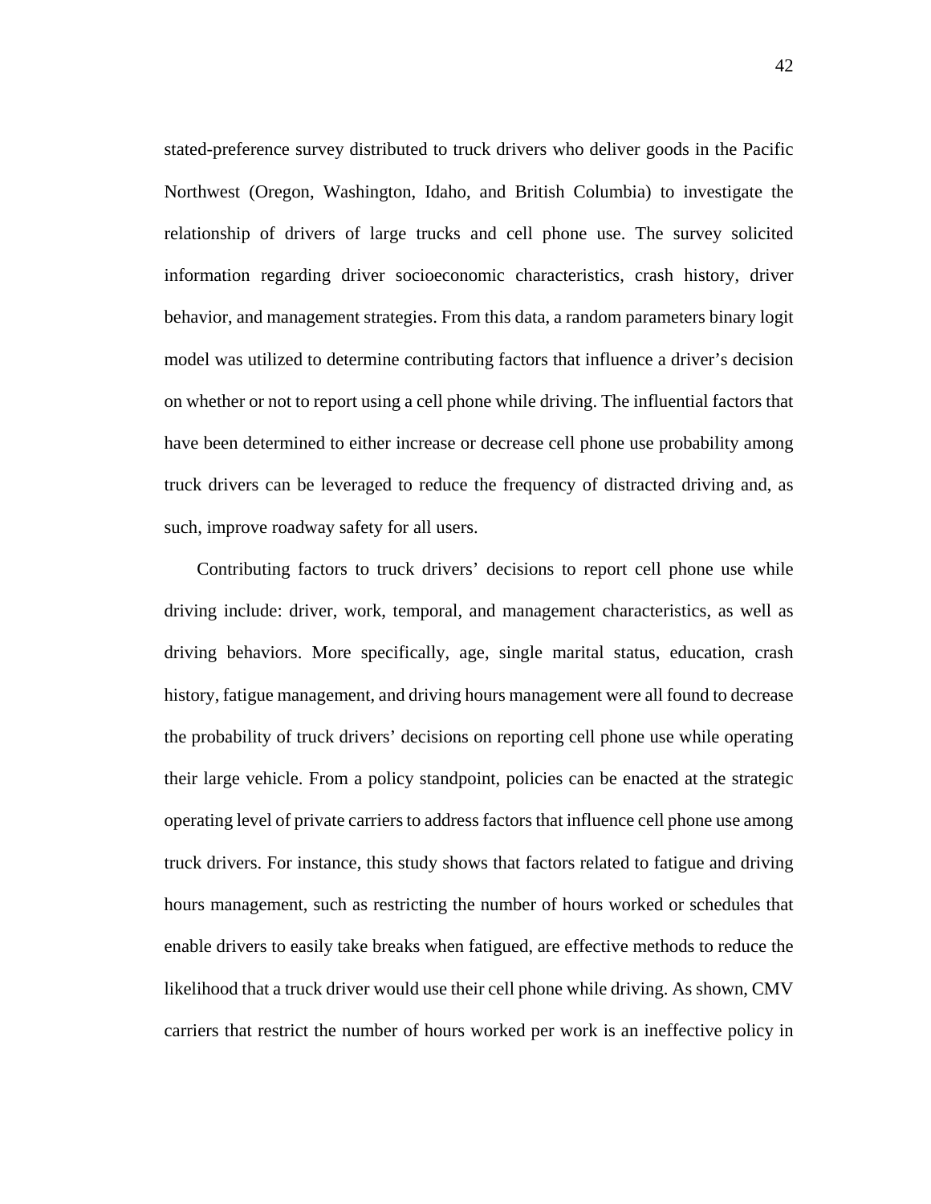stated-preference survey distributed to truck drivers who deliver goods in the Pacific Northwest (Oregon, Washington, Idaho, and British Columbia) to investigate the relationship of drivers of large trucks and cell phone use. The survey solicited information regarding driver socioeconomic characteristics, crash history, driver behavior, and management strategies. From this data, a random parameters binary logit model was utilized to determine contributing factors that influence a driver's decision on whether or not to report using a cell phone while driving. The influential factors that have been determined to either increase or decrease cell phone use probability among truck drivers can be leveraged to reduce the frequency of distracted driving and, as such, improve roadway safety for all users.

Contributing factors to truck drivers' decisions to report cell phone use while driving include: driver, work, temporal, and management characteristics, as well as driving behaviors. More specifically, age, single marital status, education, crash history, fatigue management, and driving hours management were all found to decrease the probability of truck drivers' decisions on reporting cell phone use while operating their large vehicle. From a policy standpoint, policies can be enacted at the strategic operating level of private carriers to address factors that influence cell phone use among truck drivers. For instance, this study shows that factors related to fatigue and driving hours management, such as restricting the number of hours worked or schedules that enable drivers to easily take breaks when fatigued, are effective methods to reduce the likelihood that a truck driver would use their cell phone while driving. As shown, CMV carriers that restrict the number of hours worked per work is an ineffective policy in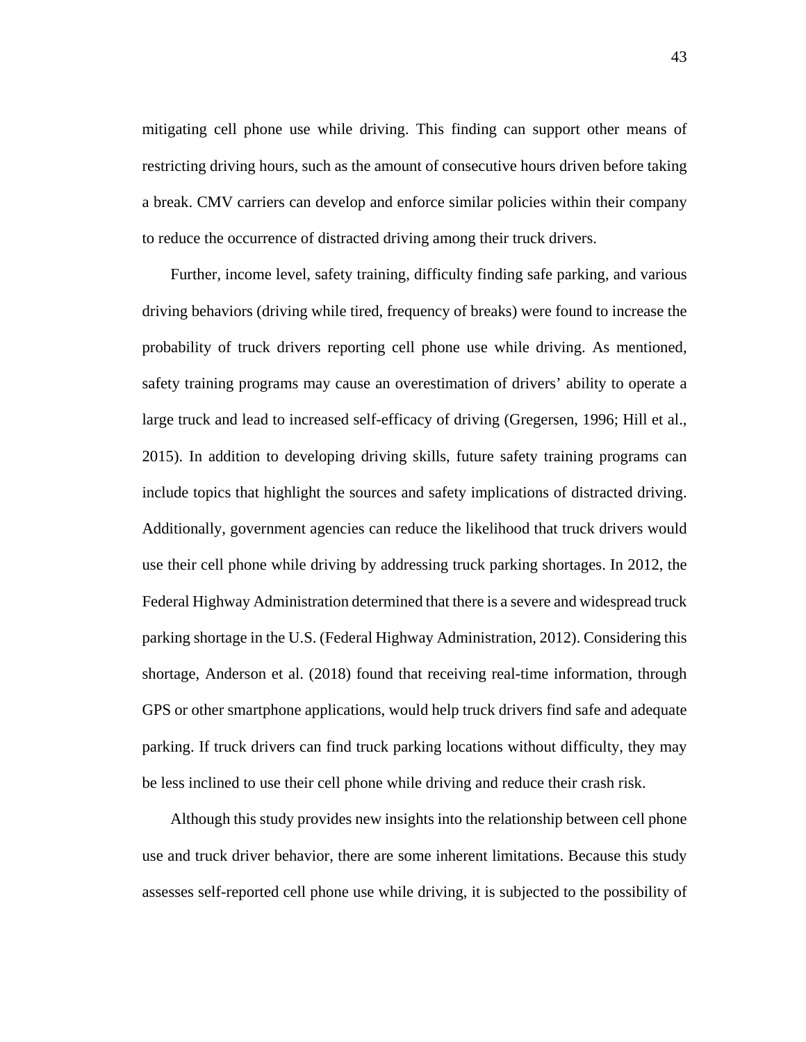mitigating cell phone use while driving. This finding can support other means of restricting driving hours, such as the amount of consecutive hours driven before taking a break. CMV carriers can develop and enforce similar policies within their company to reduce the occurrence of distracted driving among their truck drivers.

Further, income level, safety training, difficulty finding safe parking, and various driving behaviors (driving while tired, frequency of breaks) were found to increase the probability of truck drivers reporting cell phone use while driving. As mentioned, safety training programs may cause an overestimation of drivers' ability to operate a large truck and lead to increased self-efficacy of driving (Gregersen, 1996; Hill et al., 2015). In addition to developing driving skills, future safety training programs can include topics that highlight the sources and safety implications of distracted driving. Additionally, government agencies can reduce the likelihood that truck drivers would use their cell phone while driving by addressing truck parking shortages. In 2012, the Federal Highway Administration determined that there is a severe and widespread truck parking shortage in the U.S. (Federal Highway Administration, 2012). Considering this shortage, Anderson et al. (2018) found that receiving real-time information, through GPS or other smartphone applications, would help truck drivers find safe and adequate parking. If truck drivers can find truck parking locations without difficulty, they may be less inclined to use their cell phone while driving and reduce their crash risk.

Although this study provides new insights into the relationship between cell phone use and truck driver behavior, there are some inherent limitations. Because this study assesses self-reported cell phone use while driving, it is subjected to the possibility of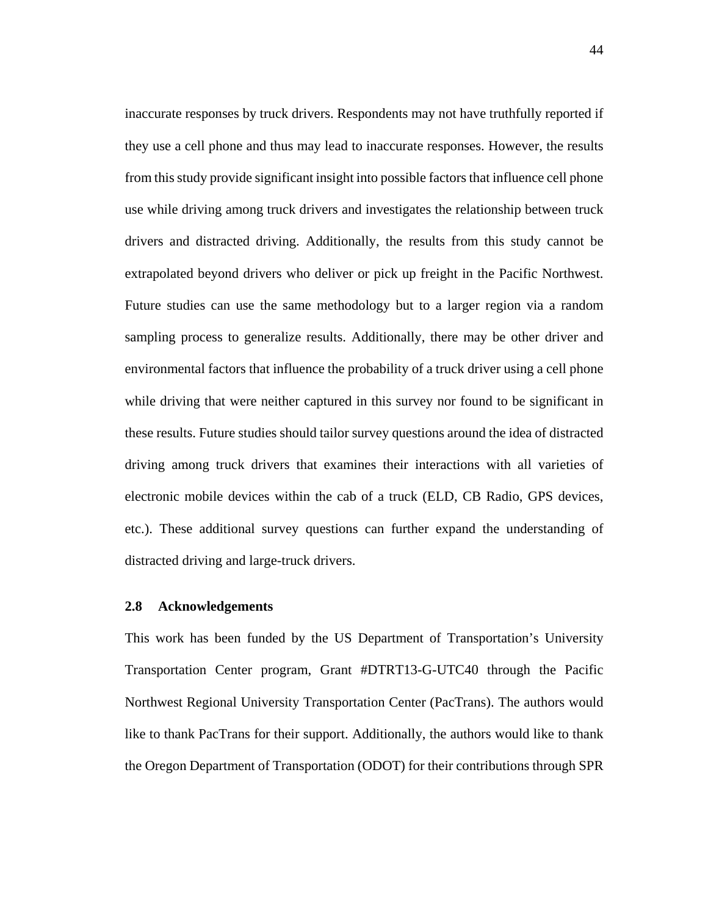inaccurate responses by truck drivers. Respondents may not have truthfully reported if they use a cell phone and thus may lead to inaccurate responses. However, the results from this study provide significant insight into possible factors that influence cell phone use while driving among truck drivers and investigates the relationship between truck drivers and distracted driving. Additionally, the results from this study cannot be extrapolated beyond drivers who deliver or pick up freight in the Pacific Northwest. Future studies can use the same methodology but to a larger region via a random sampling process to generalize results. Additionally, there may be other driver and environmental factors that influence the probability of a truck driver using a cell phone while driving that were neither captured in this survey nor found to be significant in these results. Future studies should tailor survey questions around the idea of distracted driving among truck drivers that examines their interactions with all varieties of electronic mobile devices within the cab of a truck (ELD, CB Radio, GPS devices, etc.). These additional survey questions can further expand the understanding of distracted driving and large-truck drivers.

### 2.8 Acknowledgements

This work has been funded by the US Department of Transportation's University Transportation Center program, Grant #DTRT13-G-UTC40 through the Pacific Northwest Regional University Transportation Center (PacTrans). The authors would like to thank PacTrans for their support. Additionally, the authors would like to thank the Oregon Department of Transportation (ODOT) for their contributions through SPR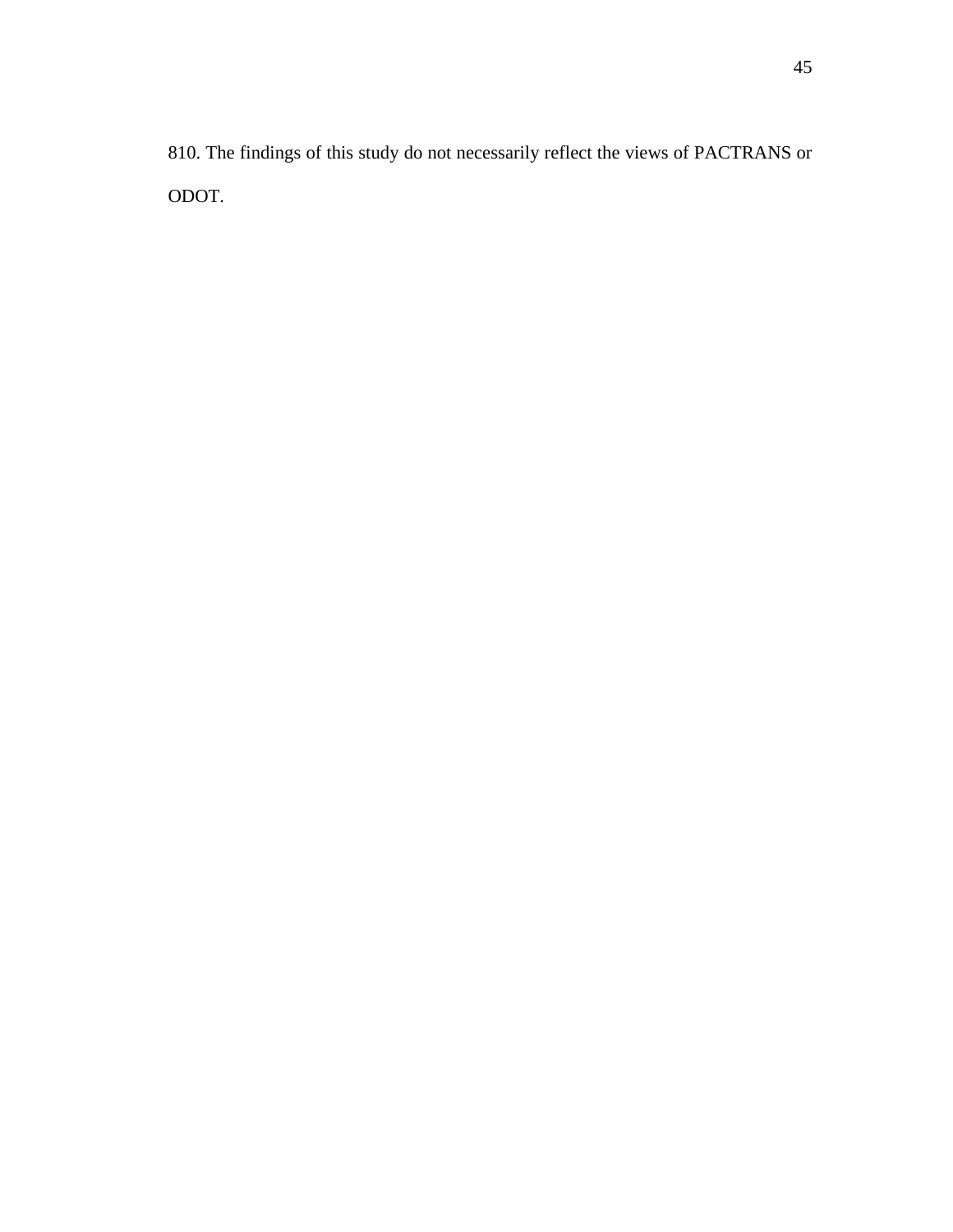810. The findings of this study do not necessarily reflect the views of PACTRANS or ODOT.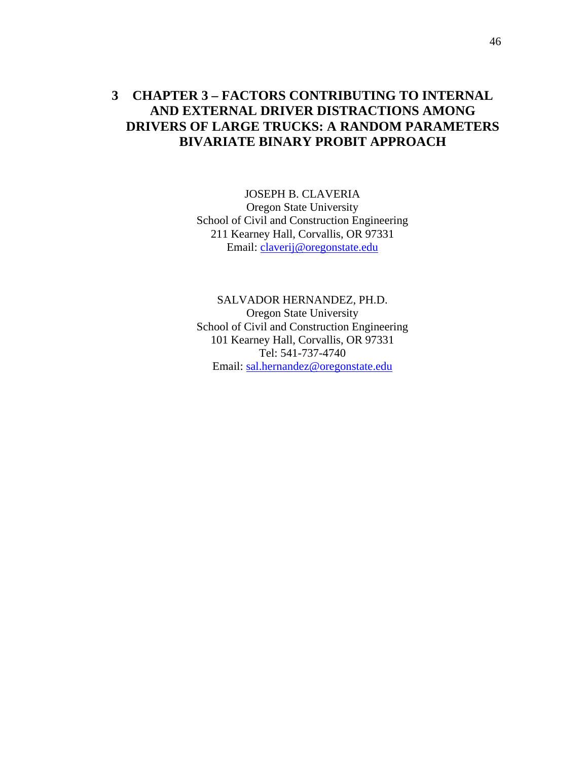# 3 CHAPTER 3 – FACTORS CONTRIBUTING TO INTERNAL AND EXTERNAL DRIVER DISTRACTIONS AMONG DRIVERS OF LARGE TRUCKS: A RANDOM PARAMETERS BIVARIATE BINARY PROBIT APPROACH

JOSEPH B. CLAVERIA
Oregon State University
School of Civil and Construction Engineering
211 Kearney Hall, Corvallis, OR 97331
Email: claverij@oregonstate.edu

SALVADOR HERNANDEZ, PH.D.
Oregon State University
School of Civil and Construction Engineering
101 Kearney Hall, Corvallis, OR 97331
Tel: 541-737-4740
Email: sal.hernandez@oregonstate.edu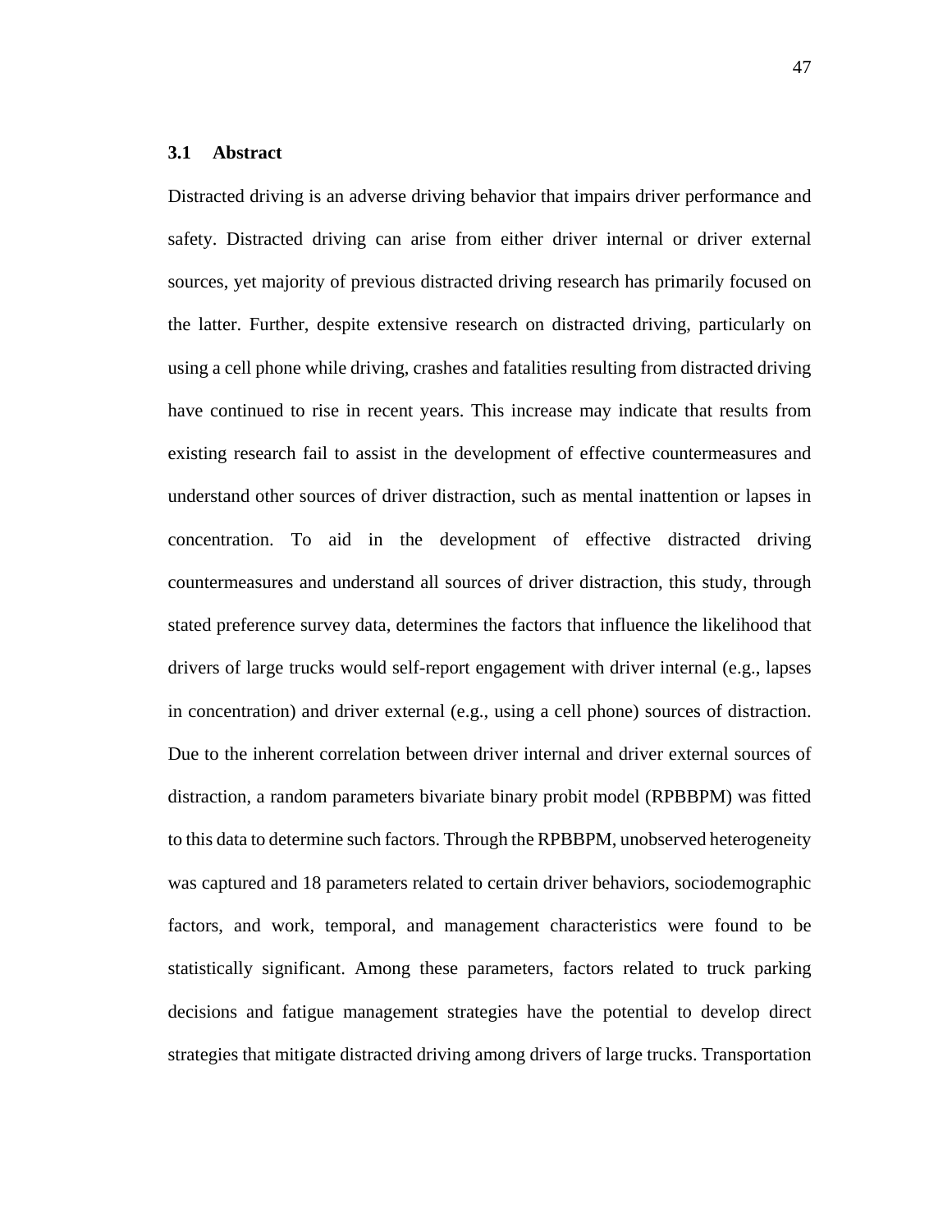### 3.1 Abstract

Distracted driving is an adverse driving behavior that impairs driver performance and safety. Distracted driving can arise from either driver internal or driver external sources, yet majority of previous distracted driving research has primarily focused on the latter. Further, despite extensive research on distracted driving, particularly on using a cell phone while driving, crashes and fatalities resulting from distracted driving have continued to rise in recent years. This increase may indicate that results from existing research fail to assist in the development of effective countermeasures and understand other sources of driver distraction, such as mental inattention or lapses in concentration. To aid in the development of effective distracted driving countermeasures and understand all sources of driver distraction, this study, through stated preference survey data, determines the factors that influence the likelihood that drivers of large trucks would self-report engagement with driver internal (e.g., lapses in concentration) and driver external (e.g., using a cell phone) sources of distraction. Due to the inherent correlation between driver internal and driver external sources of distraction, a random parameters bivariate binary probit model (RPBBPM) was fitted to this data to determine such factors. Through the RPBBPM, unobserved heterogeneity was captured and 18 parameters related to certain driver behaviors, sociodemographic factors, and work, temporal, and management characteristics were found to be statistically significant. Among these parameters, factors related to truck parking decisions and fatigue management strategies have the potential to develop direct strategies that mitigate distracted driving among drivers of large trucks. Transportation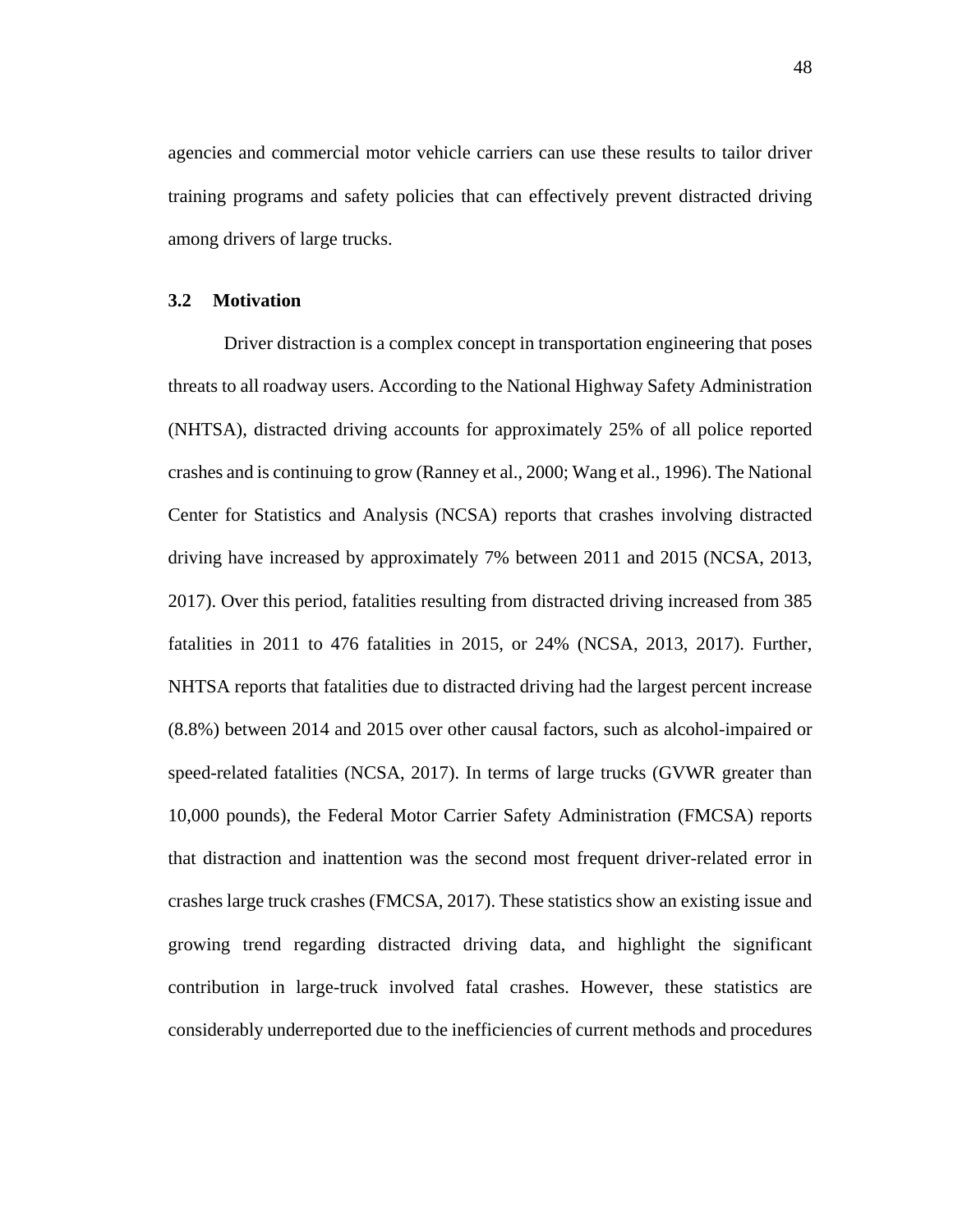agencies and commercial motor vehicle carriers can use these results to tailor driver training programs and safety policies that can effectively prevent distracted driving among drivers of large trucks.

## 3.2 Motivation

Driver distraction is a complex concept in transportation engineering that poses threats to all roadway users. According to the National Highway Safety Administration (NHTSA), distracted driving accounts for approximately 25% of all police reported crashes and is continuing to grow (Ranney et al., 2000; Wang et al., 1996). The National Center for Statistics and Analysis (NCSA) reports that crashes involving distracted driving have increased by approximately 7% between 2011 and 2015 (NCSA, 2013, 2017). Over this period, fatalities resulting from distracted driving increased from 385 fatalities in 2011 to 476 fatalities in 2015, or 24% (NCSA, 2013, 2017). Further, NHTSA reports that fatalities due to distracted driving had the largest percent increase (8.8%) between 2014 and 2015 over other causal factors, such as alcohol-impaired or speed-related fatalities (NCSA, 2017). In terms of large trucks (GVWR greater than 10,000 pounds), the Federal Motor Carrier Safety Administration (FMCSA) reports that distraction and inattention was the second most frequent driver-related error in crashes large truck crashes (FMCSA, 2017). These statistics show an existing issue and growing trend regarding distracted driving data, and highlight the significant contribution in large-truck involved fatal crashes. However, these statistics are considerably underreported due to the inefficiencies of current methods and procedures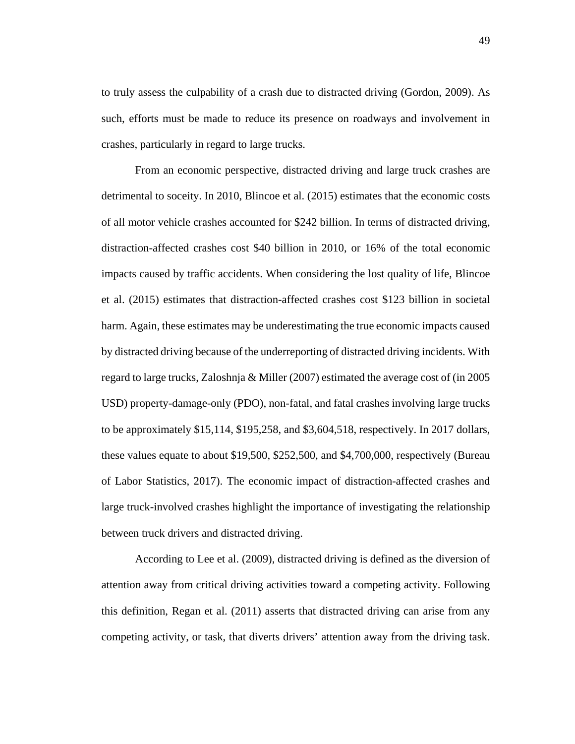to truly assess the culpability of a crash due to distracted driving (Gordon, 2009). As such, efforts must be made to reduce its presence on roadways and involvement in crashes, particularly in regard to large trucks.

From an economic perspective, distracted driving and large truck crashes are detrimental to soceity. In 2010, Blincoe et al. (2015) estimates that the economic costs of all motor vehicle crashes accounted for $242 billion. In terms of distracted driving, distraction-affected crashes cost $40 billion in 2010, or 16% of the total economic impacts caused by traffic accidents. When considering the lost quality of life, Blincoe et al. (2015) estimates that distraction-affected crashes cost $123 billion in societal harm. Again, these estimates may be underestimating the true economic impacts caused by distracted driving because of the underreporting of distracted driving incidents. With regard to large trucks, Zaloshnja & Miller (2007) estimated the average cost of (in 2005 USD) property-damage-only (PDO), non-fatal, and fatal crashes involving large trucks to be approximately $15,114, $195,258, and $3,604,518, respectively. In 2017 dollars, these values equate to about $19,500, $252,500, and $4,700,000, respectively (Bureau of Labor Statistics, 2017). The economic impact of distraction-affected crashes and large truck-involved crashes highlight the importance of investigating the relationship between truck drivers and distracted driving.

According to Lee et al. (2009), distracted driving is defined as the diversion of attention away from critical driving activities toward a competing activity. Following this definition, Regan et al. (2011) asserts that distracted driving can arise from any competing activity, or task, that diverts drivers' attention away from the driving task.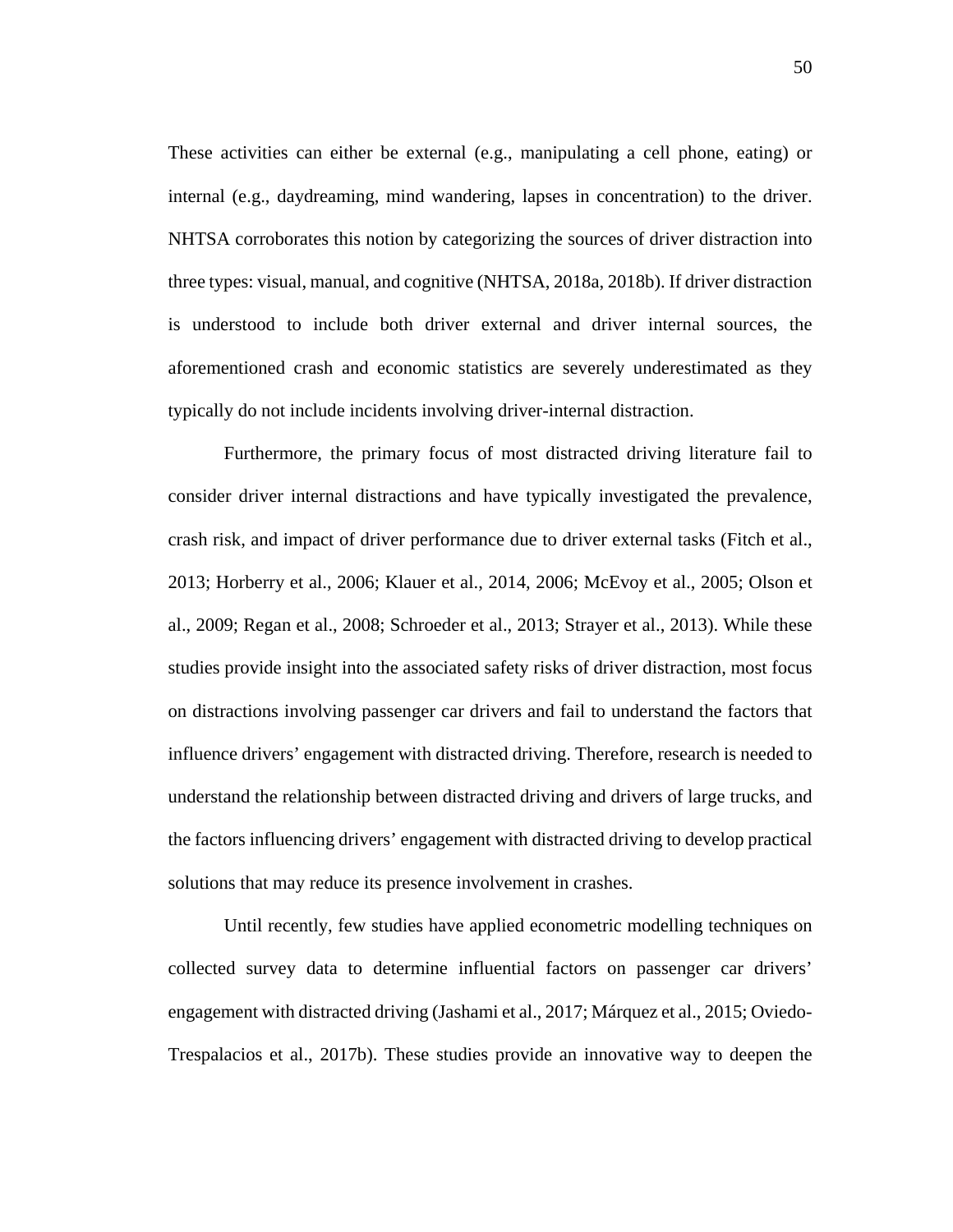These activities can either be external (e.g., manipulating a cell phone, eating) or internal (e.g., daydreaming, mind wandering, lapses in concentration) to the driver. NHTSA corroborates this notion by categorizing the sources of driver distraction into three types: visual, manual, and cognitive (NHTSA, 2018a, 2018b). If driver distraction is understood to include both driver external and driver internal sources, the aforementioned crash and economic statistics are severely underestimated as they typically do not include incidents involving driver-internal distraction.

Furthermore, the primary focus of most distracted driving literature fail to consider driver internal distractions and have typically investigated the prevalence, crash risk, and impact of driver performance due to driver external tasks (Fitch et al., 2013; Horberry et al., 2006; Klauer et al., 2014, 2006; McEvoy et al., 2005; Olson et al., 2009; Regan et al., 2008; Schroeder et al., 2013; Strayer et al., 2013). While these studies provide insight into the associated safety risks of driver distraction, most focus on distractions involving passenger car drivers and fail to understand the factors that influence drivers' engagement with distracted driving. Therefore, research is needed to understand the relationship between distracted driving and drivers of large trucks, and the factors influencing drivers' engagement with distracted driving to develop practical solutions that may reduce its presence involvement in crashes.

Until recently, few studies have applied econometric modelling techniques on collected survey data to determine influential factors on passenger car drivers' engagement with distracted driving (Jashami et al., 2017; Márquez et al., 2015; Oviedo-Trespalacios et al., 2017b). These studies provide an innovative way to deepen the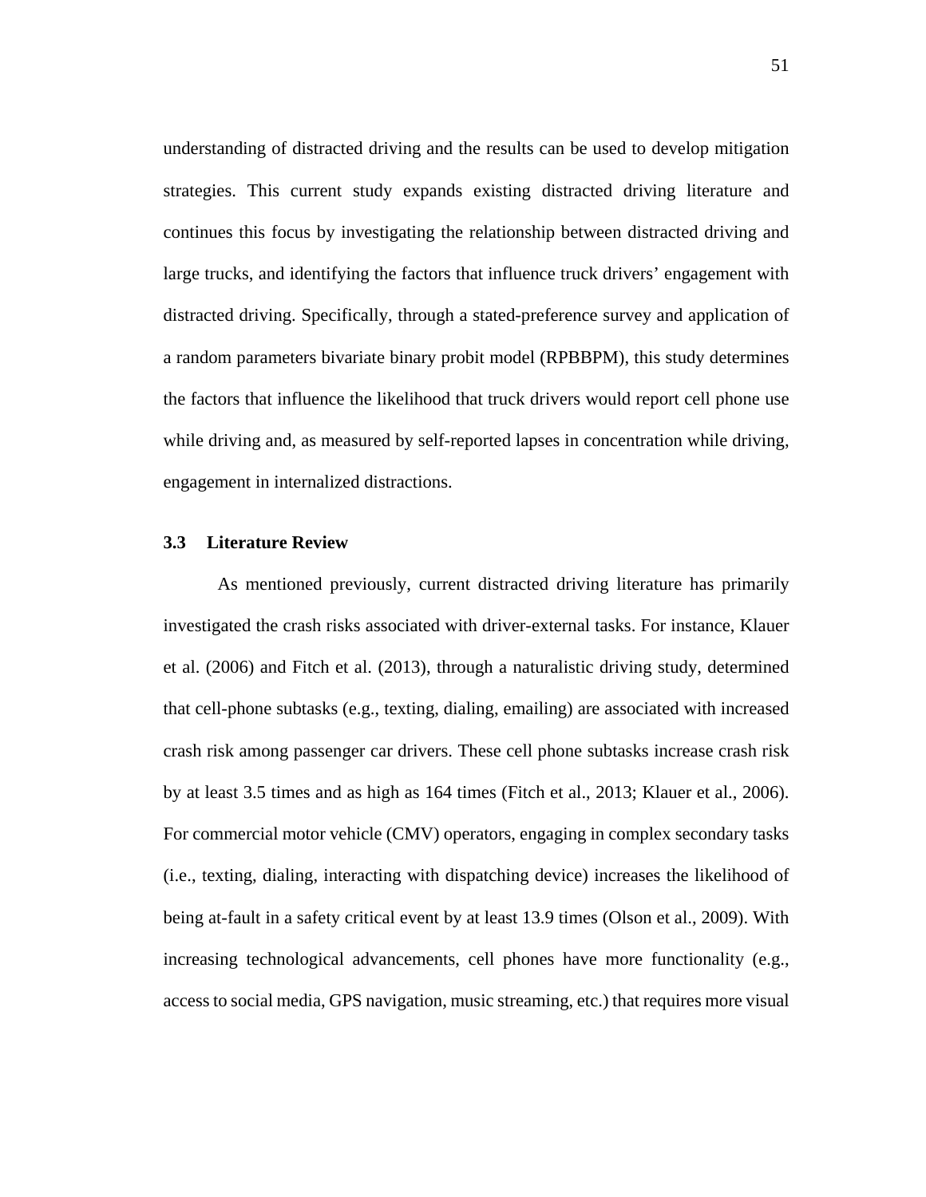understanding of distracted driving and the results can be used to develop mitigation strategies. This current study expands existing distracted driving literature and continues this focus by investigating the relationship between distracted driving and large trucks, and identifying the factors that influence truck drivers' engagement with distracted driving. Specifically, through a stated-preference survey and application of a random parameters bivariate binary probit model (RPBBPM), this study determines the factors that influence the likelihood that truck drivers would report cell phone use while driving and, as measured by self-reported lapses in concentration while driving, engagement in internalized distractions.

## 3.3 Literature Review

As mentioned previously, current distracted driving literature has primarily investigated the crash risks associated with driver-external tasks. For instance, Klauer et al. (2006) and Fitch et al. (2013), through a naturalistic driving study, determined that cell-phone subtasks (e.g., texting, dialing, emailing) are associated with increased crash risk among passenger car drivers. These cell phone subtasks increase crash risk by at least 3.5 times and as high as 164 times (Fitch et al., 2013; Klauer et al., 2006). For commercial motor vehicle (CMV) operators, engaging in complex secondary tasks (i.e., texting, dialing, interacting with dispatching device) increases the likelihood of being at-fault in a safety critical event by at least 13.9 times (Olson et al., 2009). With increasing technological advancements, cell phones have more functionality (e.g., access to social media, GPS navigation, music streaming, etc.) that requires more visual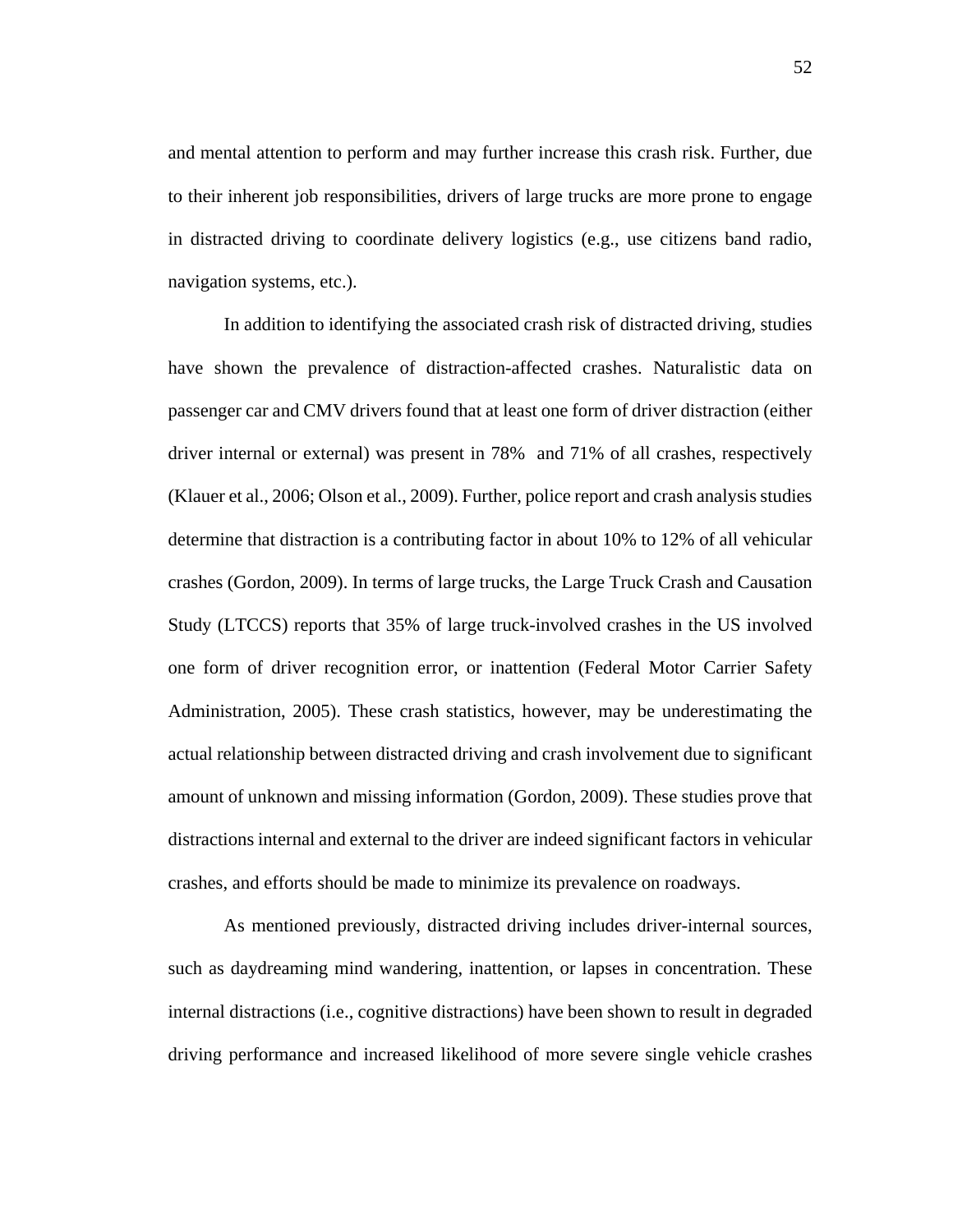and mental attention to perform and may further increase this crash risk. Further, due to their inherent job responsibilities, drivers of large trucks are more prone to engage in distracted driving to coordinate delivery logistics (e.g., use citizens band radio, navigation systems, etc.).

In addition to identifying the associated crash risk of distracted driving, studies have shown the prevalence of distraction-affected crashes. Naturalistic data on passenger car and CMV drivers found that at least one form of driver distraction (either driver internal or external) was present in 78% and 71% of all crashes, respectively (Klauer et al., 2006; Olson et al., 2009). Further, police report and crash analysis studies determine that distraction is a contributing factor in about 10% to 12% of all vehicular crashes (Gordon, 2009). In terms of large trucks, the Large Truck Crash and Causation Study (LTCCS) reports that 35% of large truck-involved crashes in the US involved one form of driver recognition error, or inattention (Federal Motor Carrier Safety Administration, 2005). These crash statistics, however, may be underestimating the actual relationship between distracted driving and crash involvement due to significant amount of unknown and missing information (Gordon, 2009). These studies prove that distractions internal and external to the driver are indeed significant factors in vehicular crashes, and efforts should be made to minimize its prevalence on roadways.

As mentioned previously, distracted driving includes driver-internal sources, such as daydreaming mind wandering, inattention, or lapses in concentration. These internal distractions (i.e., cognitive distractions) have been shown to result in degraded driving performance and increased likelihood of more severe single vehicle crashes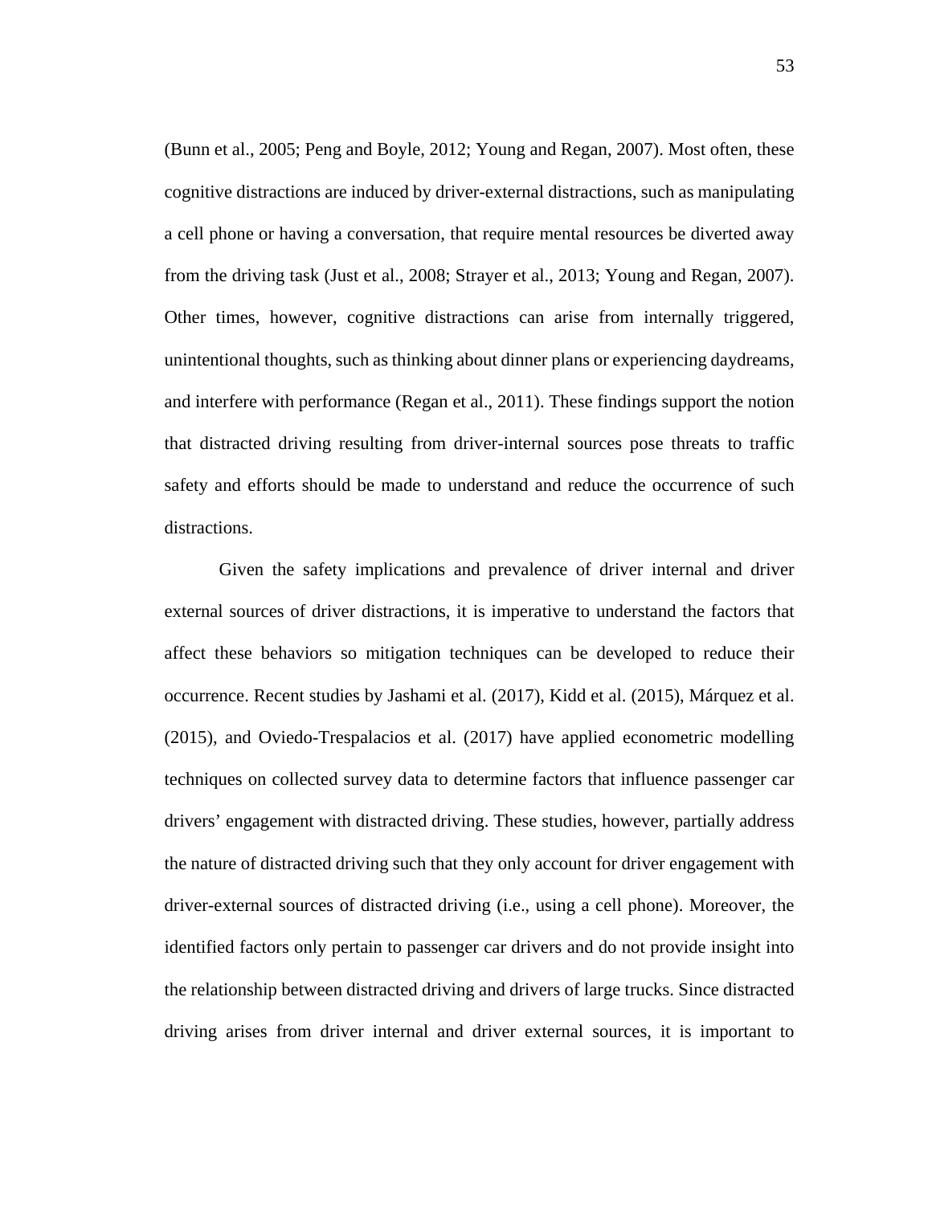(Bunn et al., 2005; Peng and Boyle, 2012; Young and Regan, 2007). Most often, these cognitive distractions are induced by driver-external distractions, such as manipulating a cell phone or having a conversation, that require mental resources be diverted away from the driving task (Just et al., 2008; Strayer et al., 2013; Young and Regan, 2007). Other times, however, cognitive distractions can arise from internally triggered, unintentional thoughts, such as thinking about dinner plans or experiencing daydreams, and interfere with performance (Regan et al., 2011). These findings support the notion that distracted driving resulting from driver-internal sources pose threats to traffic safety and efforts should be made to understand and reduce the occurrence of such distractions.

Given the safety implications and prevalence of driver internal and driver external sources of driver distractions, it is imperative to understand the factors that affect these behaviors so mitigation techniques can be developed to reduce their occurrence. Recent studies by Jashami et al. (2017), Kidd et al. (2015), Márquez et al. (2015), and Oviedo-Trespalacios et al. (2017) have applied econometric modelling techniques on collected survey data to determine factors that influence passenger car drivers' engagement with distracted driving. These studies, however, partially address the nature of distracted driving such that they only account for driver engagement with driver-external sources of distracted driving (i.e., using a cell phone). Moreover, the identified factors only pertain to passenger car drivers and do not provide insight into the relationship between distracted driving and drivers of large trucks. Since distracted driving arises from driver internal and driver external sources, it is important to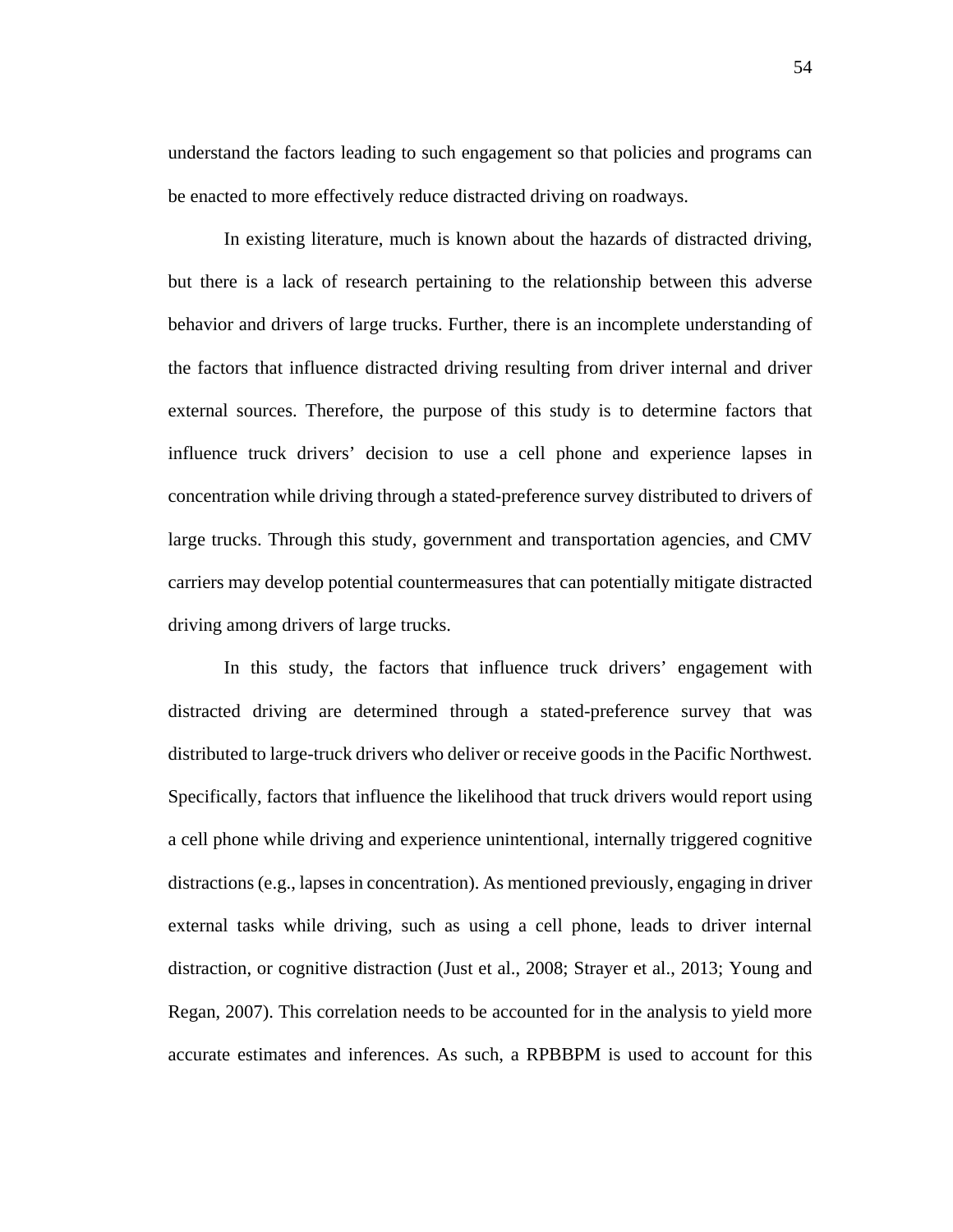understand the factors leading to such engagement so that policies and programs can be enacted to more effectively reduce distracted driving on roadways.

In existing literature, much is known about the hazards of distracted driving, but there is a lack of research pertaining to the relationship between this adverse behavior and drivers of large trucks. Further, there is an incomplete understanding of the factors that influence distracted driving resulting from driver internal and driver external sources. Therefore, the purpose of this study is to determine factors that influence truck drivers' decision to use a cell phone and experience lapses in concentration while driving through a stated-preference survey distributed to drivers of large trucks. Through this study, government and transportation agencies, and CMV carriers may develop potential countermeasures that can potentially mitigate distracted driving among drivers of large trucks.

In this study, the factors that influence truck drivers' engagement with distracted driving are determined through a stated-preference survey that was distributed to large-truck drivers who deliver or receive goods in the Pacific Northwest. Specifically, factors that influence the likelihood that truck drivers would report using a cell phone while driving and experience unintentional, internally triggered cognitive distractions (e.g., lapses in concentration). As mentioned previously, engaging in driver external tasks while driving, such as using a cell phone, leads to driver internal distraction, or cognitive distraction (Just et al., 2008; Strayer et al., 2013; Young and Regan, 2007). This correlation needs to be accounted for in the analysis to yield more accurate estimates and inferences. As such, a RPBBPM is used to account for this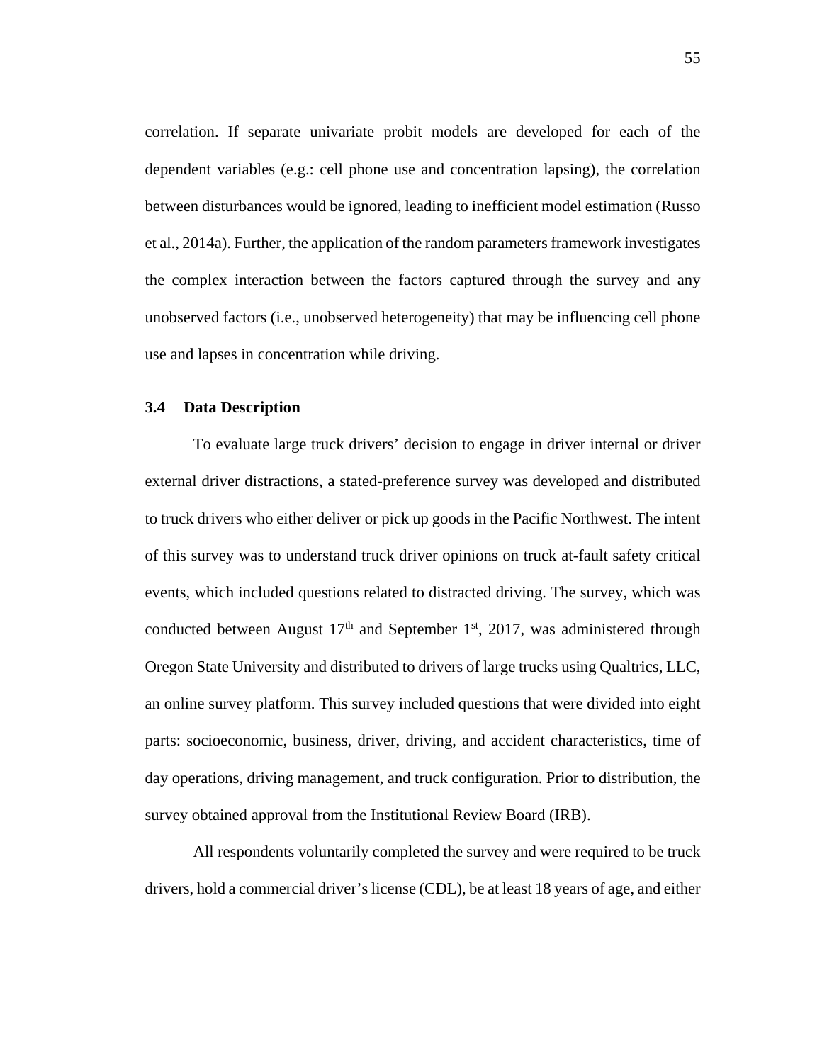correlation. If separate univariate probit models are developed for each of the dependent variables (e.g.: cell phone use and concentration lapsing), the correlation between disturbances would be ignored, leading to inefficient model estimation (Russo et al., 2014a). Further, the application of the random parameters framework investigates the complex interaction between the factors captured through the survey and any unobserved factors (i.e., unobserved heterogeneity) that may be influencing cell phone use and lapses in concentration while driving.

### 3.4 Data Description

To evaluate large truck drivers' decision to engage in driver internal or driver external driver distractions, a stated-preference survey was developed and distributed to truck drivers who either deliver or pick up goods in the Pacific Northwest. The intent of this survey was to understand truck driver opinions on truck at-fault safety critical events, which included questions related to distracted driving. The survey, which was conducted between August 17th and September 1st, 2017, was administered through Oregon State University and distributed to drivers of large trucks using Qualtrics, LLC, an online survey platform. This survey included questions that were divided into eight parts: socioeconomic, business, driver, driving, and accident characteristics, time of day operations, driving management, and truck configuration. Prior to distribution, the survey obtained approval from the Institutional Review Board (IRB).

All respondents voluntarily completed the survey and were required to be truck drivers, hold a commercial driver's license (CDL), be at least 18 years of age, and either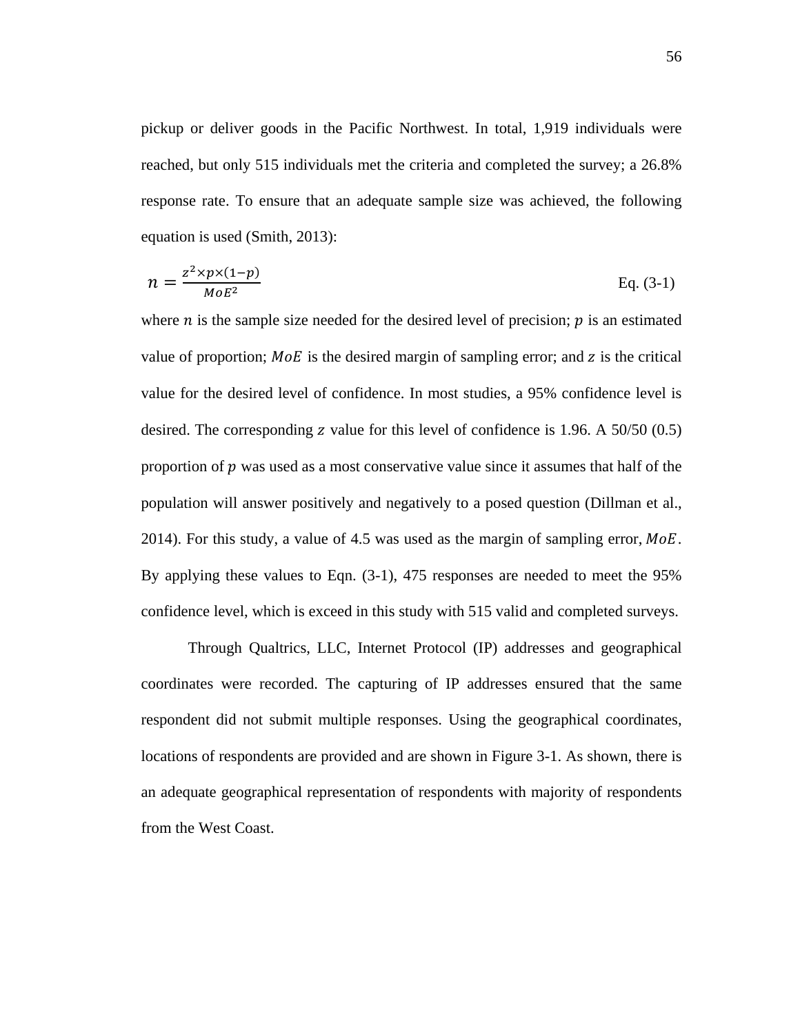pickup or deliver goods in the Pacific Northwest. In total, 1,919 individuals were reached, but only 515 individuals met the criteria and completed the survey; a 26.8% response rate. To ensure that an adequate sample size was achieved, the following equation is used (Smith, 2013):

$$n = \frac{z^2 \times p \times (1-p)}{MoE^2} \qquad \text{Eq. (3-1)}$$

where $n$ is the sample size needed for the desired level of precision; $p$ is an estimated value of proportion; $MoE$ is the desired margin of sampling error; and $z$ is the critical value for the desired level of confidence. In most studies, a 95% confidence level is desired. The corresponding $z$ value for this level of confidence is 1.96. A 50/50 (0.5) proportion of $p$ was used as a most conservative value since it assumes that half of the population will answer positively and negatively to a posed question (Dillman et al., 2014). For this study, a value of 4.5 was used as the margin of sampling error, $MoE$. By applying these values to Eqn. (3-1), 475 responses are needed to meet the 95% confidence level, which is exceed in this study with 515 valid and completed surveys.

Through Qualtrics, LLC, Internet Protocol (IP) addresses and geographical coordinates were recorded. The capturing of IP addresses ensured that the same respondent did not submit multiple responses. Using the geographical coordinates, locations of respondents are provided and are shown in Figure 3-1. As shown, there is an adequate geographical representation of respondents with majority of respondents from the West Coast.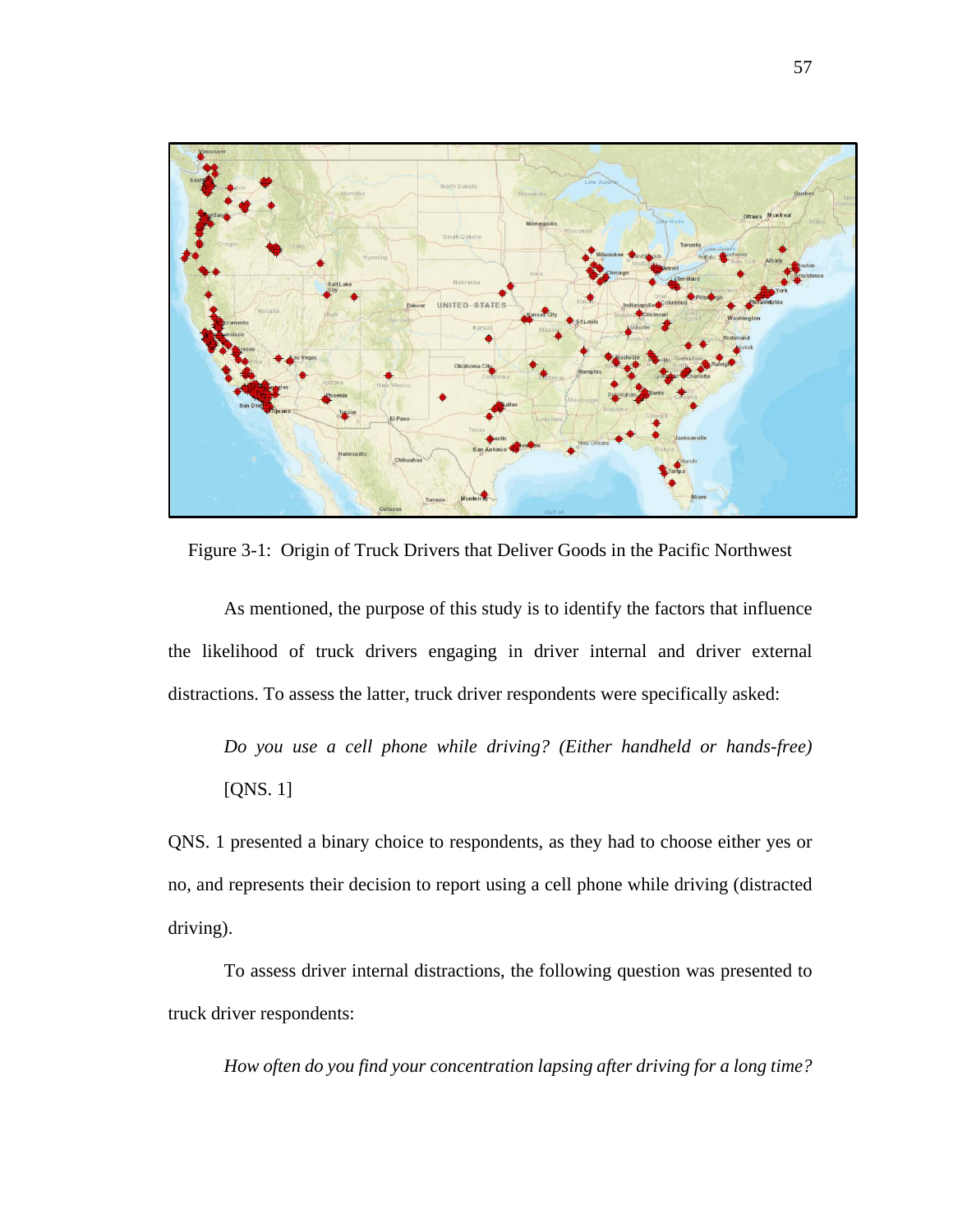Figure 3-1: Origin of Truck Drivers that Deliver Goods in the Pacific Northwest

As mentioned, the purpose of this study is to identify the factors that influence the likelihood of truck drivers engaging in driver internal and driver external distractions. To assess the latter, truck driver respondents were specifically asked:

> *Do you use a cell phone while driving? (Either handheld or hands-free)* [QNS. 1]

QNS. 1 presented a binary choice to respondents, as they had to choose either yes or no, and represents their decision to report using a cell phone while driving (distracted driving).

To assess driver internal distractions, the following question was presented to truck driver respondents:

> *How often do you find your concentration lapsing after driving for a long time?*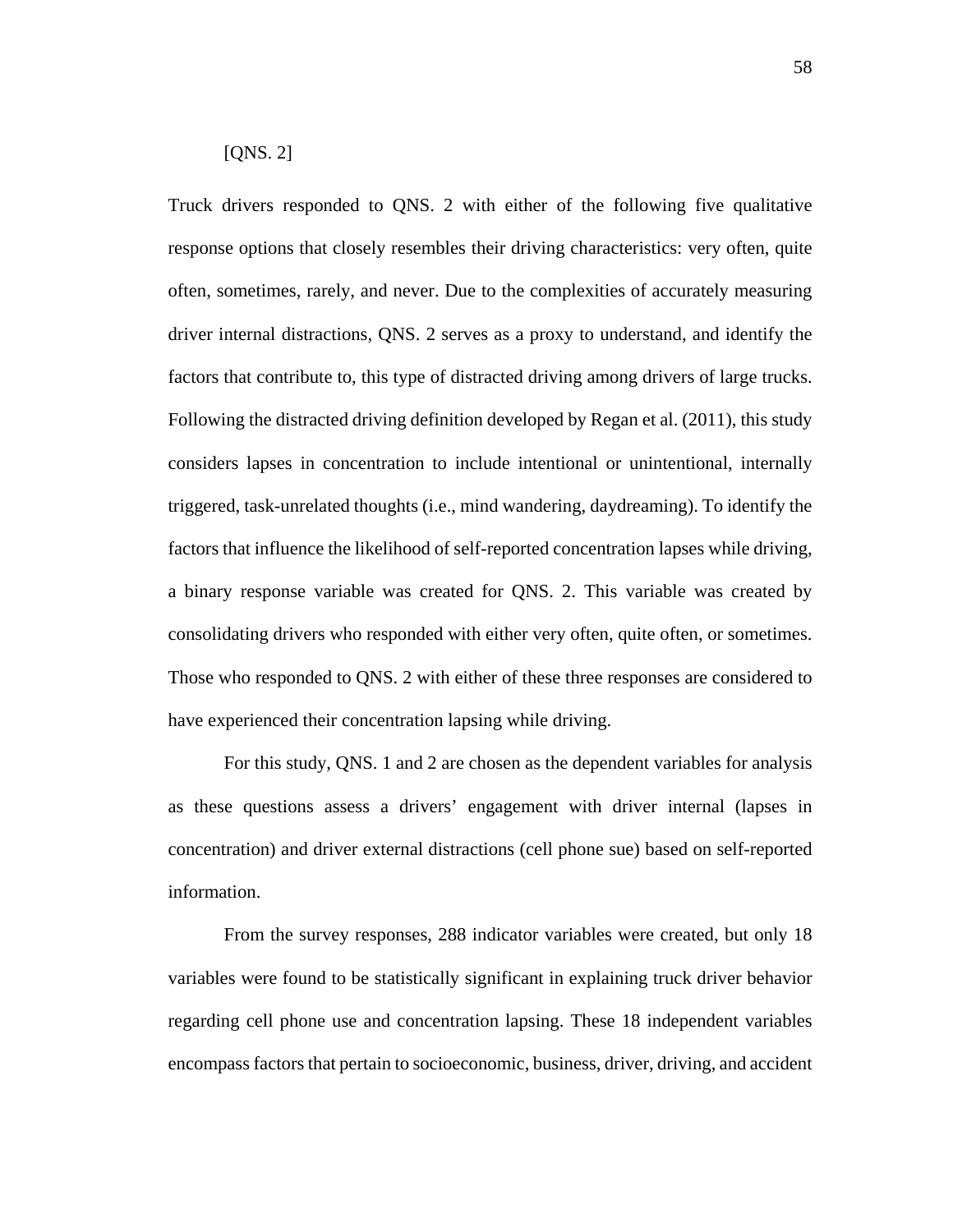[QNS. 2]

Truck drivers responded to QNS. 2 with either of the following five qualitative response options that closely resembles their driving characteristics: very often, quite often, sometimes, rarely, and never. Due to the complexities of accurately measuring driver internal distractions, QNS. 2 serves as a proxy to understand, and identify the factors that contribute to, this type of distracted driving among drivers of large trucks. Following the distracted driving definition developed by Regan et al. (2011), this study considers lapses in concentration to include intentional or unintentional, internally triggered, task-unrelated thoughts (i.e., mind wandering, daydreaming). To identify the factors that influence the likelihood of self-reported concentration lapses while driving, a binary response variable was created for QNS. 2. This variable was created by consolidating drivers who responded with either very often, quite often, or sometimes. Those who responded to QNS. 2 with either of these three responses are considered to have experienced their concentration lapsing while driving.

For this study, QNS. 1 and 2 are chosen as the dependent variables for analysis as these questions assess a drivers' engagement with driver internal (lapses in concentration) and driver external distractions (cell phone sue) based on self-reported information.

From the survey responses, 288 indicator variables were created, but only 18 variables were found to be statistically significant in explaining truck driver behavior regarding cell phone use and concentration lapsing. These 18 independent variables encompass factors that pertain to socioeconomic, business, driver, driving, and accident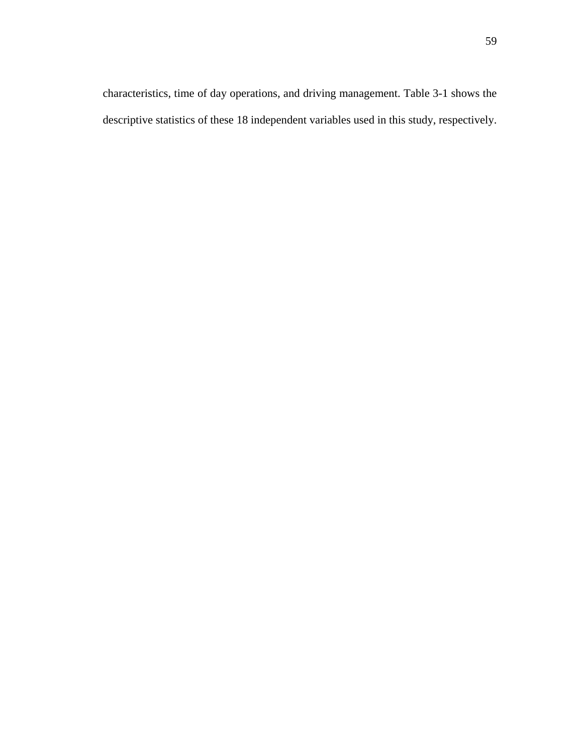characteristics, time of day operations, and driving management. Table 3-1 shows the descriptive statistics of these 18 independent variables used in this study, respectively.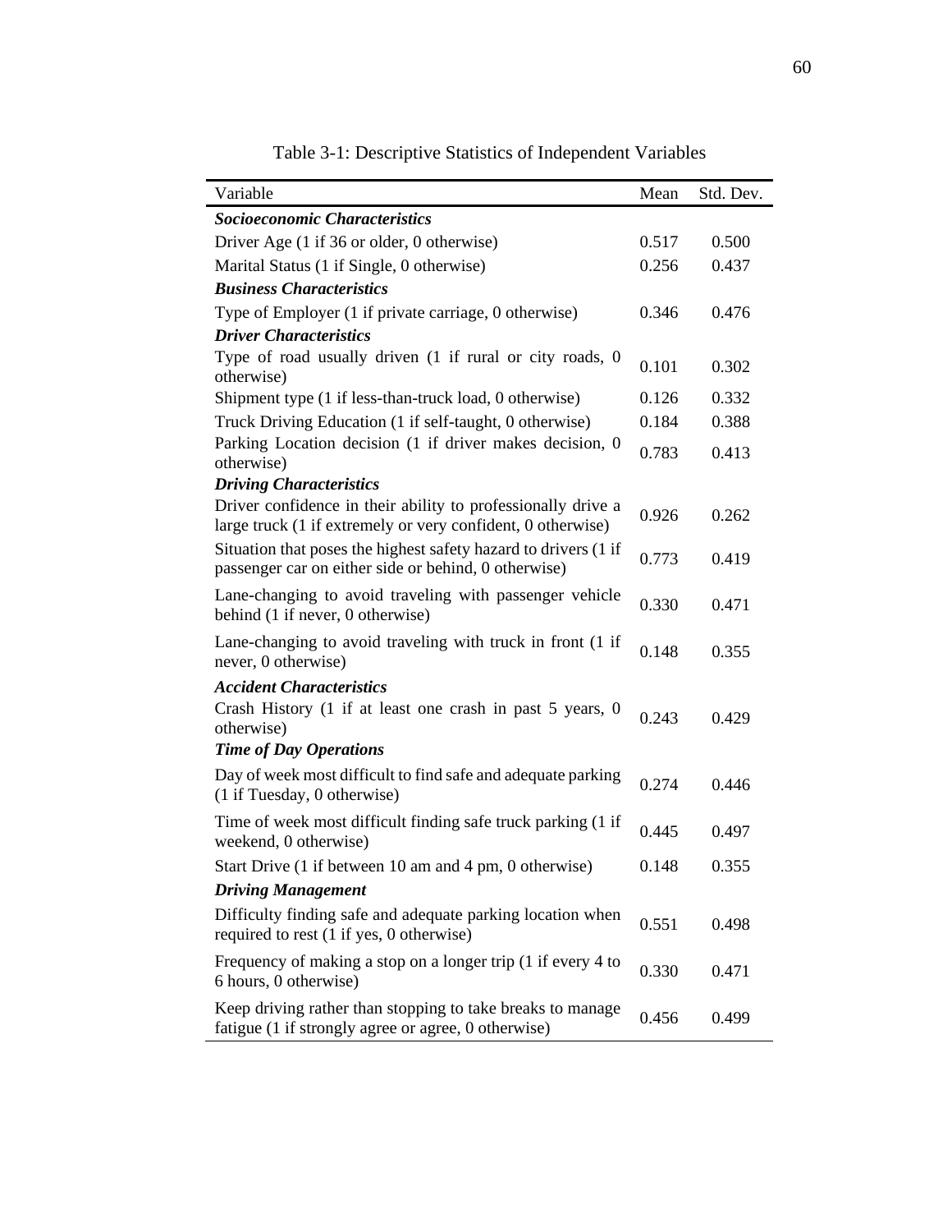Table 3-1: Descriptive Statistics of Independent Variables

| Variable | Mean | Std. Dev. |
|---|---|---|
| ***Socioeconomic Characteristics*** | | |
| Driver Age (1 if 36 or older, 0 otherwise) | 0.517 | 0.500 |
| Marital Status (1 if Single, 0 otherwise) | 0.256 | 0.437 |
| ***Business Characteristics*** | | |
| Type of Employer (1 if private carriage, 0 otherwise) | 0.346 | 0.476 |
| ***Driver Characteristics*** | | |
| Type of road usually driven (1 if rural or city roads, 0 otherwise) | 0.101 | 0.302 |
| Shipment type (1 if less-than-truck load, 0 otherwise) | 0.126 | 0.332 |
| Truck Driving Education (1 if self-taught, 0 otherwise) | 0.184 | 0.388 |
| Parking Location decision (1 if driver makes decision, 0 otherwise) | 0.783 | 0.413 |
| ***Driving Characteristics*** | | |
| Driver confidence in their ability to professionally drive a large truck (1 if extremely or very confident, 0 otherwise) | 0.926 | 0.262 |
| Situation that poses the highest safety hazard to drivers (1 if passenger car on either side or behind, 0 otherwise) | 0.773 | 0.419 |
| Lane-changing to avoid traveling with passenger vehicle behind (1 if never, 0 otherwise) | 0.330 | 0.471 |
| Lane-changing to avoid traveling with truck in front (1 if never, 0 otherwise) | 0.148 | 0.355 |
| ***Accident Characteristics*** | | |
| Crash History (1 if at least one crash in past 5 years, 0 otherwise) | 0.243 | 0.429 |
| ***Time of Day Operations*** | | |
| Day of week most difficult to find safe and adequate parking (1 if Tuesday, 0 otherwise) | 0.274 | 0.446 |
| Time of week most difficult finding safe truck parking (1 if weekend, 0 otherwise) | 0.445 | 0.497 |
| Start Drive (1 if between 10 am and 4 pm, 0 otherwise) | 0.148 | 0.355 |
| ***Driving Management*** | | |
| Difficulty finding safe and adequate parking location when required to rest (1 if yes, 0 otherwise) | 0.551 | 0.498 |
| Frequency of making a stop on a longer trip (1 if every 4 to 6 hours, 0 otherwise) | 0.330 | 0.471 |
| Keep driving rather than stopping to take breaks to manage fatigue (1 if strongly agree or agree, 0 otherwise) | 0.456 | 0.499 |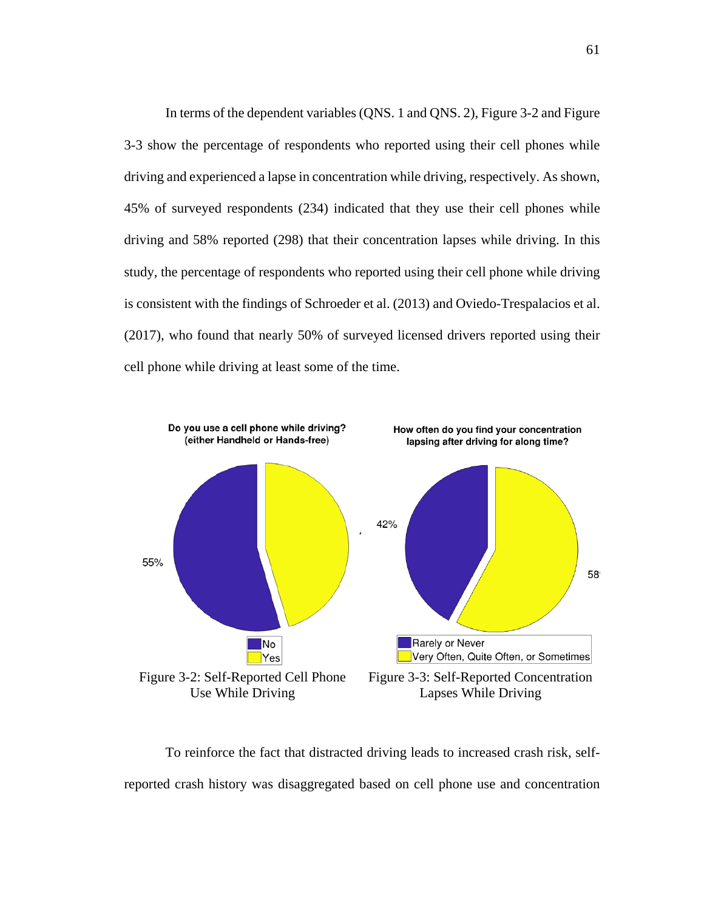In terms of the dependent variables (QNS. 1 and QNS. 2), Figure 3-2 and Figure 3-3 show the percentage of respondents who reported using their cell phones while driving and experienced a lapse in concentration while driving, respectively. As shown, 45% of surveyed respondents (234) indicated that they use their cell phones while driving and 58% reported (298) that their concentration lapses while driving. In this study, the percentage of respondents who reported using their cell phone while driving is consistent with the findings of Schroeder et al. (2013) and Oviedo-Trespalacios et al. (2017), who found that nearly 50% of surveyed licensed drivers reported using their cell phone while driving at least some of the time.

Figure 3-2: Self-Reported Cell Phone Use While Driving

Figure 3-3: Self-Reported Concentration Lapses While Driving

To reinforce the fact that distracted driving leads to increased crash risk, self-reported crash history was disaggregated based on cell phone use and concentration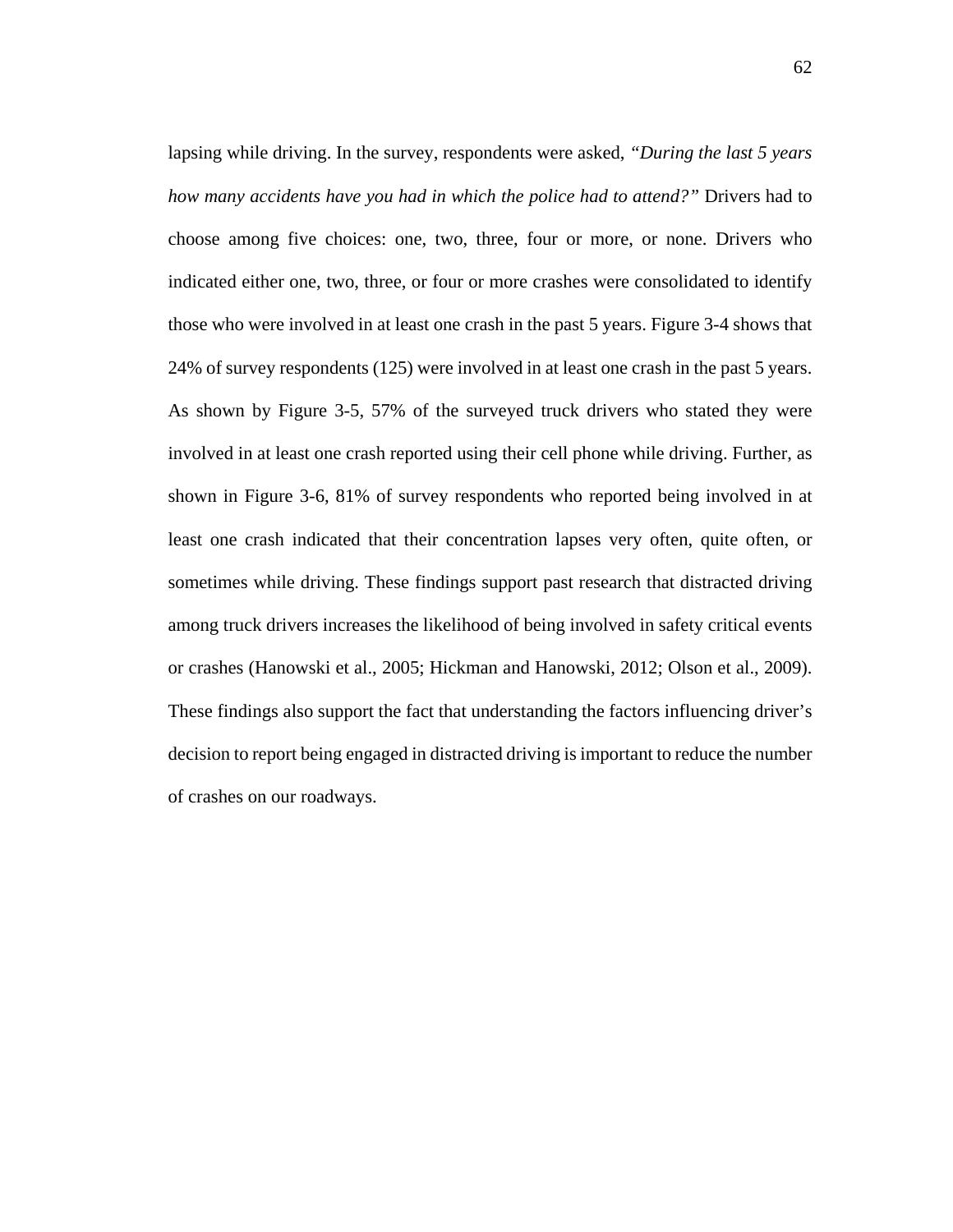lapsing while driving. In the survey, respondents were asked, *"During the last 5 years how many accidents have you had in which the police had to attend?"* Drivers had to choose among five choices: one, two, three, four or more, or none. Drivers who indicated either one, two, three, or four or more crashes were consolidated to identify those who were involved in at least one crash in the past 5 years. Figure 3-4 shows that 24% of survey respondents (125) were involved in at least one crash in the past 5 years. As shown by Figure 3-5, 57% of the surveyed truck drivers who stated they were involved in at least one crash reported using their cell phone while driving. Further, as shown in Figure 3-6, 81% of survey respondents who reported being involved in at least one crash indicated that their concentration lapses very often, quite often, or sometimes while driving. These findings support past research that distracted driving among truck drivers increases the likelihood of being involved in safety critical events or crashes (Hanowski et al., 2005; Hickman and Hanowski, 2012; Olson et al., 2009). These findings also support the fact that understanding the factors influencing driver's decision to report being engaged in distracted driving is important to reduce the number of crashes on our roadways.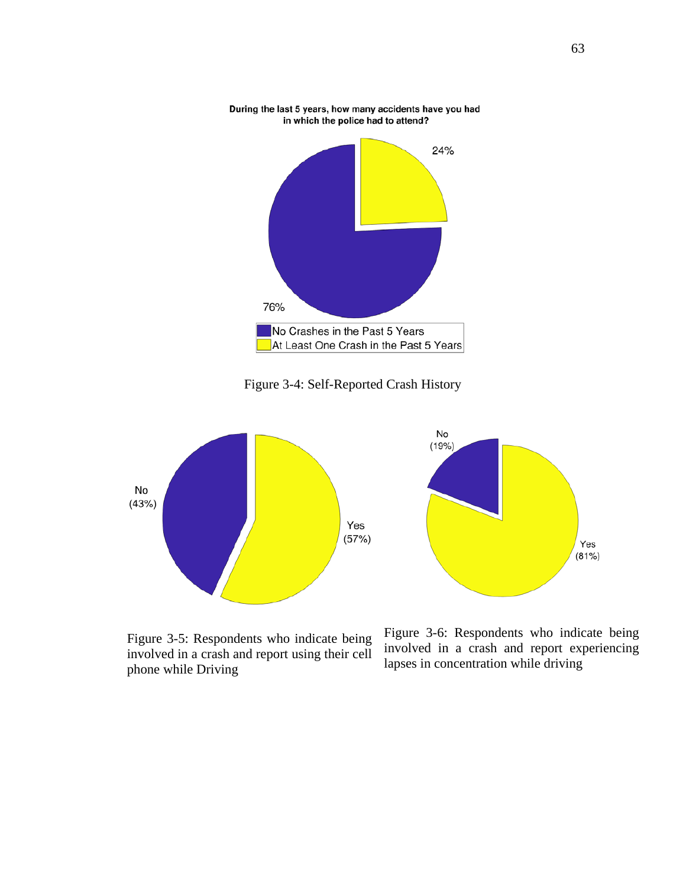During the last 5 years, how many accidents have you had in which the police had to attend?

24%

76%

No Crashes in the Past 5 Years

At Least One Crash in the Past 5 Years

Figure 3-4: Self-Reported Crash History

No (43%)

Yes (57%)

No (19%)

Yes (81%)

Figure 3-5: Respondents who indicate being involved in a crash and report using their cell phone while Driving

Figure 3-6: Respondents who indicate being involved in a crash and report experiencing lapses in concentration while driving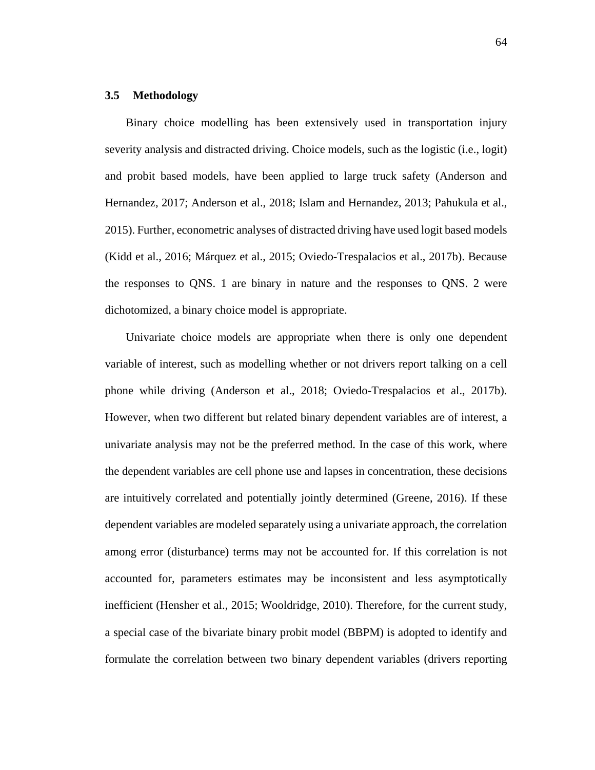### 3.5 Methodology

Binary choice modelling has been extensively used in transportation injury severity analysis and distracted driving. Choice models, such as the logistic (i.e., logit) and probit based models, have been applied to large truck safety (Anderson and Hernandez, 2017; Anderson et al., 2018; Islam and Hernandez, 2013; Pahukula et al., 2015). Further, econometric analyses of distracted driving have used logit based models (Kidd et al., 2016; Márquez et al., 2015; Oviedo-Trespalacios et al., 2017b). Because the responses to QNS. 1 are binary in nature and the responses to QNS. 2 were dichotomized, a binary choice model is appropriate.

Univariate choice models are appropriate when there is only one dependent variable of interest, such as modelling whether or not drivers report talking on a cell phone while driving (Anderson et al., 2018; Oviedo-Trespalacios et al., 2017b). However, when two different but related binary dependent variables are of interest, a univariate analysis may not be the preferred method. In the case of this work, where the dependent variables are cell phone use and lapses in concentration, these decisions are intuitively correlated and potentially jointly determined (Greene, 2016). If these dependent variables are modeled separately using a univariate approach, the correlation among error (disturbance) terms may not be accounted for. If this correlation is not accounted for, parameters estimates may be inconsistent and less asymptotically inefficient (Hensher et al., 2015; Wooldridge, 2010). Therefore, for the current study, a special case of the bivariate binary probit model (BBPM) is adopted to identify and formulate the correlation between two binary dependent variables (drivers reporting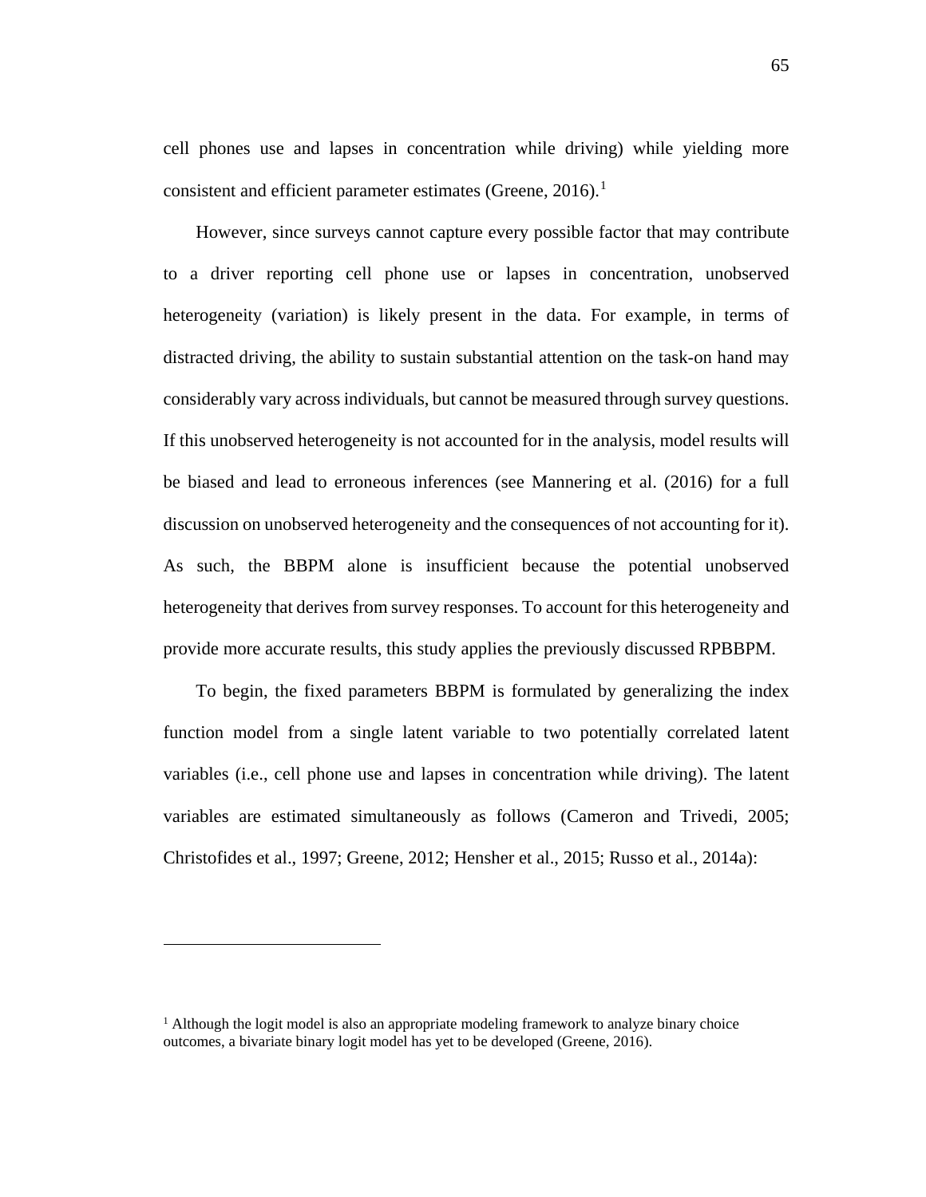cell phones use and lapses in concentration while driving) while yielding more consistent and efficient parameter estimates (Greene, 2016).[1]

However, since surveys cannot capture every possible factor that may contribute to a driver reporting cell phone use or lapses in concentration, unobserved heterogeneity (variation) is likely present in the data. For example, in terms of distracted driving, the ability to sustain substantial attention on the task-on hand may considerably vary across individuals, but cannot be measured through survey questions. If this unobserved heterogeneity is not accounted for in the analysis, model results will be biased and lead to erroneous inferences (see Mannering et al. (2016) for a full discussion on unobserved heterogeneity and the consequences of not accounting for it). As such, the BBPM alone is insufficient because the potential unobserved heterogeneity that derives from survey responses. To account for this heterogeneity and provide more accurate results, this study applies the previously discussed RPBBPM.

To begin, the fixed parameters BBPM is formulated by generalizing the index function model from a single latent variable to two potentially correlated latent variables (i.e., cell phone use and lapses in concentration while driving). The latent variables are estimated simultaneously as follows (Cameron and Trivedi, 2005; Christofides et al., 1997; Greene, 2012; Hensher et al., 2015; Russo et al., 2014a):

---

[1] Although the logit model is also an appropriate modeling framework to analyze binary choice outcomes, a bivariate binary logit model has yet to be developed (Greene, 2016).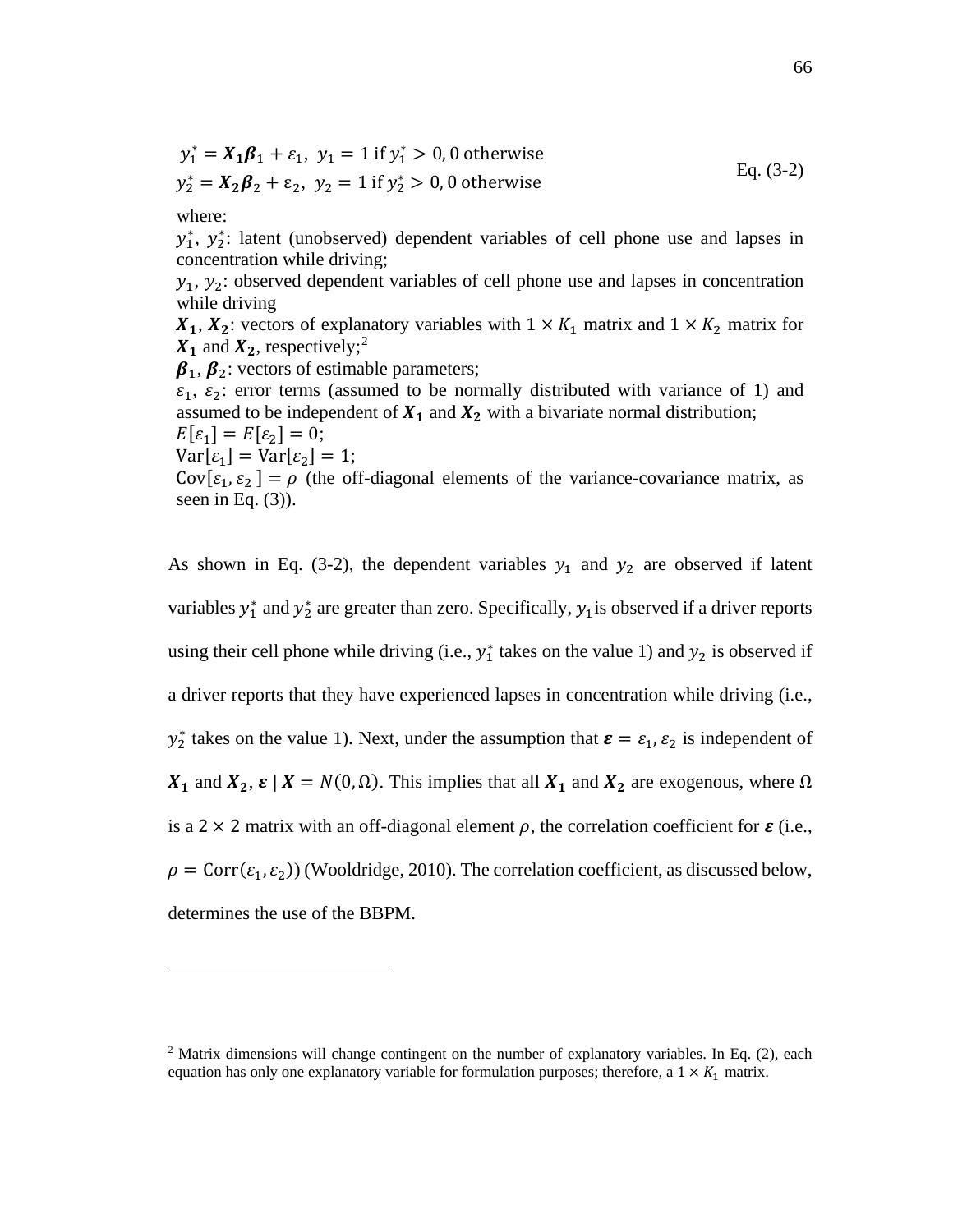$$y_1^* = \boldsymbol{X_1}\boldsymbol{\beta}_1 + \varepsilon_1,\ \ y_1 = 1 \text{ if } y_1^* > 0, 0 \text{ otherwise}$$
$$y_2^* = \boldsymbol{X_2}\boldsymbol{\beta}_2 + \varepsilon_2,\ \ y_2 = 1 \text{ if } y_2^* > 0, 0 \text{ otherwise} \qquad \text{Eq. (3-2)}$$

where:

$y_1^*$, $y_2^*$: latent (unobserved) dependent variables of cell phone use and lapses in concentration while driving;

$y_1$, $y_2$: observed dependent variables of cell phone use and lapses in concentration while driving

$\boldsymbol{X_1}$, $\boldsymbol{X_2}$: vectors of explanatory variables with $1 \times K_1$ matrix and $1 \times K_2$ matrix for $\boldsymbol{X_1}$ and $\boldsymbol{X_2}$, respectively;[2]

$\boldsymbol{\beta}_1$, $\boldsymbol{\beta}_2$: vectors of estimable parameters;

$\varepsilon_1$, $\varepsilon_2$: error terms (assumed to be normally distributed with variance of 1) and assumed to be independent of $\boldsymbol{X_1}$ and $\boldsymbol{X_2}$ with a bivariate normal distribution;

$E[\varepsilon_1] = E[\varepsilon_2] = 0$;

$\text{Var}[\varepsilon_1] = \text{Var}[\varepsilon_2] = 1$;

$\text{Cov}[\varepsilon_1, \varepsilon_2\ ] = \rho$ (the off-diagonal elements of the variance-covariance matrix, as seen in Eq. (3)).

As shown in Eq. (3-2), the dependent variables $y_1$ and $y_2$ are observed if latent variables $y_1^*$ and $y_2^*$ are greater than zero. Specifically, $y_1$ is observed if a driver reports using their cell phone while driving (i.e., $y_1^*$ takes on the value 1) and $y_2$ is observed if a driver reports that they have experienced lapses in concentration while driving (i.e., $y_2^*$ takes on the value 1). Next, under the assumption that $\boldsymbol{\varepsilon} = \varepsilon_1, \varepsilon_2$ is independent of $\boldsymbol{X_1}$ and $\boldsymbol{X_2}$, $\boldsymbol{\varepsilon} \mid \boldsymbol{X} = N(0, \Omega)$. This implies that all $\boldsymbol{X_1}$ and $\boldsymbol{X_2}$ are exogenous, where $\Omega$ is a $2 \times 2$ matrix with an off-diagonal element $\rho$, the correlation coefficient for $\boldsymbol{\varepsilon}$ (i.e., $\rho = \text{Corr}(\varepsilon_1, \varepsilon_2)$) (Wooldridge, 2010). The correlation coefficient, as discussed below, determines the use of the BBPM.

---

[2] Matrix dimensions will change contingent on the number of explanatory variables. In Eq. (2), each equation has only one explanatory variable for formulation purposes; therefore, a $1 \times K_1$ matrix.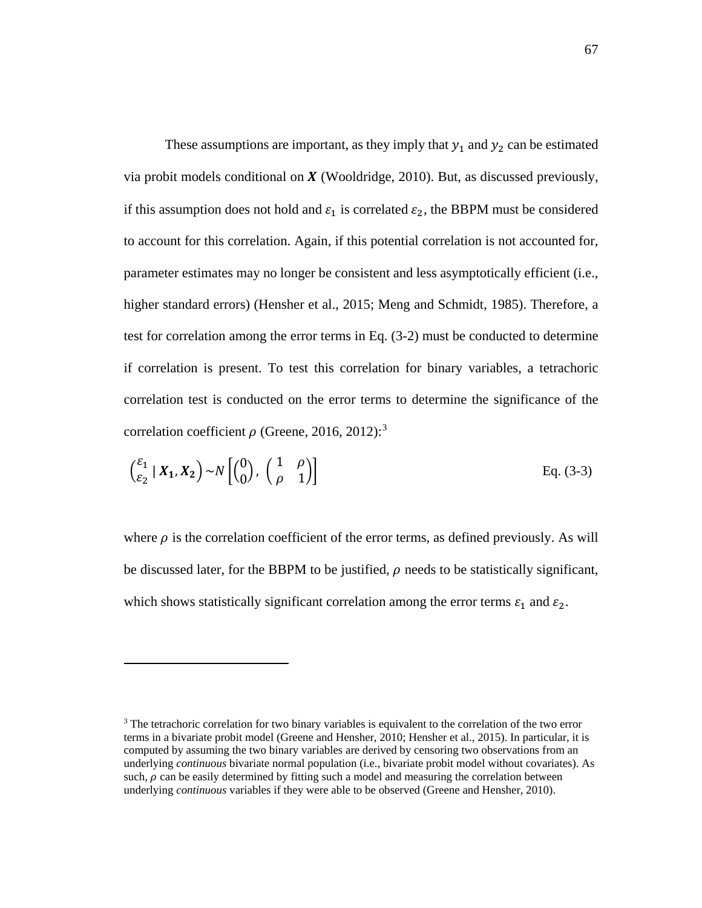These assumptions are important, as they imply that $y_1$ and $y_2$ can be estimated via probit models conditional on $\boldsymbol{X}$ (Wooldridge, 2010). But, as discussed previously, if this assumption does not hold and $\varepsilon_1$ is correlated $\varepsilon_2$, the BBPM must be considered to account for this correlation. Again, if this potential correlation is not accounted for, parameter estimates may no longer be consistent and less asymptotically efficient (i.e., higher standard errors) (Hensher et al., 2015; Meng and Schmidt, 1985). Therefore, a test for correlation among the error terms in Eq. (3-2) must be conducted to determine if correlation is present. To test this correlation for binary variables, a tetrachoric correlation test is conducted on the error terms to determine the significance of the correlation coefficient $\rho$ (Greene, 2016, 2012):[3]

$$\begin{pmatrix} \varepsilon_1 \\ \varepsilon_2 \end{pmatrix} \mid \boldsymbol{X_1}, \boldsymbol{X_2} \sim N\left[\begin{pmatrix} 0 \\ 0 \end{pmatrix}, \begin{pmatrix} 1 & \rho \\ \rho & 1 \end{pmatrix}\right] \qquad \text{Eq. (3-3)}$$

where $\rho$ is the correlation coefficient of the error terms, as defined previously. As will be discussed later, for the BBPM to be justified, $\rho$ needs to be statistically significant, which shows statistically significant correlation among the error terms $\varepsilon_1$ and $\varepsilon_2$.

[3] The tetrachoric correlation for two binary variables is equivalent to the correlation of the two error terms in a bivariate probit model (Greene and Hensher, 2010; Hensher et al., 2015). In particular, it is computed by assuming the two binary variables are derived by censoring two observations from an underlying *continuous* bivariate normal population (i.e., bivariate probit model without covariates). As such, $\rho$ can be easily determined by fitting such a model and measuring the correlation between underlying *continuous* variables if they were able to be observed (Greene and Hensher, 2010).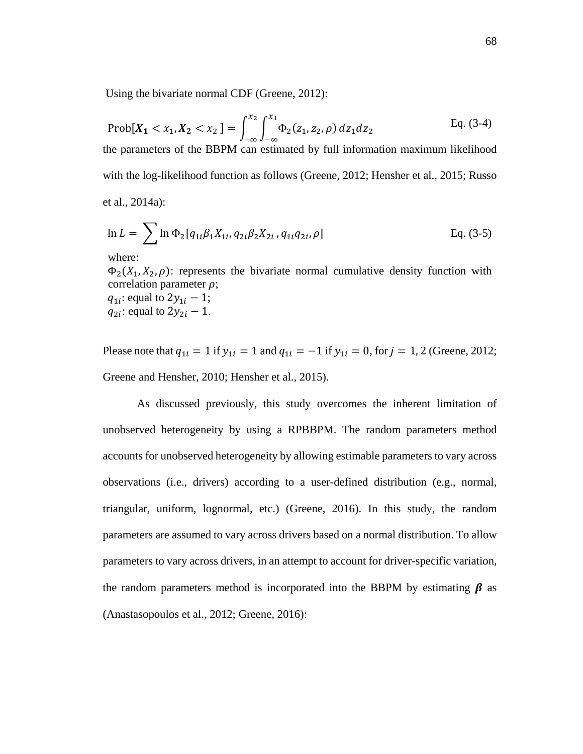Using the bivariate normal CDF (Greene, 2012):

$$\text{Prob}[\boldsymbol{X_1} < x_1, \boldsymbol{X_2} < x_2] = \int_{-\infty}^{x_2} \int_{-\infty}^{x_1} \Phi_2(z_1, z_2, \rho)\, dz_1 dz_2 \qquad \text{Eq. (3-4)}$$

the parameters of the BBPM can estimated by full information maximum likelihood with the log-likelihood function as follows (Greene, 2012; Hensher et al., 2015; Russo et al., 2014a):

$$\ln L = \sum \ln \Phi_2[q_{1i}\beta_1 X_{1i}, q_{2i}\beta_2 X_{2i}, q_{1i}q_{2i}, \rho] \qquad \text{Eq. (3-5)}$$

where:

$\Phi_2(X_1, X_2, \rho)$: represents the bivariate normal cumulative density function with correlation parameter $\rho$;

$q_{1i}$: equal to $2y_{1i} - 1$;

$q_{2i}$: equal to $2y_{2i} - 1$.

Please note that $q_{1i} = 1$ if $y_{1i} = 1$ and $q_{1i} = -1$ if $y_{1i} = 0$, for $j = 1, 2$ (Greene, 2012; Greene and Hensher, 2010; Hensher et al., 2015).

As discussed previously, this study overcomes the inherent limitation of unobserved heterogeneity by using a RPBBPM. The random parameters method accounts for unobserved heterogeneity by allowing estimable parameters to vary across observations (i.e., drivers) according to a user-defined distribution (e.g., normal, triangular, uniform, lognormal, etc.) (Greene, 2016). In this study, the random parameters are assumed to vary across drivers based on a normal distribution. To allow parameters to vary across drivers, in an attempt to account for driver-specific variation, the random parameters method is incorporated into the BBPM by estimating $\boldsymbol{\beta}$ as (Anastasopoulos et al., 2012; Greene, 2016):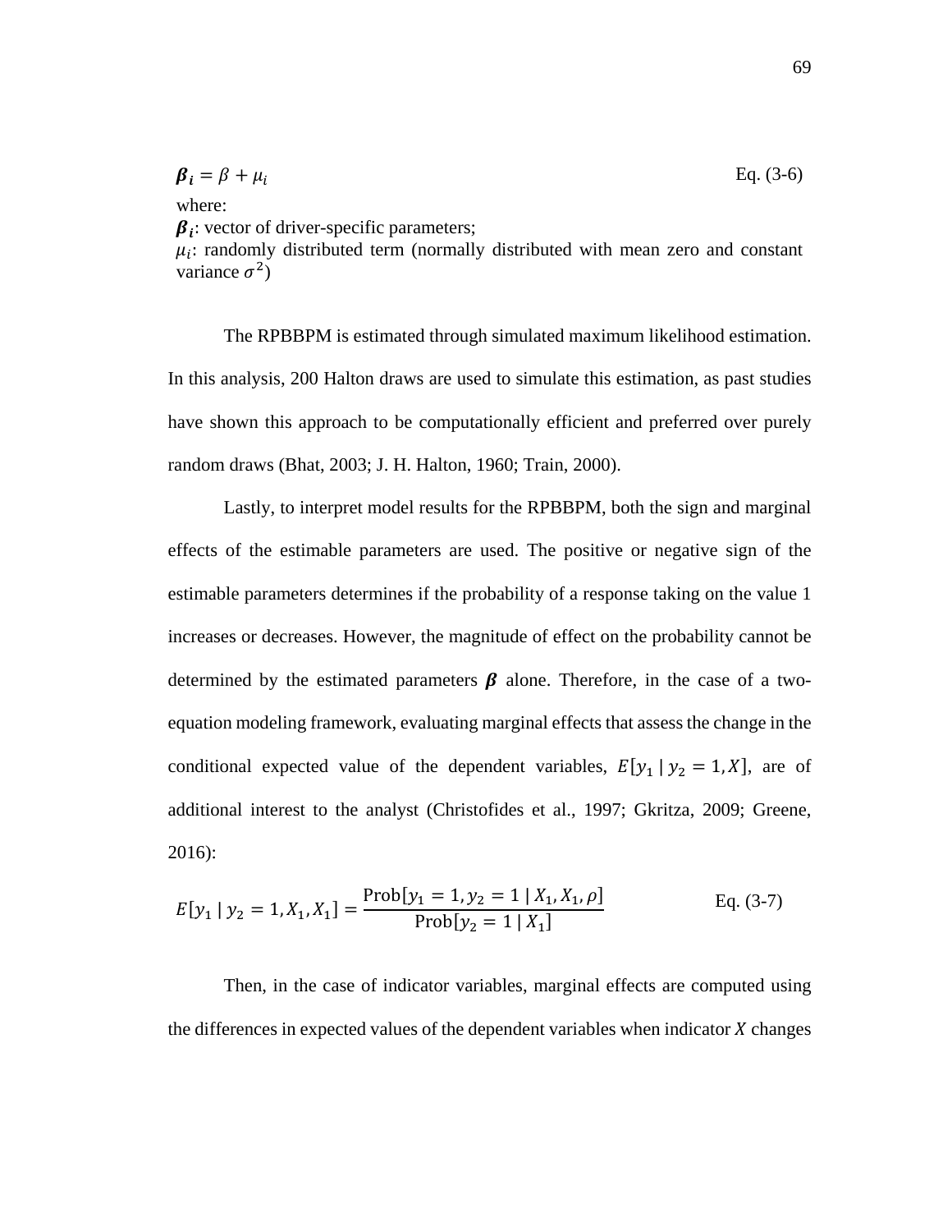$$\boldsymbol{\beta_i} = \beta + \mu_i \qquad \text{Eq. (3-6)}$$

where:

$\boldsymbol{\beta_i}$: vector of driver-specific parameters;

$\mu_i$: randomly distributed term (normally distributed with mean zero and constant variance $\sigma^2$)

The RPBBPM is estimated through simulated maximum likelihood estimation. In this analysis, 200 Halton draws are used to simulate this estimation, as past studies have shown this approach to be computationally efficient and preferred over purely random draws (Bhat, 2003; J. H. Halton, 1960; Train, 2000).

Lastly, to interpret model results for the RPBBPM, both the sign and marginal effects of the estimable parameters are used. The positive or negative sign of the estimable parameters determines if the probability of a response taking on the value 1 increases or decreases. However, the magnitude of effect on the probability cannot be determined by the estimated parameters $\boldsymbol{\beta}$ alone. Therefore, in the case of a two-equation modeling framework, evaluating marginal effects that assess the change in the conditional expected value of the dependent variables, $E[y_1 \mid y_2 = 1, X]$, are of additional interest to the analyst (Christofides et al., 1997; Gkritza, 2009; Greene, 2016):

$$E[y_1 \mid y_2 = 1, X_1, X_1] = \frac{\text{Prob}[y_1 = 1, y_2 = 1 \mid X_1, X_1, \rho]}{\text{Prob}[y_2 = 1 \mid X_1]} \qquad \text{Eq. (3-7)}$$

Then, in the case of indicator variables, marginal effects are computed using the differences in expected values of the dependent variables when indicator $X$ changes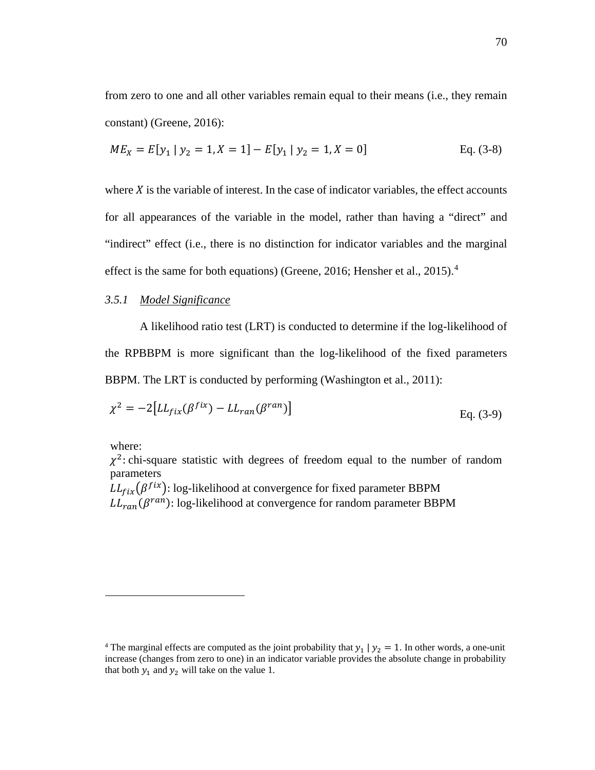from zero to one and all other variables remain equal to their means (i.e., they remain constant) (Greene, 2016):

$$ME_X = E[y_1 \mid y_2 = 1, X = 1] - E[y_1 \mid y_2 = 1, X = 0] \qquad \text{Eq. (3-8)}$$

where $X$ is the variable of interest. In the case of indicator variables, the effect accounts for all appearances of the variable in the model, rather than having a "direct" and "indirect" effect (i.e., there is no distinction for indicator variables and the marginal effect is the same for both equations) (Greene, 2016; Hensher et al., 2015).[4]

### 3.5.1 Model Significance

A likelihood ratio test (LRT) is conducted to determine if the log-likelihood of the RPBBPM is more significant than the log-likelihood of the fixed parameters BBPM. The LRT is conducted by performing (Washington et al., 2011):

$$\chi^2 = -2\left[LL_{fix}(\beta^{fix}) - LL_{ran}(\beta^{ran})\right] \qquad \text{Eq. (3-9)}$$

where:
$\chi^2$: chi-square statistic with degrees of freedom equal to the number of random parameters
$LL_{fix}(\beta^{fix})$: log-likelihood at convergence for fixed parameter BBPM
$LL_{ran}(\beta^{ran})$: log-likelihood at convergence for random parameter BBPM

[4] The marginal effects are computed as the joint probability that $y_1 \mid y_2 = 1$. In other words, a one-unit increase (changes from zero to one) in an indicator variable provides the absolute change in probability that both $y_1$ and $y_2$ will take on the value 1.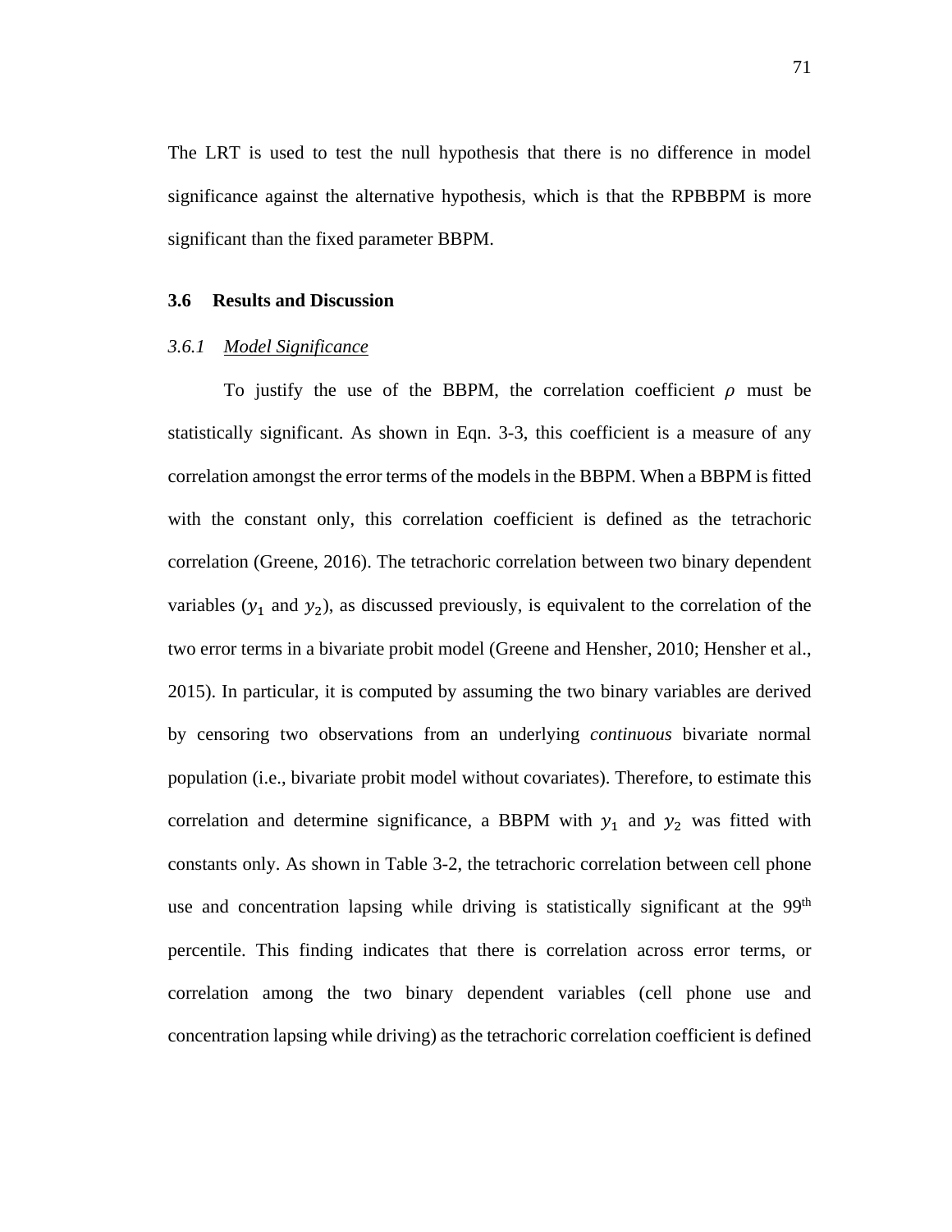The LRT is used to test the null hypothesis that there is no difference in model significance against the alternative hypothesis, which is that the RPBBPM is more significant than the fixed parameter BBPM.

## 3.6 Results and Discussion

### *3.6.1 Model Significance*

To justify the use of the BBPM, the correlation coefficient $\rho$ must be statistically significant. As shown in Eqn. 3-3, this coefficient is a measure of any correlation amongst the error terms of the models in the BBPM. When a BBPM is fitted with the constant only, this correlation coefficient is defined as the tetrachoric correlation (Greene, 2016). The tetrachoric correlation between two binary dependent variables ($y_1$ and $y_2$), as discussed previously, is equivalent to the correlation of the two error terms in a bivariate probit model (Greene and Hensher, 2010; Hensher et al., 2015). In particular, it is computed by assuming the two binary variables are derived by censoring two observations from an underlying *continuous* bivariate normal population (i.e., bivariate probit model without covariates). Therefore, to estimate this correlation and determine significance, a BBPM with $y_1$ and $y_2$ was fitted with constants only. As shown in Table 3-2, the tetrachoric correlation between cell phone use and concentration lapsing while driving is statistically significant at the 99$^{th}$ percentile. This finding indicates that there is correlation across error terms, or correlation among the two binary dependent variables (cell phone use and concentration lapsing while driving) as the tetrachoric correlation coefficient is defined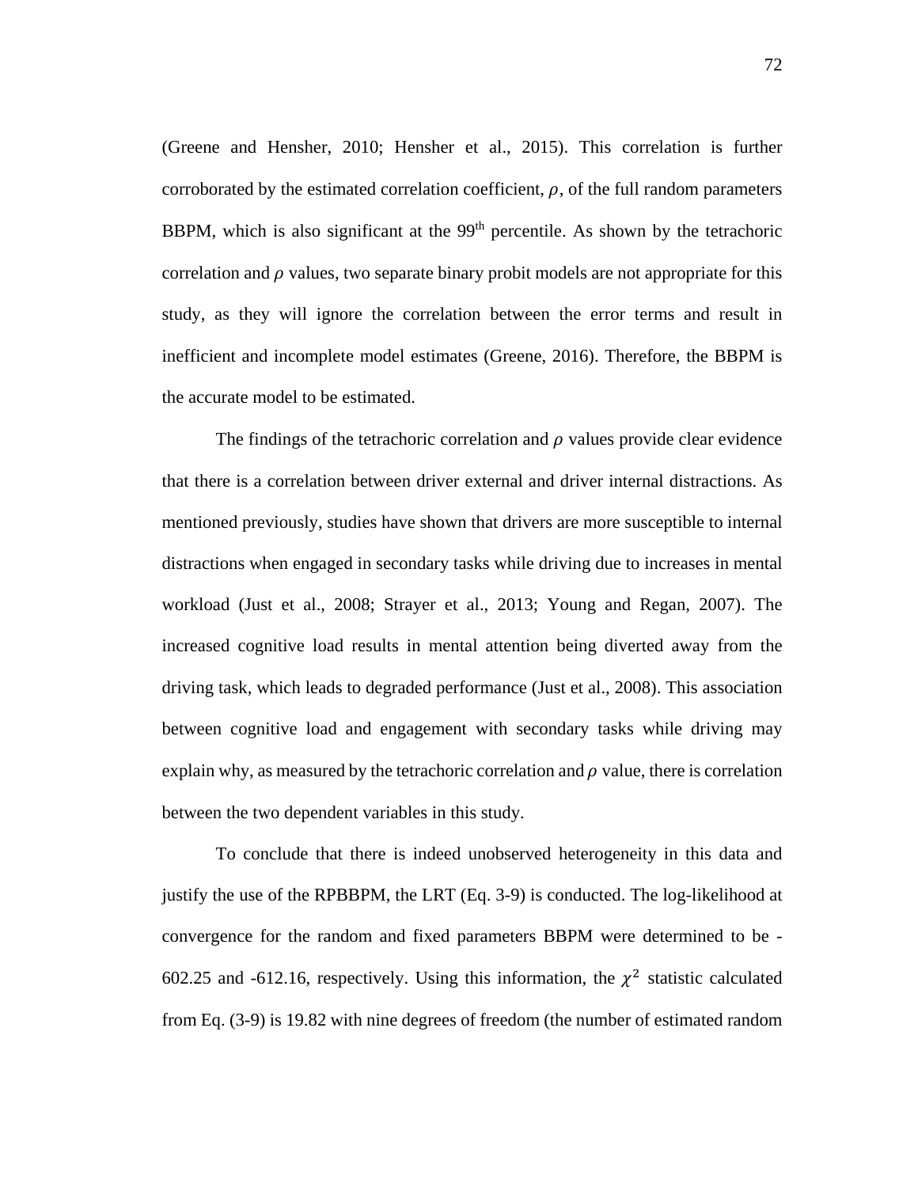(Greene and Hensher, 2010; Hensher et al., 2015). This correlation is further corroborated by the estimated correlation coefficient, $\rho$, of the full random parameters BBPM, which is also significant at the 99$^{th}$ percentile. As shown by the tetrachoric correlation and $\rho$ values, two separate binary probit models are not appropriate for this study, as they will ignore the correlation between the error terms and result in inefficient and incomplete model estimates (Greene, 2016). Therefore, the BBPM is the accurate model to be estimated.

The findings of the tetrachoric correlation and $\rho$ values provide clear evidence that there is a correlation between driver external and driver internal distractions. As mentioned previously, studies have shown that drivers are more susceptible to internal distractions when engaged in secondary tasks while driving due to increases in mental workload (Just et al., 2008; Strayer et al., 2013; Young and Regan, 2007). The increased cognitive load results in mental attention being diverted away from the driving task, which leads to degraded performance (Just et al., 2008). This association between cognitive load and engagement with secondary tasks while driving may explain why, as measured by the tetrachoric correlation and $\rho$ value, there is correlation between the two dependent variables in this study.

To conclude that there is indeed unobserved heterogeneity in this data and justify the use of the RPBBPM, the LRT (Eq. 3-9) is conducted. The log-likelihood at convergence for the random and fixed parameters BBPM were determined to be -602.25 and -612.16, respectively. Using this information, the $\chi^2$ statistic calculated from Eq. (3-9) is 19.82 with nine degrees of freedom (the number of estimated random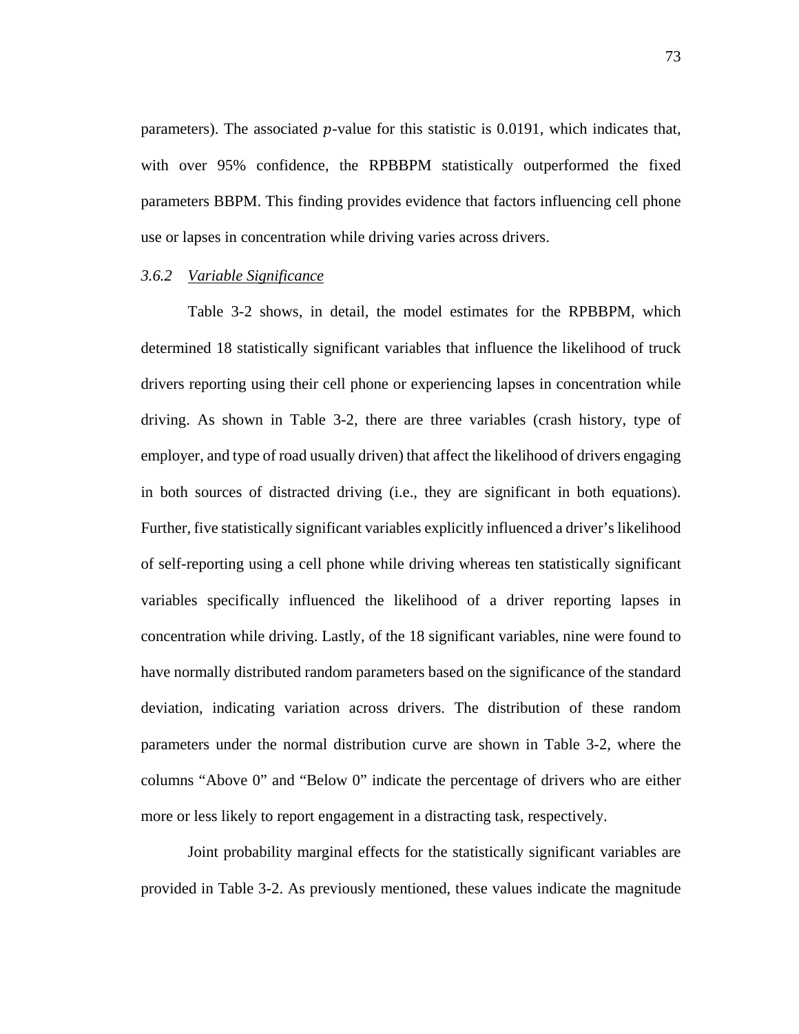parameters). The associated $p$-value for this statistic is 0.0191, which indicates that, with over 95% confidence, the RPBBPM statistically outperformed the fixed parameters BBPM. This finding provides evidence that factors influencing cell phone use or lapses in concentration while driving varies across drivers.

### *3.6.2 Variable Significance*

Table 3-2 shows, in detail, the model estimates for the RPBBPM, which determined 18 statistically significant variables that influence the likelihood of truck drivers reporting using their cell phone or experiencing lapses in concentration while driving. As shown in Table 3-2, there are three variables (crash history, type of employer, and type of road usually driven) that affect the likelihood of drivers engaging in both sources of distracted driving (i.e., they are significant in both equations). Further, five statistically significant variables explicitly influenced a driver's likelihood of self-reporting using a cell phone while driving whereas ten statistically significant variables specifically influenced the likelihood of a driver reporting lapses in concentration while driving. Lastly, of the 18 significant variables, nine were found to have normally distributed random parameters based on the significance of the standard deviation, indicating variation across drivers. The distribution of these random parameters under the normal distribution curve are shown in Table 3-2, where the columns "Above 0" and "Below 0" indicate the percentage of drivers who are either more or less likely to report engagement in a distracting task, respectively.

Joint probability marginal effects for the statistically significant variables are provided in Table 3-2. As previously mentioned, these values indicate the magnitude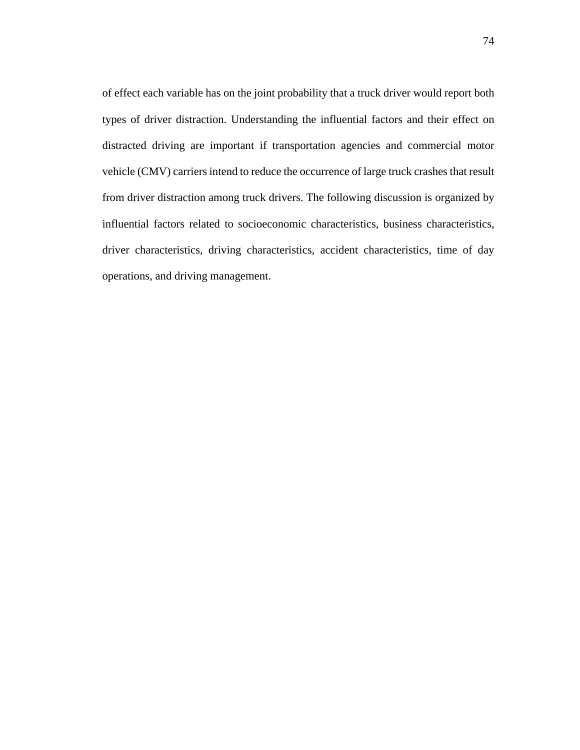of effect each variable has on the joint probability that a truck driver would report both types of driver distraction. Understanding the influential factors and their effect on distracted driving are important if transportation agencies and commercial motor vehicle (CMV) carriers intend to reduce the occurrence of large truck crashes that result from driver distraction among truck drivers. The following discussion is organized by influential factors related to socioeconomic characteristics, business characteristics, driver characteristics, driving characteristics, accident characteristics, time of day operations, and driving management.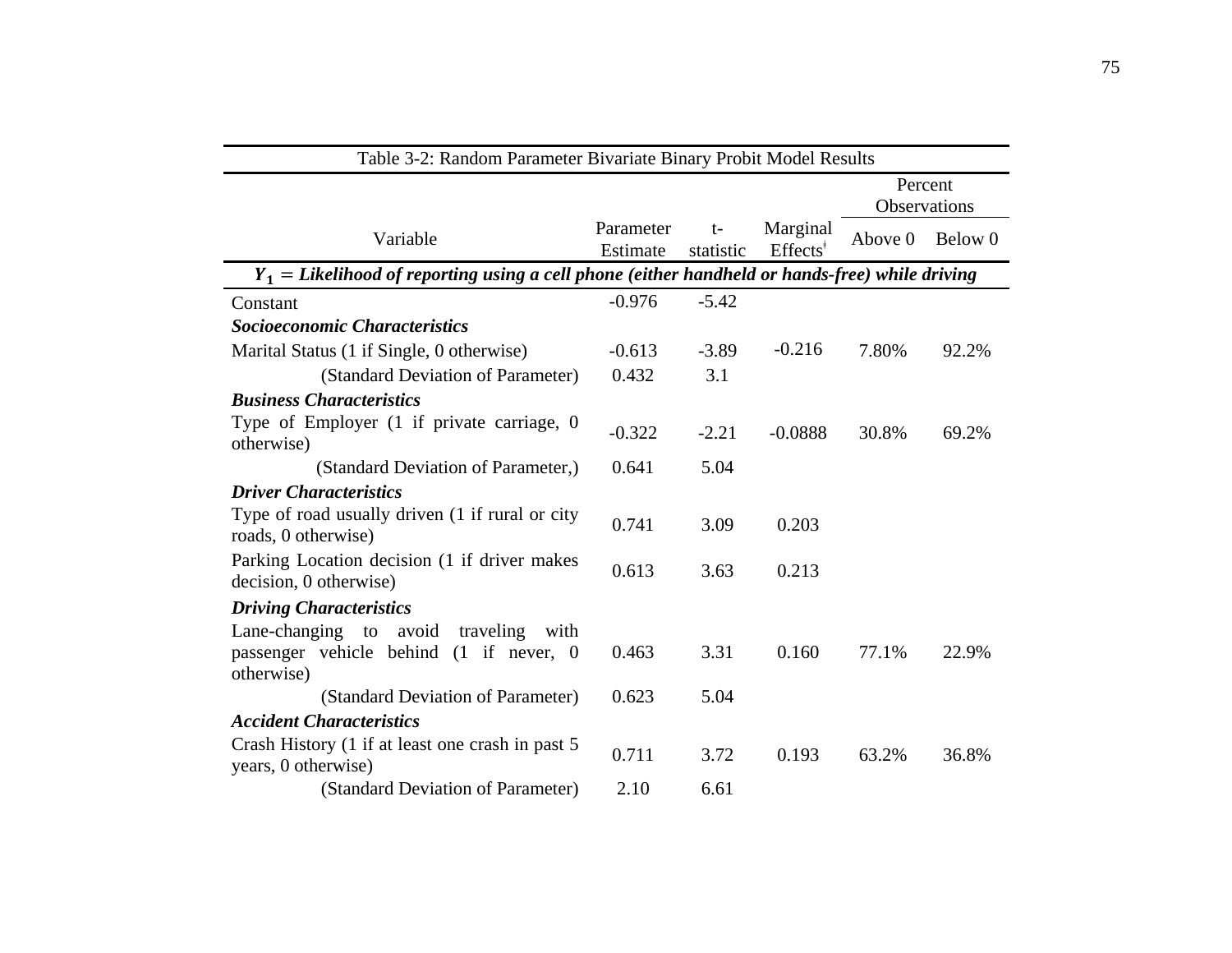Table 3-2: Random Parameter Bivariate Binary Probit Model Results

| Variable | Parameter Estimate | t-statistic | Marginal Effects[ǂ] | Percent Observations | |
|---|---|---|---|---|---|
| | | | | Above 0 | Below 0 |
| ***$Y_1$ = Likelihood of reporting using a cell phone (either handheld or hands-free) while driving*** | | | | | |
| Constant | -0.976 | -5.42 | | | |
| ***Socioeconomic Characteristics*** | | | | | |
| Marital Status (1 if Single, 0 otherwise) | -0.613 | -3.89 | -0.216 | 7.80% | 92.2% |
| (Standard Deviation of Parameter) | 0.432 | 3.1 | | | |
| ***Business Characteristics*** | | | | | |
| Type of Employer (1 if private carriage, 0 otherwise) | -0.322 | -2.21 | -0.0888 | 30.8% | 69.2% |
| (Standard Deviation of Parameter,) | 0.641 | 5.04 | | | |
| ***Driver Characteristics*** | | | | | |
| Type of road usually driven (1 if rural or city roads, 0 otherwise) | 0.741 | 3.09 | 0.203 | | |
| Parking Location decision (1 if driver makes decision, 0 otherwise) | 0.613 | 3.63 | 0.213 | | |
| ***Driving Characteristics*** | | | | | |
| Lane-changing to avoid traveling with passenger vehicle behind (1 if never, 0 otherwise) | 0.463 | 3.31 | 0.160 | 77.1% | 22.9% |
| (Standard Deviation of Parameter) | 0.623 | 5.04 | | | |
| ***Accident Characteristics*** | | | | | |
| Crash History (1 if at least one crash in past 5 years, 0 otherwise) | 0.711 | 3.72 | 0.193 | 63.2% | 36.8% |
| (Standard Deviation of Parameter) | 2.10 | 6.61 | | | |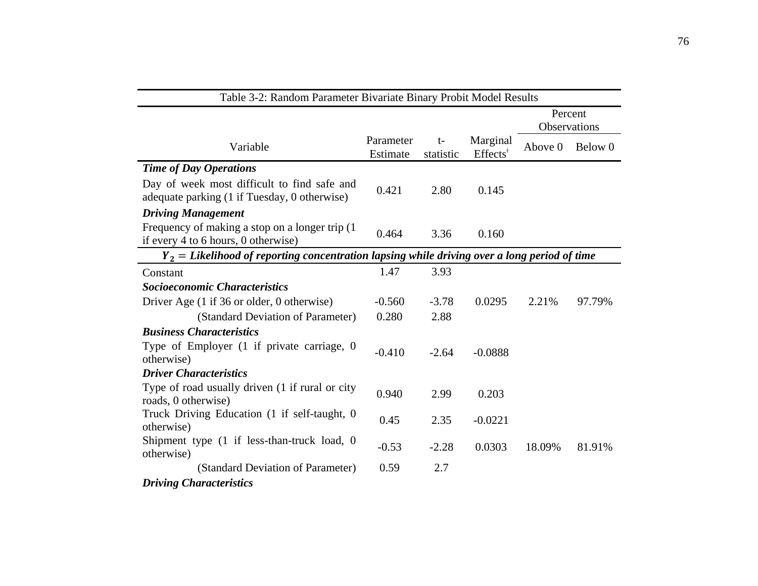Table 3-2: Random Parameter Bivariate Binary Probit Model Results

| Variable | Parameter Estimate | t-statistic | Marginal Effects[ǂ] | Percent Observations | |
|---|---|---|---|---|---|
| | | | | Above 0 | Below 0 |
| ***Time of Day Operations*** | | | | | |
| Day of week most difficult to find safe and adequate parking (1 if Tuesday, 0 otherwise) | 0.421 | 2.80 | 0.145 | | |
| ***Driving Management*** | | | | | |
| Frequency of making a stop on a longer trip (1 if every 4 to 6 hours, 0 otherwise) | 0.464 | 3.36 | 0.160 | | |
| ***$Y_2$ = Likelihood of reporting concentration lapsing while driving over a long period of time*** | | | | | |
| Constant | 1.47 | 3.93 | | | |
| ***Socioeconomic Characteristics*** | | | | | |
| Driver Age (1 if 36 or older, 0 otherwise) | -0.560 | -3.78 | 0.0295 | 2.21% | 97.79% |
| (Standard Deviation of Parameter) | 0.280 | 2.88 | | | |
| ***Business Characteristics*** | | | | | |
| Type of Employer (1 if private carriage, 0 otherwise) | -0.410 | -2.64 | -0.0888 | | |
| ***Driver Characteristics*** | | | | | |
| Type of road usually driven (1 if rural or city roads, 0 otherwise) | 0.940 | 2.99 | 0.203 | | |
| Truck Driving Education (1 if self-taught, 0 otherwise) | 0.45 | 2.35 | -0.0221 | | |
| Shipment type (1 if less-than-truck load, 0 otherwise) | -0.53 | -2.28 | 0.0303 | 18.09% | 81.91% |
| (Standard Deviation of Parameter) | 0.59 | 2.7 | | | |
| ***Driving Characteristics*** | | | | | |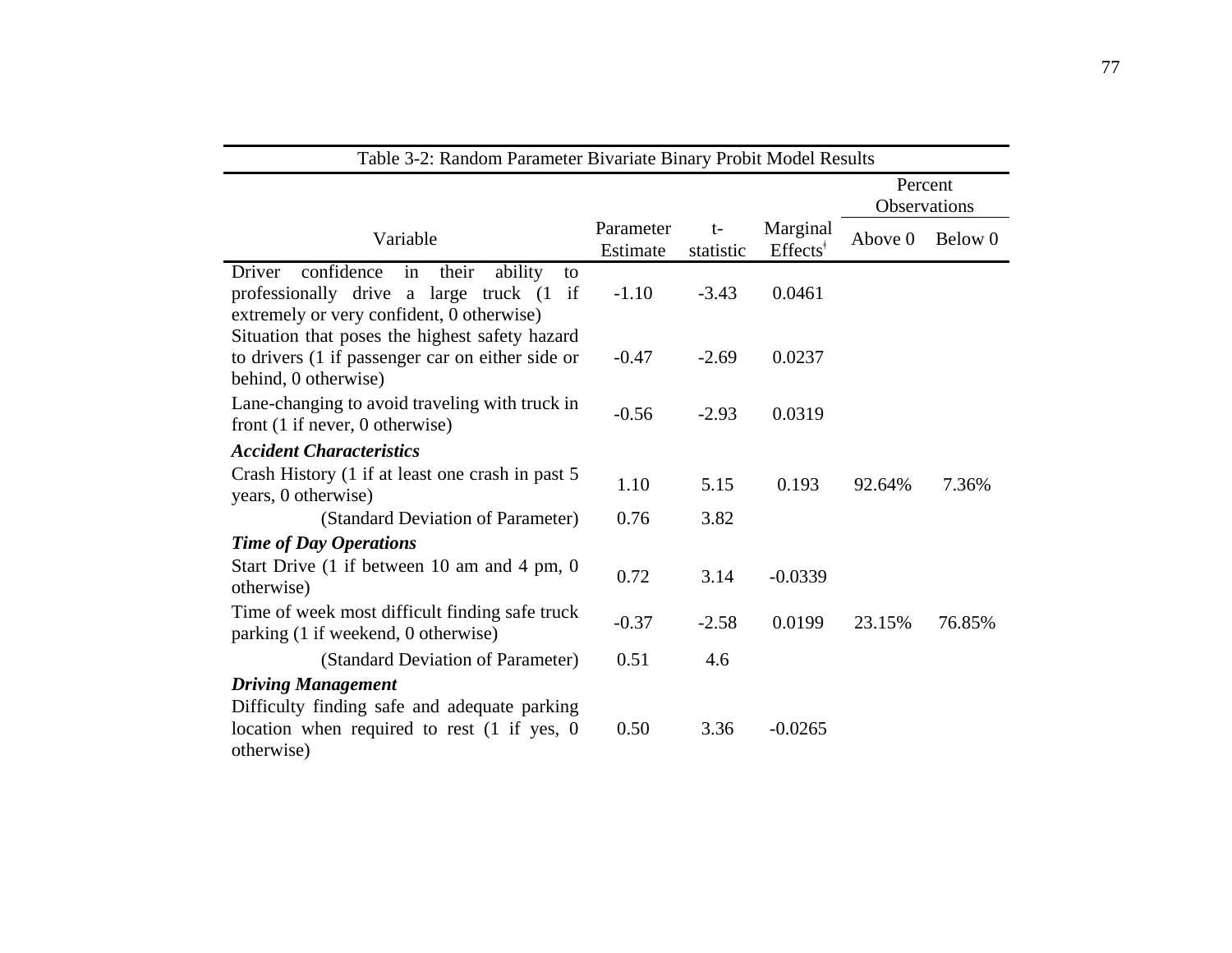Table 3-2: Random Parameter Bivariate Binary Probit Model Results

| Variable | Parameter Estimate | t-statistic | Marginal Effects[ǂ] | Percent Observations | |
|---|---|---|---|---|---|
| | | | | Above 0 | Below 0 |
| Driver confidence in their ability to professionally drive a large truck (1 if extremely or very confident, 0 otherwise) | -1.10 | -3.43 | 0.0461 | | |
| Situation that poses the highest safety hazard to drivers (1 if passenger car on either side or behind, 0 otherwise) | -0.47 | -2.69 | 0.0237 | | |
| Lane-changing to avoid traveling with truck in front (1 if never, 0 otherwise) | -0.56 | -2.93 | 0.0319 | | |
| ***Accident Characteristics*** | | | | | |
| Crash History (1 if at least one crash in past 5 years, 0 otherwise) | 1.10 | 5.15 | 0.193 | 92.64% | 7.36% |
| (Standard Deviation of Parameter) | 0.76 | 3.82 | | | |
| ***Time of Day Operations*** | | | | | |
| Start Drive (1 if between 10 am and 4 pm, 0 otherwise) | 0.72 | 3.14 | -0.0339 | | |
| Time of week most difficult finding safe truck parking (1 if weekend, 0 otherwise) | -0.37 | -2.58 | 0.0199 | 23.15% | 76.85% |
| (Standard Deviation of Parameter) | 0.51 | 4.6 | | | |
| ***Driving Management*** | | | | | |
| Difficulty finding safe and adequate parking location when required to rest (1 if yes, 0 otherwise) | 0.50 | 3.36 | -0.0265 | | |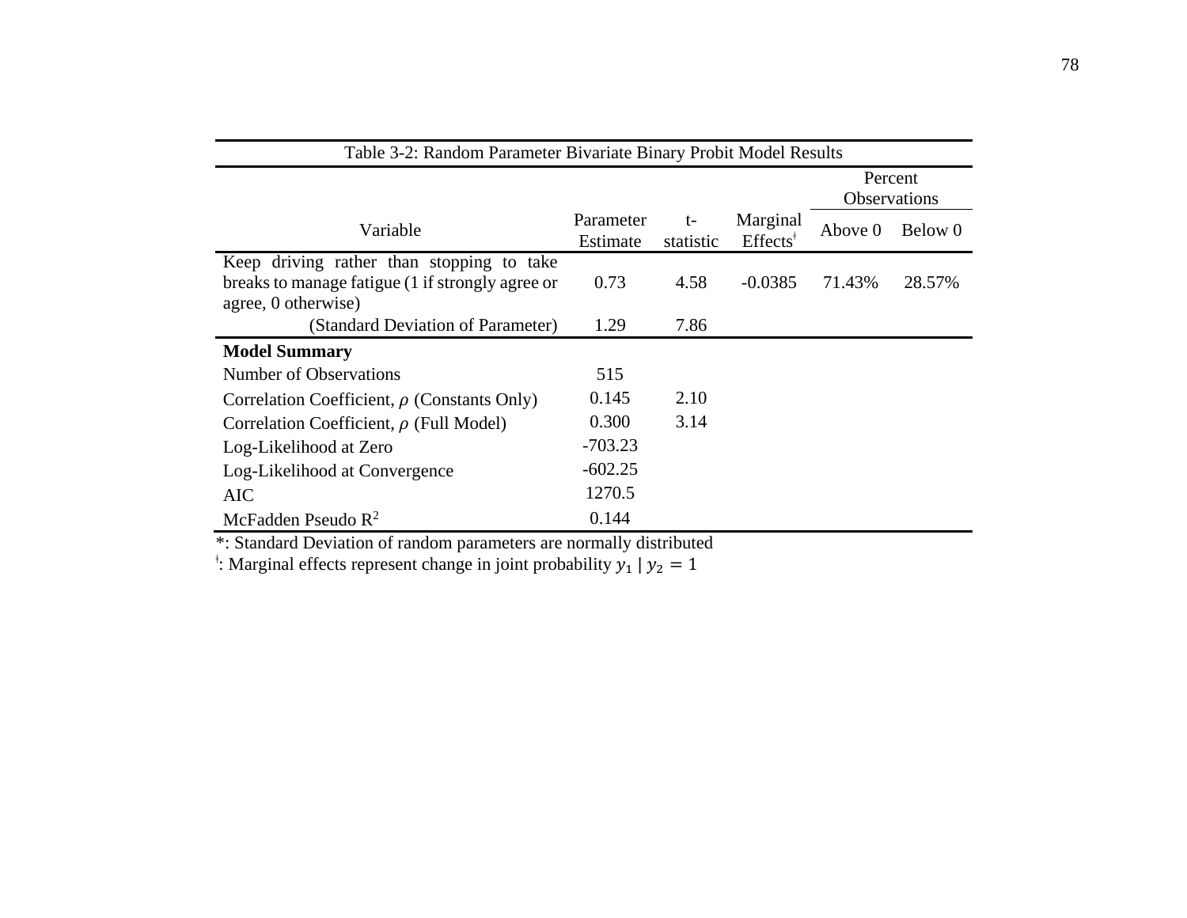Table 3-2: Random Parameter Bivariate Binary Probit Model Results

| Variable | Parameter Estimate | t-statistic | Marginal Effects[ǂ] | Percent Observations | |
|---|---|---|---|---|---|
| | | | | Above 0 | Below 0 |
| Keep driving rather than stopping to take breaks to manage fatigue (1 if strongly agree or agree, 0 otherwise) | 0.73 | 4.58 | -0.0385 | 71.43% | 28.57% |
| (Standard Deviation of Parameter) | 1.29 | 7.86 | | | |
| **Model Summary** | | | | | |
| Number of Observations | 515 | | | | |
| Correlation Coefficient, $\rho$ (Constants Only) | 0.145 | 2.10 | | | |
| Correlation Coefficient, $\rho$ (Full Model) | 0.300 | 3.14 | | | |
| Log-Likelihood at Zero | -703.23 | | | | |
| Log-Likelihood at Convergence | -602.25 | | | | |
| AIC | 1270.5 | | | | |
| McFadden Pseudo $R^2$ | 0.144 | | | | |

*: Standard Deviation of random parameters are normally distributed

ǂ: Marginal effects represent change in joint probability $y_1 \mid y_2 = 1$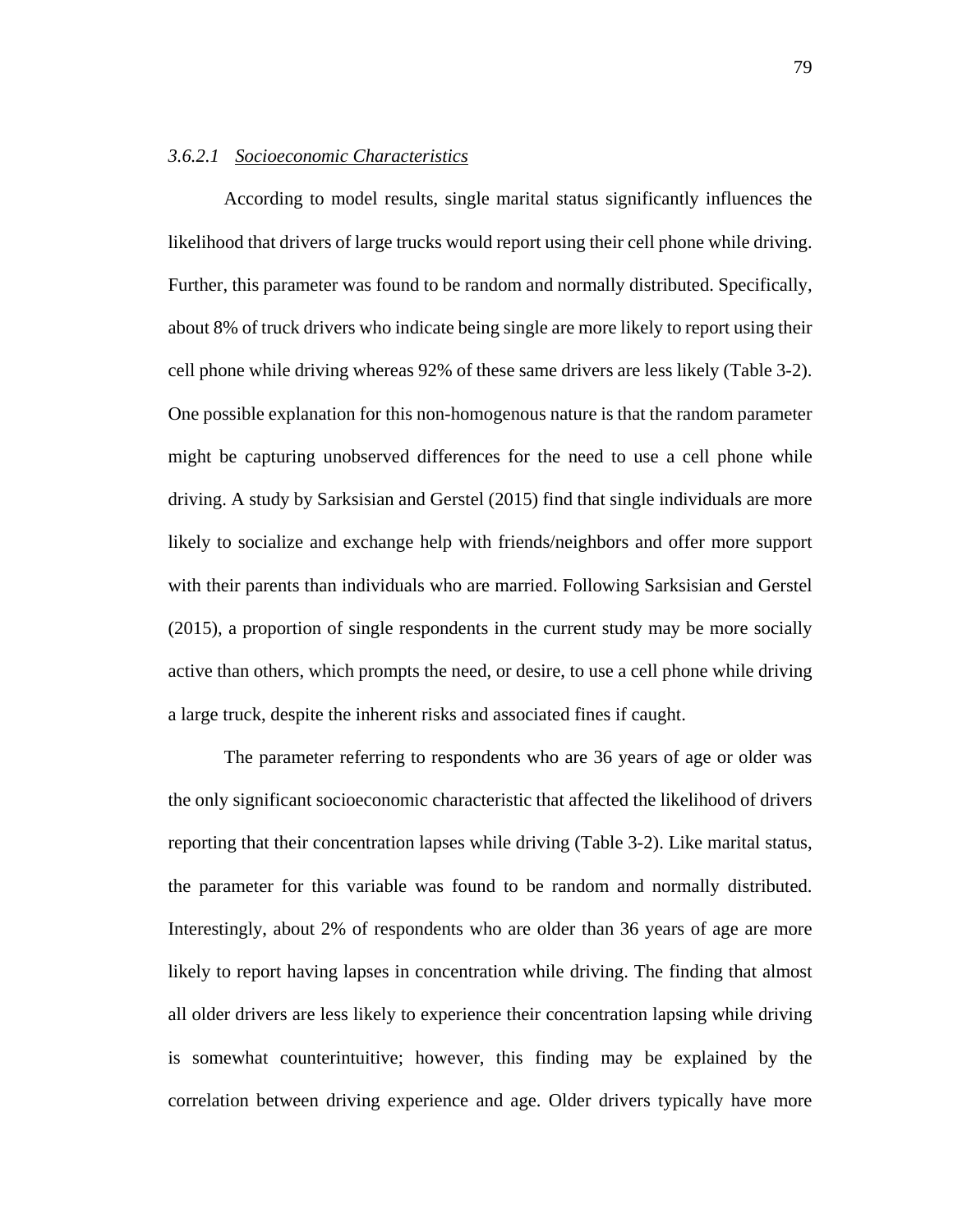#### *3.6.2.1 Socioeconomic Characteristics*

According to model results, single marital status significantly influences the likelihood that drivers of large trucks would report using their cell phone while driving. Further, this parameter was found to be random and normally distributed. Specifically, about 8% of truck drivers who indicate being single are more likely to report using their cell phone while driving whereas 92% of these same drivers are less likely (Table 3-2). One possible explanation for this non-homogenous nature is that the random parameter might be capturing unobserved differences for the need to use a cell phone while driving. A study by Sarksisian and Gerstel (2015) find that single individuals are more likely to socialize and exchange help with friends/neighbors and offer more support with their parents than individuals who are married. Following Sarksisian and Gerstel (2015), a proportion of single respondents in the current study may be more socially active than others, which prompts the need, or desire, to use a cell phone while driving a large truck, despite the inherent risks and associated fines if caught.

The parameter referring to respondents who are 36 years of age or older was the only significant socioeconomic characteristic that affected the likelihood of drivers reporting that their concentration lapses while driving (Table 3-2). Like marital status, the parameter for this variable was found to be random and normally distributed. Interestingly, about 2% of respondents who are older than 36 years of age are more likely to report having lapses in concentration while driving. The finding that almost all older drivers are less likely to experience their concentration lapsing while driving is somewhat counterintuitive; however, this finding may be explained by the correlation between driving experience and age. Older drivers typically have more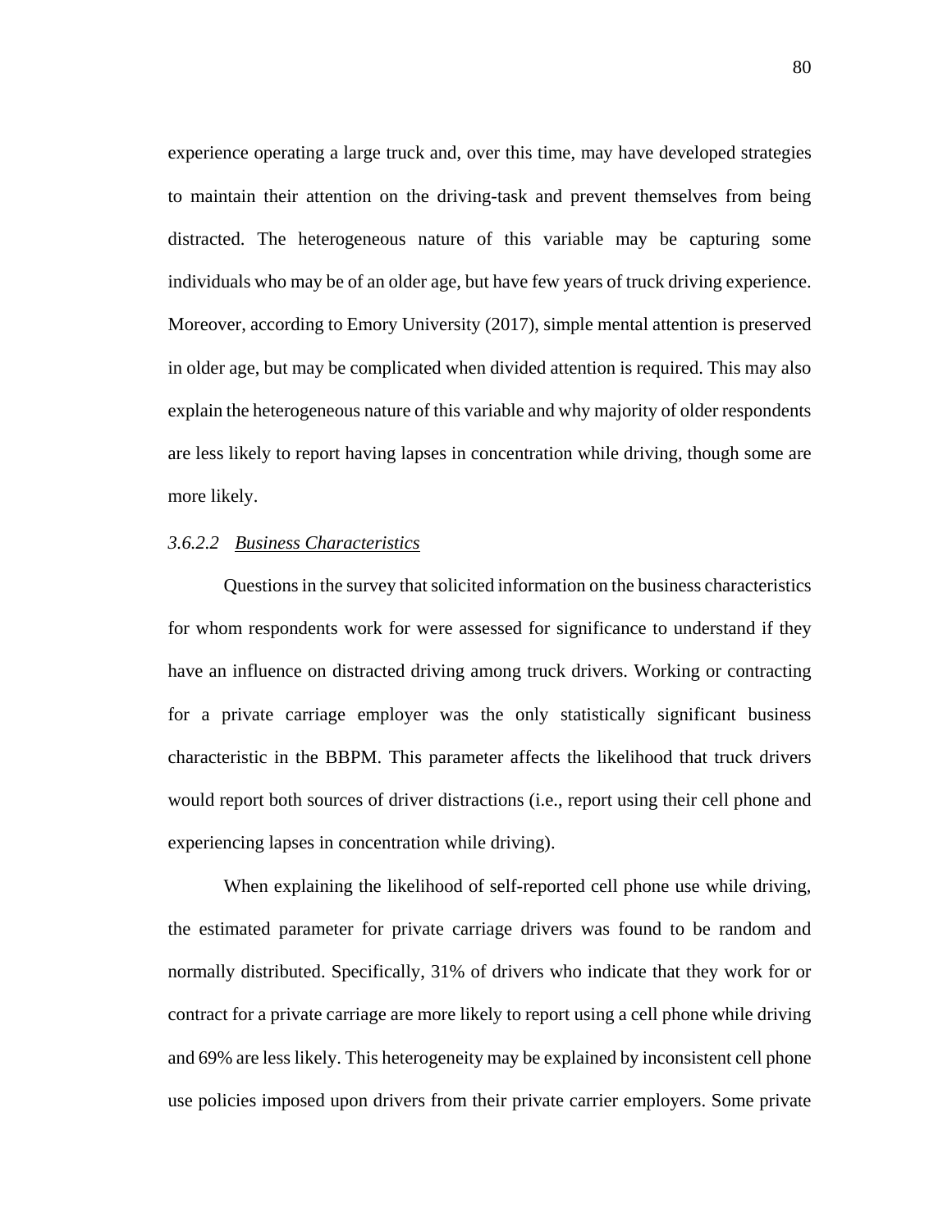experience operating a large truck and, over this time, may have developed strategies to maintain their attention on the driving-task and prevent themselves from being distracted. The heterogeneous nature of this variable may be capturing some individuals who may be of an older age, but have few years of truck driving experience. Moreover, according to Emory University (2017), simple mental attention is preserved in older age, but may be complicated when divided attention is required. This may also explain the heterogeneous nature of this variable and why majority of older respondents are less likely to report having lapses in concentration while driving, though some are more likely.

#### *3.6.2.2 Business Characteristics*

Questions in the survey that solicited information on the business characteristics for whom respondents work for were assessed for significance to understand if they have an influence on distracted driving among truck drivers. Working or contracting for a private carriage employer was the only statistically significant business characteristic in the BBPM. This parameter affects the likelihood that truck drivers would report both sources of driver distractions (i.e., report using their cell phone and experiencing lapses in concentration while driving).

When explaining the likelihood of self-reported cell phone use while driving, the estimated parameter for private carriage drivers was found to be random and normally distributed. Specifically, 31% of drivers who indicate that they work for or contract for a private carriage are more likely to report using a cell phone while driving and 69% are less likely. This heterogeneity may be explained by inconsistent cell phone use policies imposed upon drivers from their private carrier employers. Some private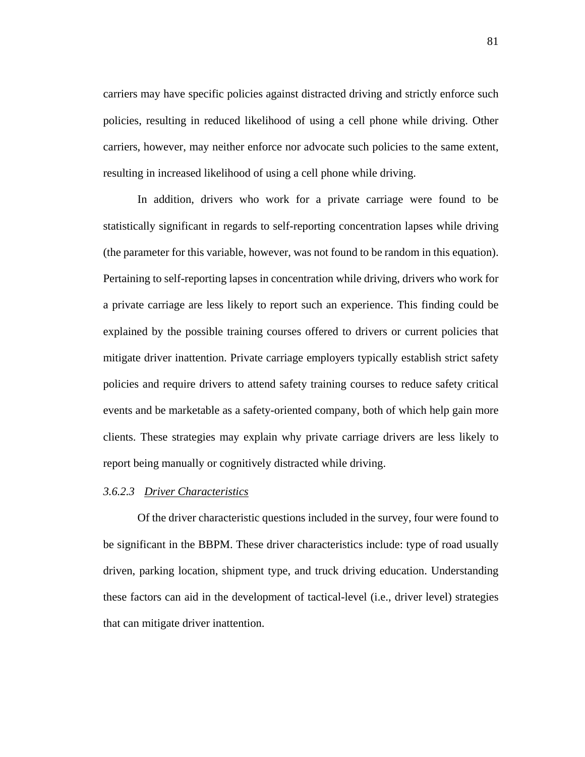carriers may have specific policies against distracted driving and strictly enforce such policies, resulting in reduced likelihood of using a cell phone while driving. Other carriers, however, may neither enforce nor advocate such policies to the same extent, resulting in increased likelihood of using a cell phone while driving.

In addition, drivers who work for a private carriage were found to be statistically significant in regards to self-reporting concentration lapses while driving (the parameter for this variable, however, was not found to be random in this equation). Pertaining to self-reporting lapses in concentration while driving, drivers who work for a private carriage are less likely to report such an experience. This finding could be explained by the possible training courses offered to drivers or current policies that mitigate driver inattention. Private carriage employers typically establish strict safety policies and require drivers to attend safety training courses to reduce safety critical events and be marketable as a safety-oriented company, both of which help gain more clients. These strategies may explain why private carriage drivers are less likely to report being manually or cognitively distracted while driving.

#### *3.6.2.3 Driver Characteristics*

Of the driver characteristic questions included in the survey, four were found to be significant in the BBPM. These driver characteristics include: type of road usually driven, parking location, shipment type, and truck driving education. Understanding these factors can aid in the development of tactical-level (i.e., driver level) strategies that can mitigate driver inattention.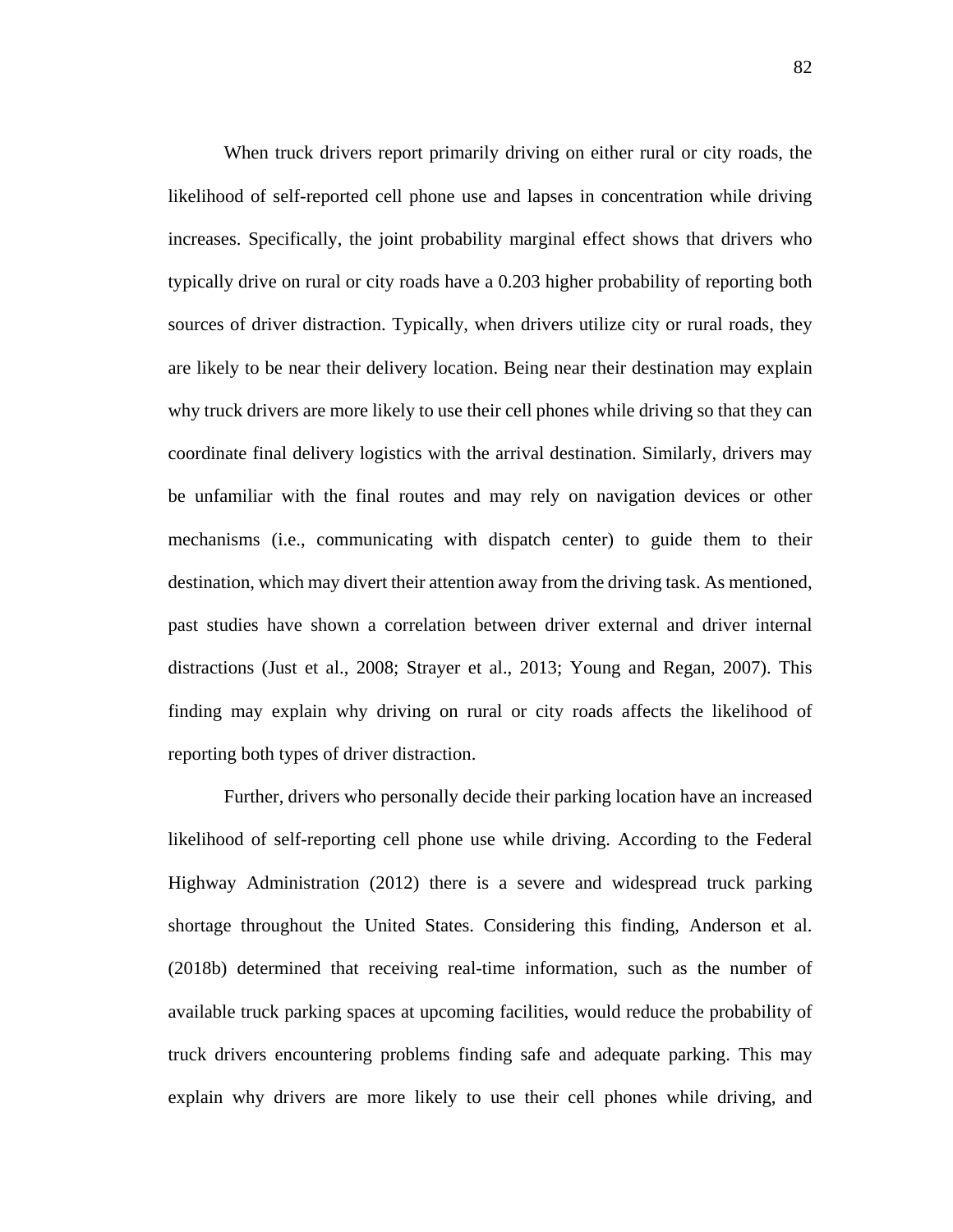When truck drivers report primarily driving on either rural or city roads, the likelihood of self-reported cell phone use and lapses in concentration while driving increases. Specifically, the joint probability marginal effect shows that drivers who typically drive on rural or city roads have a 0.203 higher probability of reporting both sources of driver distraction. Typically, when drivers utilize city or rural roads, they are likely to be near their delivery location. Being near their destination may explain why truck drivers are more likely to use their cell phones while driving so that they can coordinate final delivery logistics with the arrival destination. Similarly, drivers may be unfamiliar with the final routes and may rely on navigation devices or other mechanisms (i.e., communicating with dispatch center) to guide them to their destination, which may divert their attention away from the driving task. As mentioned, past studies have shown a correlation between driver external and driver internal distractions (Just et al., 2008; Strayer et al., 2013; Young and Regan, 2007). This finding may explain why driving on rural or city roads affects the likelihood of reporting both types of driver distraction.

Further, drivers who personally decide their parking location have an increased likelihood of self-reporting cell phone use while driving. According to the Federal Highway Administration (2012) there is a severe and widespread truck parking shortage throughout the United States. Considering this finding, Anderson et al. (2018b) determined that receiving real-time information, such as the number of available truck parking spaces at upcoming facilities, would reduce the probability of truck drivers encountering problems finding safe and adequate parking. This may explain why drivers are more likely to use their cell phones while driving, and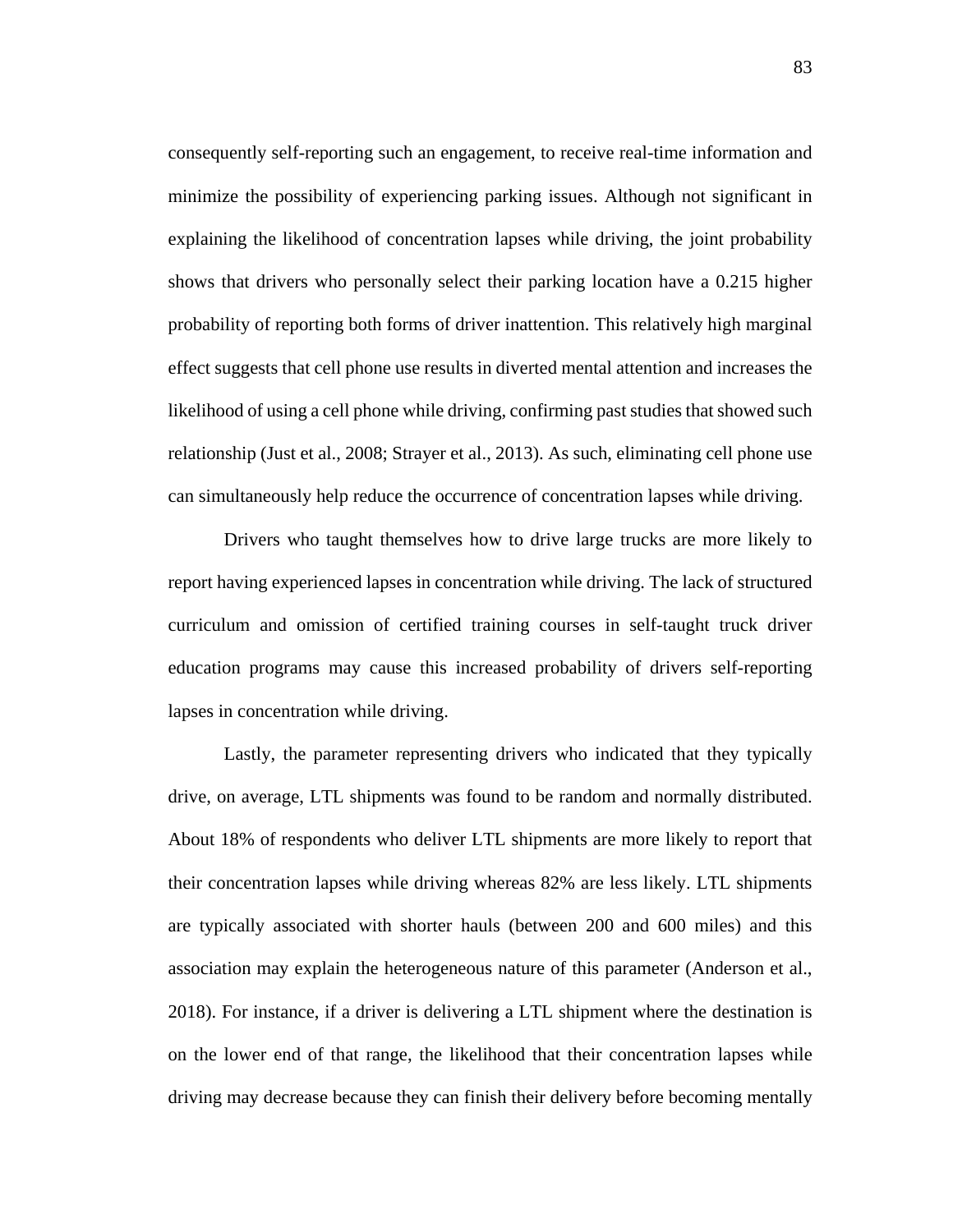consequently self-reporting such an engagement, to receive real-time information and minimize the possibility of experiencing parking issues. Although not significant in explaining the likelihood of concentration lapses while driving, the joint probability shows that drivers who personally select their parking location have a 0.215 higher probability of reporting both forms of driver inattention. This relatively high marginal effect suggests that cell phone use results in diverted mental attention and increases the likelihood of using a cell phone while driving, confirming past studies that showed such relationship (Just et al., 2008; Strayer et al., 2013). As such, eliminating cell phone use can simultaneously help reduce the occurrence of concentration lapses while driving.

Drivers who taught themselves how to drive large trucks are more likely to report having experienced lapses in concentration while driving. The lack of structured curriculum and omission of certified training courses in self-taught truck driver education programs may cause this increased probability of drivers self-reporting lapses in concentration while driving.

Lastly, the parameter representing drivers who indicated that they typically drive, on average, LTL shipments was found to be random and normally distributed. About 18% of respondents who deliver LTL shipments are more likely to report that their concentration lapses while driving whereas 82% are less likely. LTL shipments are typically associated with shorter hauls (between 200 and 600 miles) and this association may explain the heterogeneous nature of this parameter (Anderson et al., 2018). For instance, if a driver is delivering a LTL shipment where the destination is on the lower end of that range, the likelihood that their concentration lapses while driving may decrease because they can finish their delivery before becoming mentally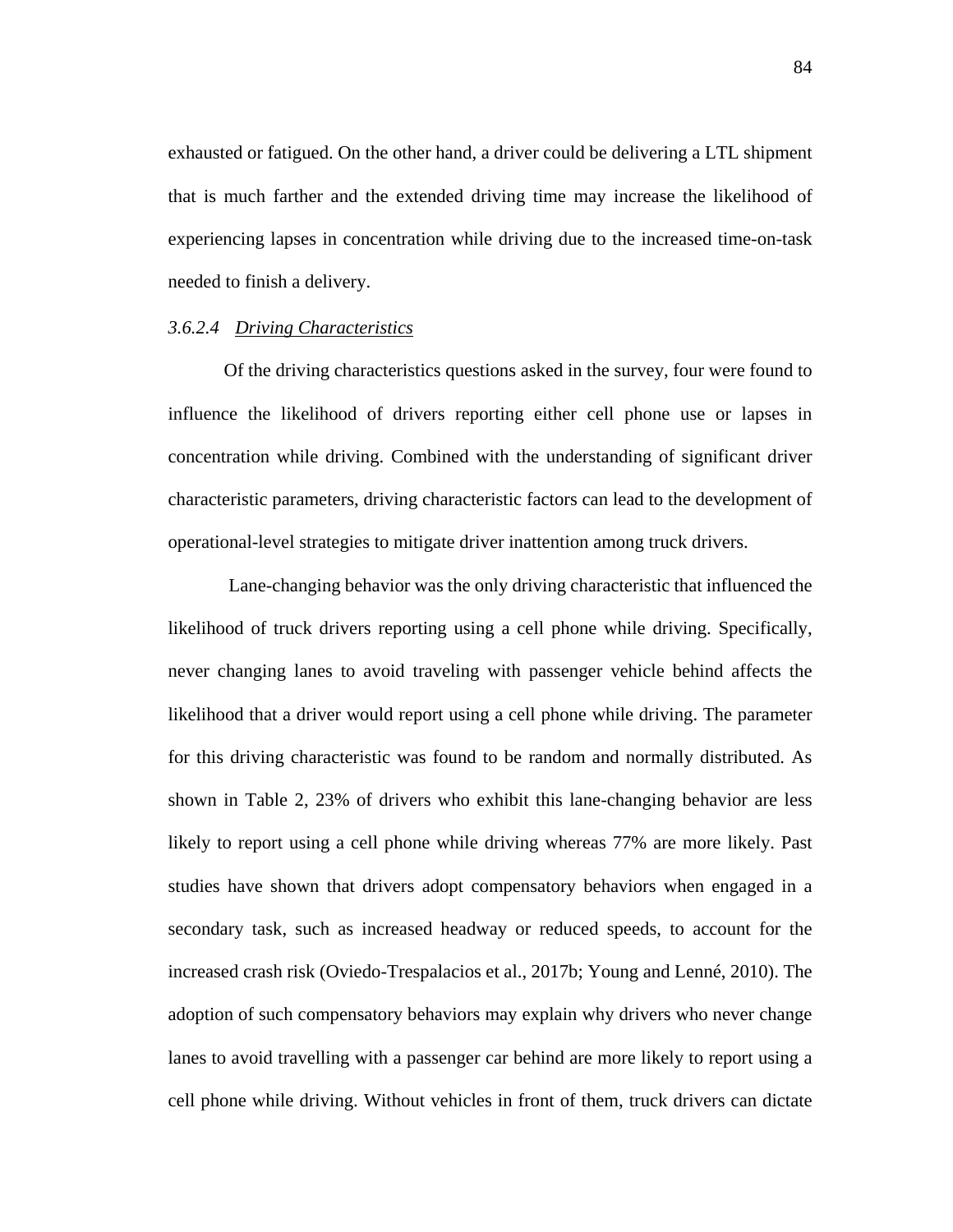exhausted or fatigued. On the other hand, a driver could be delivering a LTL shipment that is much farther and the extended driving time may increase the likelihood of experiencing lapses in concentration while driving due to the increased time-on-task needed to finish a delivery.

#### *3.6.2.4 Driving Characteristics*

Of the driving characteristics questions asked in the survey, four were found to influence the likelihood of drivers reporting either cell phone use or lapses in concentration while driving. Combined with the understanding of significant driver characteristic parameters, driving characteristic factors can lead to the development of operational-level strategies to mitigate driver inattention among truck drivers.

Lane-changing behavior was the only driving characteristic that influenced the likelihood of truck drivers reporting using a cell phone while driving. Specifically, never changing lanes to avoid traveling with passenger vehicle behind affects the likelihood that a driver would report using a cell phone while driving. The parameter for this driving characteristic was found to be random and normally distributed. As shown in Table 2, 23% of drivers who exhibit this lane-changing behavior are less likely to report using a cell phone while driving whereas 77% are more likely. Past studies have shown that drivers adopt compensatory behaviors when engaged in a secondary task, such as increased headway or reduced speeds, to account for the increased crash risk (Oviedo-Trespalacios et al., 2017b; Young and Lenné, 2010). The adoption of such compensatory behaviors may explain why drivers who never change lanes to avoid travelling with a passenger car behind are more likely to report using a cell phone while driving. Without vehicles in front of them, truck drivers can dictate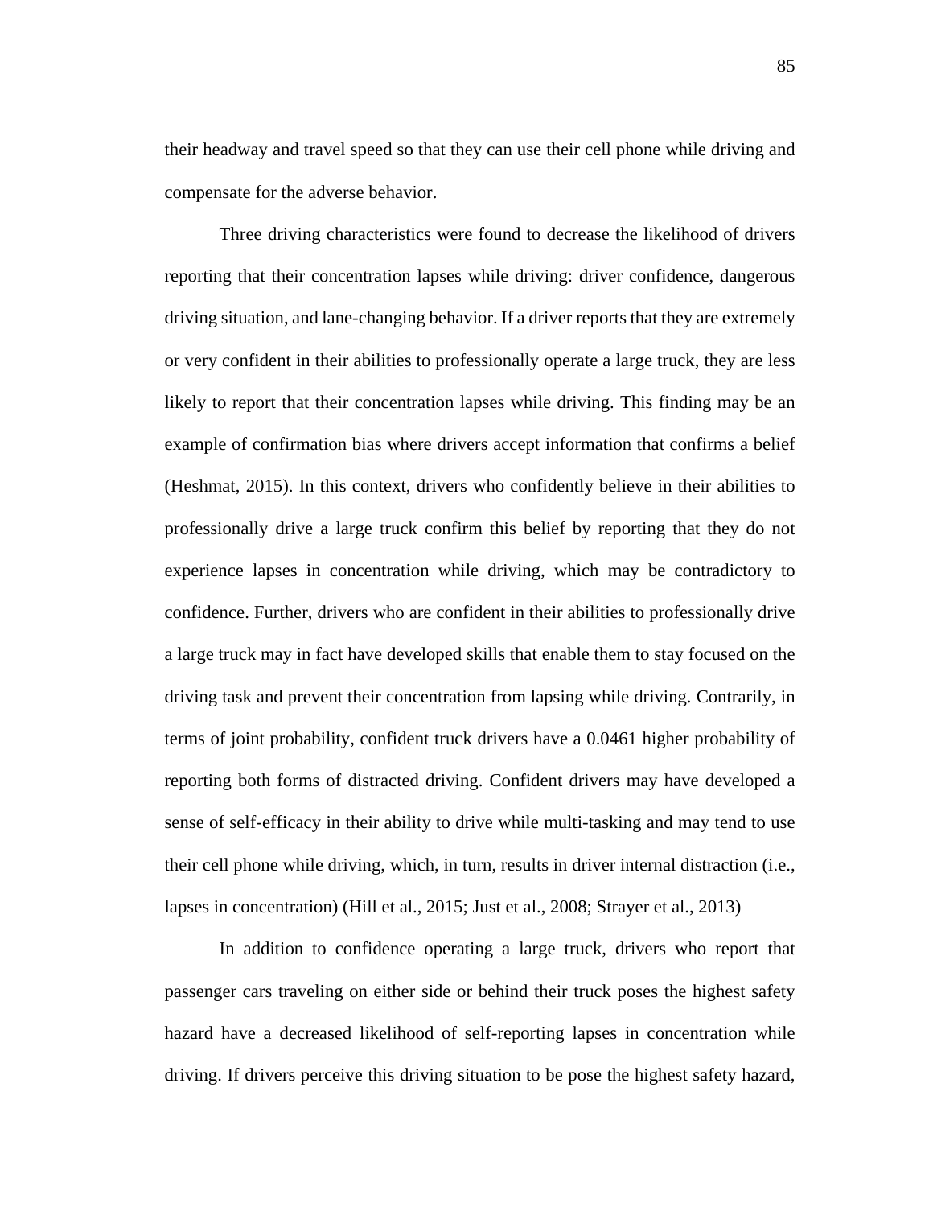their headway and travel speed so that they can use their cell phone while driving and compensate for the adverse behavior.

Three driving characteristics were found to decrease the likelihood of drivers reporting that their concentration lapses while driving: driver confidence, dangerous driving situation, and lane-changing behavior. If a driver reports that they are extremely or very confident in their abilities to professionally operate a large truck, they are less likely to report that their concentration lapses while driving. This finding may be an example of confirmation bias where drivers accept information that confirms a belief (Heshmat, 2015). In this context, drivers who confidently believe in their abilities to professionally drive a large truck confirm this belief by reporting that they do not experience lapses in concentration while driving, which may be contradictory to confidence. Further, drivers who are confident in their abilities to professionally drive a large truck may in fact have developed skills that enable them to stay focused on the driving task and prevent their concentration from lapsing while driving. Contrarily, in terms of joint probability, confident truck drivers have a 0.0461 higher probability of reporting both forms of distracted driving. Confident drivers may have developed a sense of self-efficacy in their ability to drive while multi-tasking and may tend to use their cell phone while driving, which, in turn, results in driver internal distraction (i.e., lapses in concentration) (Hill et al., 2015; Just et al., 2008; Strayer et al., 2013)

In addition to confidence operating a large truck, drivers who report that passenger cars traveling on either side or behind their truck poses the highest safety hazard have a decreased likelihood of self-reporting lapses in concentration while driving. If drivers perceive this driving situation to be pose the highest safety hazard,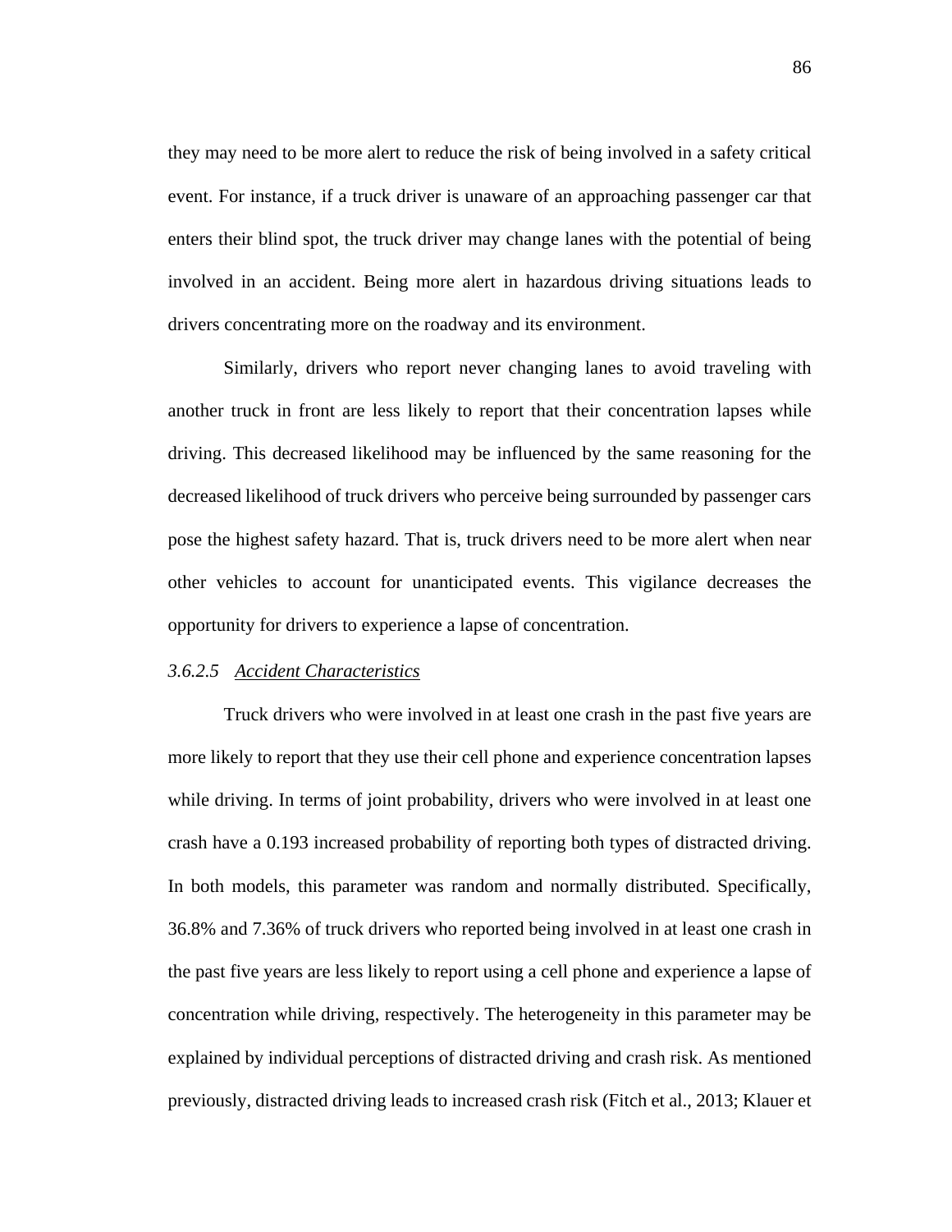they may need to be more alert to reduce the risk of being involved in a safety critical event. For instance, if a truck driver is unaware of an approaching passenger car that enters their blind spot, the truck driver may change lanes with the potential of being involved in an accident. Being more alert in hazardous driving situations leads to drivers concentrating more on the roadway and its environment.

Similarly, drivers who report never changing lanes to avoid traveling with another truck in front are less likely to report that their concentration lapses while driving. This decreased likelihood may be influenced by the same reasoning for the decreased likelihood of truck drivers who perceive being surrounded by passenger cars pose the highest safety hazard. That is, truck drivers need to be more alert when near other vehicles to account for unanticipated events. This vigilance decreases the opportunity for drivers to experience a lapse of concentration.

#### *3.6.2.5 Accident Characteristics*

Truck drivers who were involved in at least one crash in the past five years are more likely to report that they use their cell phone and experience concentration lapses while driving. In terms of joint probability, drivers who were involved in at least one crash have a 0.193 increased probability of reporting both types of distracted driving. In both models, this parameter was random and normally distributed. Specifically, 36.8% and 7.36% of truck drivers who reported being involved in at least one crash in the past five years are less likely to report using a cell phone and experience a lapse of concentration while driving, respectively. The heterogeneity in this parameter may be explained by individual perceptions of distracted driving and crash risk. As mentioned previously, distracted driving leads to increased crash risk (Fitch et al., 2013; Klauer et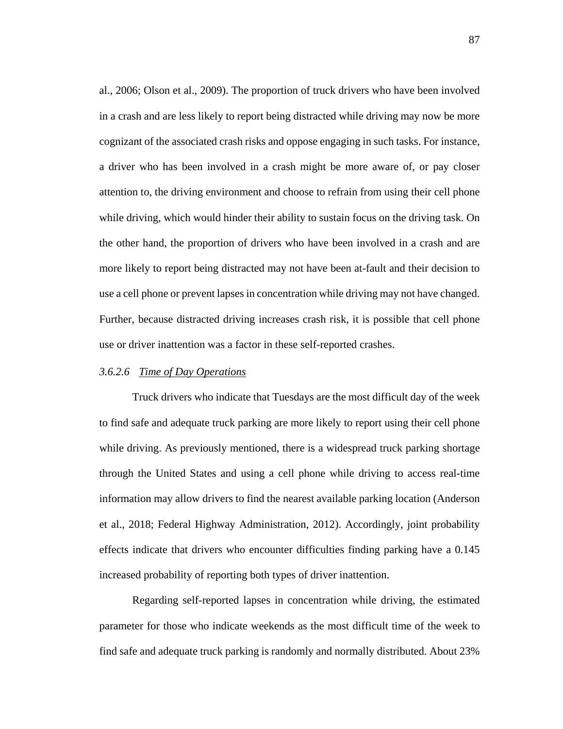al., 2006; Olson et al., 2009). The proportion of truck drivers who have been involved in a crash and are less likely to report being distracted while driving may now be more cognizant of the associated crash risks and oppose engaging in such tasks. For instance, a driver who has been involved in a crash might be more aware of, or pay closer attention to, the driving environment and choose to refrain from using their cell phone while driving, which would hinder their ability to sustain focus on the driving task. On the other hand, the proportion of drivers who have been involved in a crash and are more likely to report being distracted may not have been at-fault and their decision to use a cell phone or prevent lapses in concentration while driving may not have changed. Further, because distracted driving increases crash risk, it is possible that cell phone use or driver inattention was a factor in these self-reported crashes.

#### *3.6.2.6 Time of Day Operations*

Truck drivers who indicate that Tuesdays are the most difficult day of the week to find safe and adequate truck parking are more likely to report using their cell phone while driving. As previously mentioned, there is a widespread truck parking shortage through the United States and using a cell phone while driving to access real-time information may allow drivers to find the nearest available parking location (Anderson et al., 2018; Federal Highway Administration, 2012). Accordingly, joint probability effects indicate that drivers who encounter difficulties finding parking have a 0.145 increased probability of reporting both types of driver inattention.

Regarding self-reported lapses in concentration while driving, the estimated parameter for those who indicate weekends as the most difficult time of the week to find safe and adequate truck parking is randomly and normally distributed. About 23%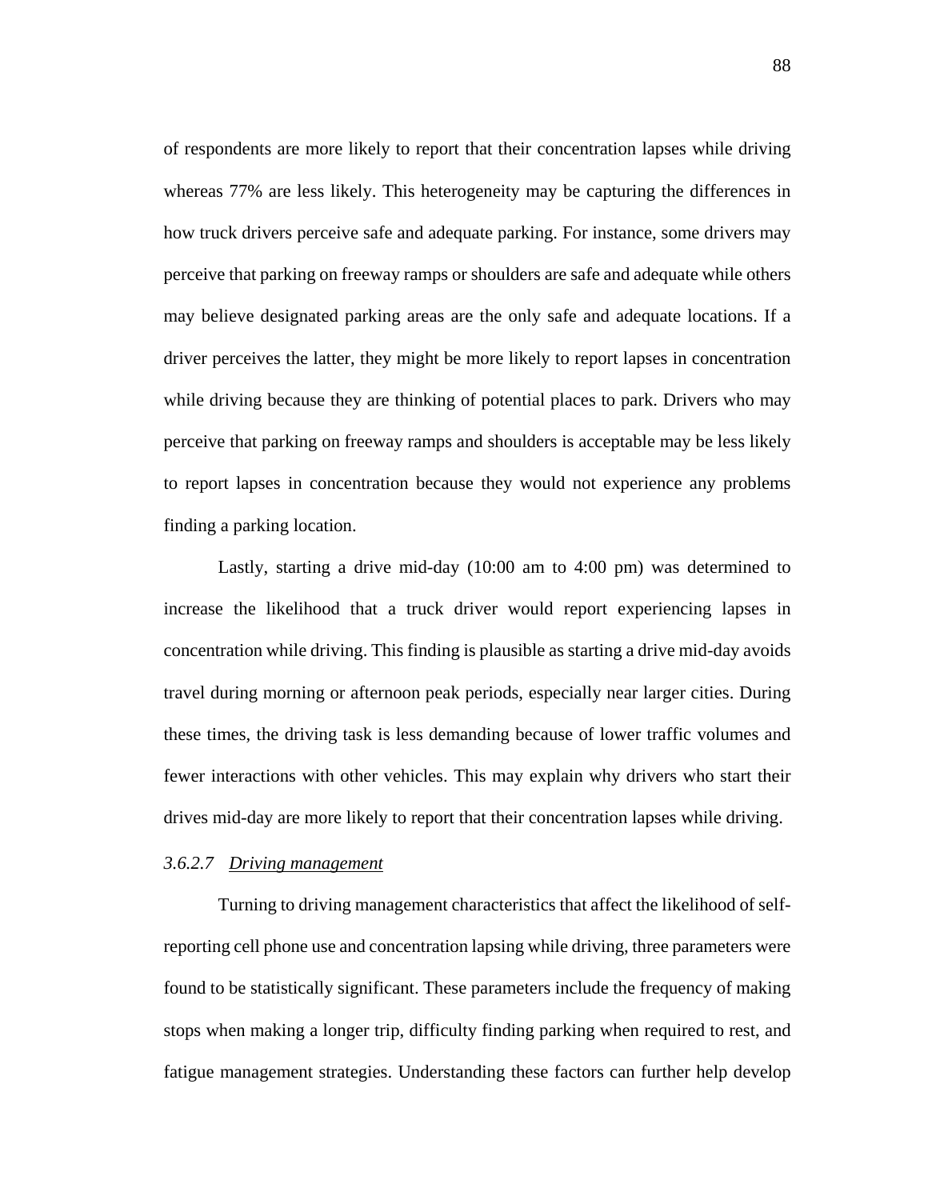of respondents are more likely to report that their concentration lapses while driving whereas 77% are less likely. This heterogeneity may be capturing the differences in how truck drivers perceive safe and adequate parking. For instance, some drivers may perceive that parking on freeway ramps or shoulders are safe and adequate while others may believe designated parking areas are the only safe and adequate locations. If a driver perceives the latter, they might be more likely to report lapses in concentration while driving because they are thinking of potential places to park. Drivers who may perceive that parking on freeway ramps and shoulders is acceptable may be less likely to report lapses in concentration because they would not experience any problems finding a parking location.

Lastly, starting a drive mid-day (10:00 am to 4:00 pm) was determined to increase the likelihood that a truck driver would report experiencing lapses in concentration while driving. This finding is plausible as starting a drive mid-day avoids travel during morning or afternoon peak periods, especially near larger cities. During these times, the driving task is less demanding because of lower traffic volumes and fewer interactions with other vehicles. This may explain why drivers who start their drives mid-day are more likely to report that their concentration lapses while driving.

#### *3.6.2.7 Driving management*

Turning to driving management characteristics that affect the likelihood of self-reporting cell phone use and concentration lapsing while driving, three parameters were found to be statistically significant. These parameters include the frequency of making stops when making a longer trip, difficulty finding parking when required to rest, and fatigue management strategies. Understanding these factors can further help develop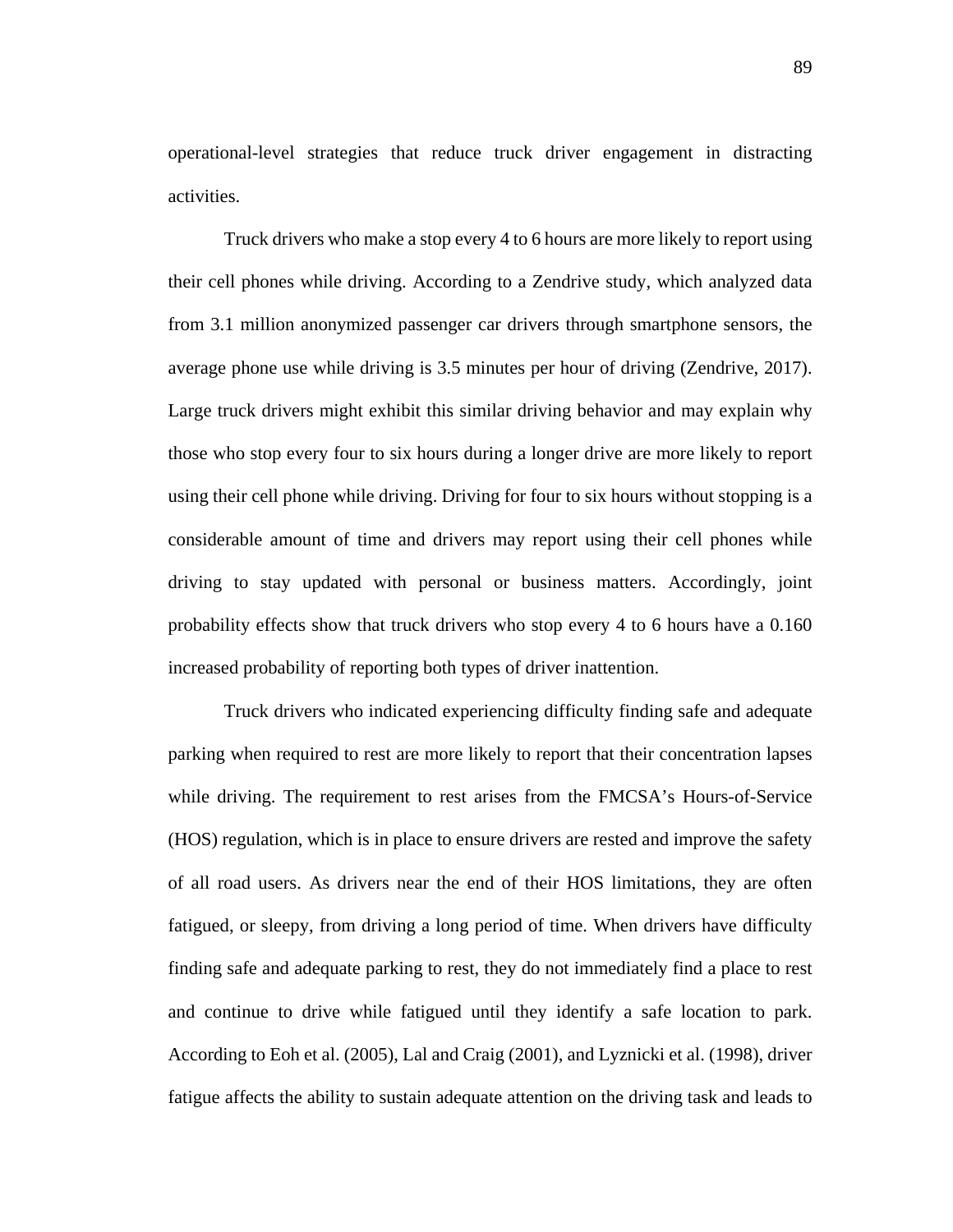operational-level strategies that reduce truck driver engagement in distracting activities.

Truck drivers who make a stop every 4 to 6 hours are more likely to report using their cell phones while driving. According to a Zendrive study, which analyzed data from 3.1 million anonymized passenger car drivers through smartphone sensors, the average phone use while driving is 3.5 minutes per hour of driving (Zendrive, 2017). Large truck drivers might exhibit this similar driving behavior and may explain why those who stop every four to six hours during a longer drive are more likely to report using their cell phone while driving. Driving for four to six hours without stopping is a considerable amount of time and drivers may report using their cell phones while driving to stay updated with personal or business matters. Accordingly, joint probability effects show that truck drivers who stop every 4 to 6 hours have a 0.160 increased probability of reporting both types of driver inattention.

Truck drivers who indicated experiencing difficulty finding safe and adequate parking when required to rest are more likely to report that their concentration lapses while driving. The requirement to rest arises from the FMCSA's Hours-of-Service (HOS) regulation, which is in place to ensure drivers are rested and improve the safety of all road users. As drivers near the end of their HOS limitations, they are often fatigued, or sleepy, from driving a long period of time. When drivers have difficulty finding safe and adequate parking to rest, they do not immediately find a place to rest and continue to drive while fatigued until they identify a safe location to park. According to Eoh et al. (2005), Lal and Craig (2001), and Lyznicki et al. (1998), driver fatigue affects the ability to sustain adequate attention on the driving task and leads to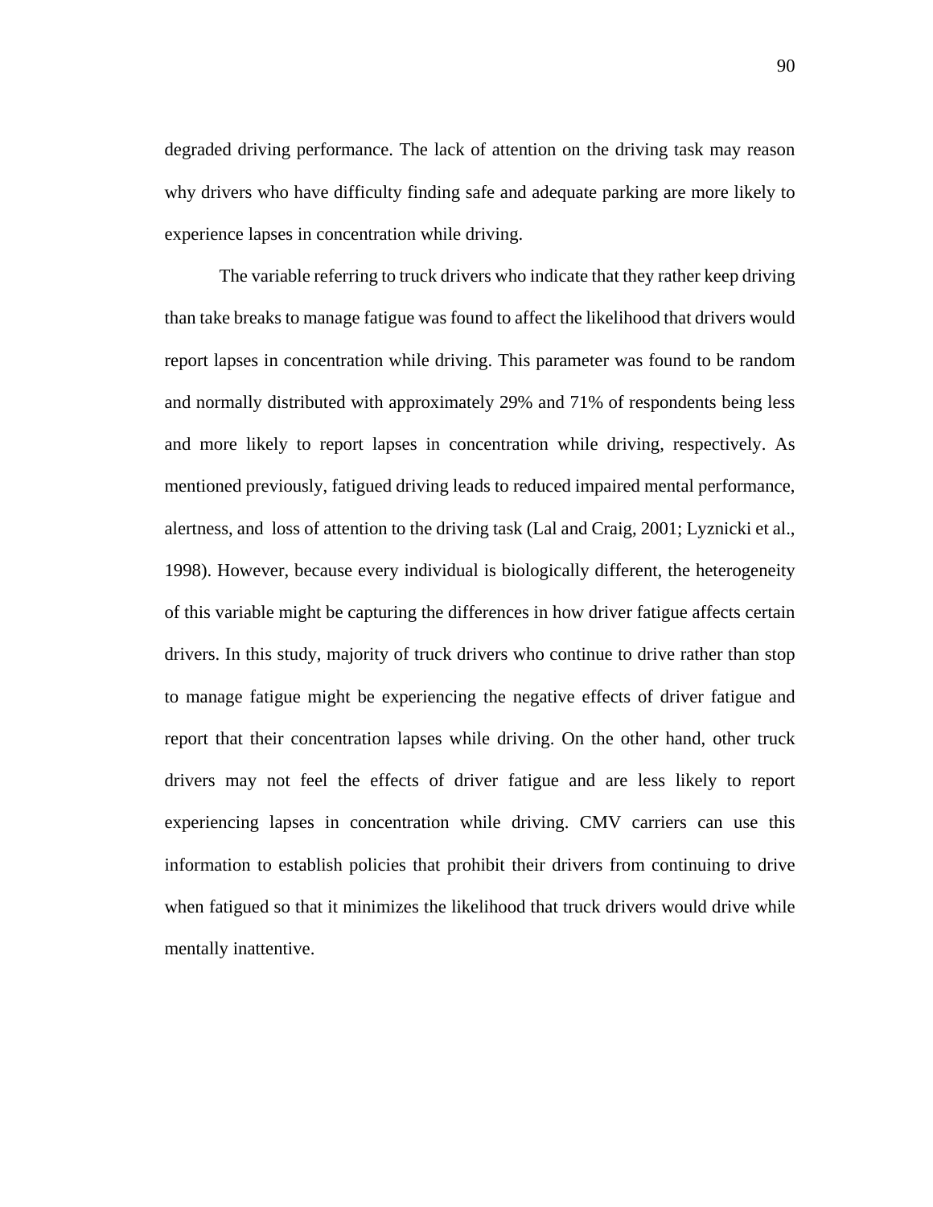degraded driving performance. The lack of attention on the driving task may reason why drivers who have difficulty finding safe and adequate parking are more likely to experience lapses in concentration while driving.

The variable referring to truck drivers who indicate that they rather keep driving than take breaks to manage fatigue was found to affect the likelihood that drivers would report lapses in concentration while driving. This parameter was found to be random and normally distributed with approximately 29% and 71% of respondents being less and more likely to report lapses in concentration while driving, respectively. As mentioned previously, fatigued driving leads to reduced impaired mental performance, alertness, and loss of attention to the driving task (Lal and Craig, 2001; Lyznicki et al., 1998). However, because every individual is biologically different, the heterogeneity of this variable might be capturing the differences in how driver fatigue affects certain drivers. In this study, majority of truck drivers who continue to drive rather than stop to manage fatigue might be experiencing the negative effects of driver fatigue and report that their concentration lapses while driving. On the other hand, other truck drivers may not feel the effects of driver fatigue and are less likely to report experiencing lapses in concentration while driving. CMV carriers can use this information to establish policies that prohibit their drivers from continuing to drive when fatigued so that it minimizes the likelihood that truck drivers would drive while mentally inattentive.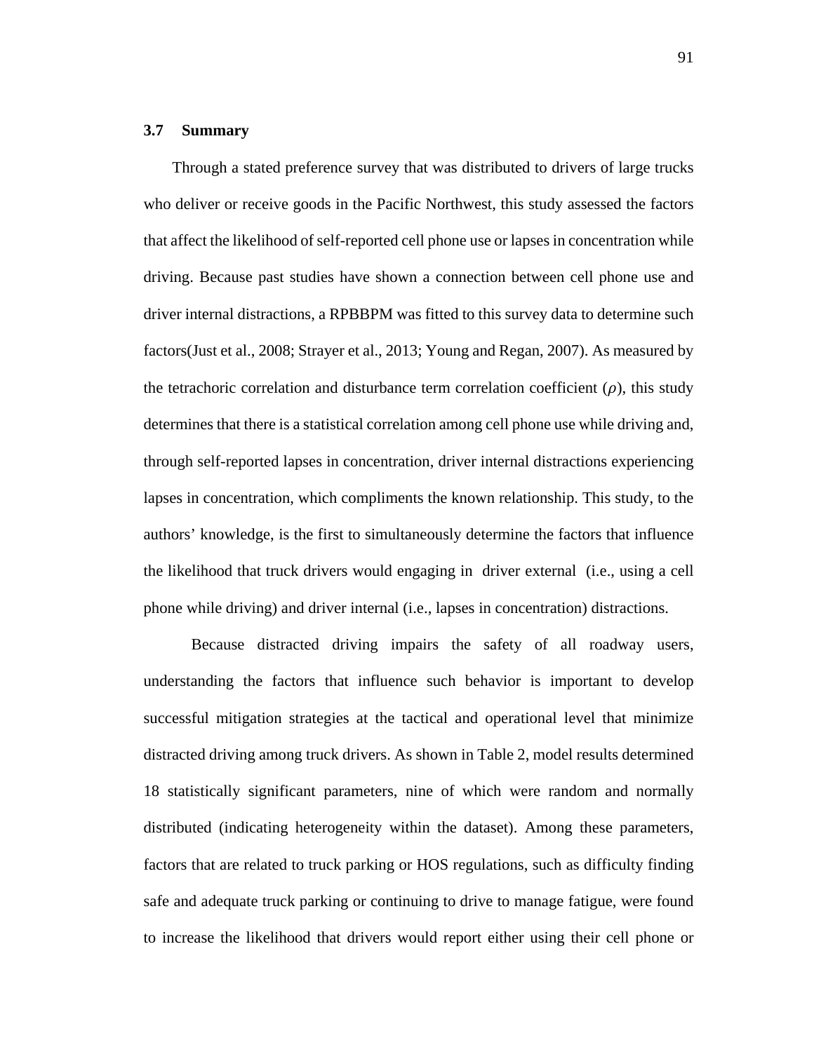### 3.7 Summary

Through a stated preference survey that was distributed to drivers of large trucks who deliver or receive goods in the Pacific Northwest, this study assessed the factors that affect the likelihood of self-reported cell phone use or lapses in concentration while driving. Because past studies have shown a connection between cell phone use and driver internal distractions, a RPBBPM was fitted to this survey data to determine such factors(Just et al., 2008; Strayer et al., 2013; Young and Regan, 2007). As measured by the tetrachoric correlation and disturbance term correlation coefficient ($\rho$), this study determines that there is a statistical correlation among cell phone use while driving and, through self-reported lapses in concentration, driver internal distractions experiencing lapses in concentration, which compliments the known relationship. This study, to the authors' knowledge, is the first to simultaneously determine the factors that influence the likelihood that truck drivers would engaging in driver external (i.e., using a cell phone while driving) and driver internal (i.e., lapses in concentration) distractions.

Because distracted driving impairs the safety of all roadway users, understanding the factors that influence such behavior is important to develop successful mitigation strategies at the tactical and operational level that minimize distracted driving among truck drivers. As shown in Table 2, model results determined 18 statistically significant parameters, nine of which were random and normally distributed (indicating heterogeneity within the dataset). Among these parameters, factors that are related to truck parking or HOS regulations, such as difficulty finding safe and adequate truck parking or continuing to drive to manage fatigue, were found to increase the likelihood that drivers would report either using their cell phone or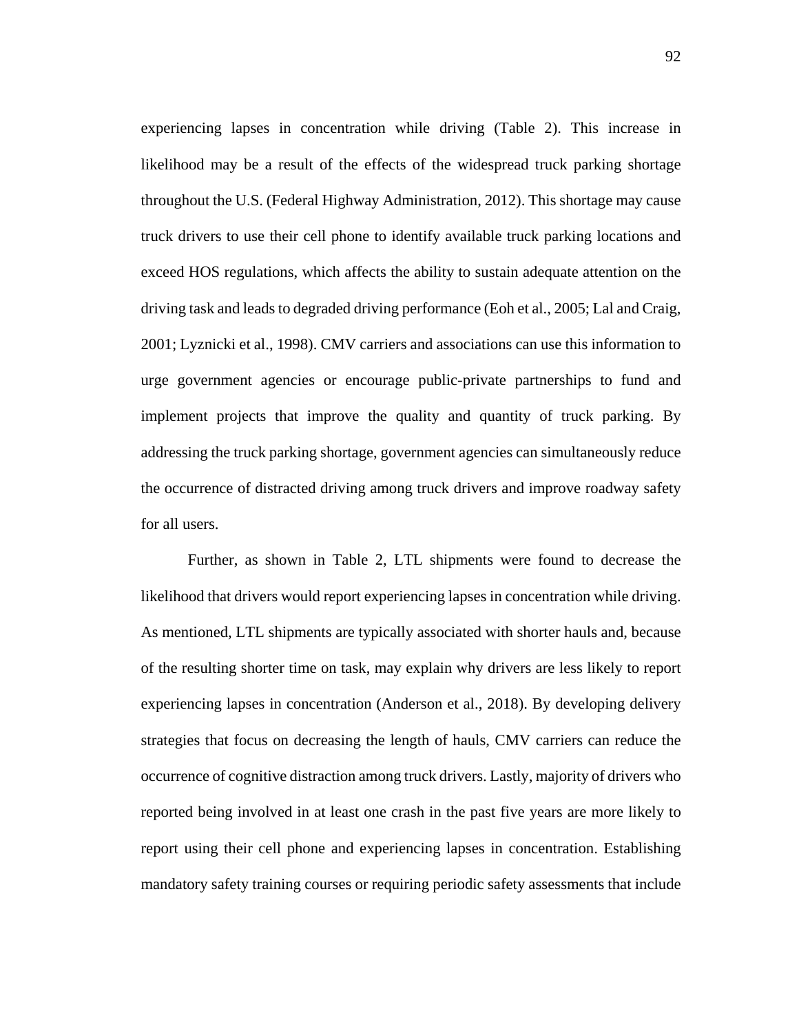experiencing lapses in concentration while driving (Table 2). This increase in likelihood may be a result of the effects of the widespread truck parking shortage throughout the U.S. (Federal Highway Administration, 2012). This shortage may cause truck drivers to use their cell phone to identify available truck parking locations and exceed HOS regulations, which affects the ability to sustain adequate attention on the driving task and leads to degraded driving performance (Eoh et al., 2005; Lal and Craig, 2001; Lyznicki et al., 1998). CMV carriers and associations can use this information to urge government agencies or encourage public-private partnerships to fund and implement projects that improve the quality and quantity of truck parking. By addressing the truck parking shortage, government agencies can simultaneously reduce the occurrence of distracted driving among truck drivers and improve roadway safety for all users.

Further, as shown in Table 2, LTL shipments were found to decrease the likelihood that drivers would report experiencing lapses in concentration while driving. As mentioned, LTL shipments are typically associated with shorter hauls and, because of the resulting shorter time on task, may explain why drivers are less likely to report experiencing lapses in concentration (Anderson et al., 2018). By developing delivery strategies that focus on decreasing the length of hauls, CMV carriers can reduce the occurrence of cognitive distraction among truck drivers. Lastly, majority of drivers who reported being involved in at least one crash in the past five years are more likely to report using their cell phone and experiencing lapses in concentration. Establishing mandatory safety training courses or requiring periodic safety assessments that include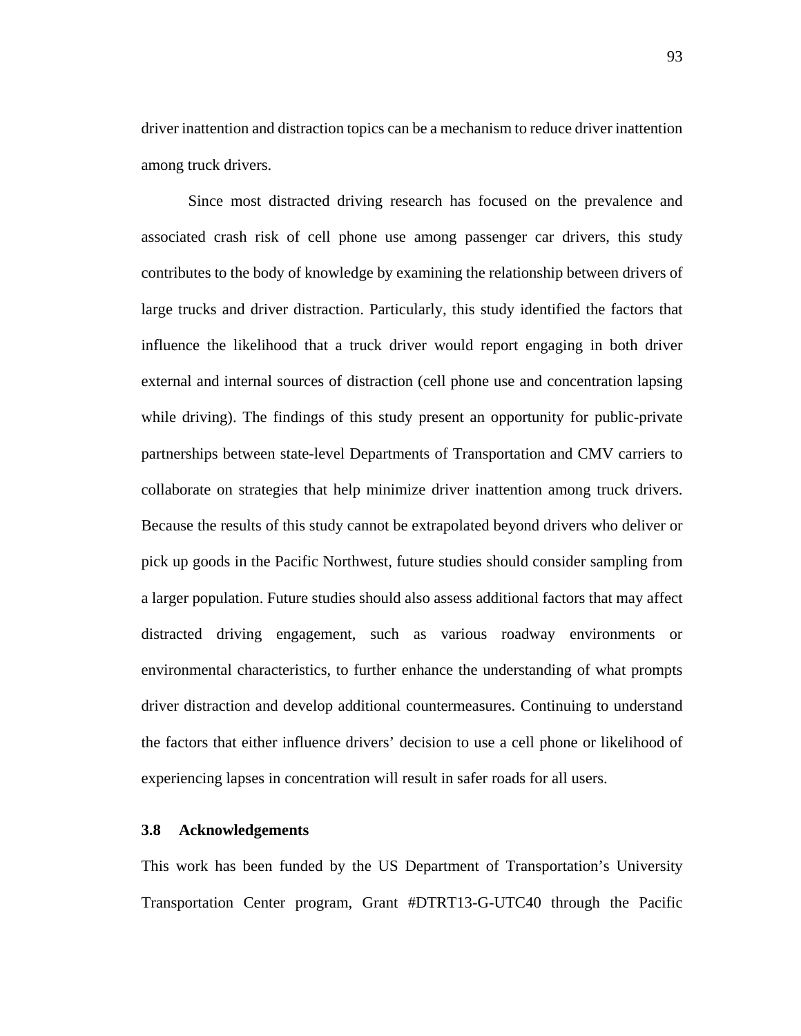driver inattention and distraction topics can be a mechanism to reduce driver inattention among truck drivers.

Since most distracted driving research has focused on the prevalence and associated crash risk of cell phone use among passenger car drivers, this study contributes to the body of knowledge by examining the relationship between drivers of large trucks and driver distraction. Particularly, this study identified the factors that influence the likelihood that a truck driver would report engaging in both driver external and internal sources of distraction (cell phone use and concentration lapsing while driving). The findings of this study present an opportunity for public-private partnerships between state-level Departments of Transportation and CMV carriers to collaborate on strategies that help minimize driver inattention among truck drivers. Because the results of this study cannot be extrapolated beyond drivers who deliver or pick up goods in the Pacific Northwest, future studies should consider sampling from a larger population. Future studies should also assess additional factors that may affect distracted driving engagement, such as various roadway environments or environmental characteristics, to further enhance the understanding of what prompts driver distraction and develop additional countermeasures. Continuing to understand the factors that either influence drivers' decision to use a cell phone or likelihood of experiencing lapses in concentration will result in safer roads for all users.

### 3.8 Acknowledgements

This work has been funded by the US Department of Transportation's University Transportation Center program, Grant #DTRT13-G-UTC40 through the Pacific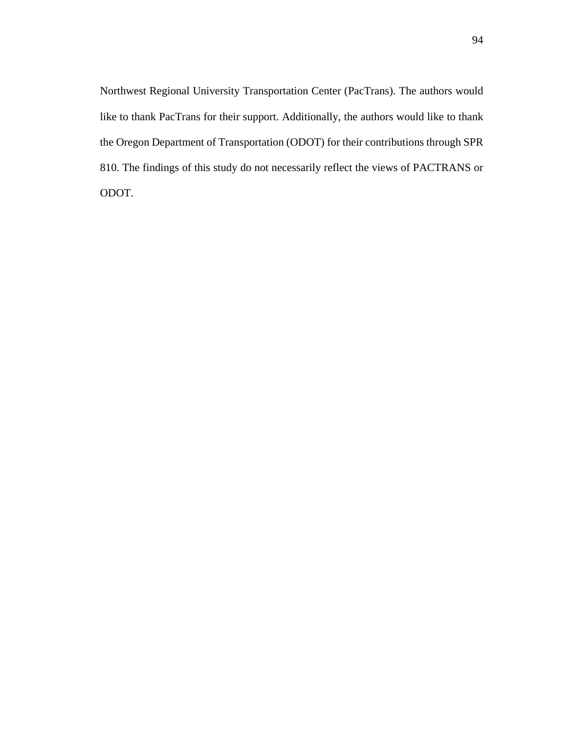Northwest Regional University Transportation Center (PacTrans). The authors would like to thank PacTrans for their support. Additionally, the authors would like to thank the Oregon Department of Transportation (ODOT) for their contributions through SPR 810. The findings of this study do not necessarily reflect the views of PACTRANS or ODOT.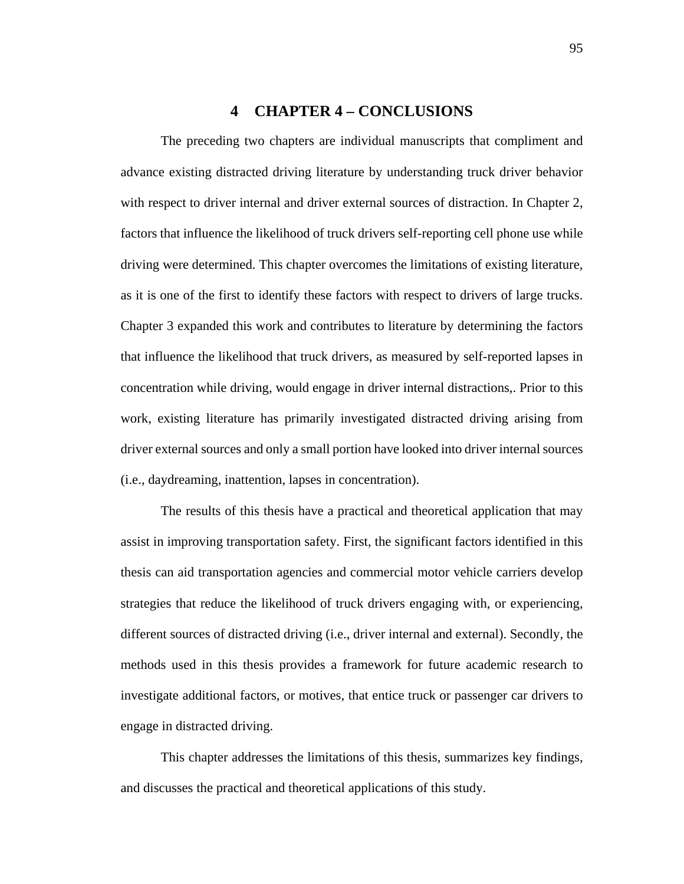# 4 CHAPTER 4 – CONCLUSIONS

The preceding two chapters are individual manuscripts that compliment and advance existing distracted driving literature by understanding truck driver behavior with respect to driver internal and driver external sources of distraction. In Chapter 2, factors that influence the likelihood of truck drivers self-reporting cell phone use while driving were determined. This chapter overcomes the limitations of existing literature, as it is one of the first to identify these factors with respect to drivers of large trucks. Chapter 3 expanded this work and contributes to literature by determining the factors that influence the likelihood that truck drivers, as measured by self-reported lapses in concentration while driving, would engage in driver internal distractions,. Prior to this work, existing literature has primarily investigated distracted driving arising from driver external sources and only a small portion have looked into driver internal sources (i.e., daydreaming, inattention, lapses in concentration).

The results of this thesis have a practical and theoretical application that may assist in improving transportation safety. First, the significant factors identified in this thesis can aid transportation agencies and commercial motor vehicle carriers develop strategies that reduce the likelihood of truck drivers engaging with, or experiencing, different sources of distracted driving (i.e., driver internal and external). Secondly, the methods used in this thesis provides a framework for future academic research to investigate additional factors, or motives, that entice truck or passenger car drivers to engage in distracted driving.

This chapter addresses the limitations of this thesis, summarizes key findings, and discusses the practical and theoretical applications of this study.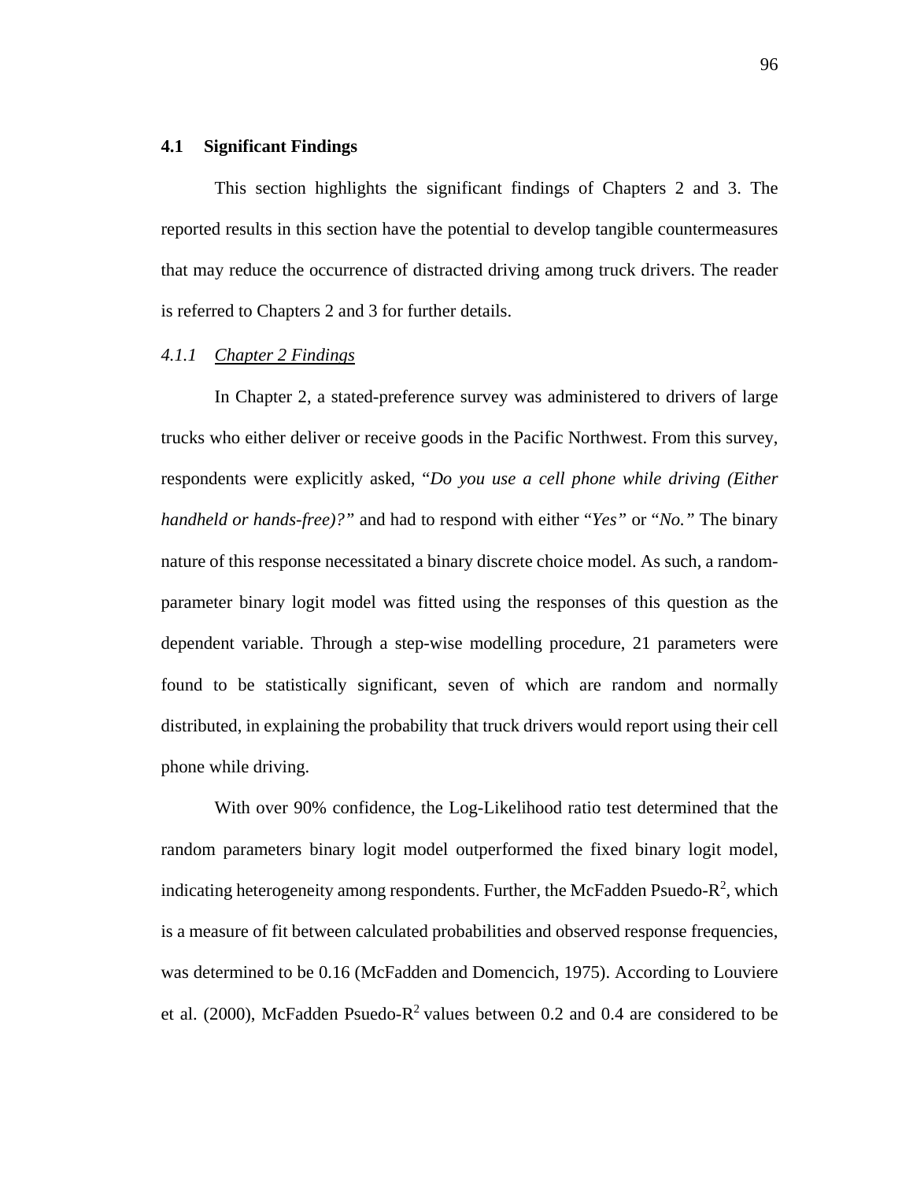## 4.1 Significant Findings

This section highlights the significant findings of Chapters 2 and 3. The reported results in this section have the potential to develop tangible countermeasures that may reduce the occurrence of distracted driving among truck drivers. The reader is referred to Chapters 2 and 3 for further details.

### *4.1.1 Chapter 2 Findings*

In Chapter 2, a stated-preference survey was administered to drivers of large trucks who either deliver or receive goods in the Pacific Northwest. From this survey, respondents were explicitly asked, "*Do you use a cell phone while driving (Either handheld or hands-free)?*" and had to respond with either "*Yes*" or "*No.*" The binary nature of this response necessitated a binary discrete choice model. As such, a random-parameter binary logit model was fitted using the responses of this question as the dependent variable. Through a step-wise modelling procedure, 21 parameters were found to be statistically significant, seven of which are random and normally distributed, in explaining the probability that truck drivers would report using their cell phone while driving.

With over 90% confidence, the Log-Likelihood ratio test determined that the random parameters binary logit model outperformed the fixed binary logit model, indicating heterogeneity among respondents. Further, the McFadden Psuedo-$R^2$, which is a measure of fit between calculated probabilities and observed response frequencies, was determined to be 0.16 (McFadden and Domencich, 1975). According to Louviere et al. (2000), McFadden Psuedo-$R^2$ values between 0.2 and 0.4 are considered to be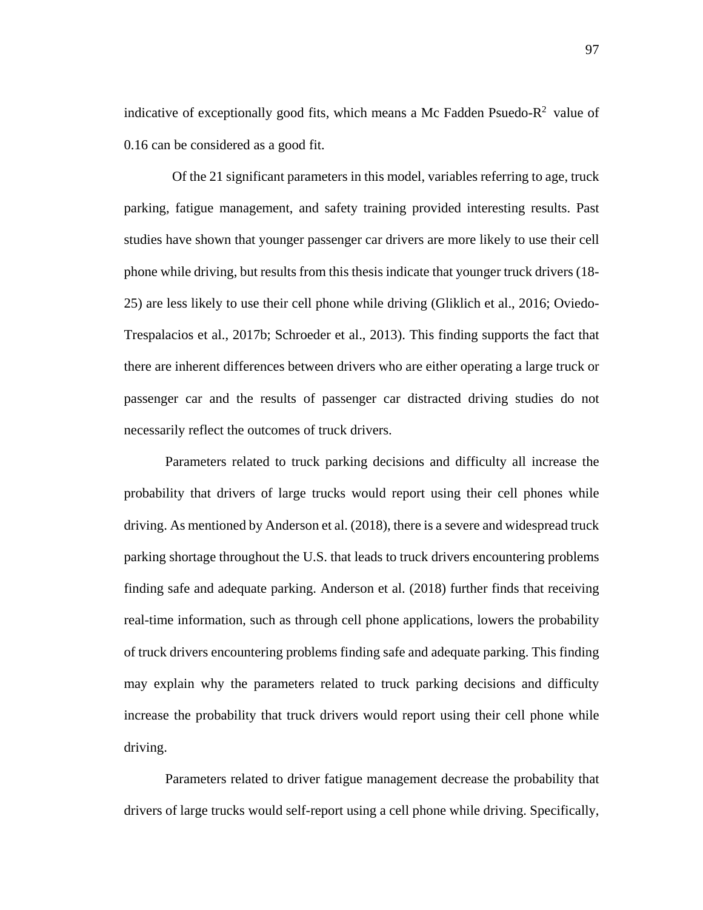indicative of exceptionally good fits, which means a Mc Fadden Psuedo-$R^2$ value of 0.16 can be considered as a good fit.

Of the 21 significant parameters in this model, variables referring to age, truck parking, fatigue management, and safety training provided interesting results. Past studies have shown that younger passenger car drivers are more likely to use their cell phone while driving, but results from this thesis indicate that younger truck drivers (18-25) are less likely to use their cell phone while driving (Gliklich et al., 2016; Oviedo-Trespalacios et al., 2017b; Schroeder et al., 2013). This finding supports the fact that there are inherent differences between drivers who are either operating a large truck or passenger car and the results of passenger car distracted driving studies do not necessarily reflect the outcomes of truck drivers.

Parameters related to truck parking decisions and difficulty all increase the probability that drivers of large trucks would report using their cell phones while driving. As mentioned by Anderson et al. (2018), there is a severe and widespread truck parking shortage throughout the U.S. that leads to truck drivers encountering problems finding safe and adequate parking. Anderson et al. (2018) further finds that receiving real-time information, such as through cell phone applications, lowers the probability of truck drivers encountering problems finding safe and adequate parking. This finding may explain why the parameters related to truck parking decisions and difficulty increase the probability that truck drivers would report using their cell phone while driving.

Parameters related to driver fatigue management decrease the probability that drivers of large trucks would self-report using a cell phone while driving. Specifically,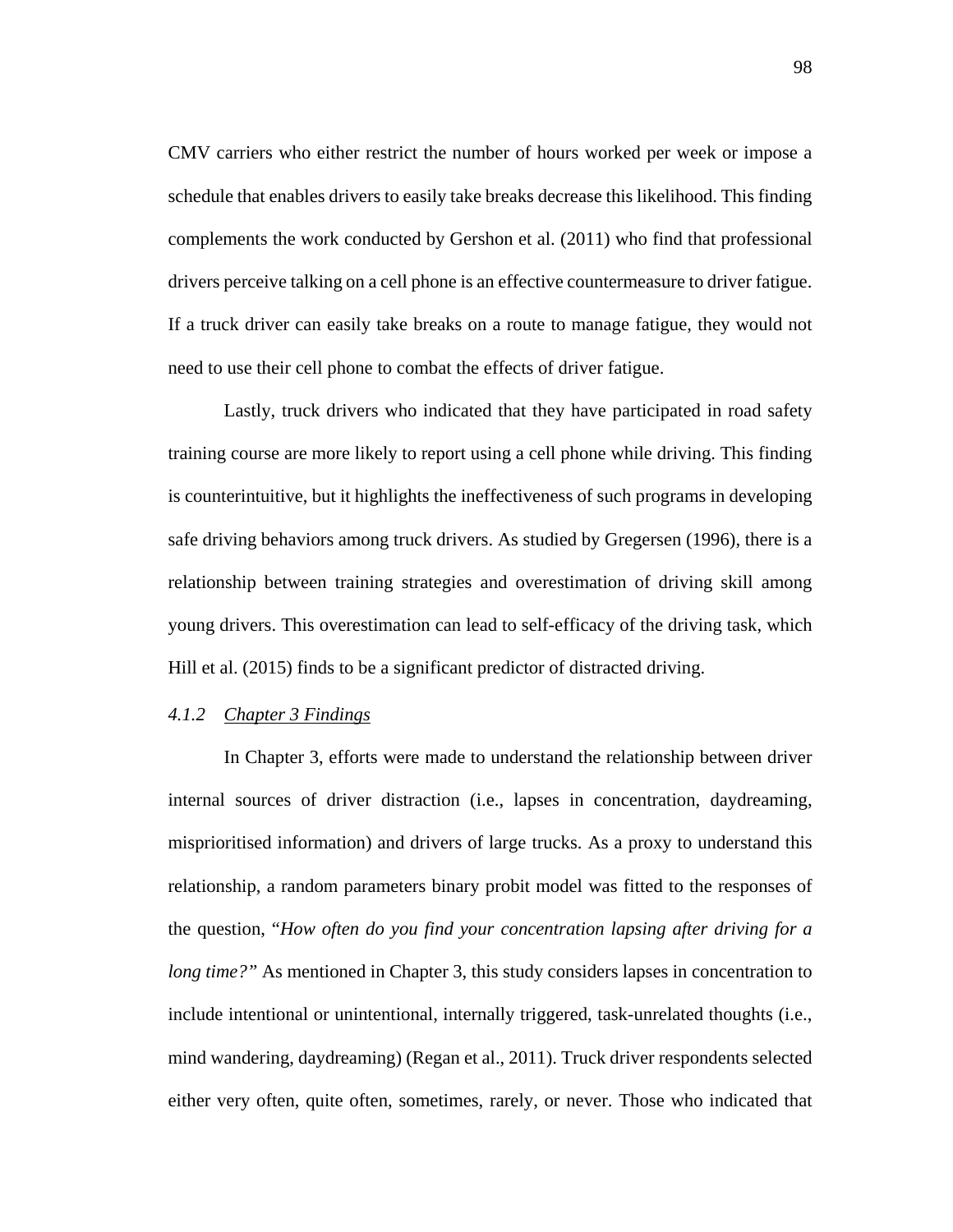CMV carriers who either restrict the number of hours worked per week or impose a schedule that enables drivers to easily take breaks decrease this likelihood. This finding complements the work conducted by Gershon et al. (2011) who find that professional drivers perceive talking on a cell phone is an effective countermeasure to driver fatigue. If a truck driver can easily take breaks on a route to manage fatigue, they would not need to use their cell phone to combat the effects of driver fatigue.

Lastly, truck drivers who indicated that they have participated in road safety training course are more likely to report using a cell phone while driving. This finding is counterintuitive, but it highlights the ineffectiveness of such programs in developing safe driving behaviors among truck drivers. As studied by Gregersen (1996), there is a relationship between training strategies and overestimation of driving skill among young drivers. This overestimation can lead to self-efficacy of the driving task, which Hill et al. (2015) finds to be a significant predictor of distracted driving.

### *4.1.2 Chapter 3 Findings*

In Chapter 3, efforts were made to understand the relationship between driver internal sources of driver distraction (i.e., lapses in concentration, daydreaming, misprioritised information) and drivers of large trucks. As a proxy to understand this relationship, a random parameters binary probit model was fitted to the responses of the question, "*How often do you find your concentration lapsing after driving for a long time?*" As mentioned in Chapter 3, this study considers lapses in concentration to include intentional or unintentional, internally triggered, task-unrelated thoughts (i.e., mind wandering, daydreaming) (Regan et al., 2011). Truck driver respondents selected either very often, quite often, sometimes, rarely, or never. Those who indicated that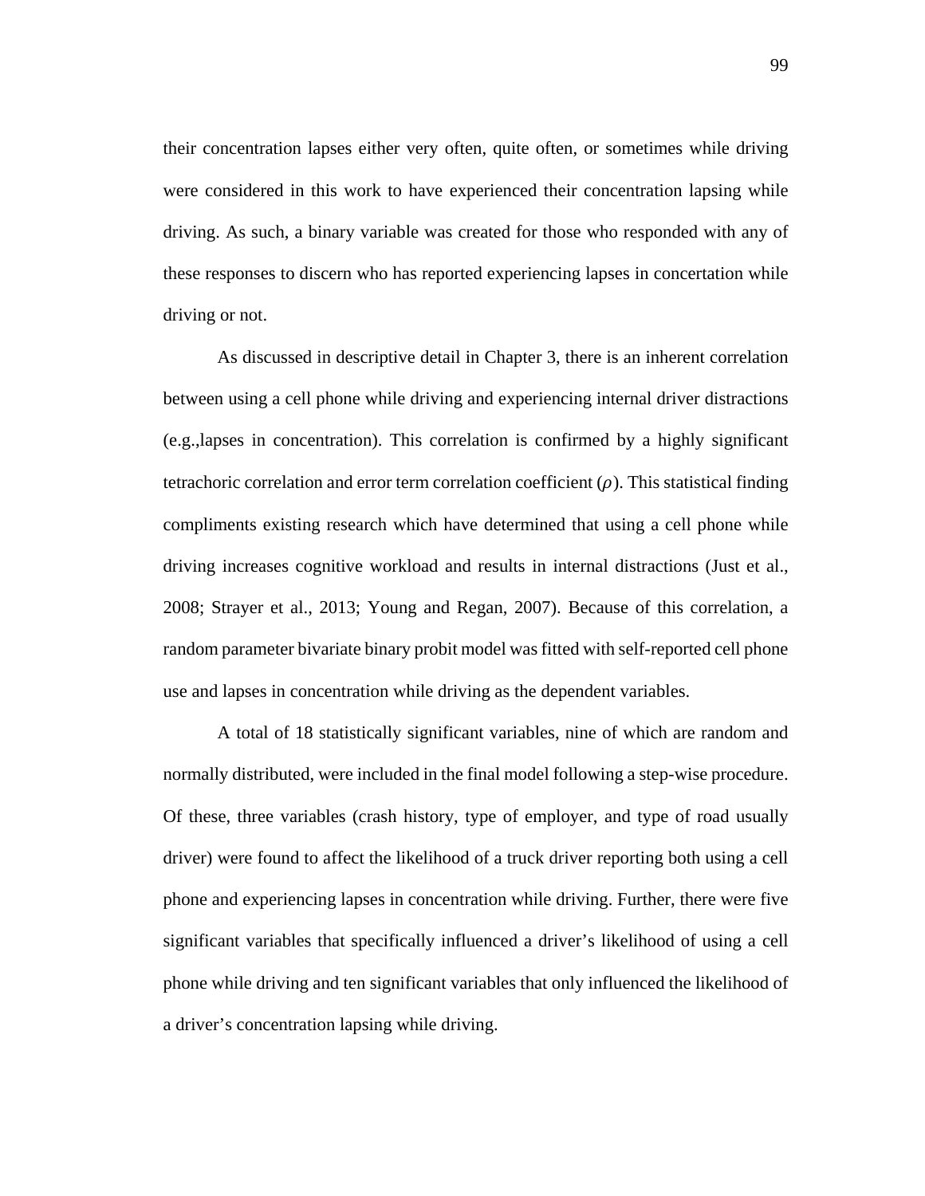their concentration lapses either very often, quite often, or sometimes while driving were considered in this work to have experienced their concentration lapsing while driving. As such, a binary variable was created for those who responded with any of these responses to discern who has reported experiencing lapses in concertation while driving or not.

As discussed in descriptive detail in Chapter 3, there is an inherent correlation between using a cell phone while driving and experiencing internal driver distractions (e.g.,lapses in concentration). This correlation is confirmed by a highly significant tetrachoric correlation and error term correlation coefficient ($\rho$). This statistical finding compliments existing research which have determined that using a cell phone while driving increases cognitive workload and results in internal distractions (Just et al., 2008; Strayer et al., 2013; Young and Regan, 2007). Because of this correlation, a random parameter bivariate binary probit model was fitted with self-reported cell phone use and lapses in concentration while driving as the dependent variables.

A total of 18 statistically significant variables, nine of which are random and normally distributed, were included in the final model following a step-wise procedure. Of these, three variables (crash history, type of employer, and type of road usually driver) were found to affect the likelihood of a truck driver reporting both using a cell phone and experiencing lapses in concentration while driving. Further, there were five significant variables that specifically influenced a driver's likelihood of using a cell phone while driving and ten significant variables that only influenced the likelihood of a driver's concentration lapsing while driving.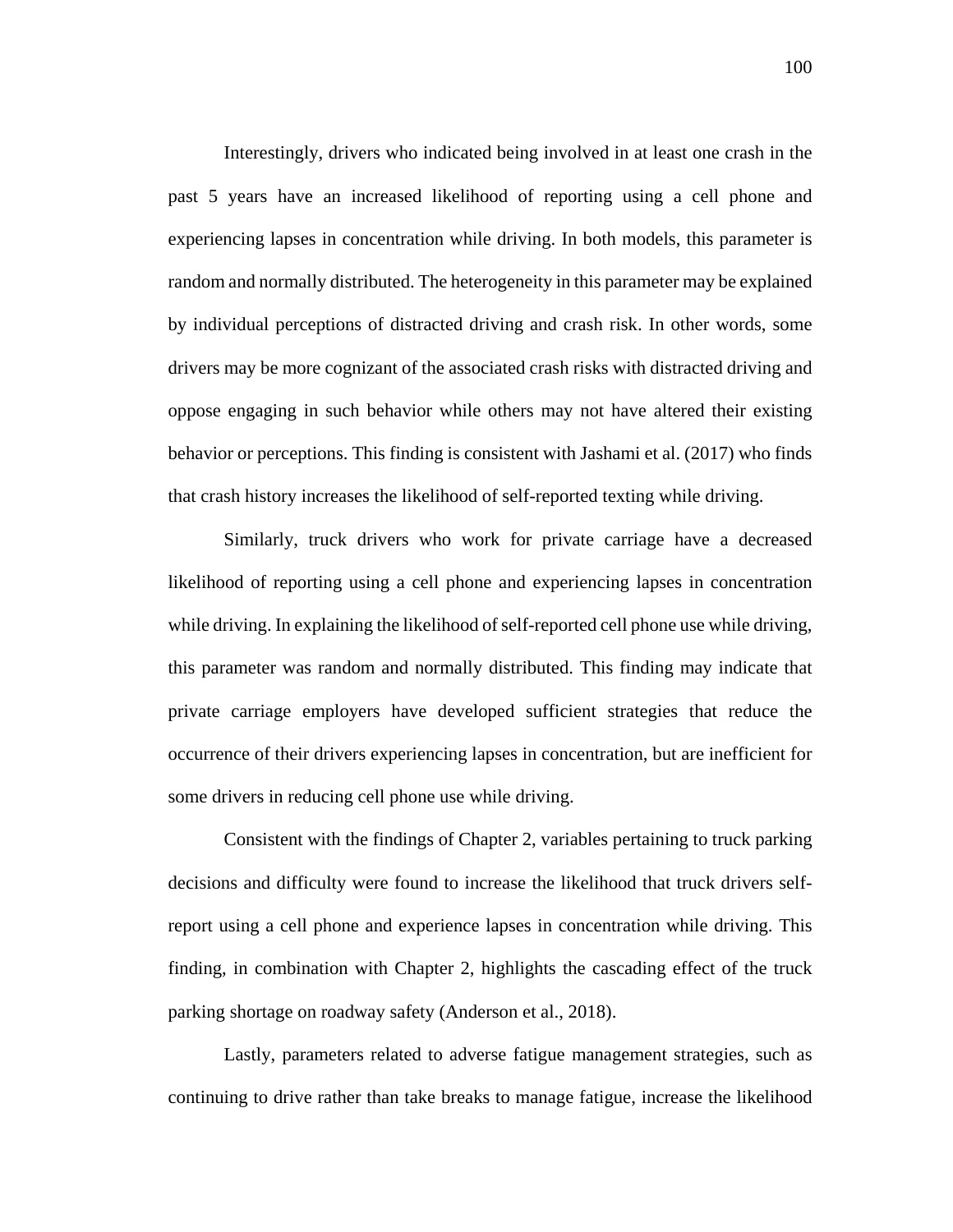Interestingly, drivers who indicated being involved in at least one crash in the past 5 years have an increased likelihood of reporting using a cell phone and experiencing lapses in concentration while driving. In both models, this parameter is random and normally distributed. The heterogeneity in this parameter may be explained by individual perceptions of distracted driving and crash risk. In other words, some drivers may be more cognizant of the associated crash risks with distracted driving and oppose engaging in such behavior while others may not have altered their existing behavior or perceptions. This finding is consistent with Jashami et al. (2017) who finds that crash history increases the likelihood of self-reported texting while driving.

Similarly, truck drivers who work for private carriage have a decreased likelihood of reporting using a cell phone and experiencing lapses in concentration while driving. In explaining the likelihood of self-reported cell phone use while driving, this parameter was random and normally distributed. This finding may indicate that private carriage employers have developed sufficient strategies that reduce the occurrence of their drivers experiencing lapses in concentration, but are inefficient for some drivers in reducing cell phone use while driving.

Consistent with the findings of Chapter 2, variables pertaining to truck parking decisions and difficulty were found to increase the likelihood that truck drivers self-report using a cell phone and experience lapses in concentration while driving. This finding, in combination with Chapter 2, highlights the cascading effect of the truck parking shortage on roadway safety (Anderson et al., 2018).

Lastly, parameters related to adverse fatigue management strategies, such as continuing to drive rather than take breaks to manage fatigue, increase the likelihood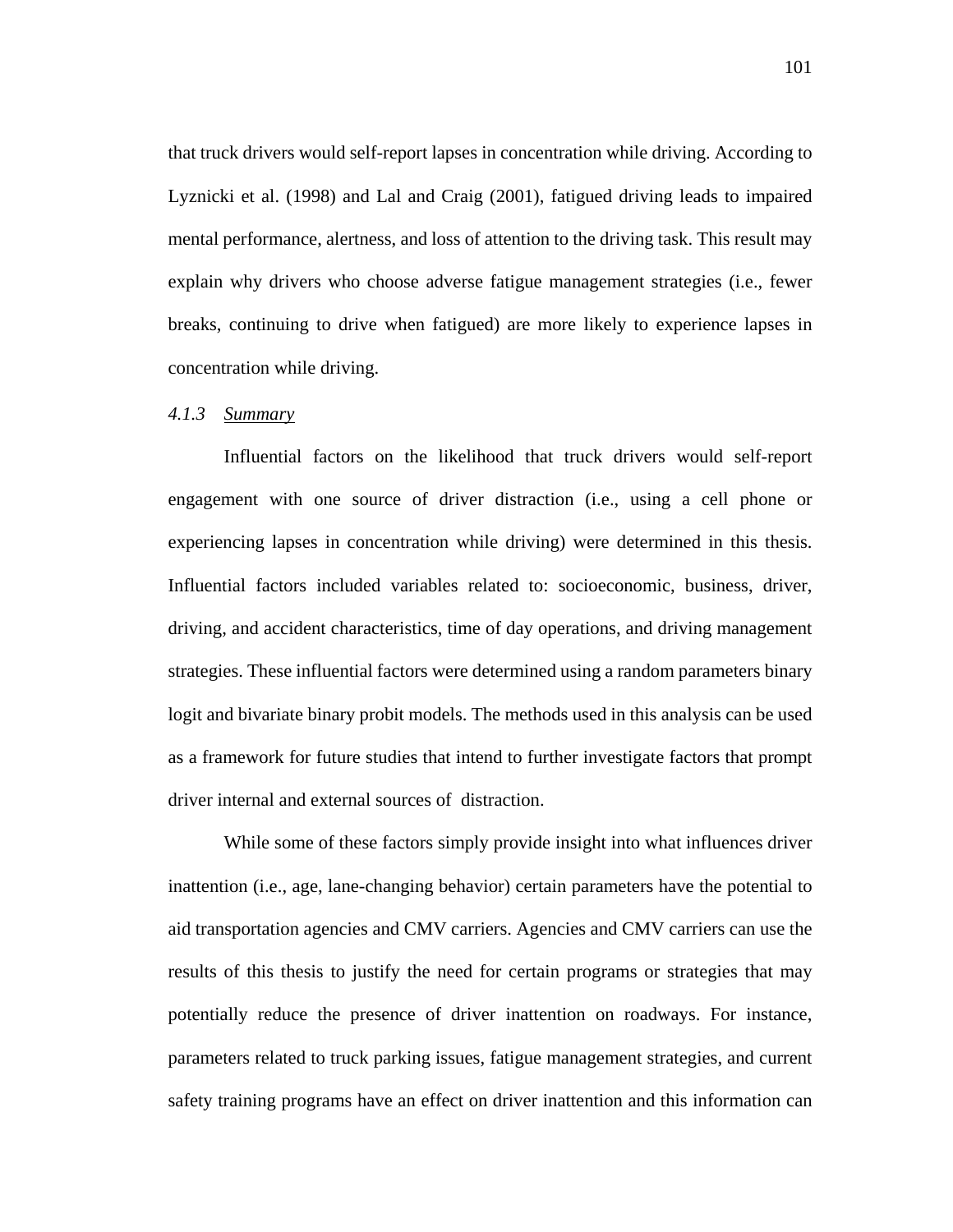that truck drivers would self-report lapses in concentration while driving. According to Lyznicki et al. (1998) and Lal and Craig (2001), fatigued driving leads to impaired mental performance, alertness, and loss of attention to the driving task. This result may explain why drivers who choose adverse fatigue management strategies (i.e., fewer breaks, continuing to drive when fatigued) are more likely to experience lapses in concentration while driving.

### *4.1.3 Summary*

Influential factors on the likelihood that truck drivers would self-report engagement with one source of driver distraction (i.e., using a cell phone or experiencing lapses in concentration while driving) were determined in this thesis. Influential factors included variables related to: socioeconomic, business, driver, driving, and accident characteristics, time of day operations, and driving management strategies. These influential factors were determined using a random parameters binary logit and bivariate binary probit models. The methods used in this analysis can be used as a framework for future studies that intend to further investigate factors that prompt driver internal and external sources of distraction.

While some of these factors simply provide insight into what influences driver inattention (i.e., age, lane-changing behavior) certain parameters have the potential to aid transportation agencies and CMV carriers. Agencies and CMV carriers can use the results of this thesis to justify the need for certain programs or strategies that may potentially reduce the presence of driver inattention on roadways. For instance, parameters related to truck parking issues, fatigue management strategies, and current safety training programs have an effect on driver inattention and this information can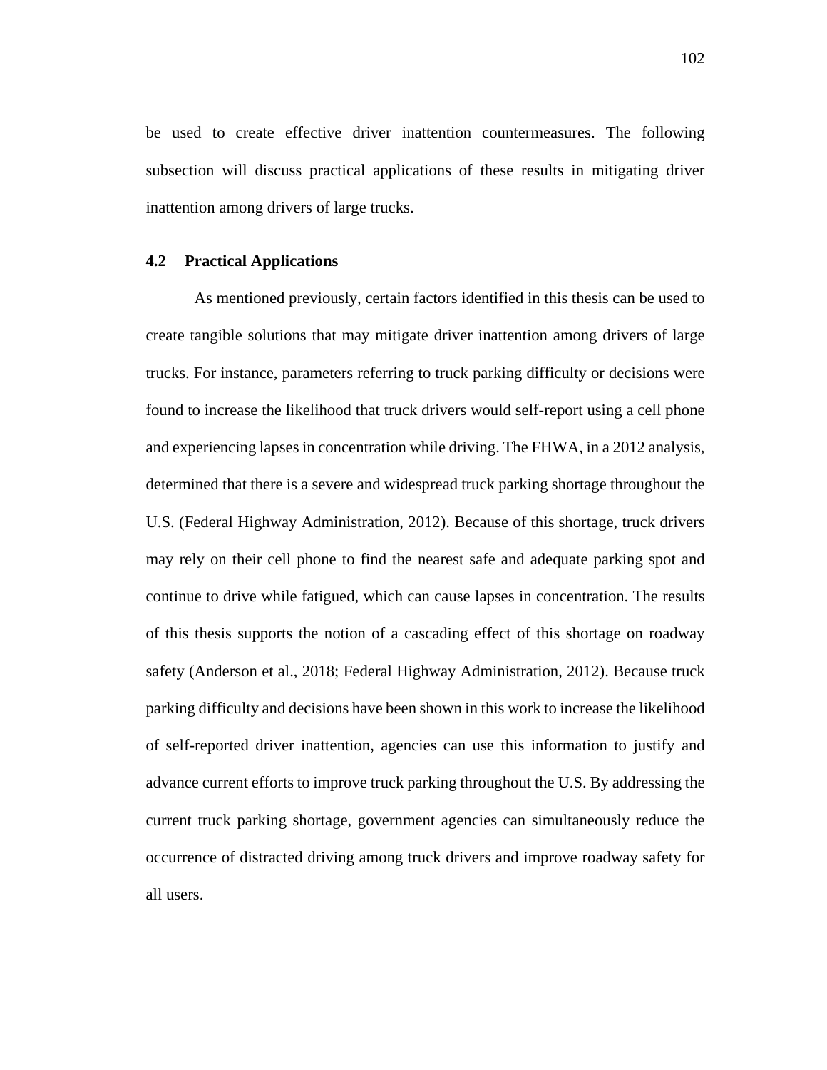be used to create effective driver inattention countermeasures. The following subsection will discuss practical applications of these results in mitigating driver inattention among drivers of large trucks.

## 4.2 Practical Applications

As mentioned previously, certain factors identified in this thesis can be used to create tangible solutions that may mitigate driver inattention among drivers of large trucks. For instance, parameters referring to truck parking difficulty or decisions were found to increase the likelihood that truck drivers would self-report using a cell phone and experiencing lapses in concentration while driving. The FHWA, in a 2012 analysis, determined that there is a severe and widespread truck parking shortage throughout the U.S. (Federal Highway Administration, 2012). Because of this shortage, truck drivers may rely on their cell phone to find the nearest safe and adequate parking spot and continue to drive while fatigued, which can cause lapses in concentration. The results of this thesis supports the notion of a cascading effect of this shortage on roadway safety (Anderson et al., 2018; Federal Highway Administration, 2012). Because truck parking difficulty and decisions have been shown in this work to increase the likelihood of self-reported driver inattention, agencies can use this information to justify and advance current efforts to improve truck parking throughout the U.S. By addressing the current truck parking shortage, government agencies can simultaneously reduce the occurrence of distracted driving among truck drivers and improve roadway safety for all users.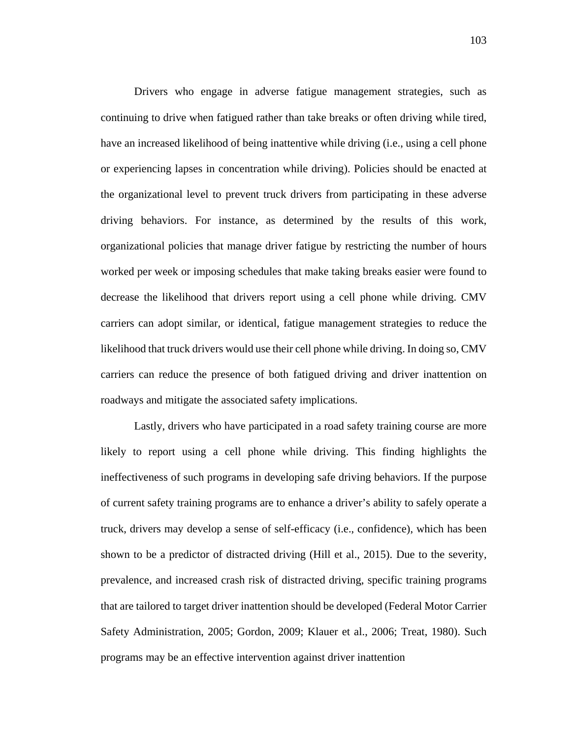Drivers who engage in adverse fatigue management strategies, such as continuing to drive when fatigued rather than take breaks or often driving while tired, have an increased likelihood of being inattentive while driving (i.e., using a cell phone or experiencing lapses in concentration while driving). Policies should be enacted at the organizational level to prevent truck drivers from participating in these adverse driving behaviors. For instance, as determined by the results of this work, organizational policies that manage driver fatigue by restricting the number of hours worked per week or imposing schedules that make taking breaks easier were found to decrease the likelihood that drivers report using a cell phone while driving. CMV carriers can adopt similar, or identical, fatigue management strategies to reduce the likelihood that truck drivers would use their cell phone while driving. In doing so, CMV carriers can reduce the presence of both fatigued driving and driver inattention on roadways and mitigate the associated safety implications.

Lastly, drivers who have participated in a road safety training course are more likely to report using a cell phone while driving. This finding highlights the ineffectiveness of such programs in developing safe driving behaviors. If the purpose of current safety training programs are to enhance a driver's ability to safely operate a truck, drivers may develop a sense of self-efficacy (i.e., confidence), which has been shown to be a predictor of distracted driving (Hill et al., 2015). Due to the severity, prevalence, and increased crash risk of distracted driving, specific training programs that are tailored to target driver inattention should be developed (Federal Motor Carrier Safety Administration, 2005; Gordon, 2009; Klauer et al., 2006; Treat, 1980). Such programs may be an effective intervention against driver inattention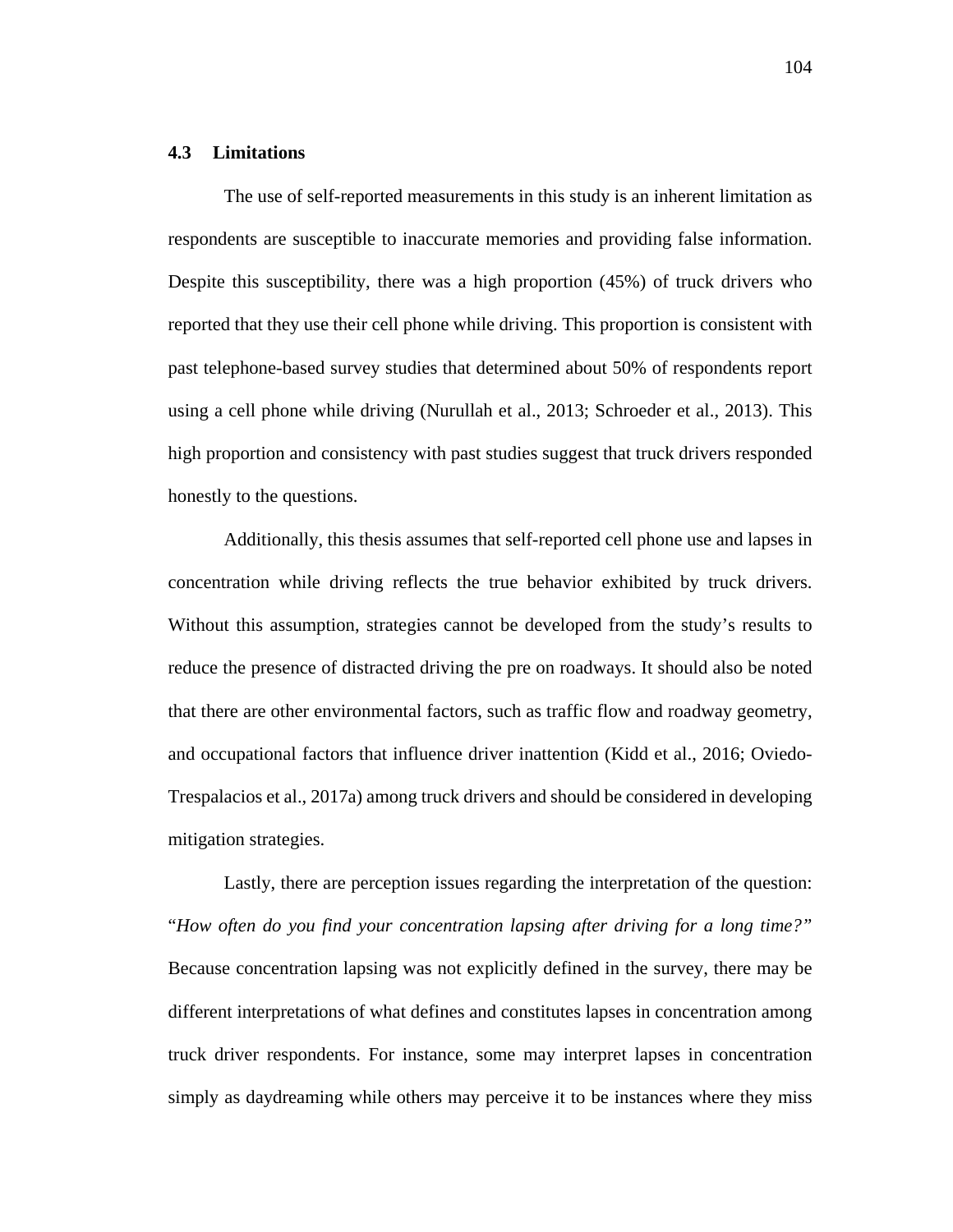## 4.3 Limitations

The use of self-reported measurements in this study is an inherent limitation as respondents are susceptible to inaccurate memories and providing false information. Despite this susceptibility, there was a high proportion (45%) of truck drivers who reported that they use their cell phone while driving. This proportion is consistent with past telephone-based survey studies that determined about 50% of respondents report using a cell phone while driving (Nurullah et al., 2013; Schroeder et al., 2013). This high proportion and consistency with past studies suggest that truck drivers responded honestly to the questions.

Additionally, this thesis assumes that self-reported cell phone use and lapses in concentration while driving reflects the true behavior exhibited by truck drivers. Without this assumption, strategies cannot be developed from the study's results to reduce the presence of distracted driving the pre on roadways. It should also be noted that there are other environmental factors, such as traffic flow and roadway geometry, and occupational factors that influence driver inattention (Kidd et al., 2016; Oviedo-Trespalacios et al., 2017a) among truck drivers and should be considered in developing mitigation strategies.

Lastly, there are perception issues regarding the interpretation of the question: "*How often do you find your concentration lapsing after driving for a long time?*" Because concentration lapsing was not explicitly defined in the survey, there may be different interpretations of what defines and constitutes lapses in concentration among truck driver respondents. For instance, some may interpret lapses in concentration simply as daydreaming while others may perceive it to be instances where they miss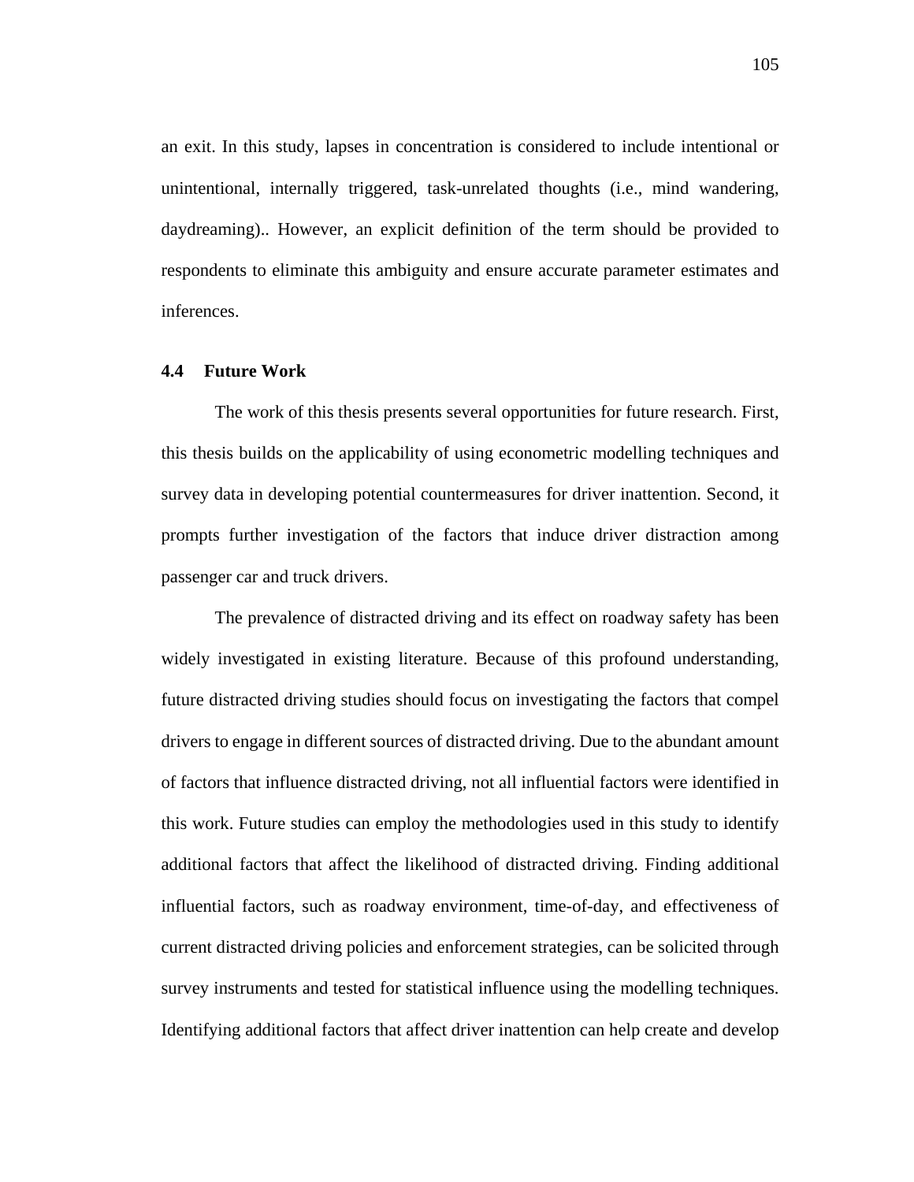an exit. In this study, lapses in concentration is considered to include intentional or unintentional, internally triggered, task-unrelated thoughts (i.e., mind wandering, daydreaming).. However, an explicit definition of the term should be provided to respondents to eliminate this ambiguity and ensure accurate parameter estimates and inferences.

### 4.4 Future Work

The work of this thesis presents several opportunities for future research. First, this thesis builds on the applicability of using econometric modelling techniques and survey data in developing potential countermeasures for driver inattention. Second, it prompts further investigation of the factors that induce driver distraction among passenger car and truck drivers.

The prevalence of distracted driving and its effect on roadway safety has been widely investigated in existing literature. Because of this profound understanding, future distracted driving studies should focus on investigating the factors that compel drivers to engage in different sources of distracted driving. Due to the abundant amount of factors that influence distracted driving, not all influential factors were identified in this work. Future studies can employ the methodologies used in this study to identify additional factors that affect the likelihood of distracted driving. Finding additional influential factors, such as roadway environment, time-of-day, and effectiveness of current distracted driving policies and enforcement strategies, can be solicited through survey instruments and tested for statistical influence using the modelling techniques. Identifying additional factors that affect driver inattention can help create and develop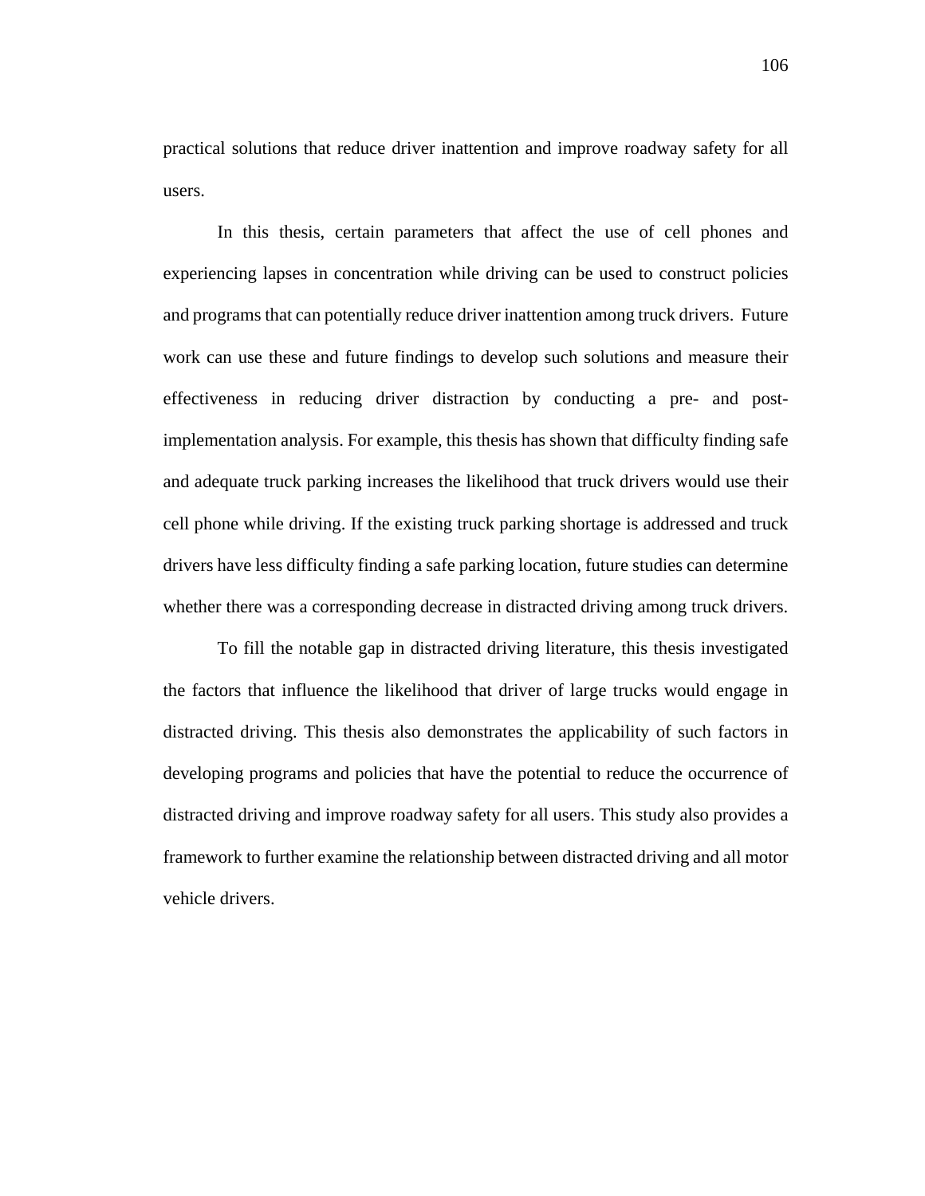practical solutions that reduce driver inattention and improve roadway safety for all users.

In this thesis, certain parameters that affect the use of cell phones and experiencing lapses in concentration while driving can be used to construct policies and programs that can potentially reduce driver inattention among truck drivers. Future work can use these and future findings to develop such solutions and measure their effectiveness in reducing driver distraction by conducting a pre- and post-implementation analysis. For example, this thesis has shown that difficulty finding safe and adequate truck parking increases the likelihood that truck drivers would use their cell phone while driving. If the existing truck parking shortage is addressed and truck drivers have less difficulty finding a safe parking location, future studies can determine whether there was a corresponding decrease in distracted driving among truck drivers.

To fill the notable gap in distracted driving literature, this thesis investigated the factors that influence the likelihood that driver of large trucks would engage in distracted driving. This thesis also demonstrates the applicability of such factors in developing programs and policies that have the potential to reduce the occurrence of distracted driving and improve roadway safety for all users. This study also provides a framework to further examine the relationship between distracted driving and all motor vehicle drivers.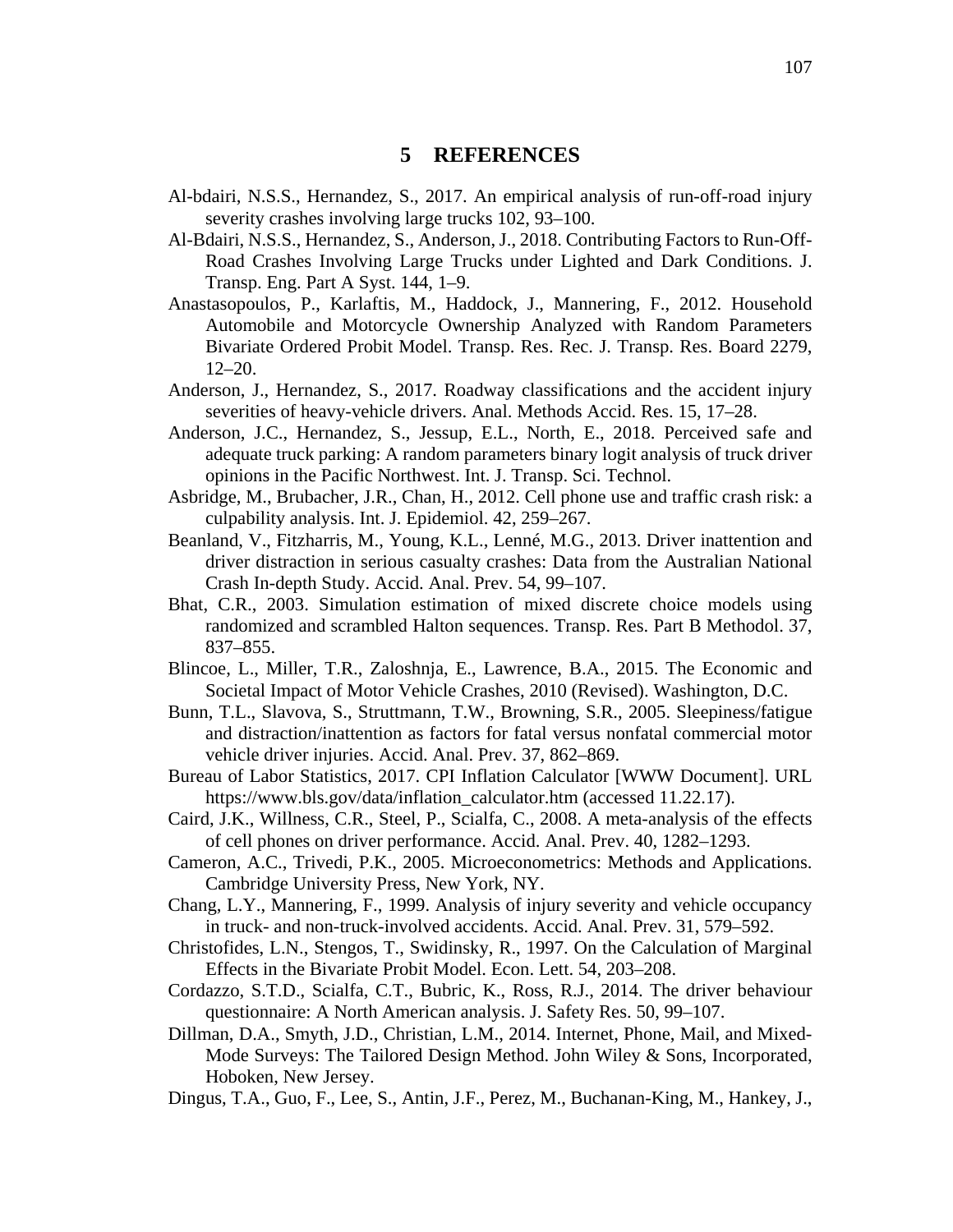# 5 REFERENCES

Al-bdairi, N.S.S., Hernandez, S., 2017. An empirical analysis of run-off-road injury severity crashes involving large trucks 102, 93–100.

Al-Bdairi, N.S.S., Hernandez, S., Anderson, J., 2018. Contributing Factors to Run-Off-Road Crashes Involving Large Trucks under Lighted and Dark Conditions. J. Transp. Eng. Part A Syst. 144, 1–9.

Anastasopoulos, P., Karlaftis, M., Haddock, J., Mannering, F., 2012. Household Automobile and Motorcycle Ownership Analyzed with Random Parameters Bivariate Ordered Probit Model. Transp. Res. Rec. J. Transp. Res. Board 2279, 12–20.

Anderson, J., Hernandez, S., 2017. Roadway classifications and the accident injury severities of heavy-vehicle drivers. Anal. Methods Accid. Res. 15, 17–28.

Anderson, J.C., Hernandez, S., Jessup, E.L., North, E., 2018. Perceived safe and adequate truck parking: A random parameters binary logit analysis of truck driver opinions in the Pacific Northwest. Int. J. Transp. Sci. Technol.

Asbridge, M., Brubacher, J.R., Chan, H., 2012. Cell phone use and traffic crash risk: a culpability analysis. Int. J. Epidemiol. 42, 259–267.

Beanland, V., Fitzharris, M., Young, K.L., Lenné, M.G., 2013. Driver inattention and driver distraction in serious casualty crashes: Data from the Australian National Crash In-depth Study. Accid. Anal. Prev. 54, 99–107.

Bhat, C.R., 2003. Simulation estimation of mixed discrete choice models using randomized and scrambled Halton sequences. Transp. Res. Part B Methodol. 37, 837–855.

Blincoe, L., Miller, T.R., Zaloshnja, E., Lawrence, B.A., 2015. The Economic and Societal Impact of Motor Vehicle Crashes, 2010 (Revised). Washington, D.C.

Bunn, T.L., Slavova, S., Struttmann, T.W., Browning, S.R., 2005. Sleepiness/fatigue and distraction/inattention as factors for fatal versus nonfatal commercial motor vehicle driver injuries. Accid. Anal. Prev. 37, 862–869.

Bureau of Labor Statistics, 2017. CPI Inflation Calculator [WWW Document]. URL https://www.bls.gov/data/inflation_calculator.htm (accessed 11.22.17).

Caird, J.K., Willness, C.R., Steel, P., Scialfa, C., 2008. A meta-analysis of the effects of cell phones on driver performance. Accid. Anal. Prev. 40, 1282–1293.

Cameron, A.C., Trivedi, P.K., 2005. Microeconometrics: Methods and Applications. Cambridge University Press, New York, NY.

Chang, L.Y., Mannering, F., 1999. Analysis of injury severity and vehicle occupancy in truck- and non-truck-involved accidents. Accid. Anal. Prev. 31, 579–592.

Christofides, L.N., Stengos, T., Swidinsky, R., 1997. On the Calculation of Marginal Effects in the Bivariate Probit Model. Econ. Lett. 54, 203–208.

Cordazzo, S.T.D., Scialfa, C.T., Bubric, K., Ross, R.J., 2014. The driver behaviour questionnaire: A North American analysis. J. Safety Res. 50, 99–107.

Dillman, D.A., Smyth, J.D., Christian, L.M., 2014. Internet, Phone, Mail, and Mixed-Mode Surveys: The Tailored Design Method. John Wiley & Sons, Incorporated, Hoboken, New Jersey.

Dingus, T.A., Guo, F., Lee, S., Antin, J.F., Perez, M., Buchanan-King, M., Hankey, J.,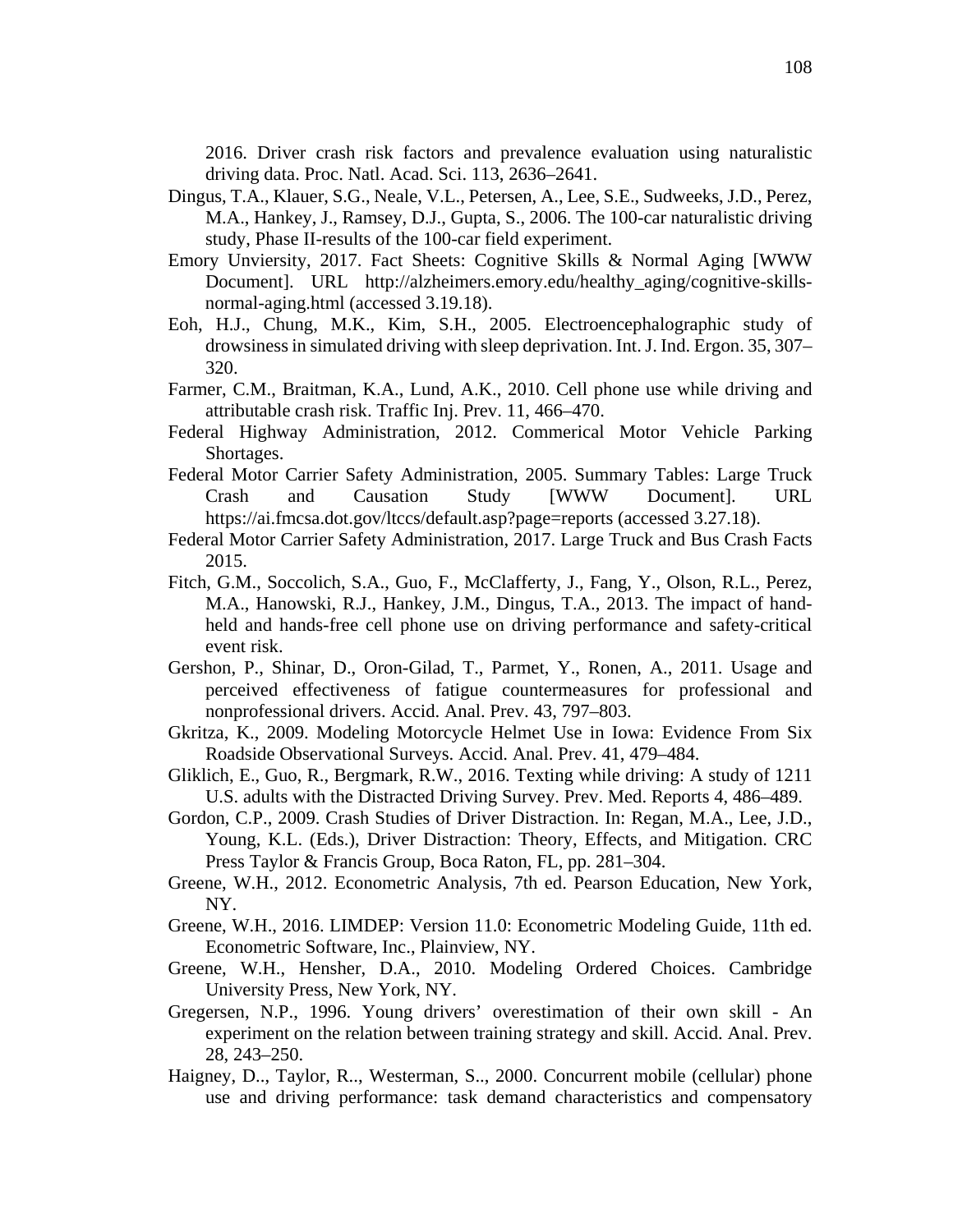2016. Driver crash risk factors and prevalence evaluation using naturalistic driving data. Proc. Natl. Acad. Sci. 113, 2636–2641.

Dingus, T.A., Klauer, S.G., Neale, V.L., Petersen, A., Lee, S.E., Sudweeks, J.D., Perez, M.A., Hankey, J., Ramsey, D.J., Gupta, S., 2006. The 100-car naturalistic driving study, Phase II-results of the 100-car field experiment.

Emory Unviersity, 2017. Fact Sheets: Cognitive Skills & Normal Aging [WWW Document]. URL http://alzheimers.emory.edu/healthy_aging/cognitive-skills-normal-aging.html (accessed 3.19.18).

Eoh, H.J., Chung, M.K., Kim, S.H., 2005. Electroencephalographic study of drowsiness in simulated driving with sleep deprivation. Int. J. Ind. Ergon. 35, 307–320.

Farmer, C.M., Braitman, K.A., Lund, A.K., 2010. Cell phone use while driving and attributable crash risk. Traffic Inj. Prev. 11, 466–470.

Federal Highway Administration, 2012. Commerical Motor Vehicle Parking Shortages.

Federal Motor Carrier Safety Administration, 2005. Summary Tables: Large Truck Crash and Causation Study [WWW Document]. URL https://ai.fmcsa.dot.gov/ltccs/default.asp?page=reports (accessed 3.27.18).

Federal Motor Carrier Safety Administration, 2017. Large Truck and Bus Crash Facts 2015.

Fitch, G.M., Soccolich, S.A., Guo, F., McClafferty, J., Fang, Y., Olson, R.L., Perez, M.A., Hanowski, R.J., Hankey, J.M., Dingus, T.A., 2013. The impact of hand-held and hands-free cell phone use on driving performance and safety-critical event risk.

Gershon, P., Shinar, D., Oron-Gilad, T., Parmet, Y., Ronen, A., 2011. Usage and perceived effectiveness of fatigue countermeasures for professional and nonprofessional drivers. Accid. Anal. Prev. 43, 797–803.

Gkritza, K., 2009. Modeling Motorcycle Helmet Use in Iowa: Evidence From Six Roadside Observational Surveys. Accid. Anal. Prev. 41, 479–484.

Gliklich, E., Guo, R., Bergmark, R.W., 2016. Texting while driving: A study of 1211 U.S. adults with the Distracted Driving Survey. Prev. Med. Reports 4, 486–489.

Gordon, C.P., 2009. Crash Studies of Driver Distraction. In: Regan, M.A., Lee, J.D., Young, K.L. (Eds.), Driver Distraction: Theory, Effects, and Mitigation. CRC Press Taylor & Francis Group, Boca Raton, FL, pp. 281–304.

Greene, W.H., 2012. Econometric Analysis, 7th ed. Pearson Education, New York, NY.

Greene, W.H., 2016. LIMDEP: Version 11.0: Econometric Modeling Guide, 11th ed. Econometric Software, Inc., Plainview, NY.

Greene, W.H., Hensher, D.A., 2010. Modeling Ordered Choices. Cambridge University Press, New York, NY.

Gregersen, N.P., 1996. Young drivers' overestimation of their own skill - An experiment on the relation between training strategy and skill. Accid. Anal. Prev. 28, 243–250.

Haigney, D.., Taylor, R.., Westerman, S.., 2000. Concurrent mobile (cellular) phone use and driving performance: task demand characteristics and compensatory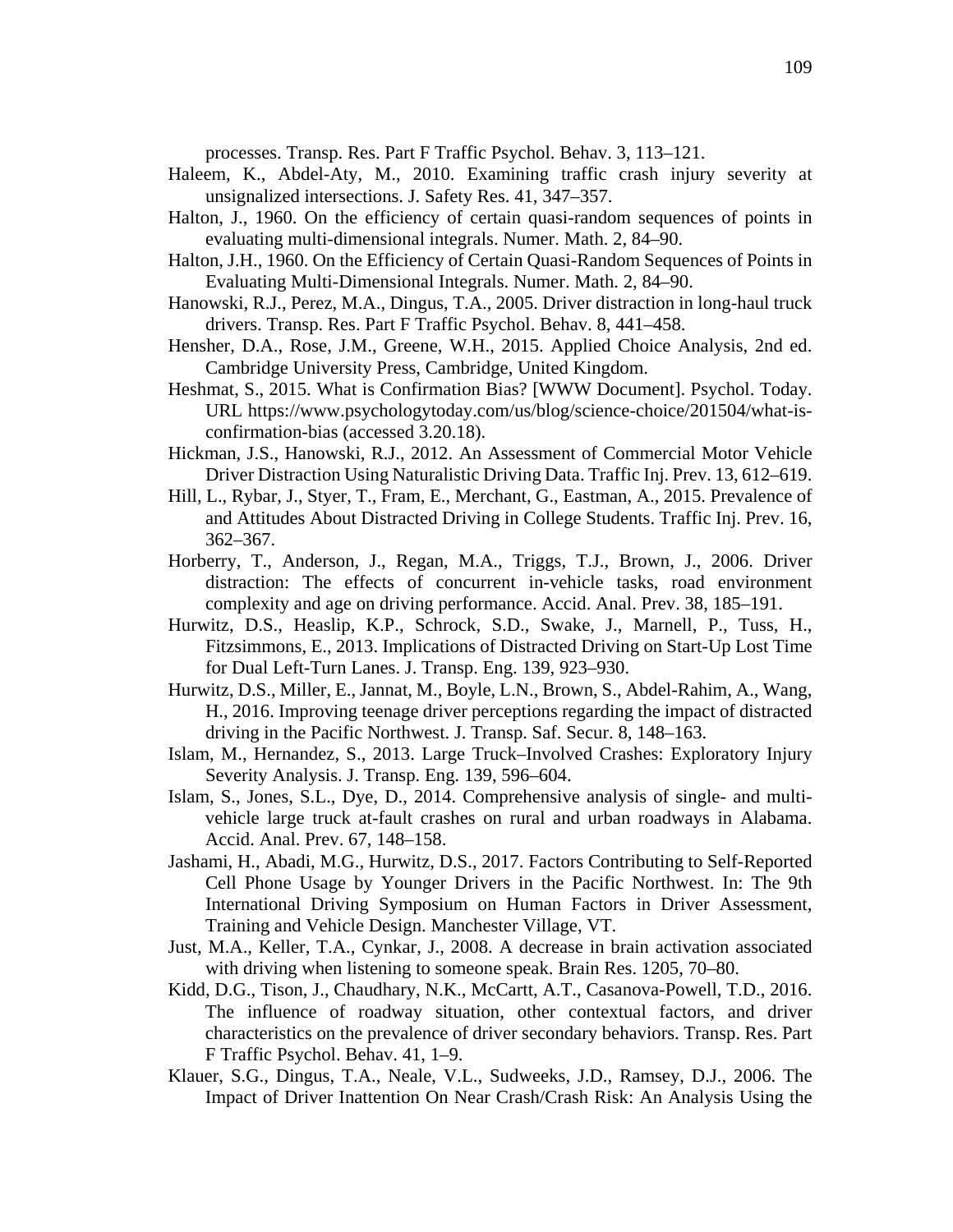processes. Transp. Res. Part F Traffic Psychol. Behav. 3, 113–121.

Haleem, K., Abdel-Aty, M., 2010. Examining traffic crash injury severity at unsignalized intersections. J. Safety Res. 41, 347–357.

Halton, J., 1960. On the efficiency of certain quasi-random sequences of points in evaluating multi-dimensional integrals. Numer. Math. 2, 84–90.

Halton, J.H., 1960. On the Efficiency of Certain Quasi-Random Sequences of Points in Evaluating Multi-Dimensional Integrals. Numer. Math. 2, 84–90.

Hanowski, R.J., Perez, M.A., Dingus, T.A., 2005. Driver distraction in long-haul truck drivers. Transp. Res. Part F Traffic Psychol. Behav. 8, 441–458.

Hensher, D.A., Rose, J.M., Greene, W.H., 2015. Applied Choice Analysis, 2nd ed. Cambridge University Press, Cambridge, United Kingdom.

Heshmat, S., 2015. What is Confirmation Bias? [WWW Document]. Psychol. Today. URL https://www.psychologytoday.com/us/blog/science-choice/201504/what-is-confirmation-bias (accessed 3.20.18).

Hickman, J.S., Hanowski, R.J., 2012. An Assessment of Commercial Motor Vehicle Driver Distraction Using Naturalistic Driving Data. Traffic Inj. Prev. 13, 612–619.

Hill, L., Rybar, J., Styer, T., Fram, E., Merchant, G., Eastman, A., 2015. Prevalence of and Attitudes About Distracted Driving in College Students. Traffic Inj. Prev. 16, 362–367.

Horberry, T., Anderson, J., Regan, M.A., Triggs, T.J., Brown, J., 2006. Driver distraction: The effects of concurrent in-vehicle tasks, road environment complexity and age on driving performance. Accid. Anal. Prev. 38, 185–191.

Hurwitz, D.S., Heaslip, K.P., Schrock, S.D., Swake, J., Marnell, P., Tuss, H., Fitzsimmons, E., 2013. Implications of Distracted Driving on Start-Up Lost Time for Dual Left-Turn Lanes. J. Transp. Eng. 139, 923–930.

Hurwitz, D.S., Miller, E., Jannat, M., Boyle, L.N., Brown, S., Abdel-Rahim, A., Wang, H., 2016. Improving teenage driver perceptions regarding the impact of distracted driving in the Pacific Northwest. J. Transp. Saf. Secur. 8, 148–163.

Islam, M., Hernandez, S., 2013. Large Truck–Involved Crashes: Exploratory Injury Severity Analysis. J. Transp. Eng. 139, 596–604.

Islam, S., Jones, S.L., Dye, D., 2014. Comprehensive analysis of single- and multi-vehicle large truck at-fault crashes on rural and urban roadways in Alabama. Accid. Anal. Prev. 67, 148–158.

Jashami, H., Abadi, M.G., Hurwitz, D.S., 2017. Factors Contributing to Self-Reported Cell Phone Usage by Younger Drivers in the Pacific Northwest. In: The 9th International Driving Symposium on Human Factors in Driver Assessment, Training and Vehicle Design. Manchester Village, VT.

Just, M.A., Keller, T.A., Cynkar, J., 2008. A decrease in brain activation associated with driving when listening to someone speak. Brain Res. 1205, 70–80.

Kidd, D.G., Tison, J., Chaudhary, N.K., McCartt, A.T., Casanova-Powell, T.D., 2016. The influence of roadway situation, other contextual factors, and driver characteristics on the prevalence of driver secondary behaviors. Transp. Res. Part F Traffic Psychol. Behav. 41, 1–9.

Klauer, S.G., Dingus, T.A., Neale, V.L., Sudweeks, J.D., Ramsey, D.J., 2006. The Impact of Driver Inattention On Near Crash/Crash Risk: An Analysis Using the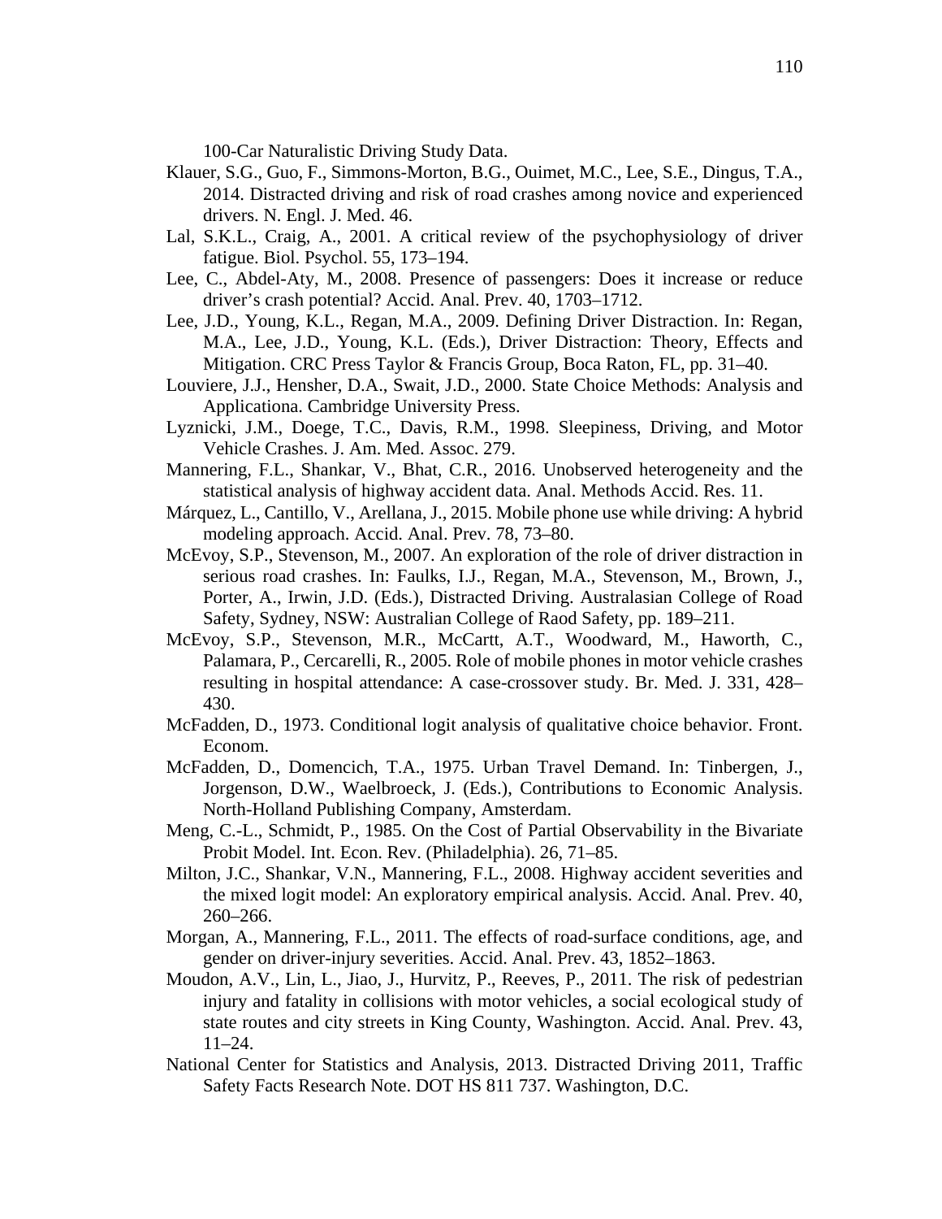100-Car Naturalistic Driving Study Data.

Klauer, S.G., Guo, F., Simmons-Morton, B.G., Ouimet, M.C., Lee, S.E., Dingus, T.A., 2014. Distracted driving and risk of road crashes among novice and experienced drivers. N. Engl. J. Med. 46.

Lal, S.K.L., Craig, A., 2001. A critical review of the psychophysiology of driver fatigue. Biol. Psychol. 55, 173–194.

Lee, C., Abdel-Aty, M., 2008. Presence of passengers: Does it increase or reduce driver's crash potential? Accid. Anal. Prev. 40, 1703–1712.

Lee, J.D., Young, K.L., Regan, M.A., 2009. Defining Driver Distraction. In: Regan, M.A., Lee, J.D., Young, K.L. (Eds.), Driver Distraction: Theory, Effects and Mitigation. CRC Press Taylor & Francis Group, Boca Raton, FL, pp. 31–40.

Louviere, J.J., Hensher, D.A., Swait, J.D., 2000. State Choice Methods: Analysis and Applicationa. Cambridge University Press.

Lyznicki, J.M., Doege, T.C., Davis, R.M., 1998. Sleepiness, Driving, and Motor Vehicle Crashes. J. Am. Med. Assoc. 279.

Mannering, F.L., Shankar, V., Bhat, C.R., 2016. Unobserved heterogeneity and the statistical analysis of highway accident data. Anal. Methods Accid. Res. 11.

Márquez, L., Cantillo, V., Arellana, J., 2015. Mobile phone use while driving: A hybrid modeling approach. Accid. Anal. Prev. 78, 73–80.

McEvoy, S.P., Stevenson, M., 2007. An exploration of the role of driver distraction in serious road crashes. In: Faulks, I.J., Regan, M.A., Stevenson, M., Brown, J., Porter, A., Irwin, J.D. (Eds.), Distracted Driving. Australasian College of Road Safety, Sydney, NSW: Australian College of Raod Safety, pp. 189–211.

McEvoy, S.P., Stevenson, M.R., McCartt, A.T., Woodward, M., Haworth, C., Palamara, P., Cercarelli, R., 2005. Role of mobile phones in motor vehicle crashes resulting in hospital attendance: A case-crossover study. Br. Med. J. 331, 428–430.

McFadden, D., 1973. Conditional logit analysis of qualitative choice behavior. Front. Econom.

McFadden, D., Domencich, T.A., 1975. Urban Travel Demand. In: Tinbergen, J., Jorgenson, D.W., Waelbroeck, J. (Eds.), Contributions to Economic Analysis. North-Holland Publishing Company, Amsterdam.

Meng, C.-L., Schmidt, P., 1985. On the Cost of Partial Observability in the Bivariate Probit Model. Int. Econ. Rev. (Philadelphia). 26, 71–85.

Milton, J.C., Shankar, V.N., Mannering, F.L., 2008. Highway accident severities and the mixed logit model: An exploratory empirical analysis. Accid. Anal. Prev. 40, 260–266.

Morgan, A., Mannering, F.L., 2011. The effects of road-surface conditions, age, and gender on driver-injury severities. Accid. Anal. Prev. 43, 1852–1863.

Moudon, A.V., Lin, L., Jiao, J., Hurvitz, P., Reeves, P., 2011. The risk of pedestrian injury and fatality in collisions with motor vehicles, a social ecological study of state routes and city streets in King County, Washington. Accid. Anal. Prev. 43, 11–24.

National Center for Statistics and Analysis, 2013. Distracted Driving 2011, Traffic Safety Facts Research Note. DOT HS 811 737. Washington, D.C.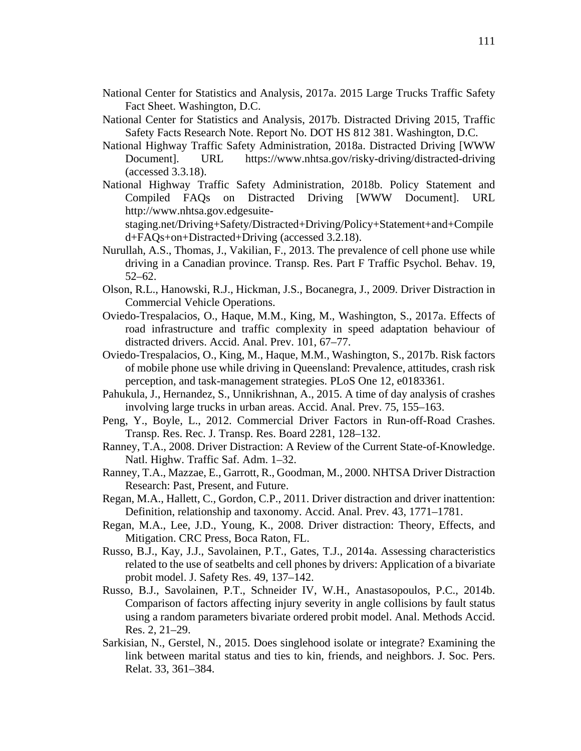National Center for Statistics and Analysis, 2017a. 2015 Large Trucks Traffic Safety Fact Sheet. Washington, D.C.

National Center for Statistics and Analysis, 2017b. Distracted Driving 2015, Traffic Safety Facts Research Note. Report No. DOT HS 812 381. Washington, D.C.

National Highway Traffic Safety Administration, 2018a. Distracted Driving [WWW Document]. URL https://www.nhtsa.gov/risky-driving/distracted-driving (accessed 3.3.18).

National Highway Traffic Safety Administration, 2018b. Policy Statement and Compiled FAQs on Distracted Driving [WWW Document]. URL http://www.nhtsa.gov.edgesuite-staging.net/Driving+Safety/Distracted+Driving/Policy+Statement+and+Compiled+FAQs+on+Distracted+Driving (accessed 3.2.18).

Nurullah, A.S., Thomas, J., Vakilian, F., 2013. The prevalence of cell phone use while driving in a Canadian province. Transp. Res. Part F Traffic Psychol. Behav. 19, 52–62.

Olson, R.L., Hanowski, R.J., Hickman, J.S., Bocanegra, J., 2009. Driver Distraction in Commercial Vehicle Operations.

Oviedo-Trespalacios, O., Haque, M.M., King, M., Washington, S., 2017a. Effects of road infrastructure and traffic complexity in speed adaptation behaviour of distracted drivers. Accid. Anal. Prev. 101, 67–77.

Oviedo-Trespalacios, O., King, M., Haque, M.M., Washington, S., 2017b. Risk factors of mobile phone use while driving in Queensland: Prevalence, attitudes, crash risk perception, and task-management strategies. PLoS One 12, e0183361.

Pahukula, J., Hernandez, S., Unnikrishnan, A., 2015. A time of day analysis of crashes involving large trucks in urban areas. Accid. Anal. Prev. 75, 155–163.

Peng, Y., Boyle, L., 2012. Commercial Driver Factors in Run-off-Road Crashes. Transp. Res. Rec. J. Transp. Res. Board 2281, 128–132.

Ranney, T.A., 2008. Driver Distraction: A Review of the Current State-of-Knowledge. Natl. Highw. Traffic Saf. Adm. 1–32.

Ranney, T.A., Mazzae, E., Garrott, R., Goodman, M., 2000. NHTSA Driver Distraction Research: Past, Present, and Future.

Regan, M.A., Hallett, C., Gordon, C.P., 2011. Driver distraction and driver inattention: Definition, relationship and taxonomy. Accid. Anal. Prev. 43, 1771–1781.

Regan, M.A., Lee, J.D., Young, K., 2008. Driver distraction: Theory, Effects, and Mitigation. CRC Press, Boca Raton, FL.

Russo, B.J., Kay, J.J., Savolainen, P.T., Gates, T.J., 2014a. Assessing characteristics related to the use of seatbelts and cell phones by drivers: Application of a bivariate probit model. J. Safety Res. 49, 137–142.

Russo, B.J., Savolainen, P.T., Schneider IV, W.H., Anastasopoulos, P.C., 2014b. Comparison of factors affecting injury severity in angle collisions by fault status using a random parameters bivariate ordered probit model. Anal. Methods Accid. Res. 2, 21–29.

Sarkisian, N., Gerstel, N., 2015. Does singlehood isolate or integrate? Examining the link between marital status and ties to kin, friends, and neighbors. J. Soc. Pers. Relat. 33, 361–384.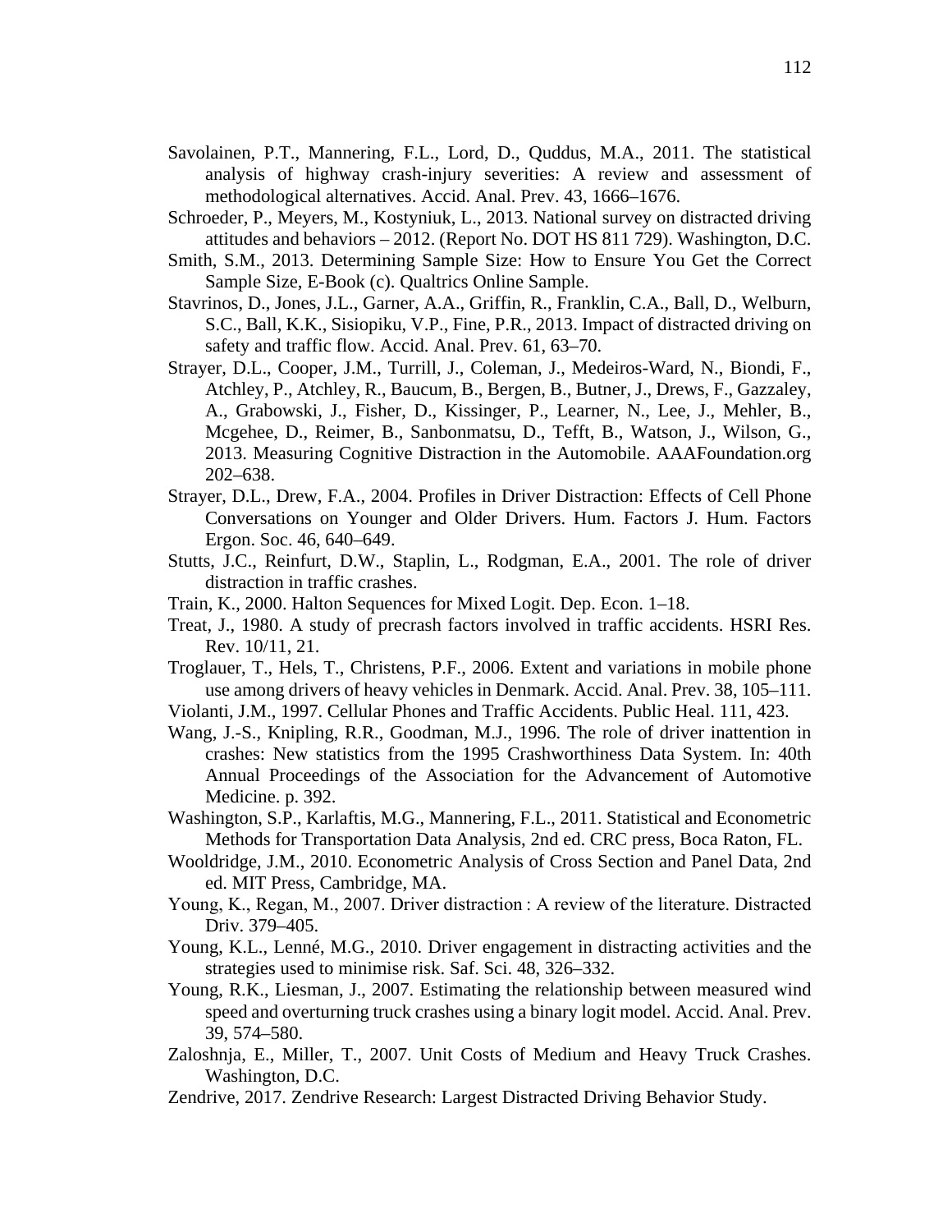Savolainen, P.T., Mannering, F.L., Lord, D., Quddus, M.A., 2011. The statistical analysis of highway crash-injury severities: A review and assessment of methodological alternatives. Accid. Anal. Prev. 43, 1666–1676.

Schroeder, P., Meyers, M., Kostyniuk, L., 2013. National survey on distracted driving attitudes and behaviors – 2012. (Report No. DOT HS 811 729). Washington, D.C.

Smith, S.M., 2013. Determining Sample Size: How to Ensure You Get the Correct Sample Size, E-Book (c). Qualtrics Online Sample.

Stavrinos, D., Jones, J.L., Garner, A.A., Griffin, R., Franklin, C.A., Ball, D., Welburn, S.C., Ball, K.K., Sisiopiku, V.P., Fine, P.R., 2013. Impact of distracted driving on safety and traffic flow. Accid. Anal. Prev. 61, 63–70.

Strayer, D.L., Cooper, J.M., Turrill, J., Coleman, J., Medeiros-Ward, N., Biondi, F., Atchley, P., Atchley, R., Baucum, B., Bergen, B., Butner, J., Drews, F., Gazzaley, A., Grabowski, J., Fisher, D., Kissinger, P., Learner, N., Lee, J., Mehler, B., Mcgehee, D., Reimer, B., Sanbonmatsu, D., Tefft, B., Watson, J., Wilson, G., 2013. Measuring Cognitive Distraction in the Automobile. AAAFoundation.org 202–638.

Strayer, D.L., Drew, F.A., 2004. Profiles in Driver Distraction: Effects of Cell Phone Conversations on Younger and Older Drivers. Hum. Factors J. Hum. Factors Ergon. Soc. 46, 640–649.

Stutts, J.C., Reinfurt, D.W., Staplin, L., Rodgman, E.A., 2001. The role of driver distraction in traffic crashes.

Train, K., 2000. Halton Sequences for Mixed Logit. Dep. Econ. 1–18.

Treat, J., 1980. A study of precrash factors involved in traffic accidents. HSRI Res. Rev. 10/11, 21.

Troglauer, T., Hels, T., Christens, P.F., 2006. Extent and variations in mobile phone use among drivers of heavy vehicles in Denmark. Accid. Anal. Prev. 38, 105–111.

Violanti, J.M., 1997. Cellular Phones and Traffic Accidents. Public Heal. 111, 423.

Wang, J.-S., Knipling, R.R., Goodman, M.J., 1996. The role of driver inattention in crashes: New statistics from the 1995 Crashworthiness Data System. In: 40th Annual Proceedings of the Association for the Advancement of Automotive Medicine. p. 392.

Washington, S.P., Karlaftis, M.G., Mannering, F.L., 2011. Statistical and Econometric Methods for Transportation Data Analysis, 2nd ed. CRC press, Boca Raton, FL.

Wooldridge, J.M., 2010. Econometric Analysis of Cross Section and Panel Data, 2nd ed. MIT Press, Cambridge, MA.

Young, K., Regan, M., 2007. Driver distraction : A review of the literature. Distracted Driv. 379–405.

Young, K.L., Lenné, M.G., 2010. Driver engagement in distracting activities and the strategies used to minimise risk. Saf. Sci. 48, 326–332.

Young, R.K., Liesman, J., 2007. Estimating the relationship between measured wind speed and overturning truck crashes using a binary logit model. Accid. Anal. Prev. 39, 574–580.

Zaloshnja, E., Miller, T., 2007. Unit Costs of Medium and Heavy Truck Crashes. Washington, D.C.

Zendrive, 2017. Zendrive Research: Largest Distracted Driving Behavior Study.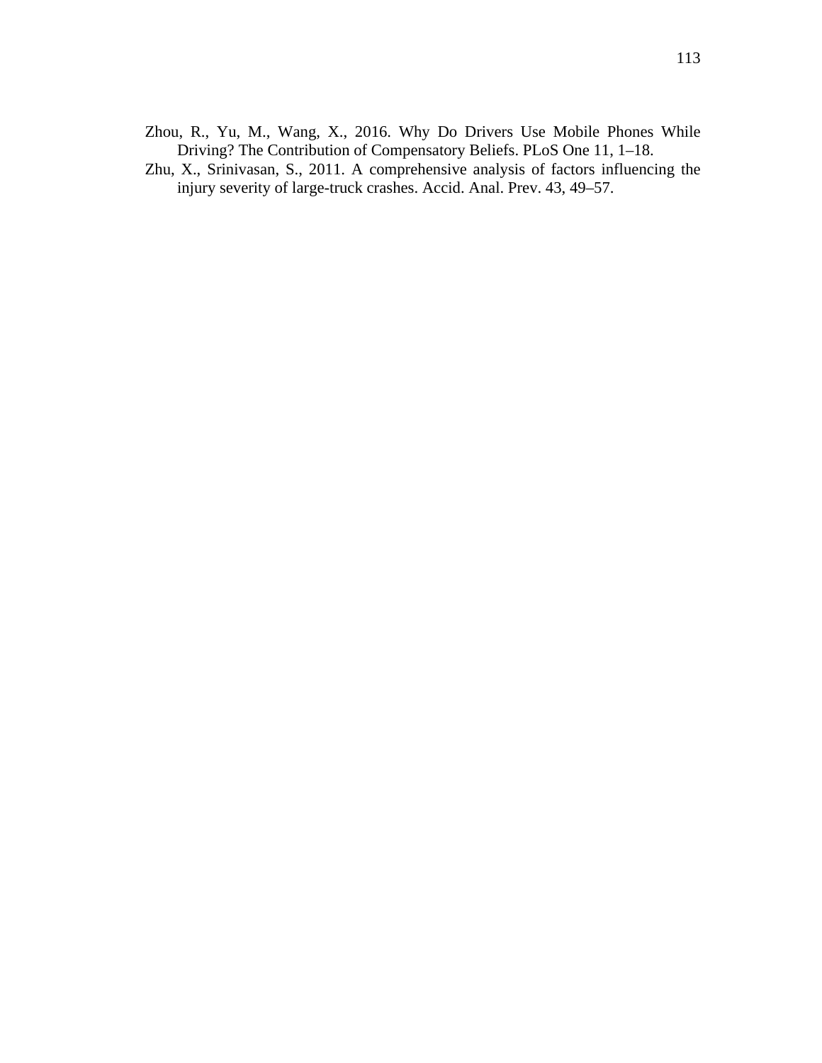Zhou, R., Yu, M., Wang, X., 2016. Why Do Drivers Use Mobile Phones While Driving? The Contribution of Compensatory Beliefs. PLoS One 11, 1–18.

Zhu, X., Srinivasan, S., 2011. A comprehensive analysis of factors influencing the injury severity of large-truck crashes. Accid. Anal. Prev. 43, 49–57.